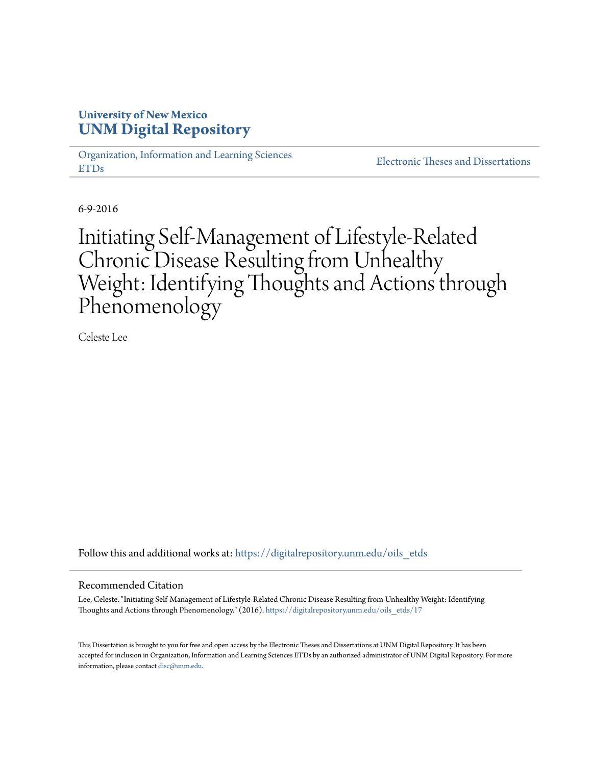University of New Mexico
**UNM Digital Repository**

Organization, Information and Learning Sciences ETDs

Electronic Theses and Dissertations

6-9-2016

# Initiating Self-Management of Lifestyle-Related Chronic Disease Resulting from Unhealthy Weight: Identifying Thoughts and Actions through Phenomenology

Celeste Lee

Follow this and additional works at: https://digitalrepository.unm.edu/oils_etds

## Recommended Citation

Lee, Celeste. "Initiating Self-Management of Lifestyle-Related Chronic Disease Resulting from Unhealthy Weight: Identifying Thoughts and Actions through Phenomenology." (2016). https://digitalrepository.unm.edu/oils_etds/17

This Dissertation is brought to you for free and open access by the Electronic Theses and Dissertations at UNM Digital Repository. It has been accepted for inclusion in Organization, Information and Learning Sciences ETDs by an authorized administrator of UNM Digital Repository. For more information, please contact disc@unm.edu.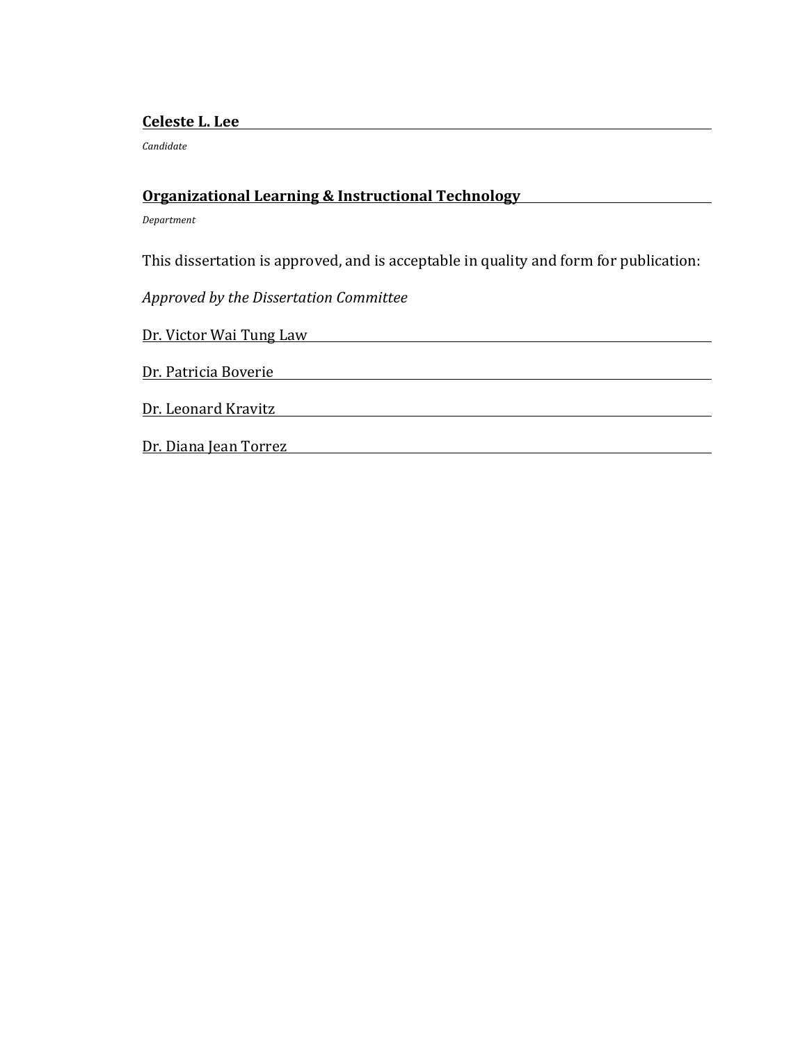**Celeste L. Lee**

*Candidate*

**Organizational Learning & Instructional Technology**

*Department*

This dissertation is approved, and is acceptable in quality and form for publication:

*Approved by the Dissertation Committee*

Dr. Victor Wai Tung Law

Dr. Patricia Boverie

Dr. Leonard Kravitz

Dr. Diana Jean Torrez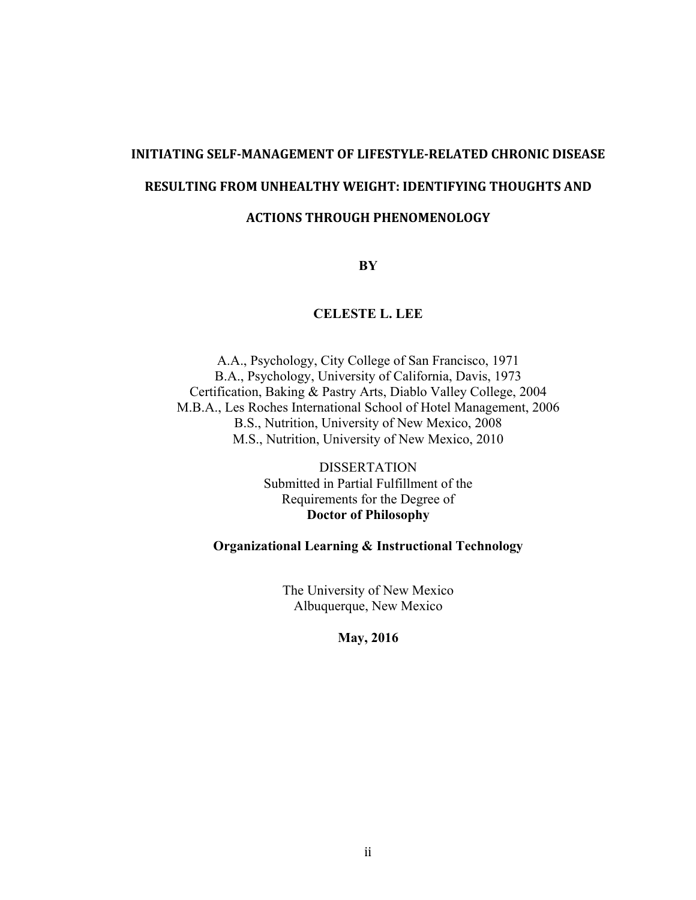# INITIATING SELF-MANAGEMENT OF LIFESTYLE-RELATED CHRONIC DISEASE RESULTING FROM UNHEALTHY WEIGHT: IDENTIFYING THOUGHTS AND ACTIONS THROUGH PHENOMENOLOGY

**BY**

**CELESTE L. LEE**

A.A., Psychology, City College of San Francisco, 1971
B.A., Psychology, University of California, Davis, 1973
Certification, Baking & Pastry Arts, Diablo Valley College, 2004
M.B.A., Les Roches International School of Hotel Management, 2006
B.S., Nutrition, University of New Mexico, 2008
M.S., Nutrition, University of New Mexico, 2010

DISSERTATION
Submitted in Partial Fulfillment of the
Requirements for the Degree of
**Doctor of Philosophy**

**Organizational Learning & Instructional Technology**

The University of New Mexico
Albuquerque, New Mexico

**May, 2016**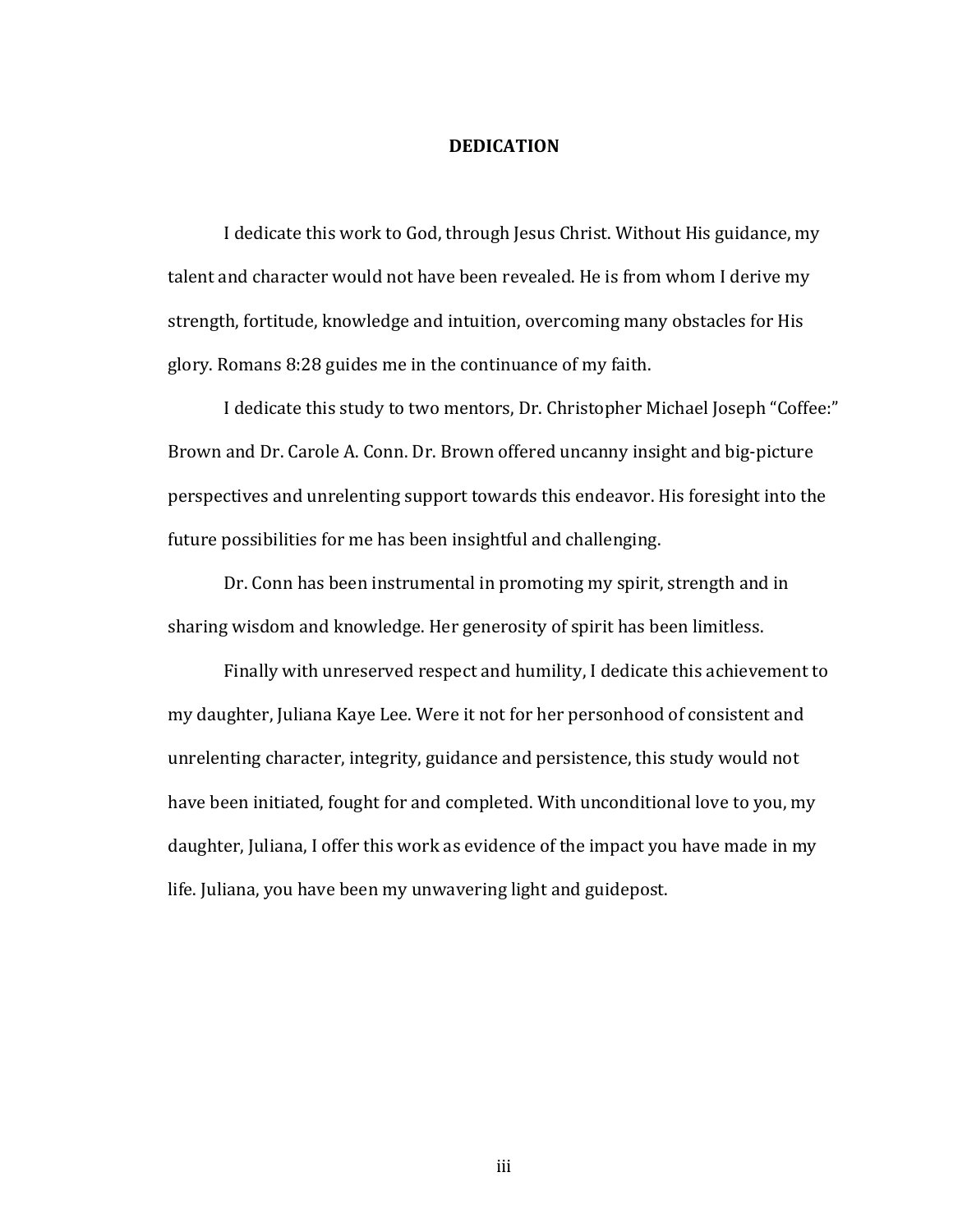## DEDICATION

I dedicate this work to God, through Jesus Christ. Without His guidance, my talent and character would not have been revealed. He is from whom I derive my strength, fortitude, knowledge and intuition, overcoming many obstacles for His glory. Romans 8:28 guides me in the continuance of my faith.

I dedicate this study to two mentors, Dr. Christopher Michael Joseph "Coffee:" Brown and Dr. Carole A. Conn. Dr. Brown offered uncanny insight and big-picture perspectives and unrelenting support towards this endeavor. His foresight into the future possibilities for me has been insightful and challenging.

Dr. Conn has been instrumental in promoting my spirit, strength and in sharing wisdom and knowledge. Her generosity of spirit has been limitless.

Finally with unreserved respect and humility, I dedicate this achievement to my daughter, Juliana Kaye Lee. Were it not for her personhood of consistent and unrelenting character, integrity, guidance and persistence, this study would not have been initiated, fought for and completed. With unconditional love to you, my daughter, Juliana, I offer this work as evidence of the impact you have made in my life. Juliana, you have been my unwavering light and guidepost.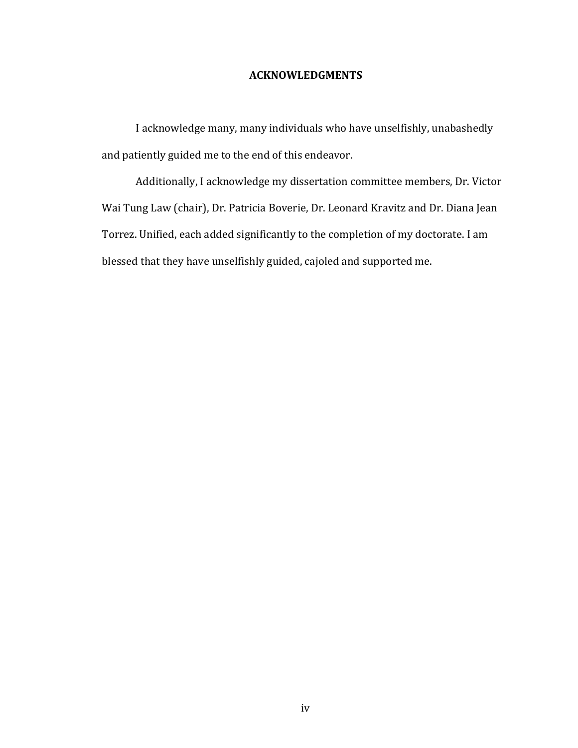## ACKNOWLEDGMENTS

I acknowledge many, many individuals who have unselfishly, unabashedly and patiently guided me to the end of this endeavor.

Additionally, I acknowledge my dissertation committee members, Dr. Victor Wai Tung Law (chair), Dr. Patricia Boverie, Dr. Leonard Kravitz and Dr. Diana Jean Torrez. Unified, each added significantly to the completion of my doctorate. I am blessed that they have unselfishly guided, cajoled and supported me.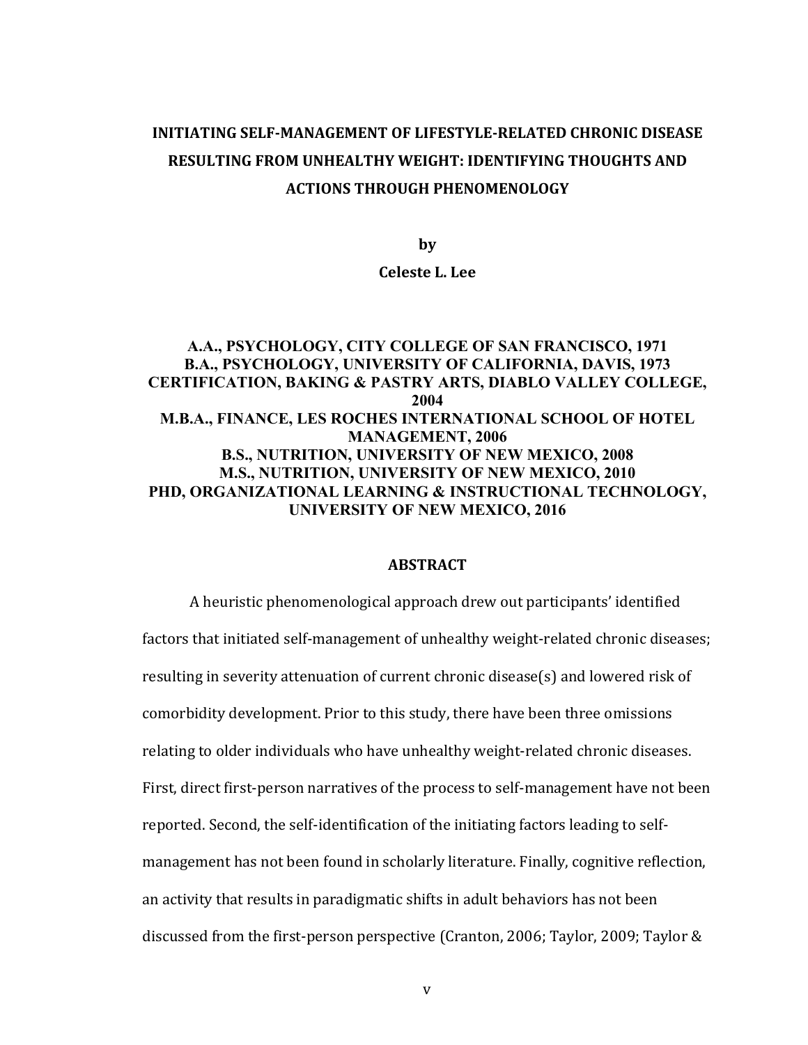# INITIATING SELF-MANAGEMENT OF LIFESTYLE-RELATED CHRONIC DISEASE RESULTING FROM UNHEALTHY WEIGHT: IDENTIFYING THOUGHTS AND ACTIONS THROUGH PHENOMENOLOGY

**by**

**Celeste L. Lee**

**A.A., PSYCHOLOGY, CITY COLLEGE OF SAN FRANCISCO, 1971**
**B.A., PSYCHOLOGY, UNIVERSITY OF CALIFORNIA, DAVIS, 1973**
**CERTIFICATION, BAKING & PASTRY ARTS, DIABLO VALLEY COLLEGE, 2004**
**M.B.A., FINANCE, LES ROCHES INTERNATIONAL SCHOOL OF HOTEL MANAGEMENT, 2006**
**B.S., NUTRITION, UNIVERSITY OF NEW MEXICO, 2008**
**M.S., NUTRITION, UNIVERSITY OF NEW MEXICO, 2010**
**PHD, ORGANIZATIONAL LEARNING & INSTRUCTIONAL TECHNOLOGY, UNIVERSITY OF NEW MEXICO, 2016**

## ABSTRACT

A heuristic phenomenological approach drew out participants' identified factors that initiated self-management of unhealthy weight-related chronic diseases; resulting in severity attenuation of current chronic disease(s) and lowered risk of comorbidity development. Prior to this study, there have been three omissions relating to older individuals who have unhealthy weight-related chronic diseases. First, direct first-person narratives of the process to self-management have not been reported. Second, the self-identification of the initiating factors leading to self-management has not been found in scholarly literature. Finally, cognitive reflection, an activity that results in paradigmatic shifts in adult behaviors has not been discussed from the first-person perspective (Cranton, 2006; Taylor, 2009; Taylor &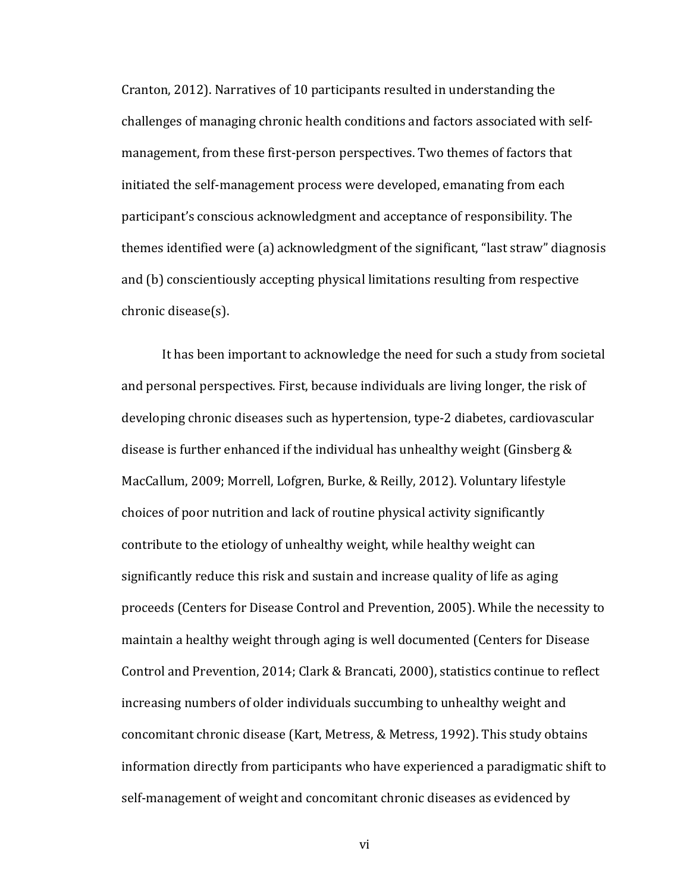Cranton, 2012). Narratives of 10 participants resulted in understanding the challenges of managing chronic health conditions and factors associated with self-management, from these first-person perspectives. Two themes of factors that initiated the self-management process were developed, emanating from each participant's conscious acknowledgment and acceptance of responsibility. The themes identified were (a) acknowledgment of the significant, "last straw" diagnosis and (b) conscientiously accepting physical limitations resulting from respective chronic disease(s).

It has been important to acknowledge the need for such a study from societal and personal perspectives. First, because individuals are living longer, the risk of developing chronic diseases such as hypertension, type-2 diabetes, cardiovascular disease is further enhanced if the individual has unhealthy weight (Ginsberg & MacCallum, 2009; Morrell, Lofgren, Burke, & Reilly, 2012). Voluntary lifestyle choices of poor nutrition and lack of routine physical activity significantly contribute to the etiology of unhealthy weight, while healthy weight can significantly reduce this risk and sustain and increase quality of life as aging proceeds (Centers for Disease Control and Prevention, 2005). While the necessity to maintain a healthy weight through aging is well documented (Centers for Disease Control and Prevention, 2014; Clark & Brancati, 2000), statistics continue to reflect increasing numbers of older individuals succumbing to unhealthy weight and concomitant chronic disease (Kart, Metress, & Metress, 1992). This study obtains information directly from participants who have experienced a paradigmatic shift to self-management of weight and concomitant chronic diseases as evidenced by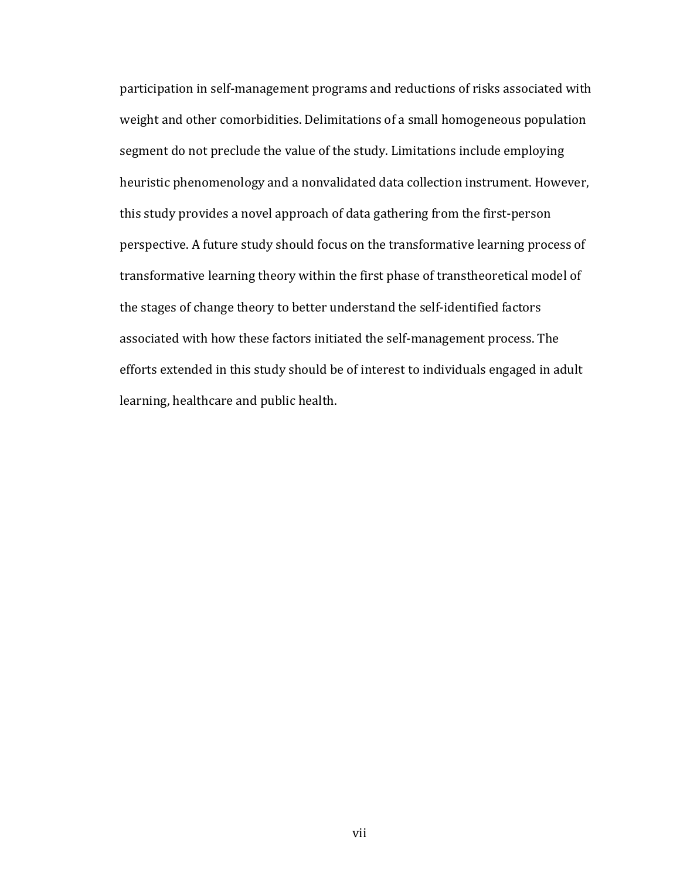participation in self-management programs and reductions of risks associated with weight and other comorbidities. Delimitations of a small homogeneous population segment do not preclude the value of the study. Limitations include employing heuristic phenomenology and a nonvalidated data collection instrument. However, this study provides a novel approach of data gathering from the first-person perspective. A future study should focus on the transformative learning process of transformative learning theory within the first phase of transtheoretical model of the stages of change theory to better understand the self-identified factors associated with how these factors initiated the self-management process. The efforts extended in this study should be of interest to individuals engaged in adult learning, healthcare and public health.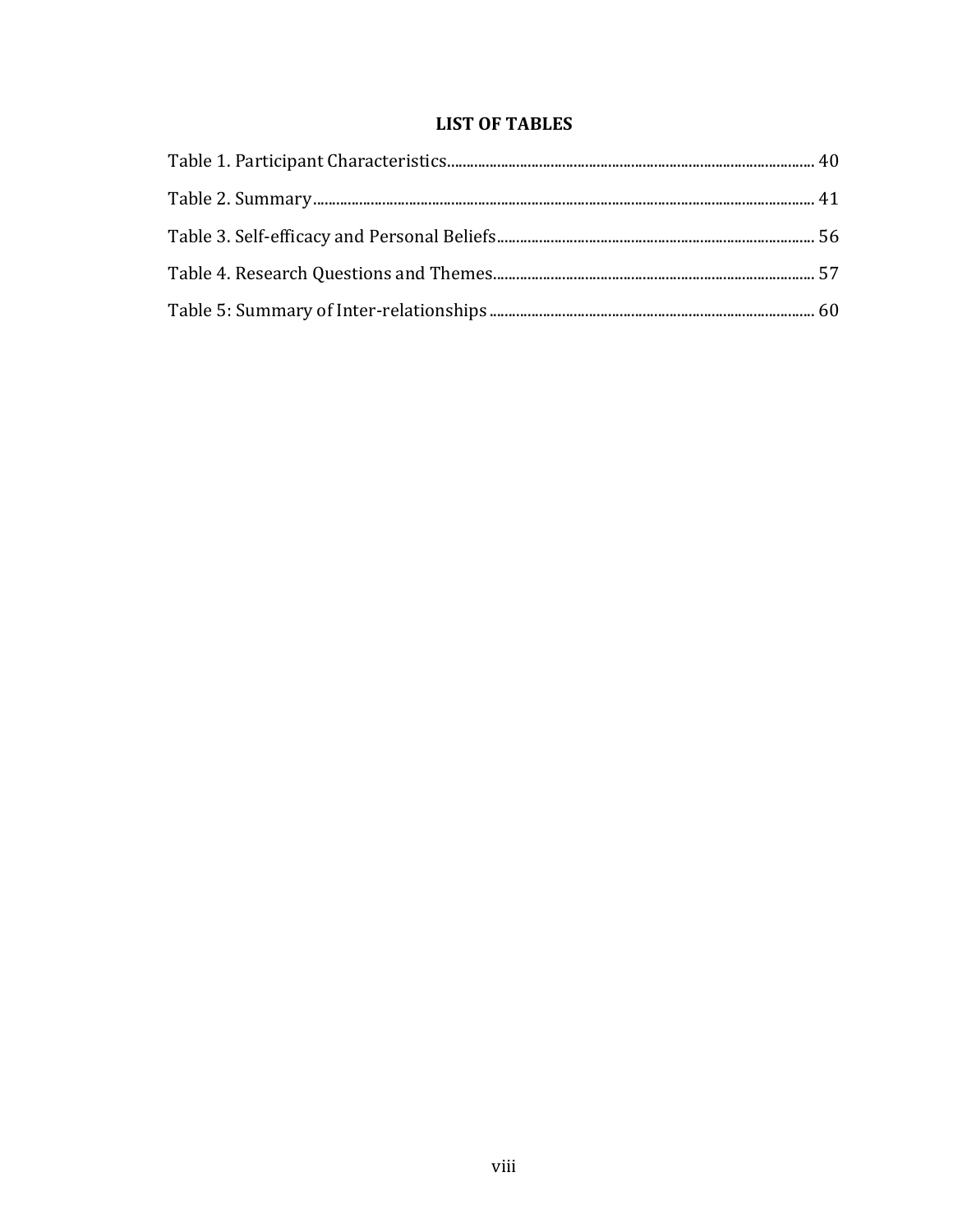## LIST OF TABLES

Table 1. Participant Characteristics ........ 40

Table 2. Summary ........ 41

Table 3. Self-efficacy and Personal Beliefs ........ 56

Table 4. Research Questions and Themes ........ 57

Table 5: Summary of Inter-relationships ........ 60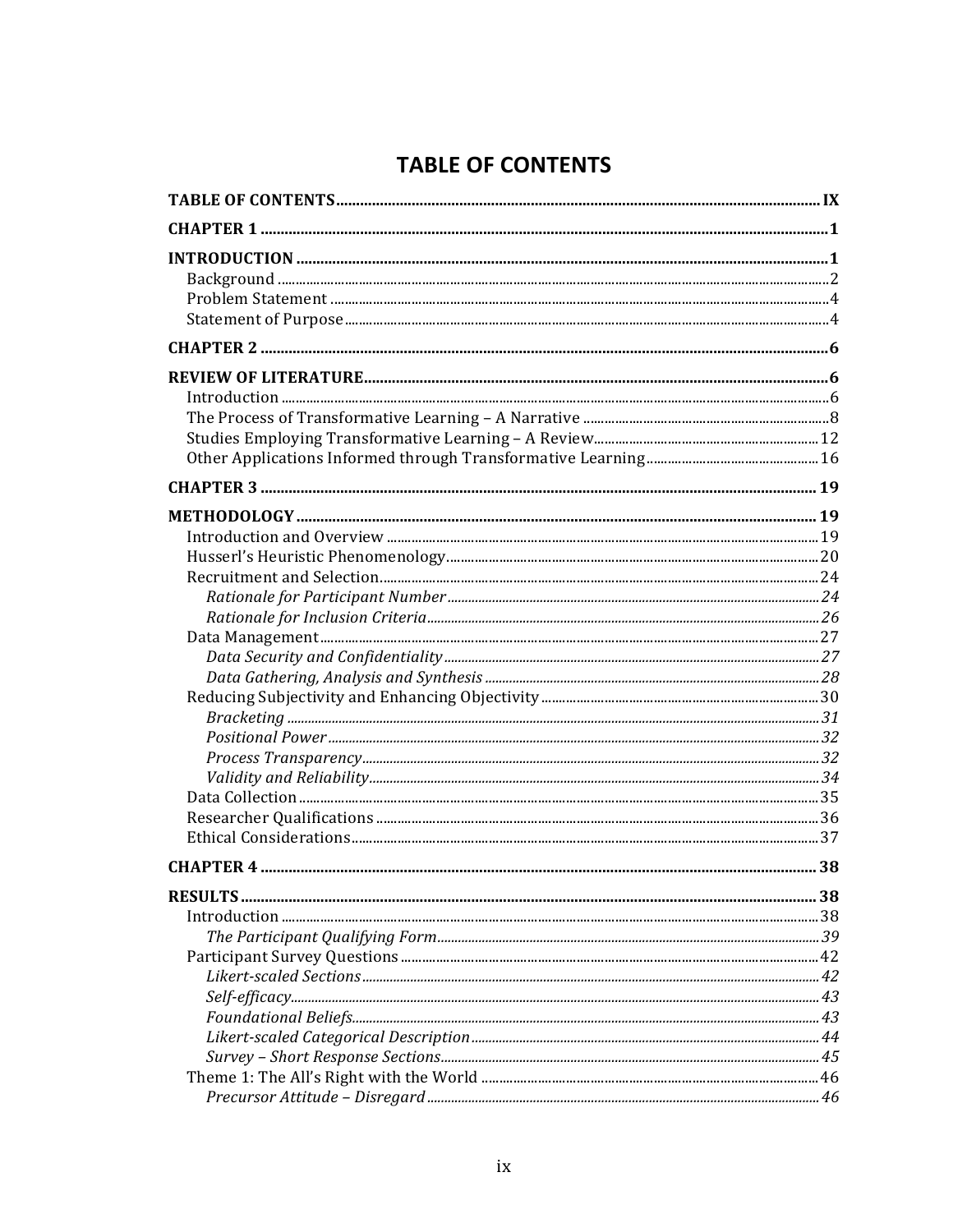# TABLE OF CONTENTS

**TABLE OF CONTENTS** ........ IX

**CHAPTER 1** ........ 1

**INTRODUCTION** ........ 1

- Background ........ 2
- Problem Statement ........ 4
- Statement of Purpose ........ 4

**CHAPTER 2** ........ 6

**REVIEW OF LITERATURE** ........ 6

- Introduction ........ 6
- The Process of Transformative Learning – A Narrative ........ 8
- Studies Employing Transformative Learning – A Review ........ 12
- Other Applications Informed through Transformative Learning ........ 16

**CHAPTER 3** ........ 19

**METHODOLOGY** ........ 19

- Introduction and Overview ........ 19
- Husserl's Heuristic Phenomenology ........ 20
- Recruitment and Selection ........ 24
  - *Rationale for Participant Number* ........ 24
  - *Rationale for Inclusion Criteria* ........ 26
- Data Management ........ 27
  - *Data Security and Confidentiality* ........ 27
  - *Data Gathering, Analysis and Synthesis* ........ 28
- Reducing Subjectivity and Enhancing Objectivity ........ 30
  - *Bracketing* ........ 31
  - *Positional Power* ........ 32
  - *Process Transparency* ........ 32
  - *Validity and Reliability* ........ 34
- Data Collection ........ 35
- Researcher Qualifications ........ 36
- Ethical Considerations ........ 37

**CHAPTER 4** ........ 38

**RESULTS** ........ 38

- Introduction ........ 38
  - *The Participant Qualifying Form* ........ 39
- Participant Survey Questions ........ 42
  - *Likert-scaled Sections* ........ 42
  - *Self-efficacy* ........ 43
  - *Foundational Beliefs* ........ 43
  - *Likert-scaled Categorical Description* ........ 44
  - *Survey – Short Response Sections* ........ 45
- Theme 1: The All's Right with the World ........ 46
  - *Precursor Attitude – Disregard* ........ 46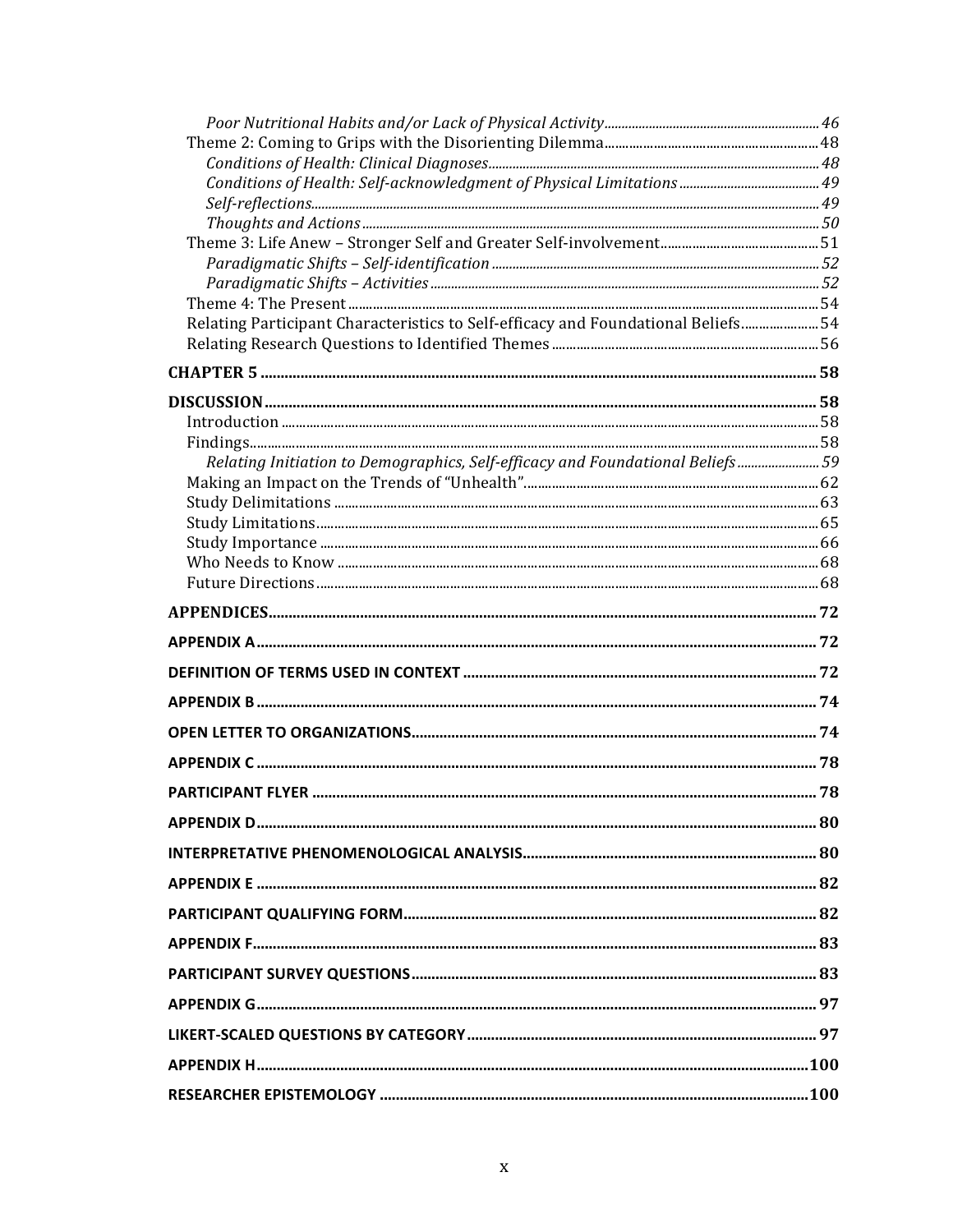*Poor Nutritional Habits and/or Lack of Physical Activity* ............ 46
Theme 2: Coming to Grips with the Disorienting Dilemma ............ 48
*Conditions of Health: Clinical Diagnoses* ............ 48
*Conditions of Health: Self-acknowledgment of Physical Limitations* ............ 49
*Self-reflections* ............ 49
*Thoughts and Actions* ............ 50
Theme 3: Life Anew – Stronger Self and Greater Self-involvement ............ 51
*Paradigmatic Shifts – Self-identification* ............ 52
*Paradigmatic Shifts – Activities* ............ 52
Theme 4: The Present ............ 54
Relating Participant Characteristics to Self-efficacy and Foundational Beliefs ............ 54
Relating Research Questions to Identified Themes ............ 56

**CHAPTER 5** ............ 58

**DISCUSSION** ............ 58
Introduction ............ 58
Findings ............ 58
*Relating Initiation to Demographics, Self-efficacy and Foundational Beliefs* ............ 59
Making an Impact on the Trends of "Unhealth" ............ 62
Study Delimitations ............ 63
Study Limitations ............ 65
Study Importance ............ 66
Who Needs to Know ............ 68
Future Directions ............ 68

**APPENDICES** ............ 72

**APPENDIX A** ............ 72

**DEFINITION OF TERMS USED IN CONTEXT** ............ 72

**APPENDIX B** ............ 74

**OPEN LETTER TO ORGANIZATIONS** ............ 74

**APPENDIX C** ............ 78

**PARTICIPANT FLYER** ............ 78

**APPENDIX D** ............ 80

**INTERPRETATIVE PHENOMENOLOGICAL ANALYSIS** ............ 80

**APPENDIX E** ............ 82

**PARTICIPANT QUALIFYING FORM** ............ 82

**APPENDIX F** ............ 83

**PARTICIPANT SURVEY QUESTIONS** ............ 83

**APPENDIX G** ............ 97

**LIKERT-SCALED QUESTIONS BY CATEGORY** ............ 97

**APPENDIX H** ............ 100

**RESEARCHER EPISTEMOLOGY** ............ 100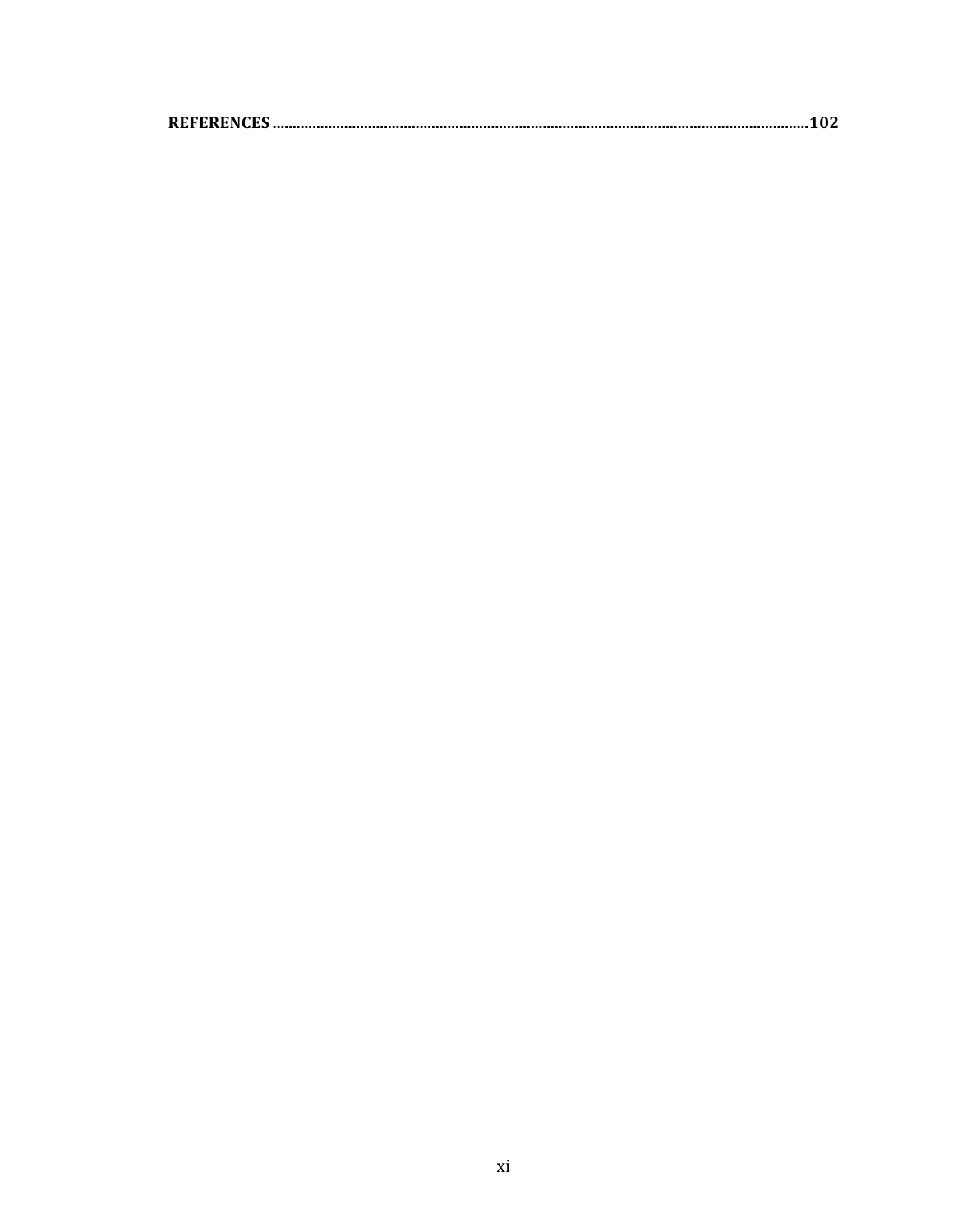**REFERENCES**......................................................................................................................................**102**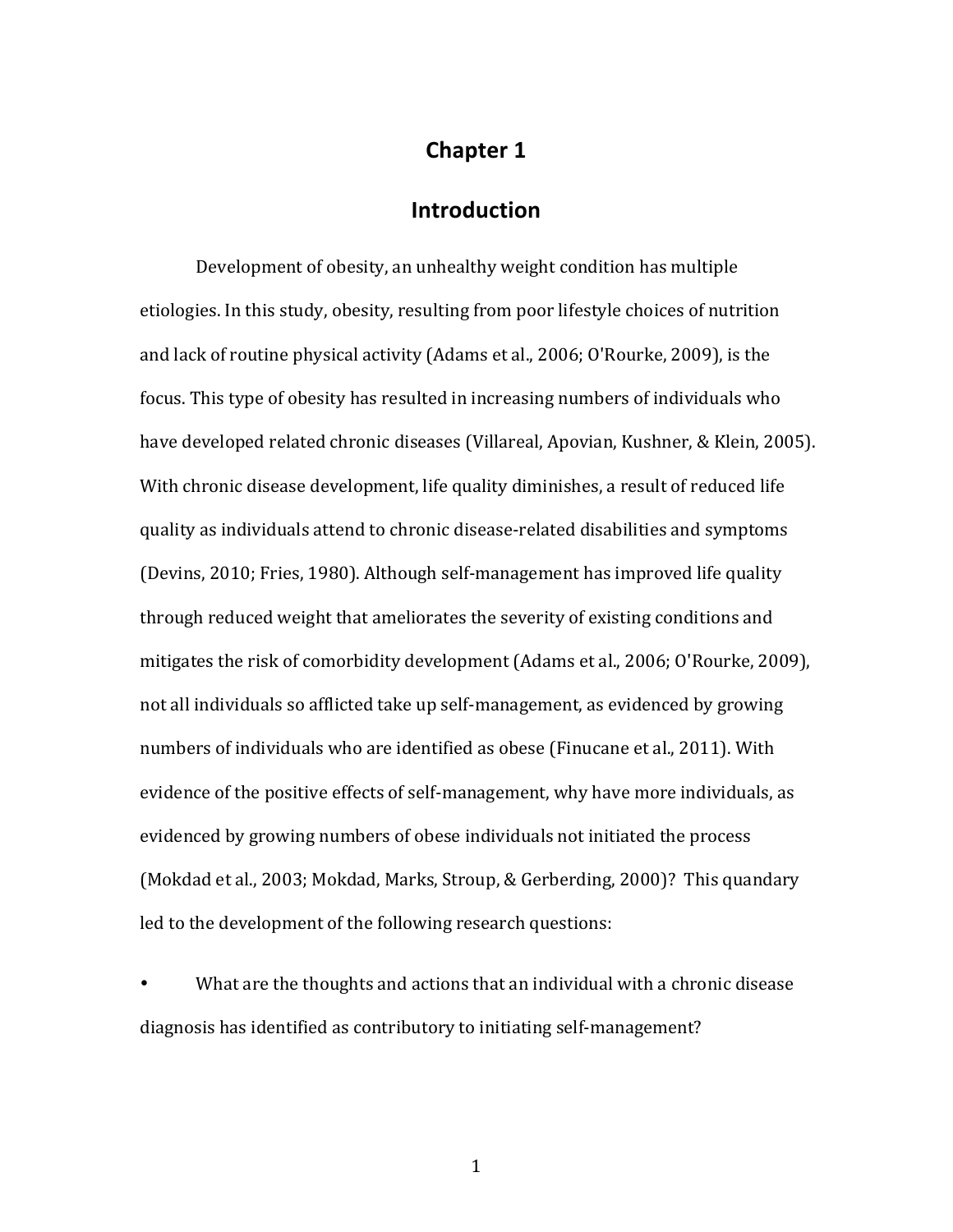# Chapter 1

## Introduction

Development of obesity, an unhealthy weight condition has multiple etiologies. In this study, obesity, resulting from poor lifestyle choices of nutrition and lack of routine physical activity (Adams et al., 2006; O'Rourke, 2009), is the focus. This type of obesity has resulted in increasing numbers of individuals who have developed related chronic diseases (Villareal, Apovian, Kushner, & Klein, 2005). With chronic disease development, life quality diminishes, a result of reduced life quality as individuals attend to chronic disease-related disabilities and symptoms (Devins, 2010; Fries, 1980). Although self-management has improved life quality through reduced weight that ameliorates the severity of existing conditions and mitigates the risk of comorbidity development (Adams et al., 2006; O'Rourke, 2009), not all individuals so afflicted take up self-management, as evidenced by growing numbers of individuals who are identified as obese (Finucane et al., 2011). With evidence of the positive effects of self-management, why have more individuals, as evidenced by growing numbers of obese individuals not initiated the process (Mokdad et al., 2003; Mokdad, Marks, Stroup, & Gerberding, 2000)? This quandary led to the development of the following research questions:

- What are the thoughts and actions that an individual with a chronic disease diagnosis has identified as contributory to initiating self-management?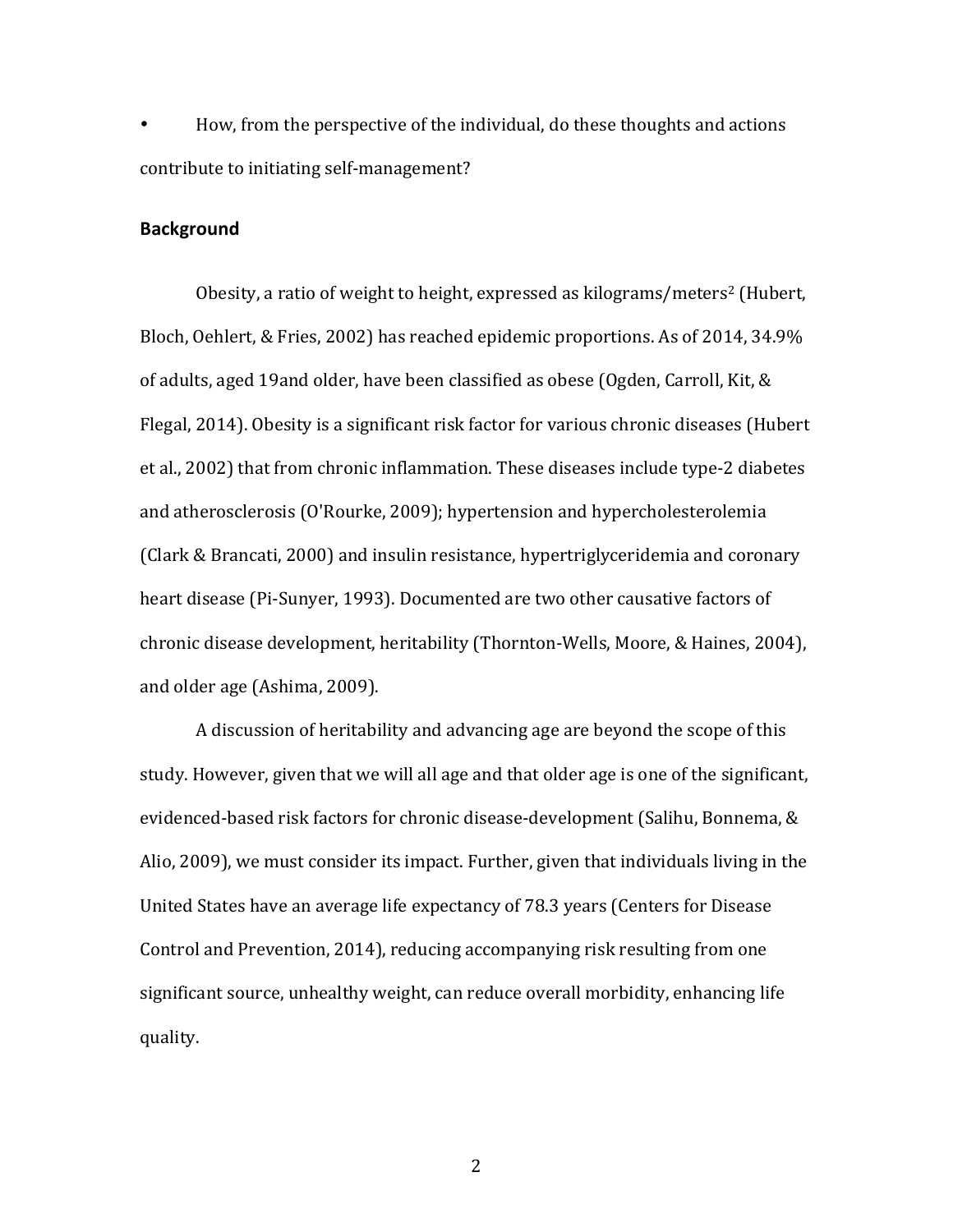- How, from the perspective of the individual, do these thoughts and actions contribute to initiating self-management?

## Background

Obesity, a ratio of weight to height, expressed as kilograms/meters$^2$ (Hubert, Bloch, Oehlert, & Fries, 2002) has reached epidemic proportions. As of 2014, 34.9% of adults, aged 19and older, have been classified as obese (Ogden, Carroll, Kit, & Flegal, 2014). Obesity is a significant risk factor for various chronic diseases (Hubert et al., 2002) that from chronic inflammation. These diseases include type-2 diabetes and atherosclerosis (O'Rourke, 2009); hypertension and hypercholesterolemia (Clark & Brancati, 2000) and insulin resistance, hypertriglyceridemia and coronary heart disease (Pi-Sunyer, 1993). Documented are two other causative factors of chronic disease development, heritability (Thornton-Wells, Moore, & Haines, 2004), and older age (Ashima, 2009).

A discussion of heritability and advancing age are beyond the scope of this study. However, given that we will all age and that older age is one of the significant, evidenced-based risk factors for chronic disease-development (Salihu, Bonnema, & Alio, 2009), we must consider its impact. Further, given that individuals living in the United States have an average life expectancy of 78.3 years (Centers for Disease Control and Prevention, 2014), reducing accompanying risk resulting from one significant source, unhealthy weight, can reduce overall morbidity, enhancing life quality.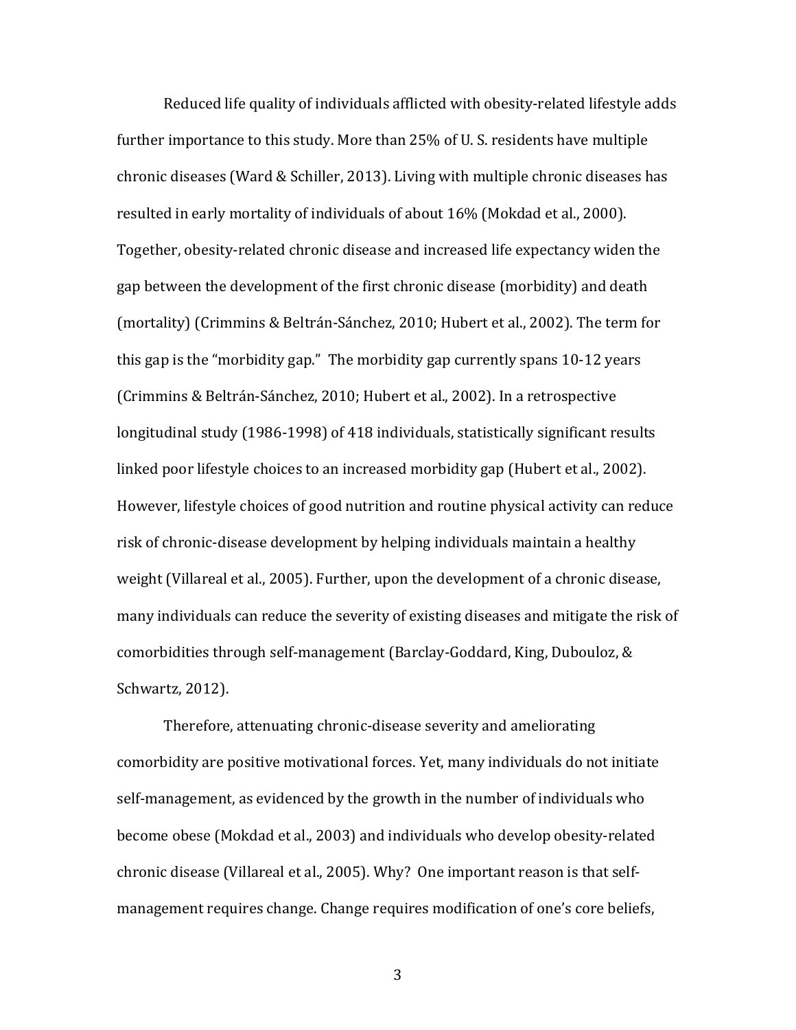Reduced life quality of individuals afflicted with obesity-related lifestyle adds further importance to this study. More than 25% of U. S. residents have multiple chronic diseases (Ward & Schiller, 2013). Living with multiple chronic diseases has resulted in early mortality of individuals of about 16% (Mokdad et al., 2000). Together, obesity-related chronic disease and increased life expectancy widen the gap between the development of the first chronic disease (morbidity) and death (mortality) (Crimmins & Beltrán-Sánchez, 2010; Hubert et al., 2002). The term for this gap is the "morbidity gap." The morbidity gap currently spans 10-12 years (Crimmins & Beltrán-Sánchez, 2010; Hubert et al., 2002). In a retrospective longitudinal study (1986-1998) of 418 individuals, statistically significant results linked poor lifestyle choices to an increased morbidity gap (Hubert et al., 2002). However, lifestyle choices of good nutrition and routine physical activity can reduce risk of chronic-disease development by helping individuals maintain a healthy weight (Villareal et al., 2005). Further, upon the development of a chronic disease, many individuals can reduce the severity of existing diseases and mitigate the risk of comorbidities through self-management (Barclay-Goddard, King, Dubouloz, & Schwartz, 2012).

Therefore, attenuating chronic-disease severity and ameliorating comorbidity are positive motivational forces. Yet, many individuals do not initiate self-management, as evidenced by the growth in the number of individuals who become obese (Mokdad et al., 2003) and individuals who develop obesity-related chronic disease (Villareal et al., 2005). Why? One important reason is that self-management requires change. Change requires modification of one's core beliefs,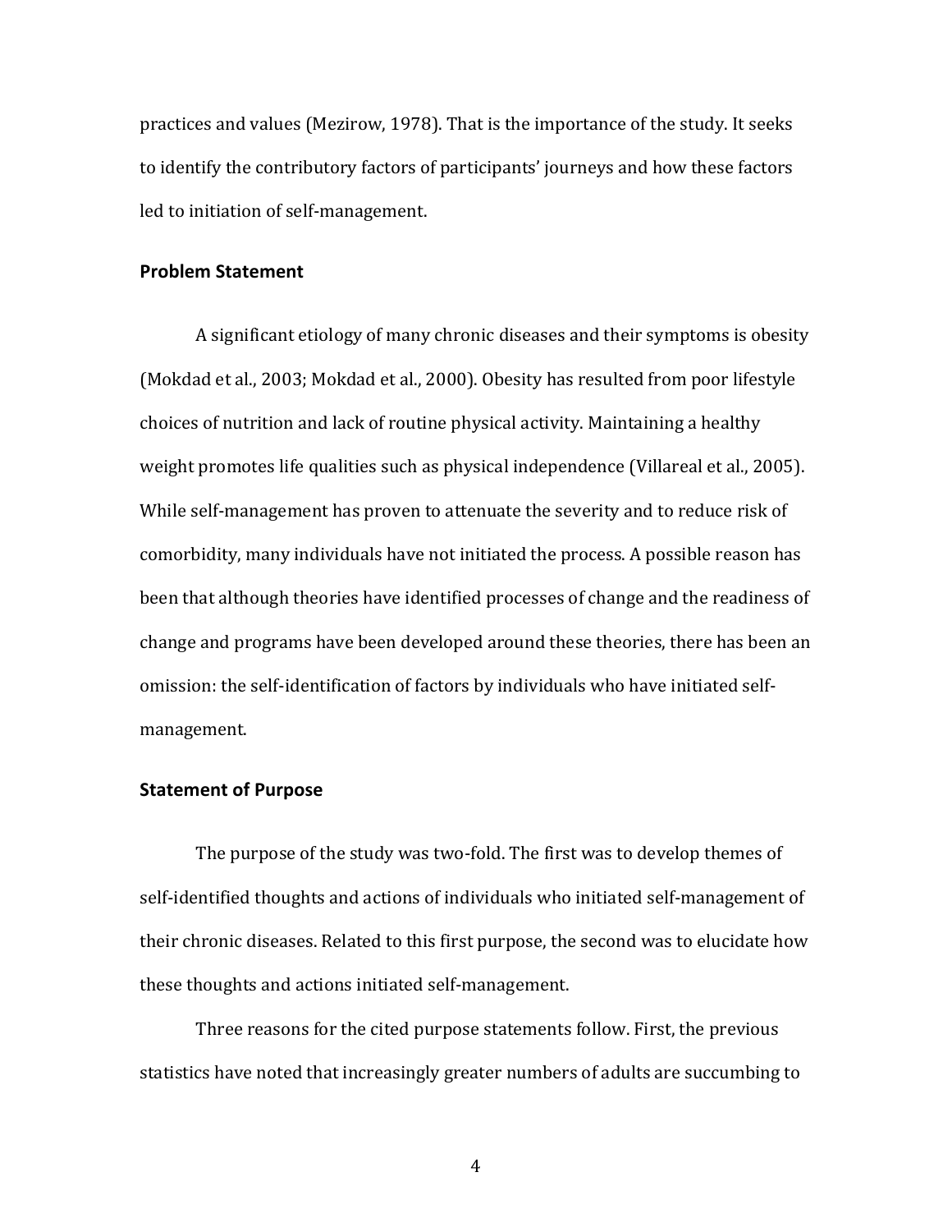practices and values (Mezirow, 1978). That is the importance of the study. It seeks to identify the contributory factors of participants' journeys and how these factors led to initiation of self-management.

### Problem Statement

A significant etiology of many chronic diseases and their symptoms is obesity (Mokdad et al., 2003; Mokdad et al., 2000). Obesity has resulted from poor lifestyle choices of nutrition and lack of routine physical activity. Maintaining a healthy weight promotes life qualities such as physical independence (Villareal et al., 2005). While self-management has proven to attenuate the severity and to reduce risk of comorbidity, many individuals have not initiated the process. A possible reason has been that although theories have identified processes of change and the readiness of change and programs have been developed around these theories, there has been an omission: the self-identification of factors by individuals who have initiated self-management.

### Statement of Purpose

The purpose of the study was two-fold. The first was to develop themes of self-identified thoughts and actions of individuals who initiated self-management of their chronic diseases. Related to this first purpose, the second was to elucidate how these thoughts and actions initiated self-management.

Three reasons for the cited purpose statements follow. First, the previous statistics have noted that increasingly greater numbers of adults are succumbing to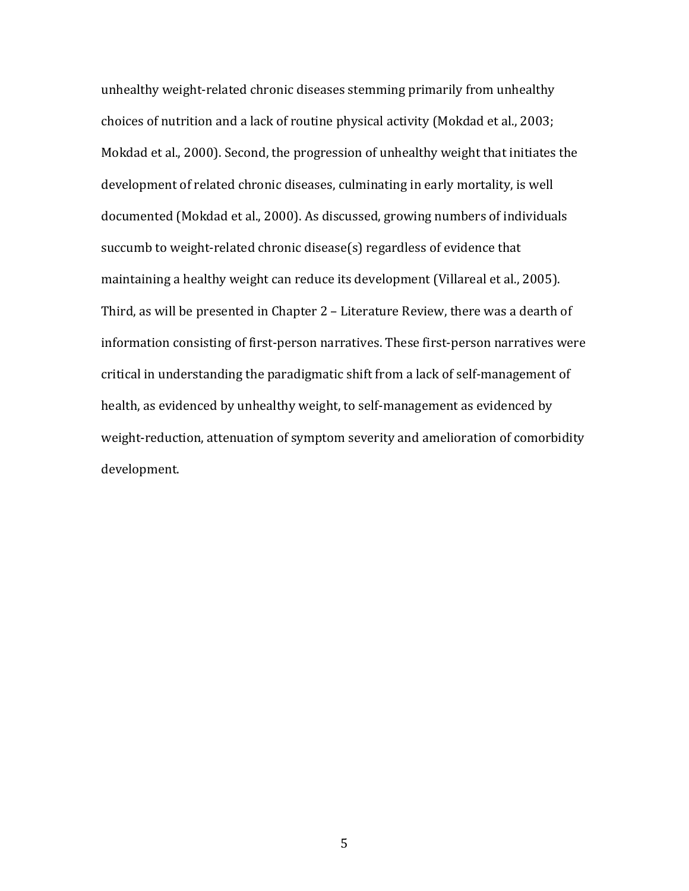unhealthy weight-related chronic diseases stemming primarily from unhealthy choices of nutrition and a lack of routine physical activity (Mokdad et al., 2003; Mokdad et al., 2000). Second, the progression of unhealthy weight that initiates the development of related chronic diseases, culminating in early mortality, is well documented (Mokdad et al., 2000). As discussed, growing numbers of individuals succumb to weight-related chronic disease(s) regardless of evidence that maintaining a healthy weight can reduce its development (Villareal et al., 2005). Third, as will be presented in Chapter 2 – Literature Review, there was a dearth of information consisting of first-person narratives. These first-person narratives were critical in understanding the paradigmatic shift from a lack of self-management of health, as evidenced by unhealthy weight, to self-management as evidenced by weight-reduction, attenuation of symptom severity and amelioration of comorbidity development.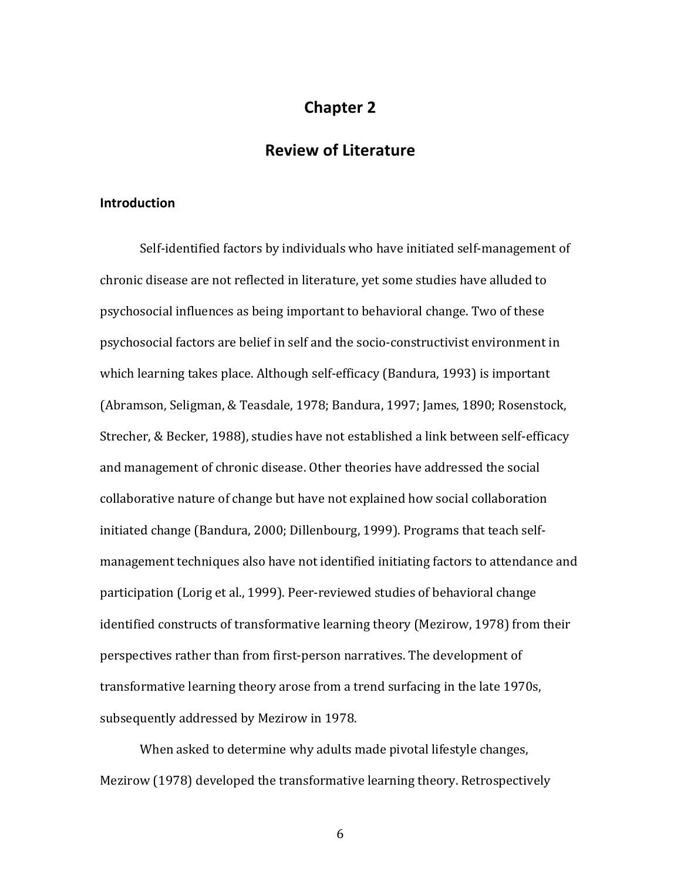# Chapter 2

# Review of Literature

### Introduction

Self-identified factors by individuals who have initiated self-management of chronic disease are not reflected in literature, yet some studies have alluded to psychosocial influences as being important to behavioral change. Two of these psychosocial factors are belief in self and the socio-constructivist environment in which learning takes place. Although self-efficacy (Bandura, 1993) is important (Abramson, Seligman, & Teasdale, 1978; Bandura, 1997; James, 1890; Rosenstock, Strecher, & Becker, 1988), studies have not established a link between self-efficacy and management of chronic disease. Other theories have addressed the social collaborative nature of change but have not explained how social collaboration initiated change (Bandura, 2000; Dillenbourg, 1999). Programs that teach self-management techniques also have not identified initiating factors to attendance and participation (Lorig et al., 1999). Peer-reviewed studies of behavioral change identified constructs of transformative learning theory (Mezirow, 1978) from their perspectives rather than from first-person narratives. The development of transformative learning theory arose from a trend surfacing in the late 1970s, subsequently addressed by Mezirow in 1978.

When asked to determine why adults made pivotal lifestyle changes, Mezirow (1978) developed the transformative learning theory. Retrospectively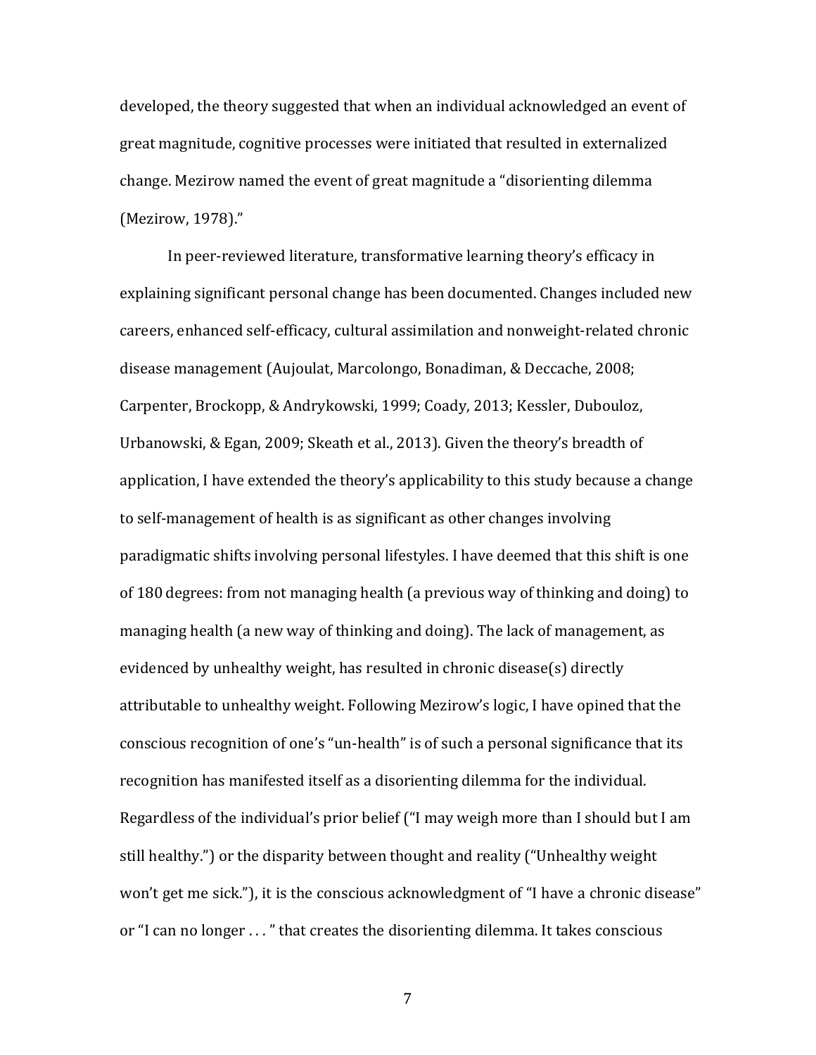developed, the theory suggested that when an individual acknowledged an event of great magnitude, cognitive processes were initiated that resulted in externalized change. Mezirow named the event of great magnitude a "disorienting dilemma (Mezirow, 1978)."

In peer-reviewed literature, transformative learning theory's efficacy in explaining significant personal change has been documented. Changes included new careers, enhanced self-efficacy, cultural assimilation and nonweight-related chronic disease management (Aujoulat, Marcolongo, Bonadiman, & Deccache, 2008; Carpenter, Brockopp, & Andrykowski, 1999; Coady, 2013; Kessler, Dubouloz, Urbanowski, & Egan, 2009; Skeath et al., 2013). Given the theory's breadth of application, I have extended the theory's applicability to this study because a change to self-management of health is as significant as other changes involving paradigmatic shifts involving personal lifestyles. I have deemed that this shift is one of 180 degrees: from not managing health (a previous way of thinking and doing) to managing health (a new way of thinking and doing). The lack of management, as evidenced by unhealthy weight, has resulted in chronic disease(s) directly attributable to unhealthy weight. Following Mezirow's logic, I have opined that the conscious recognition of one's "un-health" is of such a personal significance that its recognition has manifested itself as a disorienting dilemma for the individual. Regardless of the individual's prior belief ("I may weigh more than I should but I am still healthy.") or the disparity between thought and reality ("Unhealthy weight won't get me sick."), it is the conscious acknowledgment of "I have a chronic disease" or "I can no longer . . . " that creates the disorienting dilemma. It takes conscious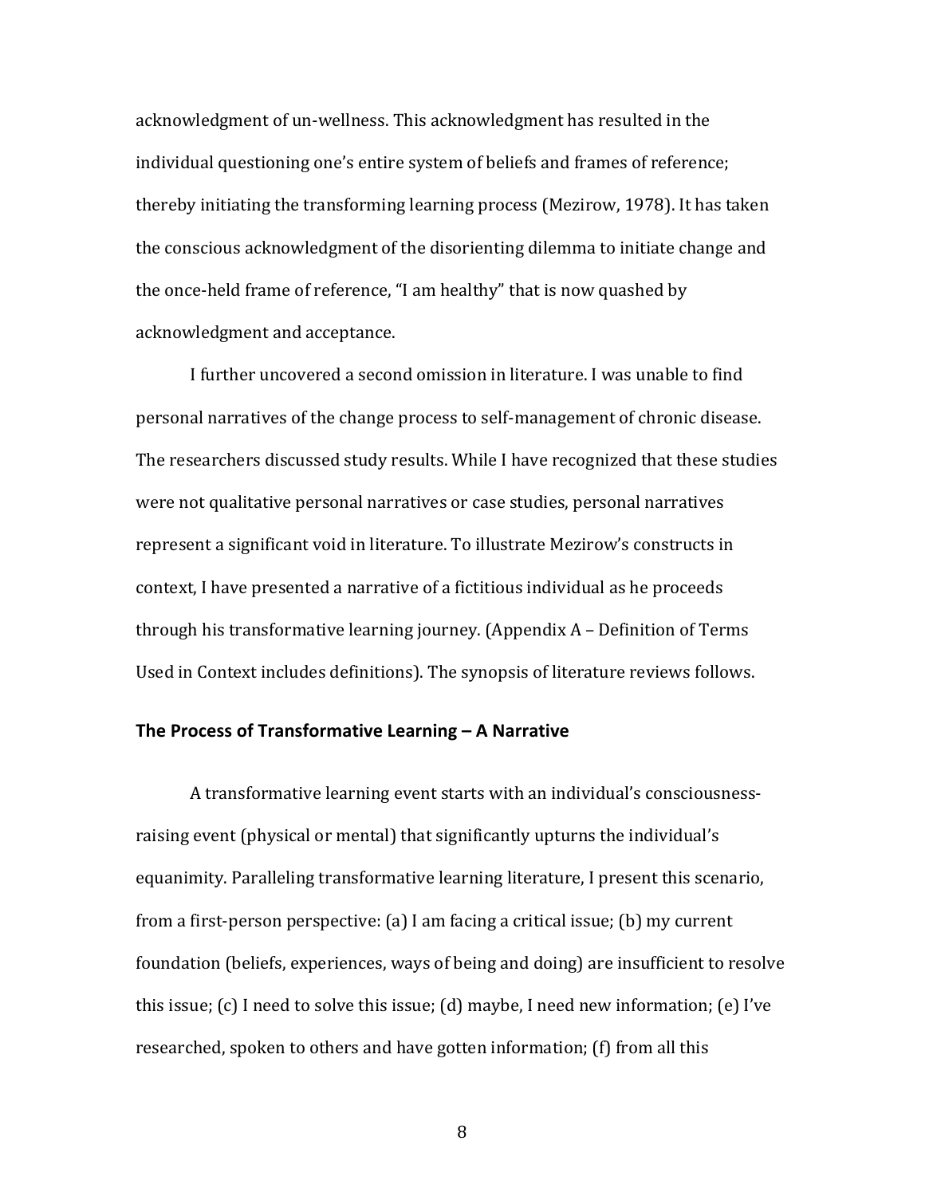acknowledgment of un-wellness. This acknowledgment has resulted in the individual questioning one's entire system of beliefs and frames of reference; thereby initiating the transforming learning process (Mezirow, 1978). It has taken the conscious acknowledgment of the disorienting dilemma to initiate change and the once-held frame of reference, "I am healthy" that is now quashed by acknowledgment and acceptance.

I further uncovered a second omission in literature. I was unable to find personal narratives of the change process to self-management of chronic disease. The researchers discussed study results. While I have recognized that these studies were not qualitative personal narratives or case studies, personal narratives represent a significant void in literature. To illustrate Mezirow's constructs in context, I have presented a narrative of a fictitious individual as he proceeds through his transformative learning journey. (Appendix A – Definition of Terms Used in Context includes definitions). The synopsis of literature reviews follows.

### The Process of Transformative Learning – A Narrative

A transformative learning event starts with an individual's consciousness-raising event (physical or mental) that significantly upturns the individual's equanimity. Paralleling transformative learning literature, I present this scenario, from a first-person perspective: (a) I am facing a critical issue; (b) my current foundation (beliefs, experiences, ways of being and doing) are insufficient to resolve this issue; (c) I need to solve this issue; (d) maybe, I need new information; (e) I've researched, spoken to others and have gotten information; (f) from all this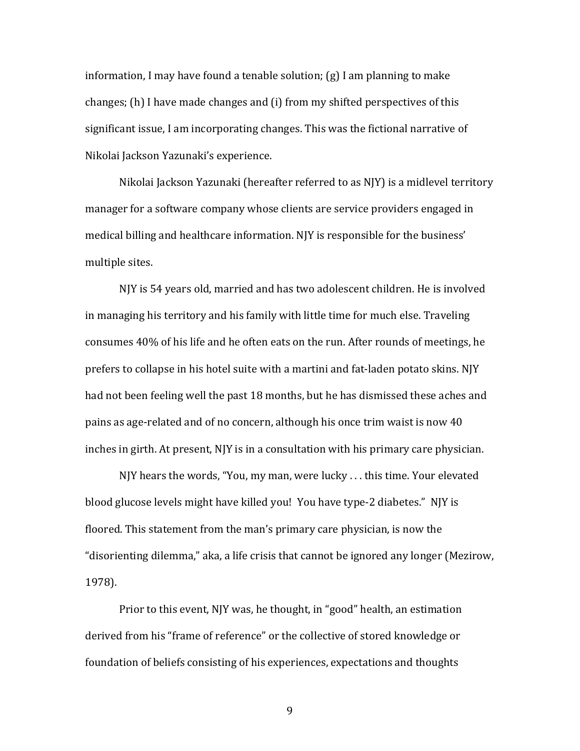information, I may have found a tenable solution; (g) I am planning to make changes; (h) I have made changes and (i) from my shifted perspectives of this significant issue, I am incorporating changes. This was the fictional narrative of Nikolai Jackson Yazunaki's experience.

Nikolai Jackson Yazunaki (hereafter referred to as NJY) is a midlevel territory manager for a software company whose clients are service providers engaged in medical billing and healthcare information. NJY is responsible for the business' multiple sites.

NJY is 54 years old, married and has two adolescent children. He is involved in managing his territory and his family with little time for much else. Traveling consumes 40% of his life and he often eats on the run. After rounds of meetings, he prefers to collapse in his hotel suite with a martini and fat-laden potato skins. NJY had not been feeling well the past 18 months, but he has dismissed these aches and pains as age-related and of no concern, although his once trim waist is now 40 inches in girth. At present, NJY is in a consultation with his primary care physician.

NJY hears the words, "You, my man, were lucky . . . this time. Your elevated blood glucose levels might have killed you! You have type-2 diabetes." NJY is floored. This statement from the man's primary care physician, is now the "disorienting dilemma," aka, a life crisis that cannot be ignored any longer (Mezirow, 1978).

Prior to this event, NJY was, he thought, in "good" health, an estimation derived from his "frame of reference" or the collective of stored knowledge or foundation of beliefs consisting of his experiences, expectations and thoughts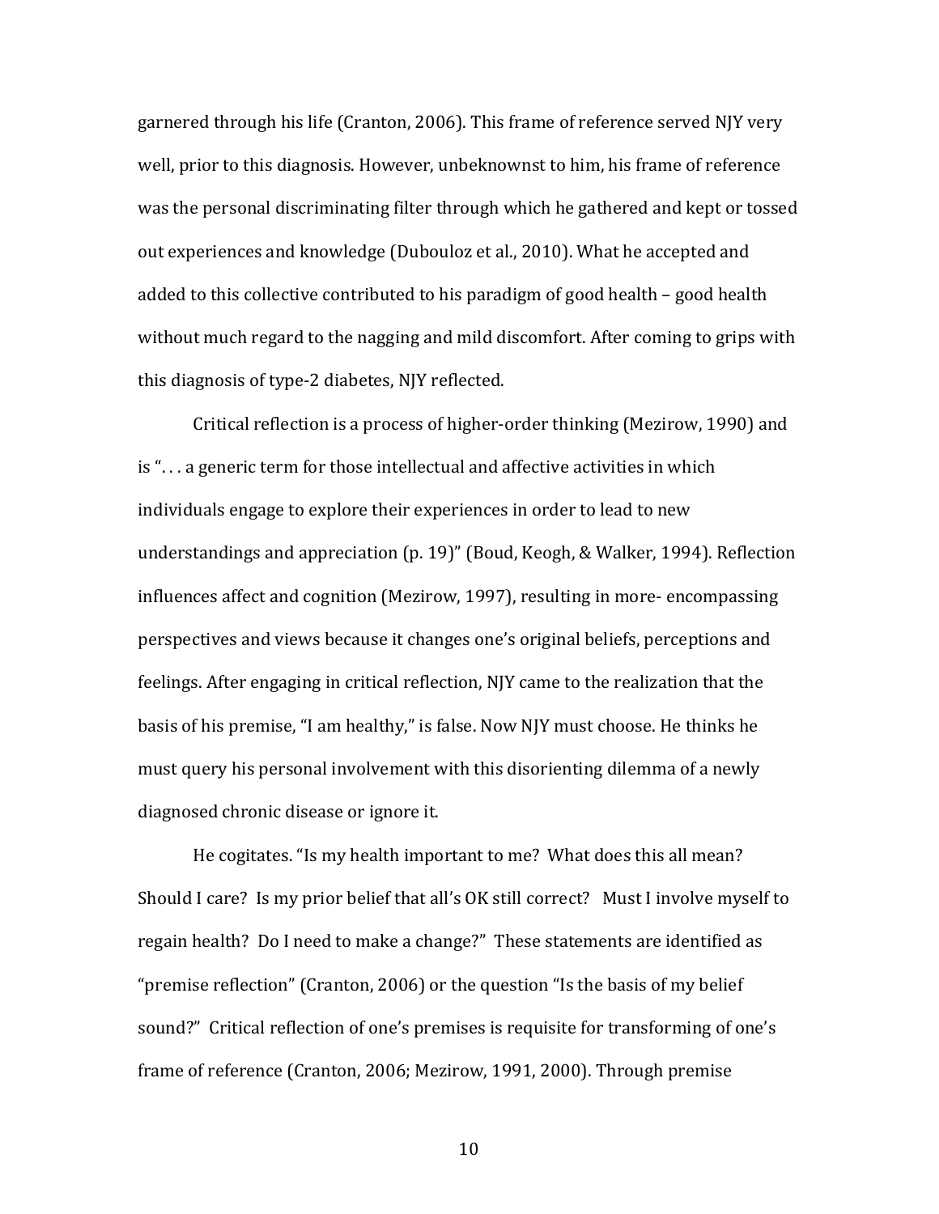garnered through his life (Cranton, 2006). This frame of reference served NJY very well, prior to this diagnosis. However, unbeknownst to him, his frame of reference was the personal discriminating filter through which he gathered and kept or tossed out experiences and knowledge (Dubouloz et al., 2010). What he accepted and added to this collective contributed to his paradigm of good health – good health without much regard to the nagging and mild discomfort. After coming to grips with this diagnosis of type-2 diabetes, NJY reflected.

Critical reflection is a process of higher-order thinking (Mezirow, 1990) and is ". . . a generic term for those intellectual and affective activities in which individuals engage to explore their experiences in order to lead to new understandings and appreciation (p. 19)" (Boud, Keogh, & Walker, 1994). Reflection influences affect and cognition (Mezirow, 1997), resulting in more- encompassing perspectives and views because it changes one's original beliefs, perceptions and feelings. After engaging in critical reflection, NJY came to the realization that the basis of his premise, "I am healthy," is false. Now NJY must choose. He thinks he must query his personal involvement with this disorienting dilemma of a newly diagnosed chronic disease or ignore it.

He cogitates. "Is my health important to me? What does this all mean? Should I care? Is my prior belief that all's OK still correct? Must I involve myself to regain health? Do I need to make a change?" These statements are identified as "premise reflection" (Cranton, 2006) or the question "Is the basis of my belief sound?" Critical reflection of one's premises is requisite for transforming of one's frame of reference (Cranton, 2006; Mezirow, 1991, 2000). Through premise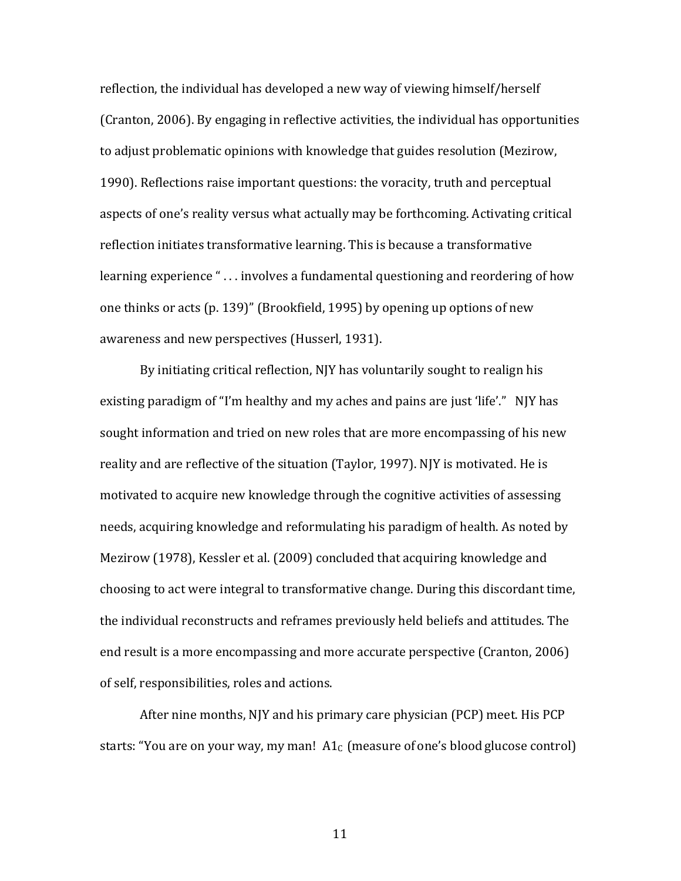reflection, the individual has developed a new way of viewing himself/herself (Cranton, 2006). By engaging in reflective activities, the individual has opportunities to adjust problematic opinions with knowledge that guides resolution (Mezirow, 1990). Reflections raise important questions: the voracity, truth and perceptual aspects of one's reality versus what actually may be forthcoming. Activating critical reflection initiates transformative learning. This is because a transformative learning experience " . . . involves a fundamental questioning and reordering of how one thinks or acts (p. 139)" (Brookfield, 1995) by opening up options of new awareness and new perspectives (Husserl, 1931).

By initiating critical reflection, NJY has voluntarily sought to realign his existing paradigm of "I'm healthy and my aches and pains are just 'life'." NJY has sought information and tried on new roles that are more encompassing of his new reality and are reflective of the situation (Taylor, 1997). NJY is motivated. He is motivated to acquire new knowledge through the cognitive activities of assessing needs, acquiring knowledge and reformulating his paradigm of health. As noted by Mezirow (1978), Kessler et al. (2009) concluded that acquiring knowledge and choosing to act were integral to transformative change. During this discordant time, the individual reconstructs and reframes previously held beliefs and attitudes. The end result is a more encompassing and more accurate perspective (Cranton, 2006) of self, responsibilities, roles and actions.

After nine months, NJY and his primary care physician (PCP) meet. His PCP starts: "You are on your way, my man! $A1_C$ (measure of one's blood glucose control)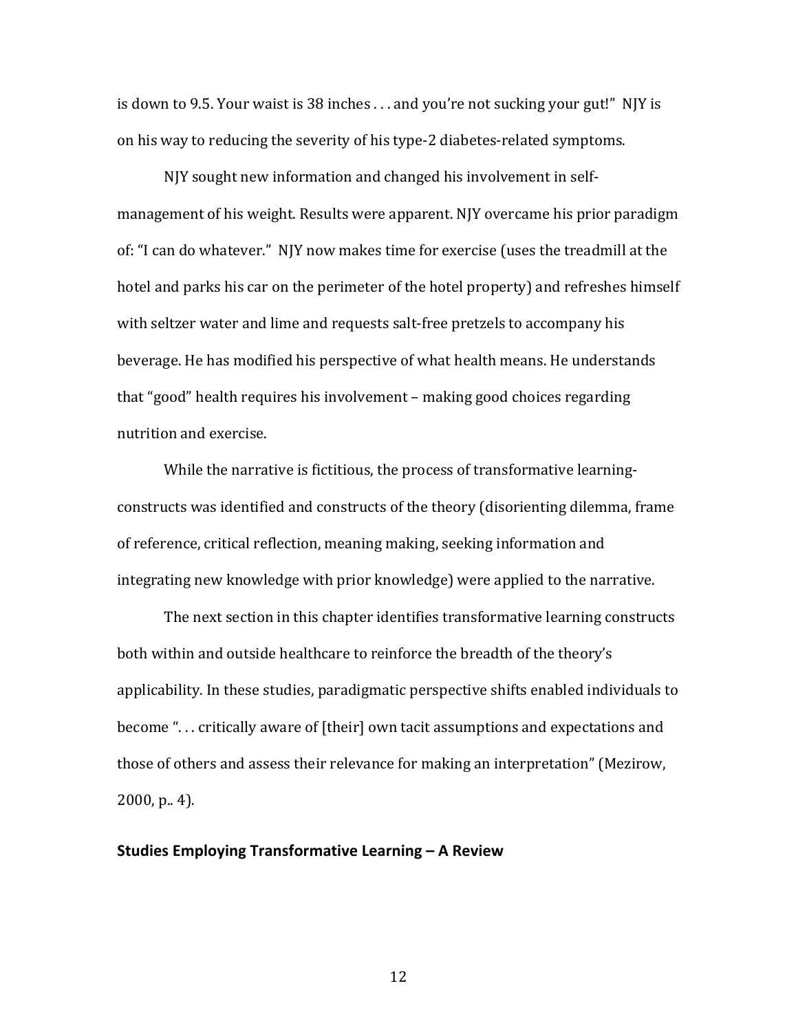is down to 9.5. Your waist is 38 inches . . . and you're not sucking your gut!" NJY is on his way to reducing the severity of his type-2 diabetes-related symptoms.

NJY sought new information and changed his involvement in self-management of his weight. Results were apparent. NJY overcame his prior paradigm of: "I can do whatever." NJY now makes time for exercise (uses the treadmill at the hotel and parks his car on the perimeter of the hotel property) and refreshes himself with seltzer water and lime and requests salt-free pretzels to accompany his beverage. He has modified his perspective of what health means. He understands that "good" health requires his involvement – making good choices regarding nutrition and exercise.

While the narrative is fictitious, the process of transformative learning-constructs was identified and constructs of the theory (disorienting dilemma, frame of reference, critical reflection, meaning making, seeking information and integrating new knowledge with prior knowledge) were applied to the narrative.

The next section in this chapter identifies transformative learning constructs both within and outside healthcare to reinforce the breadth of the theory's applicability. In these studies, paradigmatic perspective shifts enabled individuals to become ". . . critically aware of [their] own tacit assumptions and expectations and those of others and assess their relevance for making an interpretation" (Mezirow, 2000, p.. 4).

## Studies Employing Transformative Learning – A Review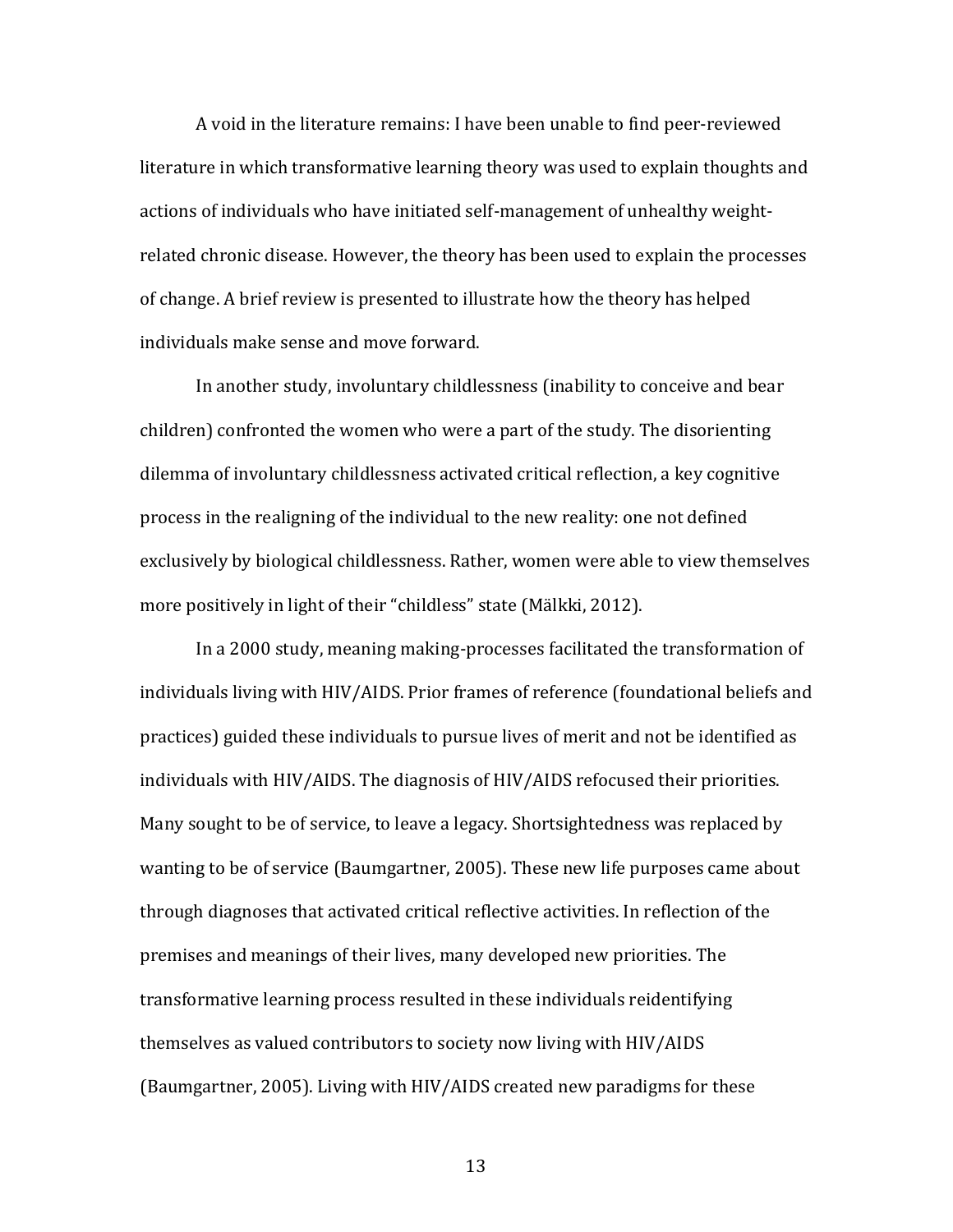A void in the literature remains: I have been unable to find peer-reviewed literature in which transformative learning theory was used to explain thoughts and actions of individuals who have initiated self-management of unhealthy weight-related chronic disease. However, the theory has been used to explain the processes of change. A brief review is presented to illustrate how the theory has helped individuals make sense and move forward.

In another study, involuntary childlessness (inability to conceive and bear children) confronted the women who were a part of the study. The disorienting dilemma of involuntary childlessness activated critical reflection, a key cognitive process in the realigning of the individual to the new reality: one not defined exclusively by biological childlessness. Rather, women were able to view themselves more positively in light of their "childless" state (Mälkki, 2012).

In a 2000 study, meaning making-processes facilitated the transformation of individuals living with HIV/AIDS. Prior frames of reference (foundational beliefs and practices) guided these individuals to pursue lives of merit and not be identified as individuals with HIV/AIDS. The diagnosis of HIV/AIDS refocused their priorities. Many sought to be of service, to leave a legacy. Shortsightedness was replaced by wanting to be of service (Baumgartner, 2005). These new life purposes came about through diagnoses that activated critical reflective activities. In reflection of the premises and meanings of their lives, many developed new priorities. The transformative learning process resulted in these individuals reidentifying themselves as valued contributors to society now living with HIV/AIDS (Baumgartner, 2005). Living with HIV/AIDS created new paradigms for these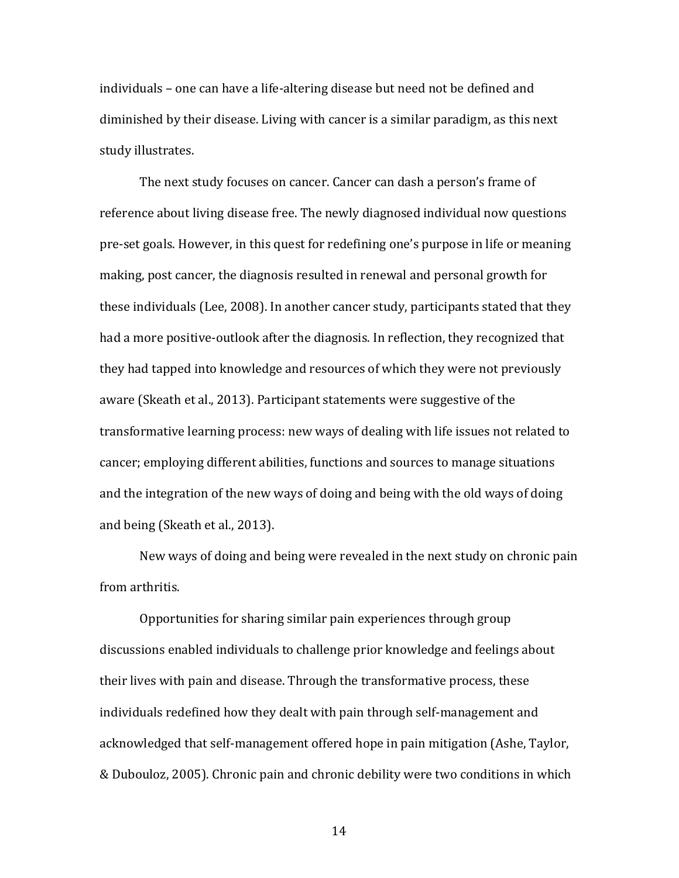individuals – one can have a life-altering disease but need not be defined and diminished by their disease. Living with cancer is a similar paradigm, as this next study illustrates.

The next study focuses on cancer. Cancer can dash a person's frame of reference about living disease free. The newly diagnosed individual now questions pre-set goals. However, in this quest for redefining one's purpose in life or meaning making, post cancer, the diagnosis resulted in renewal and personal growth for these individuals (Lee, 2008). In another cancer study, participants stated that they had a more positive-outlook after the diagnosis. In reflection, they recognized that they had tapped into knowledge and resources of which they were not previously aware (Skeath et al., 2013). Participant statements were suggestive of the transformative learning process: new ways of dealing with life issues not related to cancer; employing different abilities, functions and sources to manage situations and the integration of the new ways of doing and being with the old ways of doing and being (Skeath et al., 2013).

New ways of doing and being were revealed in the next study on chronic pain from arthritis.

Opportunities for sharing similar pain experiences through group discussions enabled individuals to challenge prior knowledge and feelings about their lives with pain and disease. Through the transformative process, these individuals redefined how they dealt with pain through self-management and acknowledged that self-management offered hope in pain mitigation (Ashe, Taylor, & Dubouloz, 2005). Chronic pain and chronic debility were two conditions in which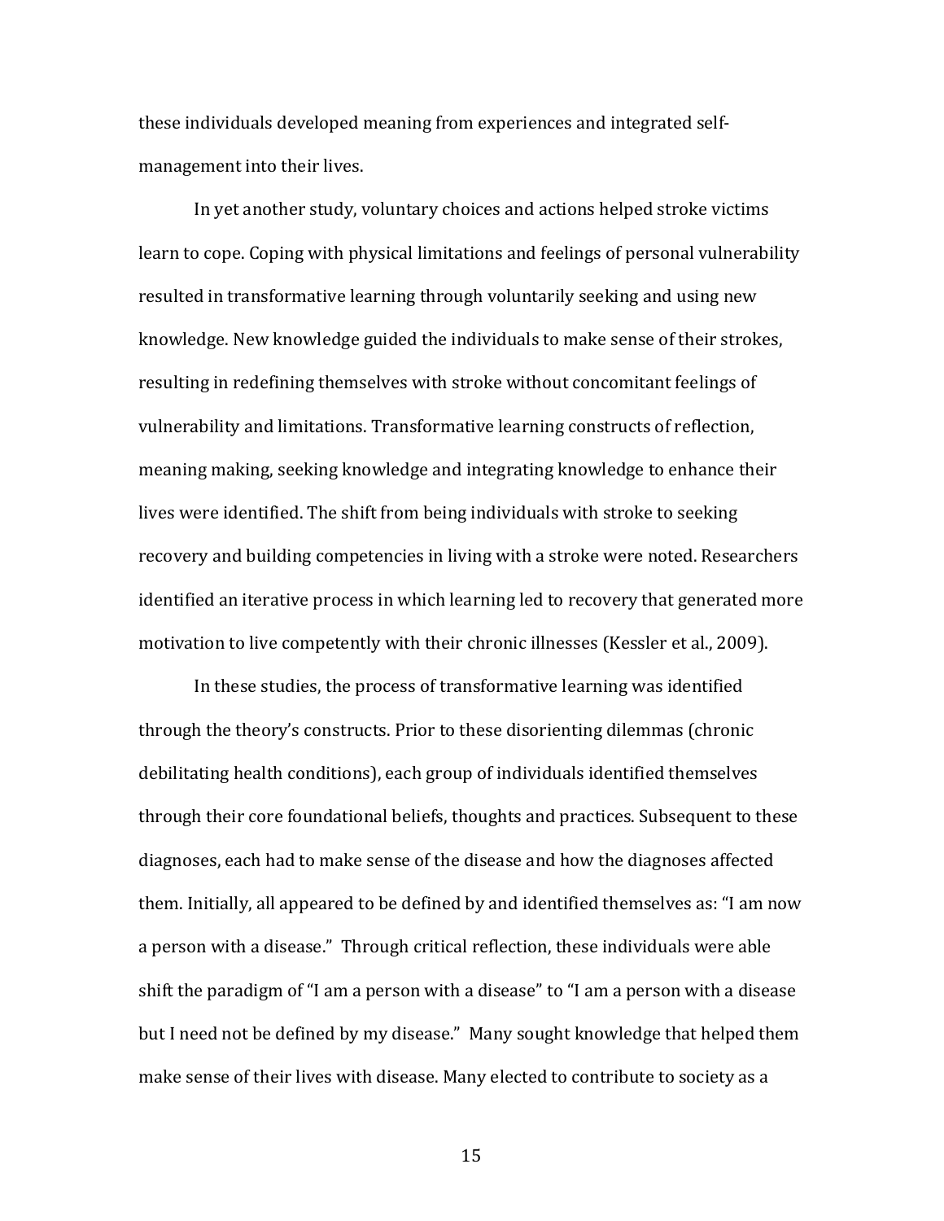these individuals developed meaning from experiences and integrated self-management into their lives.

In yet another study, voluntary choices and actions helped stroke victims learn to cope. Coping with physical limitations and feelings of personal vulnerability resulted in transformative learning through voluntarily seeking and using new knowledge. New knowledge guided the individuals to make sense of their strokes, resulting in redefining themselves with stroke without concomitant feelings of vulnerability and limitations. Transformative learning constructs of reflection, meaning making, seeking knowledge and integrating knowledge to enhance their lives were identified. The shift from being individuals with stroke to seeking recovery and building competencies in living with a stroke were noted. Researchers identified an iterative process in which learning led to recovery that generated more motivation to live competently with their chronic illnesses (Kessler et al., 2009).

In these studies, the process of transformative learning was identified through the theory's constructs. Prior to these disorienting dilemmas (chronic debilitating health conditions), each group of individuals identified themselves through their core foundational beliefs, thoughts and practices. Subsequent to these diagnoses, each had to make sense of the disease and how the diagnoses affected them. Initially, all appeared to be defined by and identified themselves as: "I am now a person with a disease." Through critical reflection, these individuals were able shift the paradigm of "I am a person with a disease" to "I am a person with a disease but I need not be defined by my disease." Many sought knowledge that helped them make sense of their lives with disease. Many elected to contribute to society as a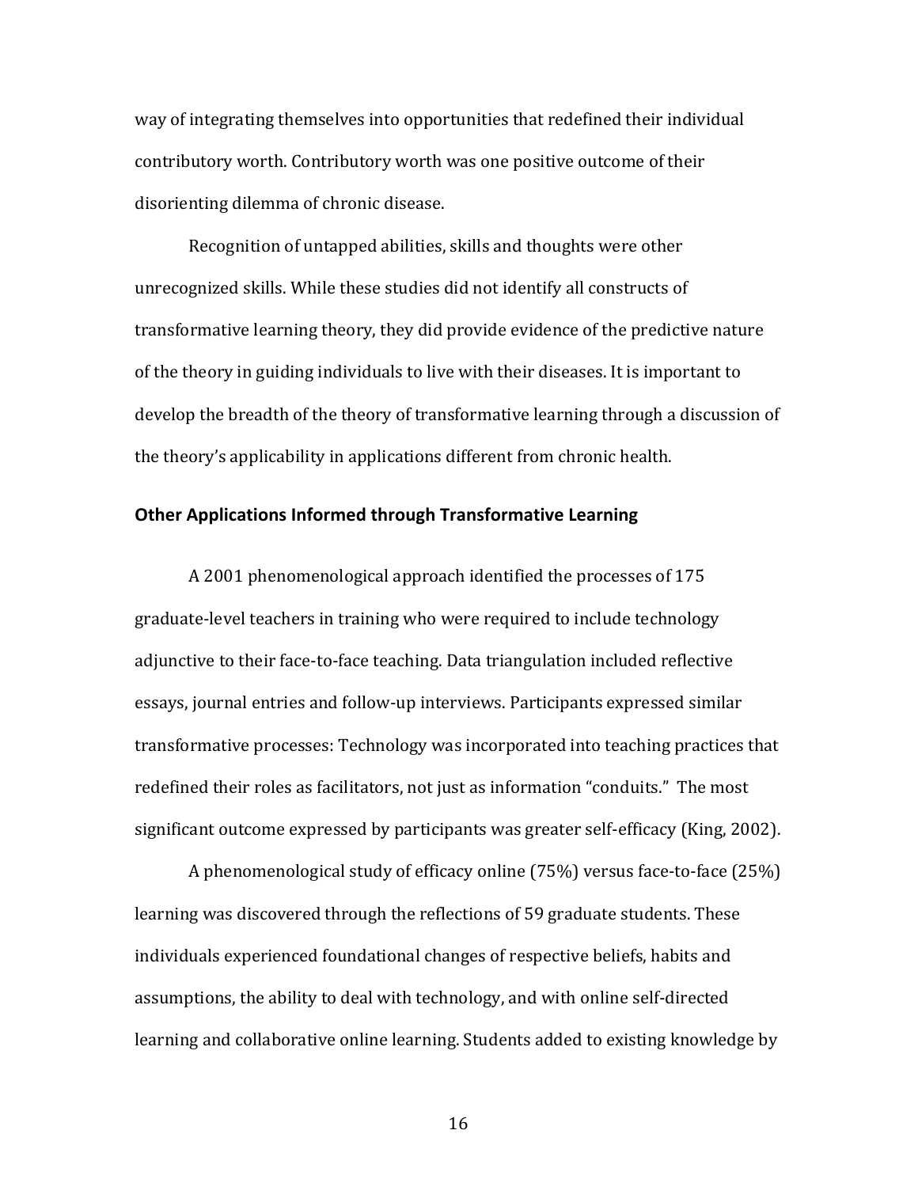way of integrating themselves into opportunities that redefined their individual contributory worth. Contributory worth was one positive outcome of their disorienting dilemma of chronic disease.

Recognition of untapped abilities, skills and thoughts were other unrecognized skills. While these studies did not identify all constructs of transformative learning theory, they did provide evidence of the predictive nature of the theory in guiding individuals to live with their diseases. It is important to develop the breadth of the theory of transformative learning through a discussion of the theory's applicability in applications different from chronic health.

### Other Applications Informed through Transformative Learning

A 2001 phenomenological approach identified the processes of 175 graduate-level teachers in training who were required to include technology adjunctive to their face-to-face teaching. Data triangulation included reflective essays, journal entries and follow-up interviews. Participants expressed similar transformative processes: Technology was incorporated into teaching practices that redefined their roles as facilitators, not just as information "conduits." The most significant outcome expressed by participants was greater self-efficacy (King, 2002).

A phenomenological study of efficacy online (75%) versus face-to-face (25%) learning was discovered through the reflections of 59 graduate students. These individuals experienced foundational changes of respective beliefs, habits and assumptions, the ability to deal with technology, and with online self-directed learning and collaborative online learning. Students added to existing knowledge by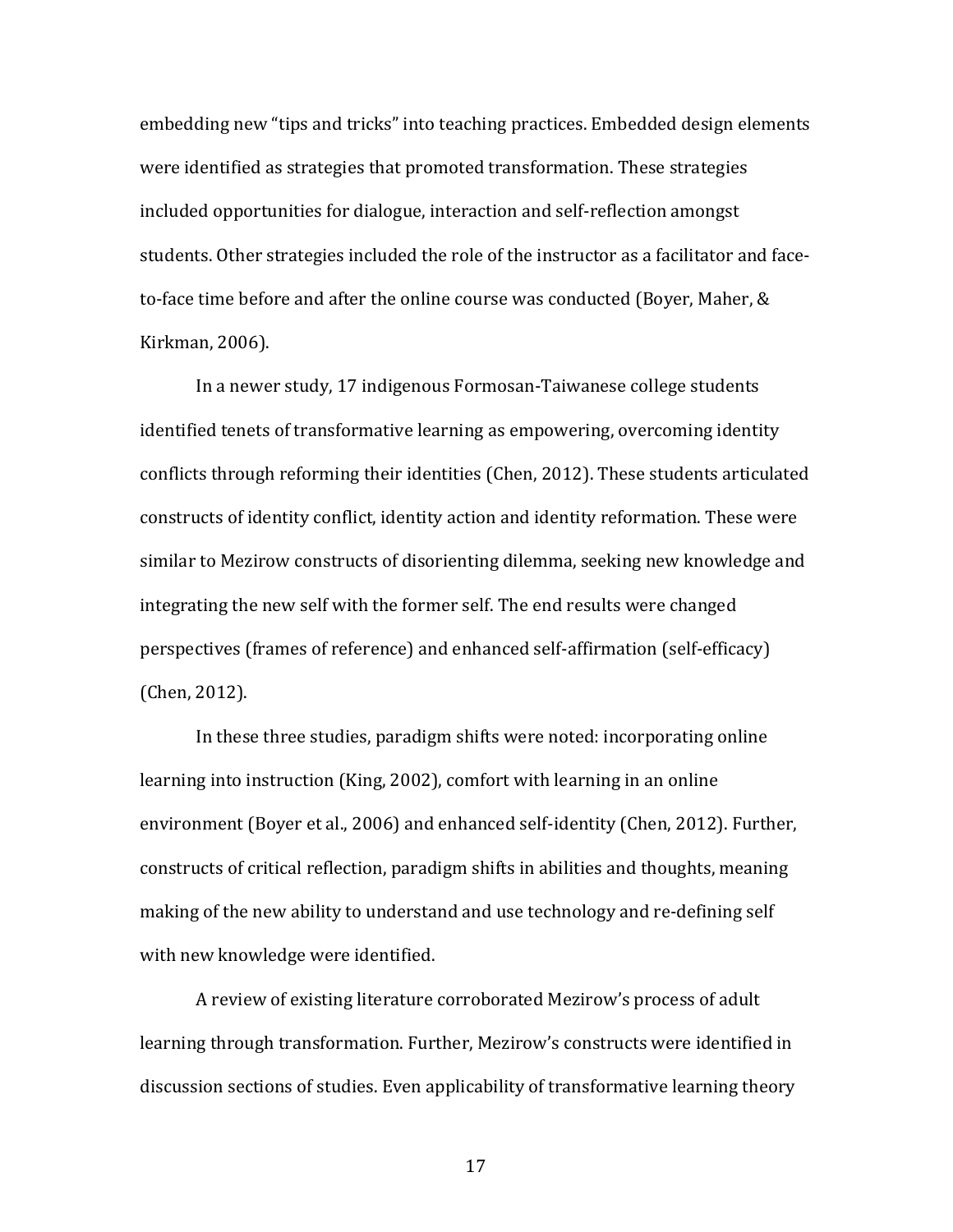embedding new "tips and tricks" into teaching practices. Embedded design elements were identified as strategies that promoted transformation. These strategies included opportunities for dialogue, interaction and self-reflection amongst students. Other strategies included the role of the instructor as a facilitator and face-to-face time before and after the online course was conducted (Boyer, Maher, & Kirkman, 2006).

In a newer study, 17 indigenous Formosan-Taiwanese college students identified tenets of transformative learning as empowering, overcoming identity conflicts through reforming their identities (Chen, 2012). These students articulated constructs of identity conflict, identity action and identity reformation. These were similar to Mezirow constructs of disorienting dilemma, seeking new knowledge and integrating the new self with the former self. The end results were changed perspectives (frames of reference) and enhanced self-affirmation (self-efficacy) (Chen, 2012).

In these three studies, paradigm shifts were noted: incorporating online learning into instruction (King, 2002), comfort with learning in an online environment (Boyer et al., 2006) and enhanced self-identity (Chen, 2012). Further, constructs of critical reflection, paradigm shifts in abilities and thoughts, meaning making of the new ability to understand and use technology and re-defining self with new knowledge were identified.

A review of existing literature corroborated Mezirow's process of adult learning through transformation. Further, Mezirow's constructs were identified in discussion sections of studies. Even applicability of transformative learning theory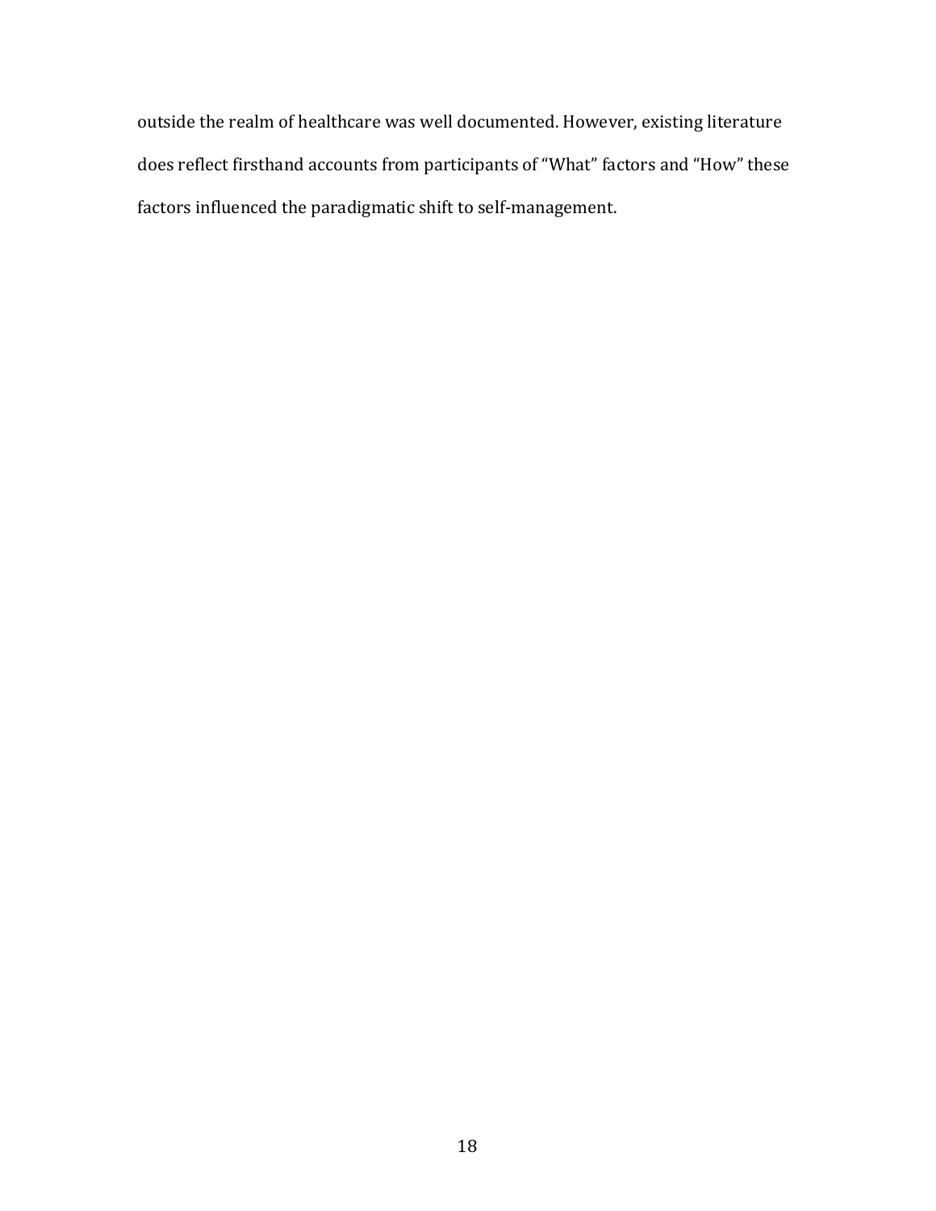outside the realm of healthcare was well documented. However, existing literature does reflect firsthand accounts from participants of “What” factors and “How” these factors influenced the paradigmatic shift to self-management.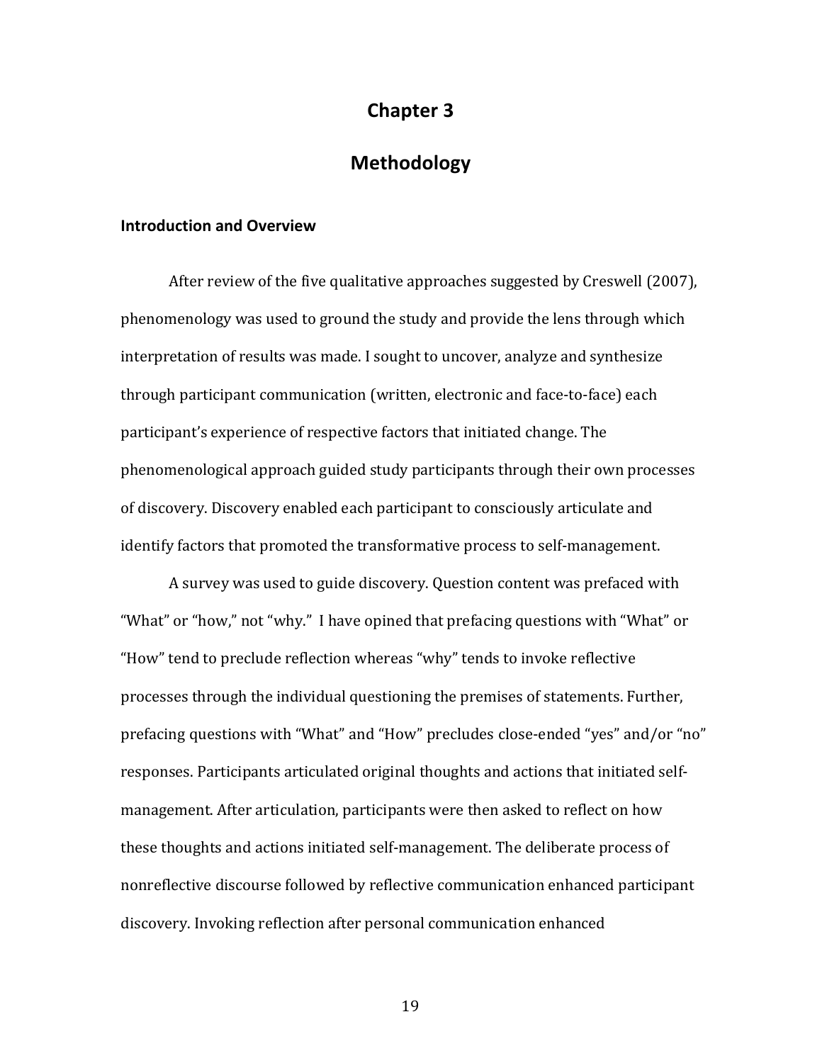# Chapter 3

# Methodology

### Introduction and Overview

After review of the five qualitative approaches suggested by Creswell (2007), phenomenology was used to ground the study and provide the lens through which interpretation of results was made. I sought to uncover, analyze and synthesize through participant communication (written, electronic and face-to-face) each participant's experience of respective factors that initiated change. The phenomenological approach guided study participants through their own processes of discovery. Discovery enabled each participant to consciously articulate and identify factors that promoted the transformative process to self-management.

A survey was used to guide discovery. Question content was prefaced with "What" or "how," not "why." I have opined that prefacing questions with "What" or "How" tend to preclude reflection whereas "why" tends to invoke reflective processes through the individual questioning the premises of statements. Further, prefacing questions with "What" and "How" precludes close-ended "yes" and/or "no" responses. Participants articulated original thoughts and actions that initiated self-management. After articulation, participants were then asked to reflect on how these thoughts and actions initiated self-management. The deliberate process of nonreflective discourse followed by reflective communication enhanced participant discovery. Invoking reflection after personal communication enhanced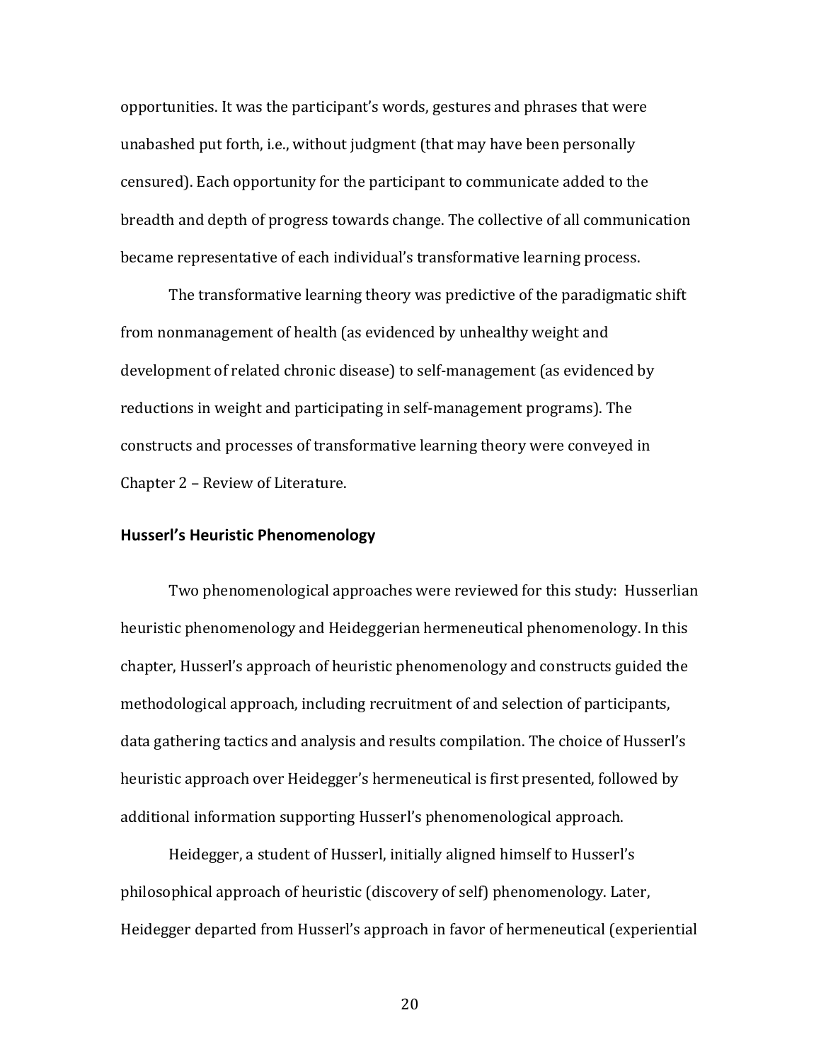opportunities. It was the participant's words, gestures and phrases that were unabashed put forth, i.e., without judgment (that may have been personally censured). Each opportunity for the participant to communicate added to the breadth and depth of progress towards change. The collective of all communication became representative of each individual's transformative learning process.

The transformative learning theory was predictive of the paradigmatic shift from nonmanagement of health (as evidenced by unhealthy weight and development of related chronic disease) to self-management (as evidenced by reductions in weight and participating in self-management programs). The constructs and processes of transformative learning theory were conveyed in Chapter 2 – Review of Literature.

### Husserl's Heuristic Phenomenology

Two phenomenological approaches were reviewed for this study: Husserlian heuristic phenomenology and Heideggerian hermeneutical phenomenology. In this chapter, Husserl's approach of heuristic phenomenology and constructs guided the methodological approach, including recruitment of and selection of participants, data gathering tactics and analysis and results compilation. The choice of Husserl's heuristic approach over Heidegger's hermeneutical is first presented, followed by additional information supporting Husserl's phenomenological approach.

Heidegger, a student of Husserl, initially aligned himself to Husserl's philosophical approach of heuristic (discovery of self) phenomenology. Later, Heidegger departed from Husserl's approach in favor of hermeneutical (experiential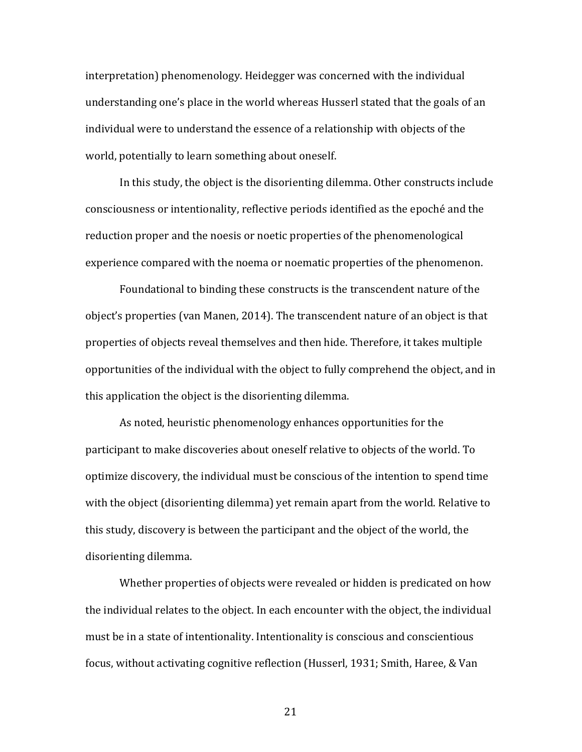interpretation) phenomenology. Heidegger was concerned with the individual understanding one's place in the world whereas Husserl stated that the goals of an individual were to understand the essence of a relationship with objects of the world, potentially to learn something about oneself.

In this study, the object is the disorienting dilemma. Other constructs include consciousness or intentionality, reflective periods identified as the epoché and the reduction proper and the noesis or noetic properties of the phenomenological experience compared with the noema or noematic properties of the phenomenon.

Foundational to binding these constructs is the transcendent nature of the object's properties (van Manen, 2014). The transcendent nature of an object is that properties of objects reveal themselves and then hide. Therefore, it takes multiple opportunities of the individual with the object to fully comprehend the object, and in this application the object is the disorienting dilemma.

As noted, heuristic phenomenology enhances opportunities for the participant to make discoveries about oneself relative to objects of the world. To optimize discovery, the individual must be conscious of the intention to spend time with the object (disorienting dilemma) yet remain apart from the world. Relative to this study, discovery is between the participant and the object of the world, the disorienting dilemma.

Whether properties of objects were revealed or hidden is predicated on how the individual relates to the object. In each encounter with the object, the individual must be in a state of intentionality. Intentionality is conscious and conscientious focus, without activating cognitive reflection (Husserl, 1931; Smith, Haree, & Van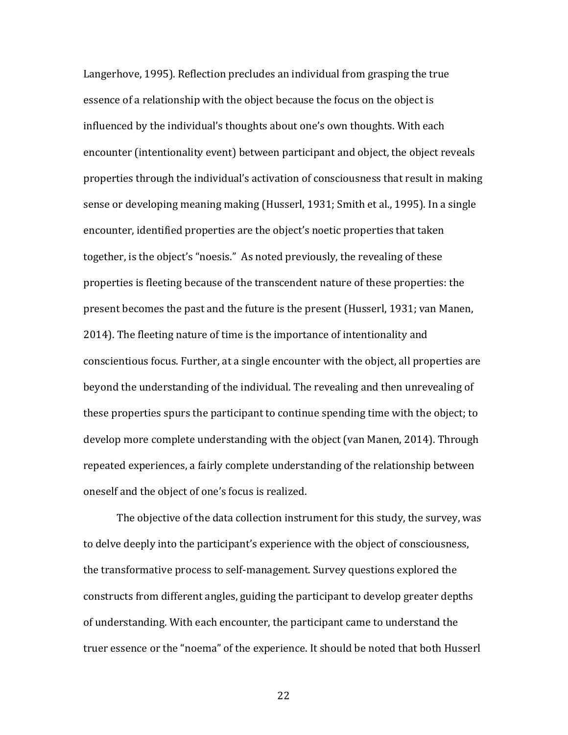Langerhove, 1995). Reflection precludes an individual from grasping the true essence of a relationship with the object because the focus on the object is influenced by the individual's thoughts about one's own thoughts. With each encounter (intentionality event) between participant and object, the object reveals properties through the individual's activation of consciousness that result in making sense or developing meaning making (Husserl, 1931; Smith et al., 1995). In a single encounter, identified properties are the object's noetic properties that taken together, is the object's "noesis." As noted previously, the revealing of these properties is fleeting because of the transcendent nature of these properties: the present becomes the past and the future is the present (Husserl, 1931; van Manen, 2014). The fleeting nature of time is the importance of intentionality and conscientious focus. Further, at a single encounter with the object, all properties are beyond the understanding of the individual. The revealing and then unrevealing of these properties spurs the participant to continue spending time with the object; to develop more complete understanding with the object (van Manen, 2014). Through repeated experiences, a fairly complete understanding of the relationship between oneself and the object of one's focus is realized.

The objective of the data collection instrument for this study, the survey, was to delve deeply into the participant's experience with the object of consciousness, the transformative process to self-management. Survey questions explored the constructs from different angles, guiding the participant to develop greater depths of understanding. With each encounter, the participant came to understand the truer essence or the "noema" of the experience. It should be noted that both Husserl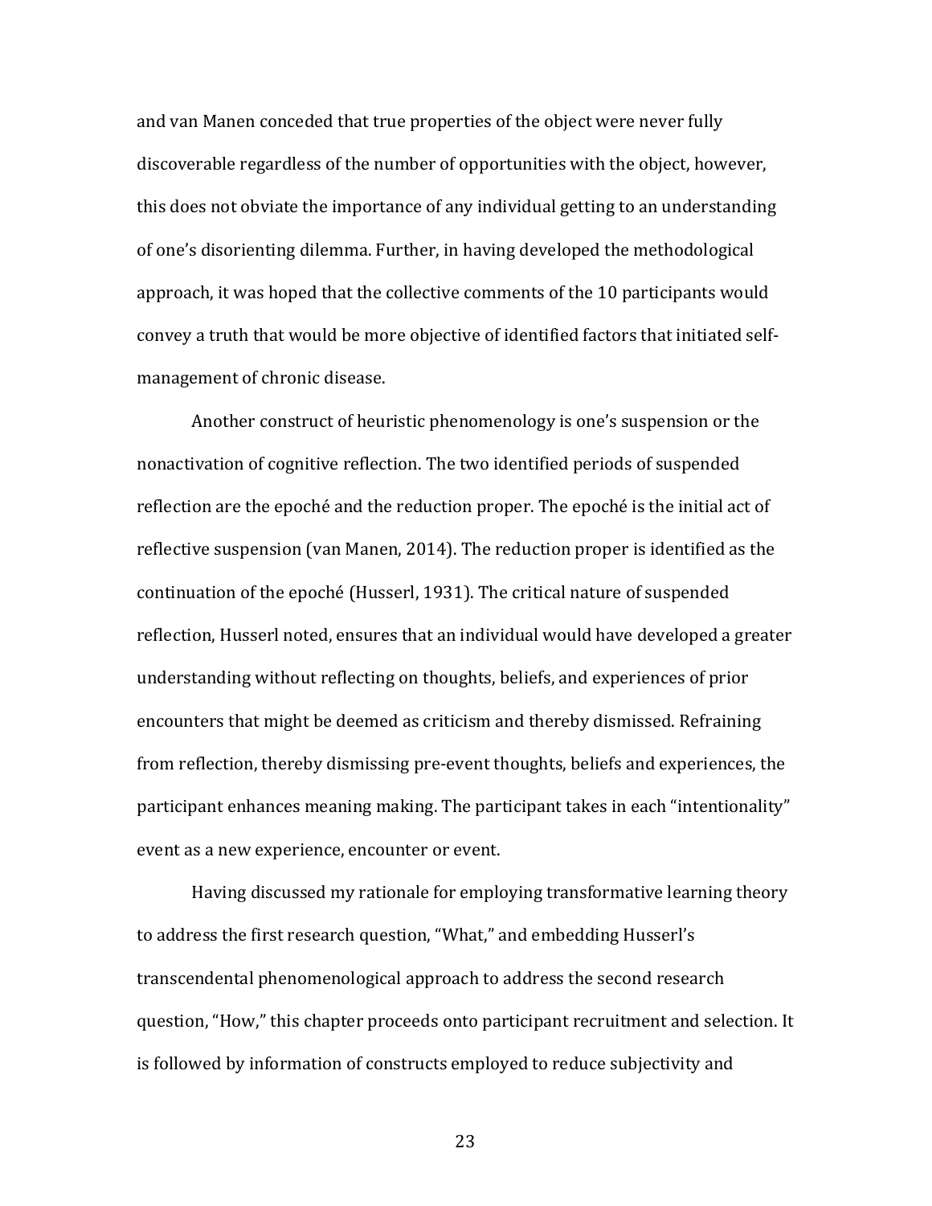and van Manen conceded that true properties of the object were never fully discoverable regardless of the number of opportunities with the object, however, this does not obviate the importance of any individual getting to an understanding of one's disorienting dilemma. Further, in having developed the methodological approach, it was hoped that the collective comments of the 10 participants would convey a truth that would be more objective of identified factors that initiated self-management of chronic disease.

Another construct of heuristic phenomenology is one's suspension or the nonactivation of cognitive reflection. The two identified periods of suspended reflection are the epoché and the reduction proper. The epoché is the initial act of reflective suspension (van Manen, 2014). The reduction proper is identified as the continuation of the epoché (Husserl, 1931). The critical nature of suspended reflection, Husserl noted, ensures that an individual would have developed a greater understanding without reflecting on thoughts, beliefs, and experiences of prior encounters that might be deemed as criticism and thereby dismissed. Refraining from reflection, thereby dismissing pre-event thoughts, beliefs and experiences, the participant enhances meaning making. The participant takes in each "intentionality" event as a new experience, encounter or event.

Having discussed my rationale for employing transformative learning theory to address the first research question, "What," and embedding Husserl's transcendental phenomenological approach to address the second research question, "How," this chapter proceeds onto participant recruitment and selection. It is followed by information of constructs employed to reduce subjectivity and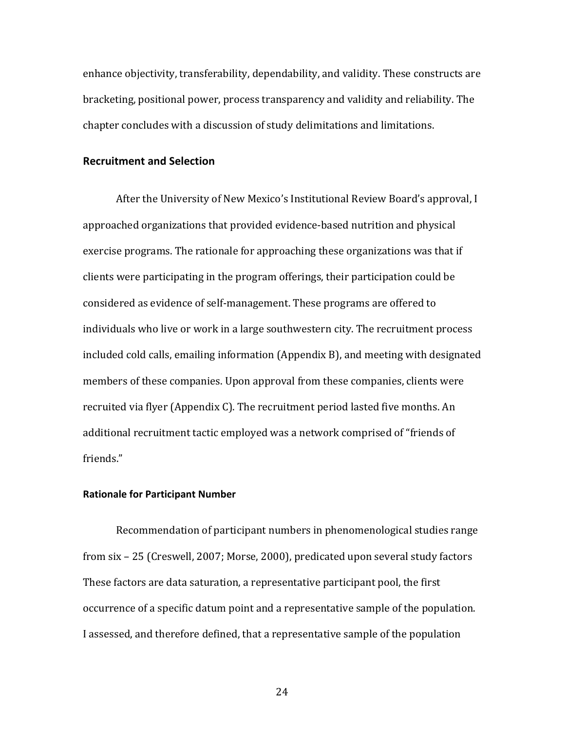enhance objectivity, transferability, dependability, and validity. These constructs are bracketing, positional power, process transparency and validity and reliability. The chapter concludes with a discussion of study delimitations and limitations.

## Recruitment and Selection

After the University of New Mexico's Institutional Review Board's approval, I approached organizations that provided evidence-based nutrition and physical exercise programs. The rationale for approaching these organizations was that if clients were participating in the program offerings, their participation could be considered as evidence of self-management. These programs are offered to individuals who live or work in a large southwestern city. The recruitment process included cold calls, emailing information (Appendix B), and meeting with designated members of these companies. Upon approval from these companies, clients were recruited via flyer (Appendix C). The recruitment period lasted five months. An additional recruitment tactic employed was a network comprised of "friends of friends."

### Rationale for Participant Number

Recommendation of participant numbers in phenomenological studies range from six – 25 (Creswell, 2007; Morse, 2000), predicated upon several study factors These factors are data saturation, a representative participant pool, the first occurrence of a specific datum point and a representative sample of the population. I assessed, and therefore defined, that a representative sample of the population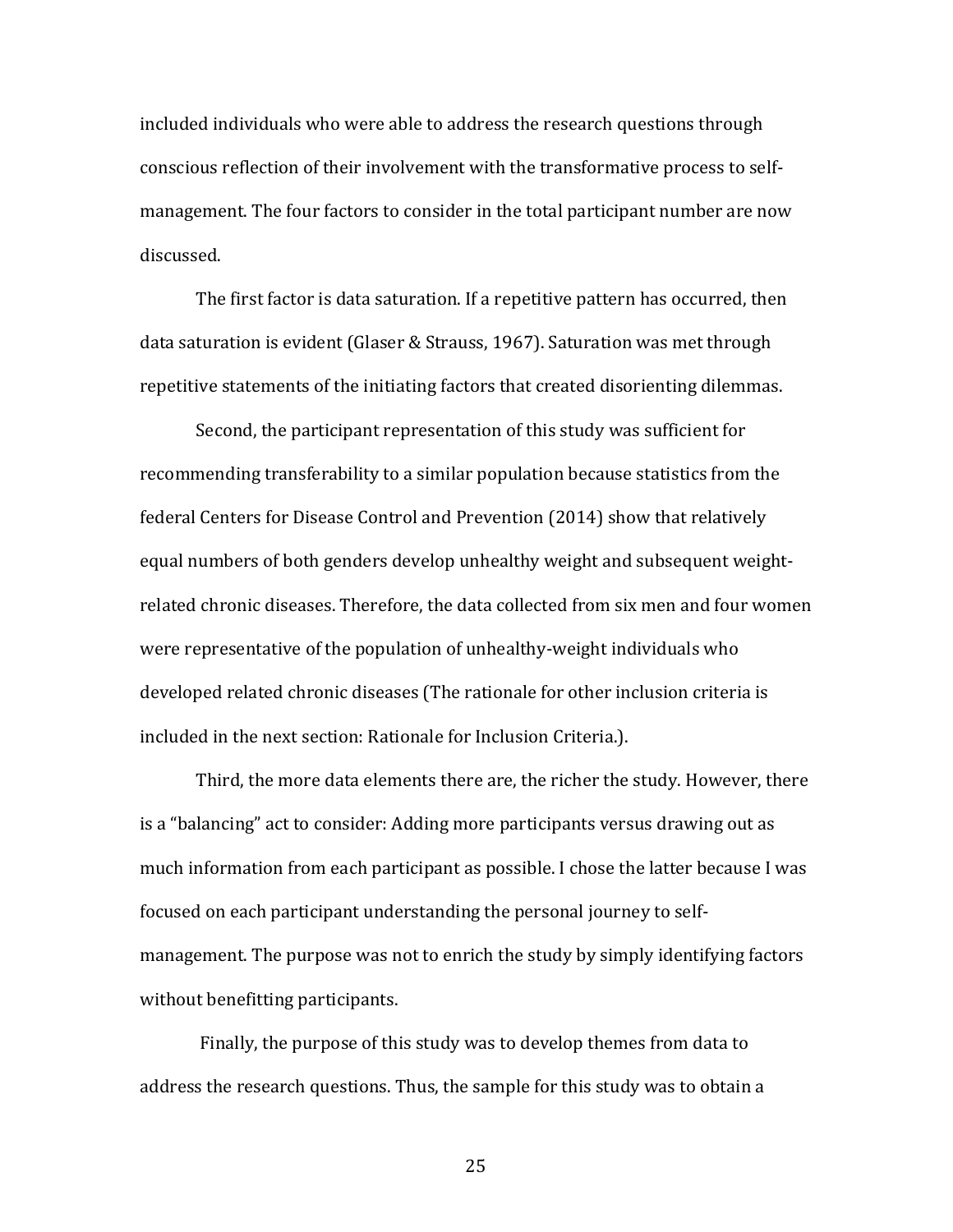included individuals who were able to address the research questions through conscious reflection of their involvement with the transformative process to self-management. The four factors to consider in the total participant number are now discussed.

The first factor is data saturation. If a repetitive pattern has occurred, then data saturation is evident (Glaser & Strauss, 1967). Saturation was met through repetitive statements of the initiating factors that created disorienting dilemmas.

Second, the participant representation of this study was sufficient for recommending transferability to a similar population because statistics from the federal Centers for Disease Control and Prevention (2014) show that relatively equal numbers of both genders develop unhealthy weight and subsequent weight-related chronic diseases. Therefore, the data collected from six men and four women were representative of the population of unhealthy-weight individuals who developed related chronic diseases (The rationale for other inclusion criteria is included in the next section: Rationale for Inclusion Criteria.).

Third, the more data elements there are, the richer the study. However, there is a "balancing" act to consider: Adding more participants versus drawing out as much information from each participant as possible. I chose the latter because I was focused on each participant understanding the personal journey to self-management. The purpose was not to enrich the study by simply identifying factors without benefitting participants.

Finally, the purpose of this study was to develop themes from data to address the research questions. Thus, the sample for this study was to obtain a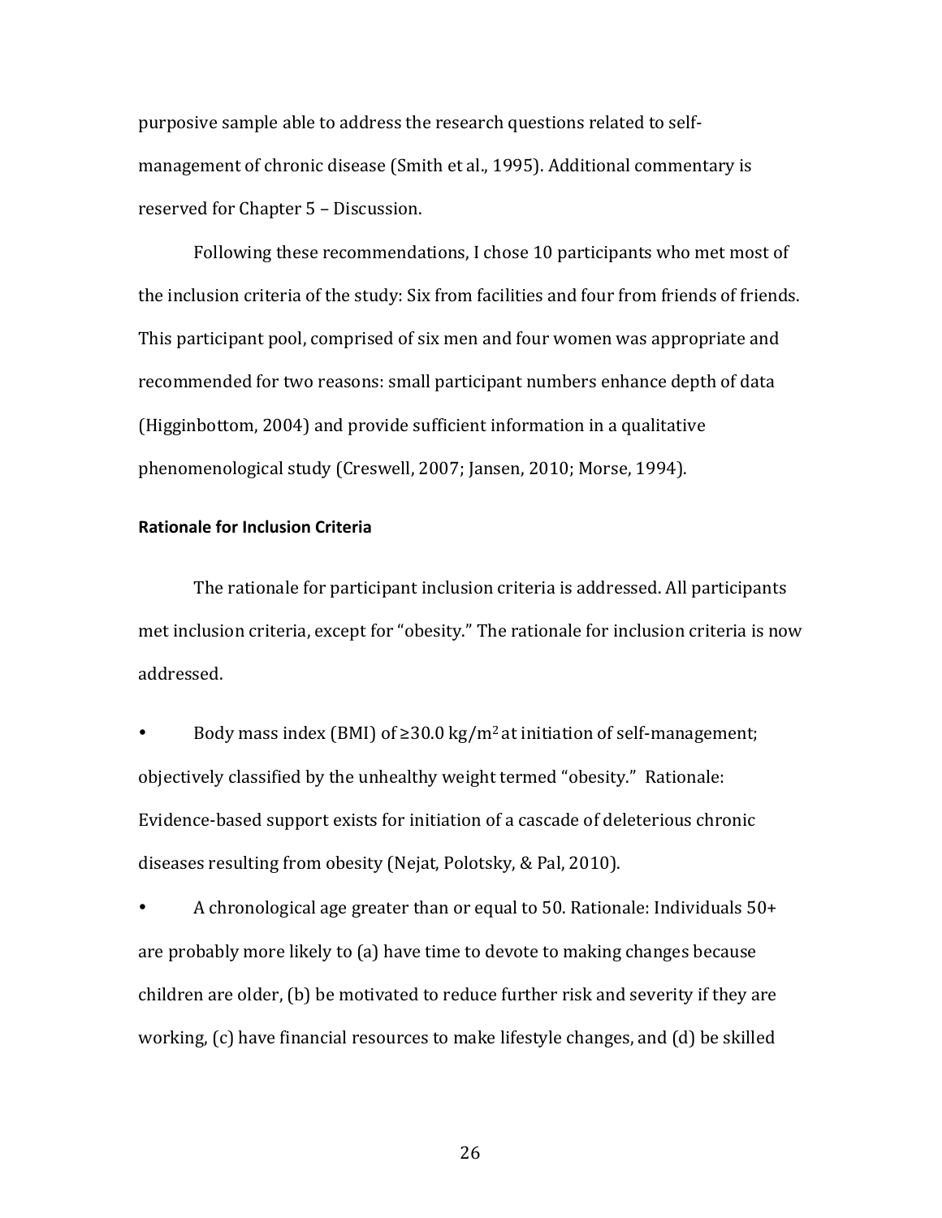purposive sample able to address the research questions related to self-management of chronic disease (Smith et al., 1995). Additional commentary is reserved for Chapter 5 – Discussion.

Following these recommendations, I chose 10 participants who met most of the inclusion criteria of the study: Six from facilities and four from friends of friends. This participant pool, comprised of six men and four women was appropriate and recommended for two reasons: small participant numbers enhance depth of data (Higginbottom, 2004) and provide sufficient information in a qualitative phenomenological study (Creswell, 2007; Jansen, 2010; Morse, 1994).

**Rationale for Inclusion Criteria**

The rationale for participant inclusion criteria is addressed. All participants met inclusion criteria, except for "obesity." The rationale for inclusion criteria is now addressed.

- Body mass index (BMI) of ≥30.0 kg/m$^2$ at initiation of self-management; objectively classified by the unhealthy weight termed "obesity." Rationale: Evidence-based support exists for initiation of a cascade of deleterious chronic diseases resulting from obesity (Nejat, Polotsky, & Pal, 2010).
- A chronological age greater than or equal to 50. Rationale: Individuals 50+ are probably more likely to (a) have time to devote to making changes because children are older, (b) be motivated to reduce further risk and severity if they are working, (c) have financial resources to make lifestyle changes, and (d) be skilled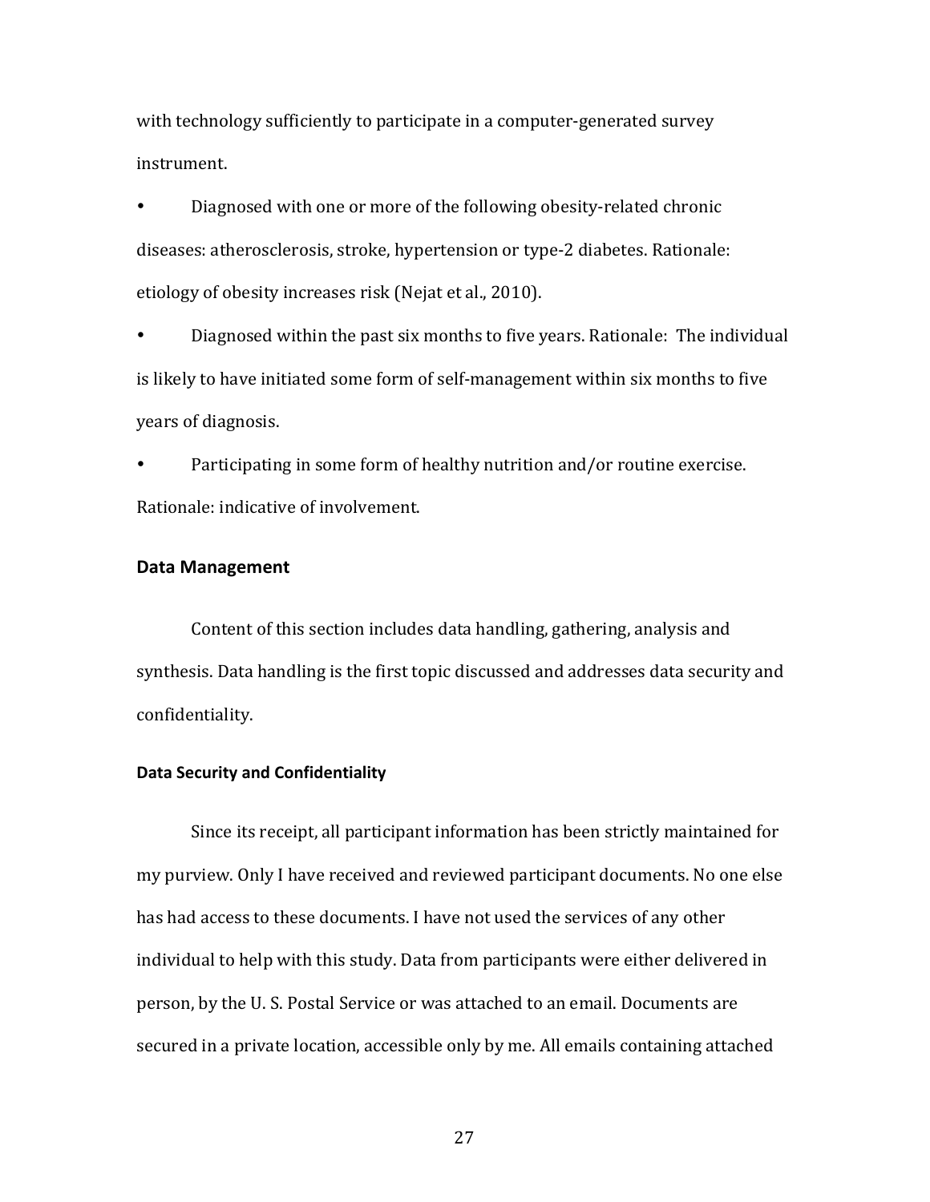with technology sufficiently to participate in a computer-generated survey instrument.

- Diagnosed with one or more of the following obesity-related chronic diseases: atherosclerosis, stroke, hypertension or type-2 diabetes. Rationale: etiology of obesity increases risk (Nejat et al., 2010).
- Diagnosed within the past six months to five years. Rationale: The individual is likely to have initiated some form of self-management within six months to five years of diagnosis.
- Participating in some form of healthy nutrition and/or routine exercise. Rationale: indicative of involvement.

## Data Management

Content of this section includes data handling, gathering, analysis and synthesis. Data handling is the first topic discussed and addresses data security and confidentiality.

### Data Security and Confidentiality

Since its receipt, all participant information has been strictly maintained for my purview. Only I have received and reviewed participant documents. No one else has had access to these documents. I have not used the services of any other individual to help with this study. Data from participants were either delivered in person, by the U. S. Postal Service or was attached to an email. Documents are secured in a private location, accessible only by me. All emails containing attached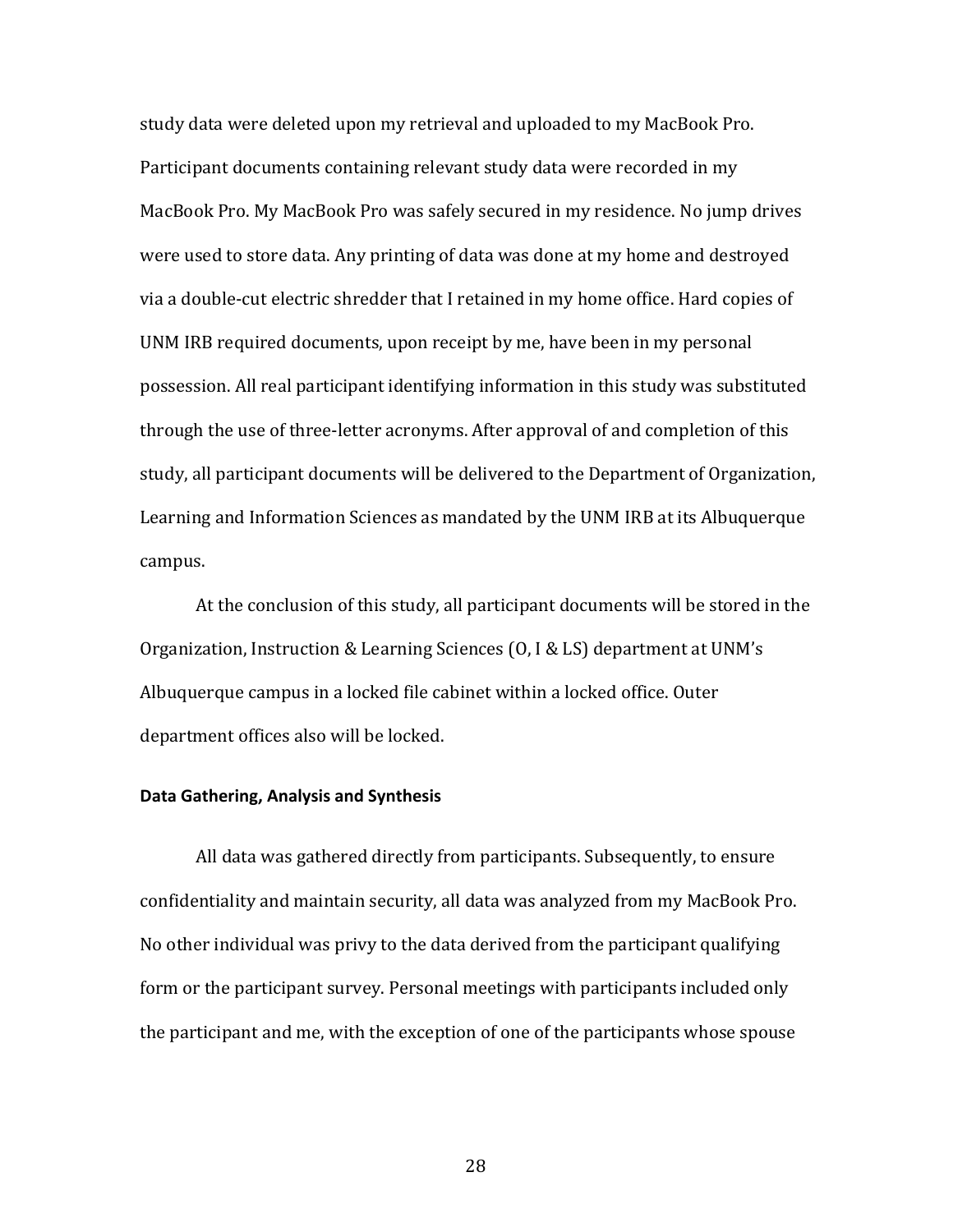study data were deleted upon my retrieval and uploaded to my MacBook Pro. Participant documents containing relevant study data were recorded in my MacBook Pro. My MacBook Pro was safely secured in my residence. No jump drives were used to store data. Any printing of data was done at my home and destroyed via a double-cut electric shredder that I retained in my home office. Hard copies of UNM IRB required documents, upon receipt by me, have been in my personal possession. All real participant identifying information in this study was substituted through the use of three-letter acronyms. After approval of and completion of this study, all participant documents will be delivered to the Department of Organization, Learning and Information Sciences as mandated by the UNM IRB at its Albuquerque campus.

At the conclusion of this study, all participant documents will be stored in the Organization, Instruction & Learning Sciences (O, I & LS) department at UNM's Albuquerque campus in a locked file cabinet within a locked office. Outer department offices also will be locked.

**Data Gathering, Analysis and Synthesis**

All data was gathered directly from participants. Subsequently, to ensure confidentiality and maintain security, all data was analyzed from my MacBook Pro. No other individual was privy to the data derived from the participant qualifying form or the participant survey. Personal meetings with participants included only the participant and me, with the exception of one of the participants whose spouse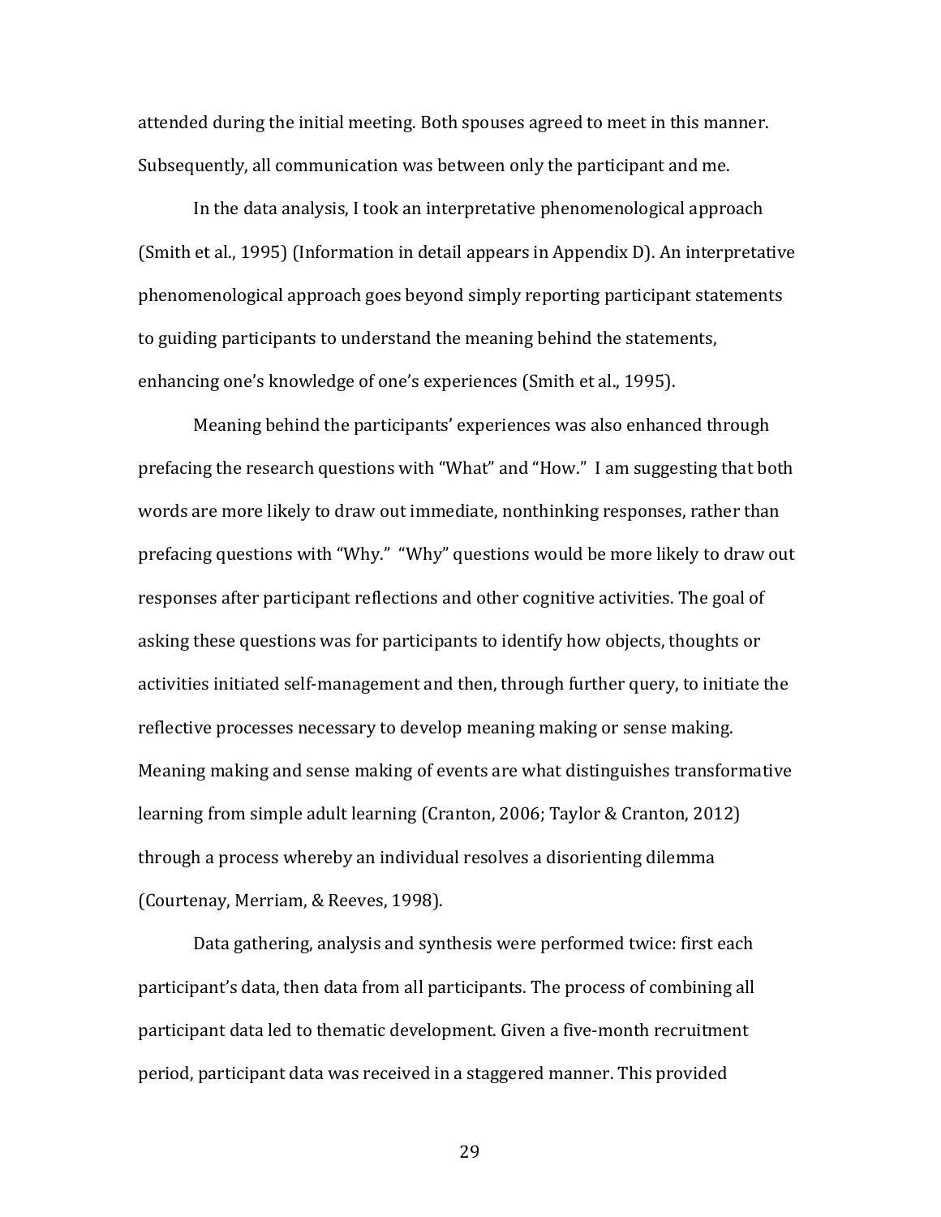attended during the initial meeting. Both spouses agreed to meet in this manner. Subsequently, all communication was between only the participant and me.

In the data analysis, I took an interpretative phenomenological approach (Smith et al., 1995) (Information in detail appears in Appendix D). An interpretative phenomenological approach goes beyond simply reporting participant statements to guiding participants to understand the meaning behind the statements, enhancing one's knowledge of one's experiences (Smith et al., 1995).

Meaning behind the participants' experiences was also enhanced through prefacing the research questions with "What" and "How." I am suggesting that both words are more likely to draw out immediate, nonthinking responses, rather than prefacing questions with "Why." "Why" questions would be more likely to draw out responses after participant reflections and other cognitive activities. The goal of asking these questions was for participants to identify how objects, thoughts or activities initiated self-management and then, through further query, to initiate the reflective processes necessary to develop meaning making or sense making. Meaning making and sense making of events are what distinguishes transformative learning from simple adult learning (Cranton, 2006; Taylor & Cranton, 2012) through a process whereby an individual resolves a disorienting dilemma (Courtenay, Merriam, & Reeves, 1998).

Data gathering, analysis and synthesis were performed twice: first each participant's data, then data from all participants. The process of combining all participant data led to thematic development. Given a five-month recruitment period, participant data was received in a staggered manner. This provided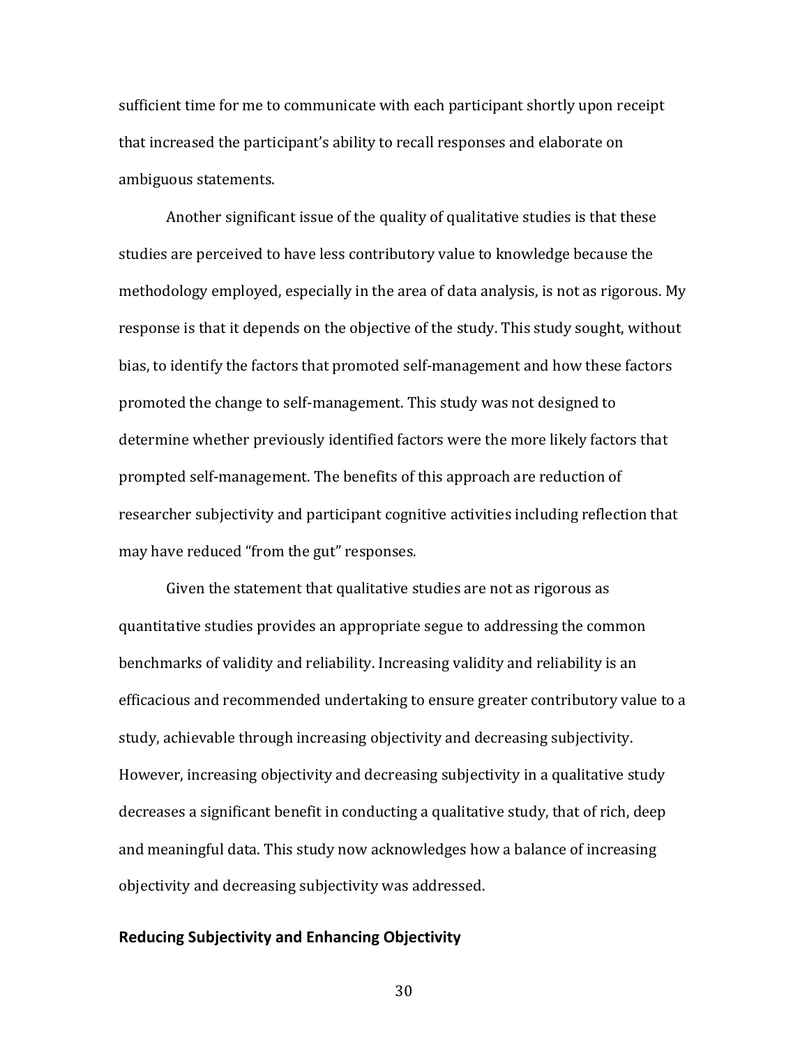sufficient time for me to communicate with each participant shortly upon receipt that increased the participant's ability to recall responses and elaborate on ambiguous statements.

Another significant issue of the quality of qualitative studies is that these studies are perceived to have less contributory value to knowledge because the methodology employed, especially in the area of data analysis, is not as rigorous. My response is that it depends on the objective of the study. This study sought, without bias, to identify the factors that promoted self-management and how these factors promoted the change to self-management. This study was not designed to determine whether previously identified factors were the more likely factors that prompted self-management. The benefits of this approach are reduction of researcher subjectivity and participant cognitive activities including reflection that may have reduced "from the gut" responses.

Given the statement that qualitative studies are not as rigorous as quantitative studies provides an appropriate segue to addressing the common benchmarks of validity and reliability. Increasing validity and reliability is an efficacious and recommended undertaking to ensure greater contributory value to a study, achievable through increasing objectivity and decreasing subjectivity. However, increasing objectivity and decreasing subjectivity in a qualitative study decreases a significant benefit in conducting a qualitative study, that of rich, deep and meaningful data. This study now acknowledges how a balance of increasing objectivity and decreasing subjectivity was addressed.

### Reducing Subjectivity and Enhancing Objectivity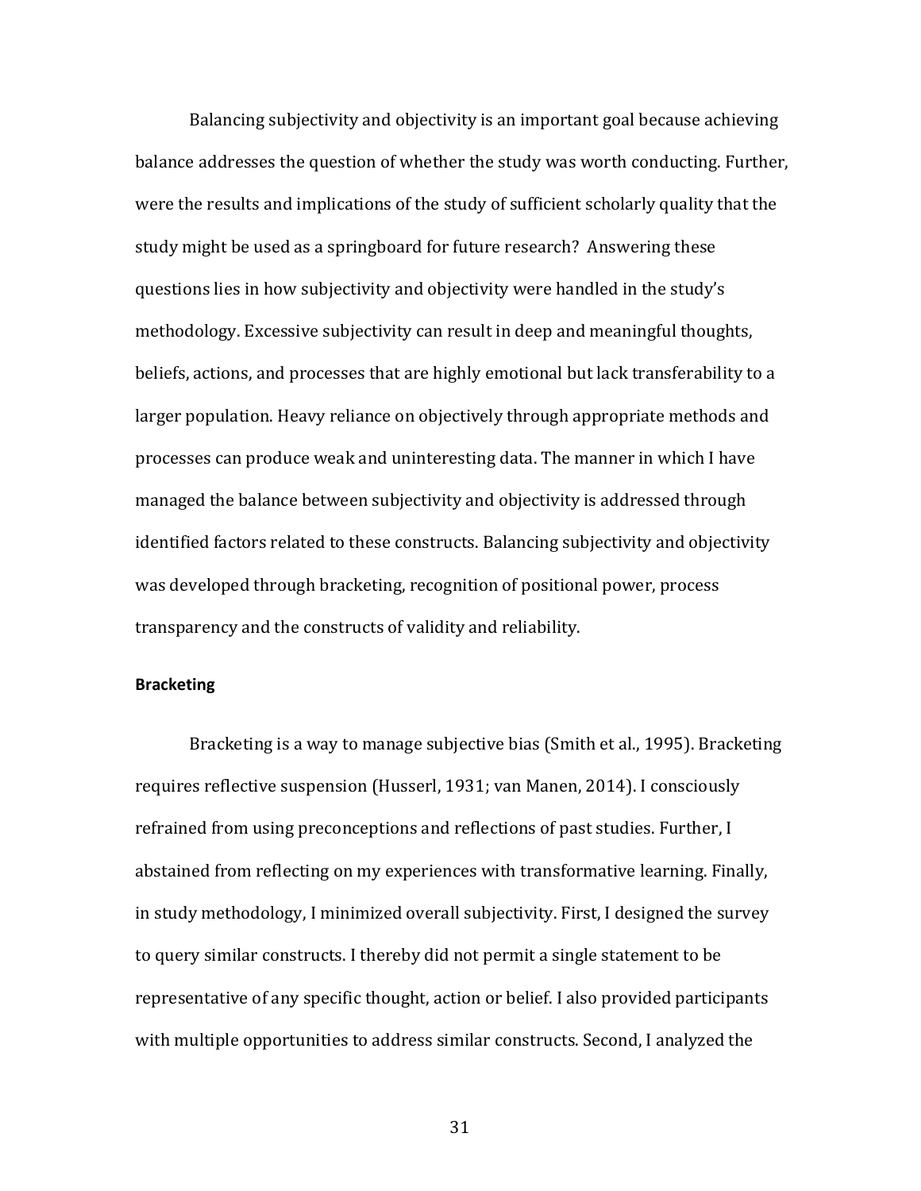Balancing subjectivity and objectivity is an important goal because achieving balance addresses the question of whether the study was worth conducting. Further, were the results and implications of the study of sufficient scholarly quality that the study might be used as a springboard for future research? Answering these questions lies in how subjectivity and objectivity were handled in the study's methodology. Excessive subjectivity can result in deep and meaningful thoughts, beliefs, actions, and processes that are highly emotional but lack transferability to a larger population. Heavy reliance on objectively through appropriate methods and processes can produce weak and uninteresting data. The manner in which I have managed the balance between subjectivity and objectivity is addressed through identified factors related to these constructs. Balancing subjectivity and objectivity was developed through bracketing, recognition of positional power, process transparency and the constructs of validity and reliability.

**Bracketing**

Bracketing is a way to manage subjective bias (Smith et al., 1995). Bracketing requires reflective suspension (Husserl, 1931; van Manen, 2014). I consciously refrained from using preconceptions and reflections of past studies. Further, I abstained from reflecting on my experiences with transformative learning. Finally, in study methodology, I minimized overall subjectivity. First, I designed the survey to query similar constructs. I thereby did not permit a single statement to be representative of any specific thought, action or belief. I also provided participants with multiple opportunities to address similar constructs. Second, I analyzed the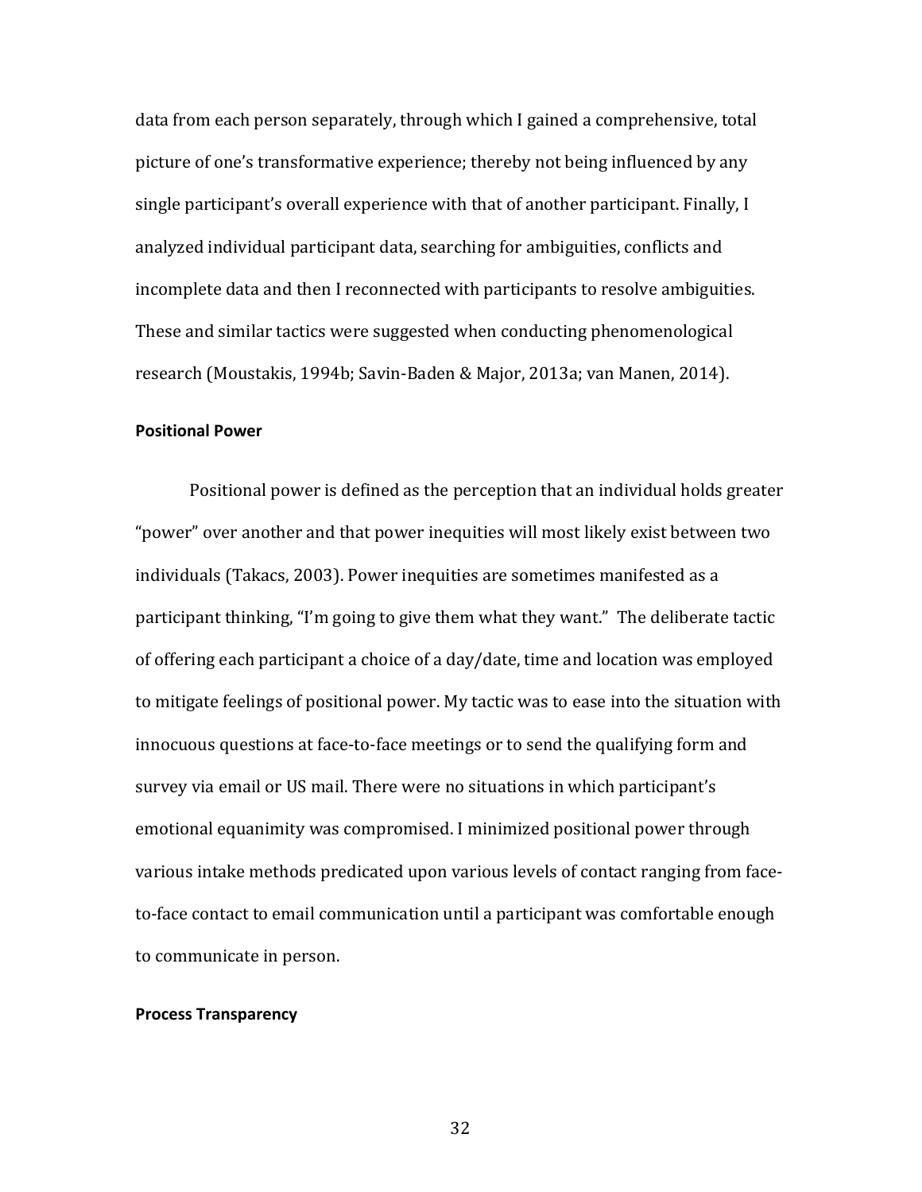data from each person separately, through which I gained a comprehensive, total picture of one's transformative experience; thereby not being influenced by any single participant's overall experience with that of another participant. Finally, I analyzed individual participant data, searching for ambiguities, conflicts and incomplete data and then I reconnected with participants to resolve ambiguities. These and similar tactics were suggested when conducting phenomenological research (Moustakis, 1994b; Savin-Baden & Major, 2013a; van Manen, 2014).

### Positional Power

Positional power is defined as the perception that an individual holds greater "power" over another and that power inequities will most likely exist between two individuals (Takacs, 2003). Power inequities are sometimes manifested as a participant thinking, "I'm going to give them what they want." The deliberate tactic of offering each participant a choice of a day/date, time and location was employed to mitigate feelings of positional power. My tactic was to ease into the situation with innocuous questions at face-to-face meetings or to send the qualifying form and survey via email or US mail. There were no situations in which participant's emotional equanimity was compromised. I minimized positional power through various intake methods predicated upon various levels of contact ranging from face-to-face contact to email communication until a participant was comfortable enough to communicate in person.

### Process Transparency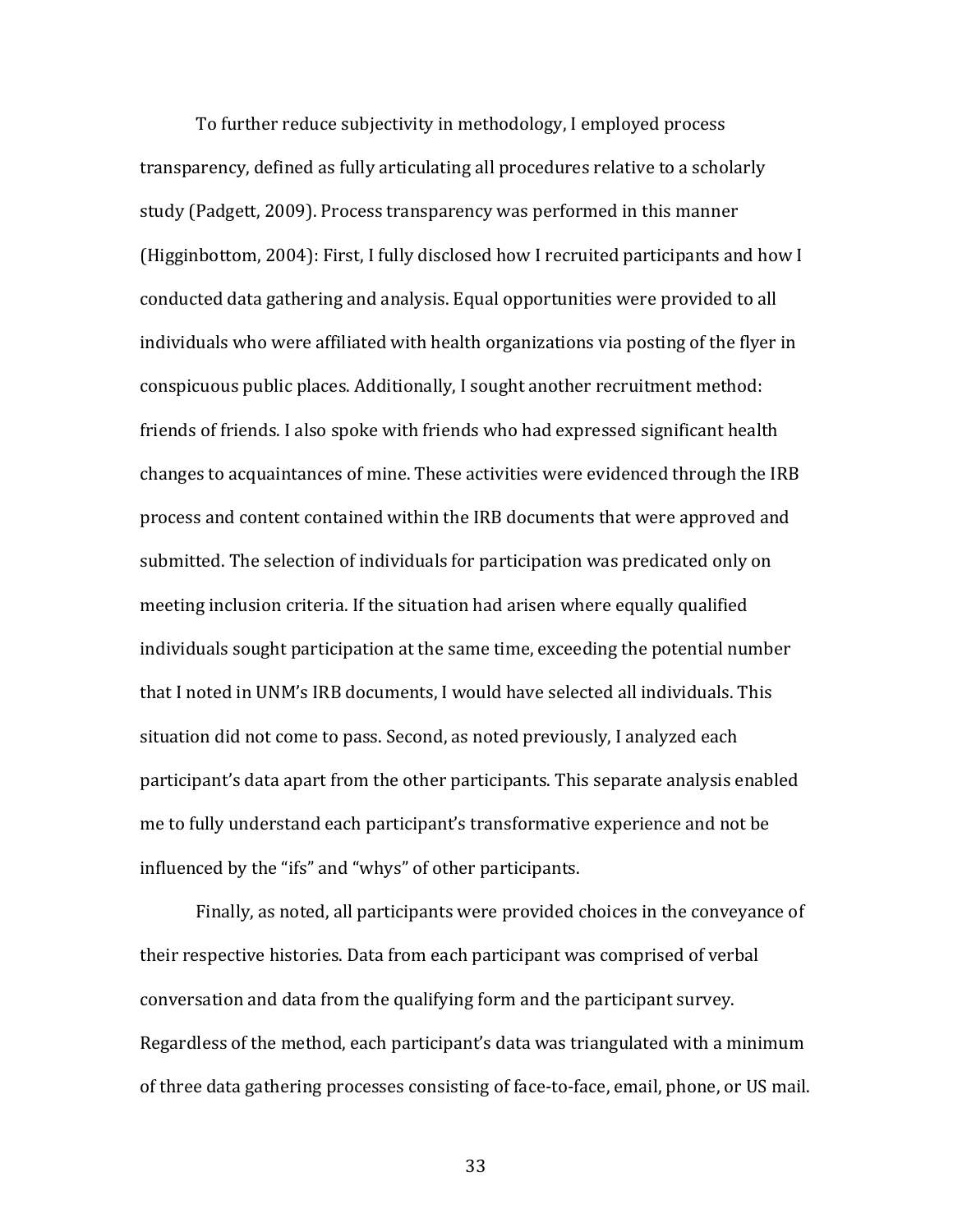To further reduce subjectivity in methodology, I employed process transparency, defined as fully articulating all procedures relative to a scholarly study (Padgett, 2009). Process transparency was performed in this manner (Higginbottom, 2004): First, I fully disclosed how I recruited participants and how I conducted data gathering and analysis. Equal opportunities were provided to all individuals who were affiliated with health organizations via posting of the flyer in conspicuous public places. Additionally, I sought another recruitment method: friends of friends. I also spoke with friends who had expressed significant health changes to acquaintances of mine. These activities were evidenced through the IRB process and content contained within the IRB documents that were approved and submitted. The selection of individuals for participation was predicated only on meeting inclusion criteria. If the situation had arisen where equally qualified individuals sought participation at the same time, exceeding the potential number that I noted in UNM's IRB documents, I would have selected all individuals. This situation did not come to pass. Second, as noted previously, I analyzed each participant's data apart from the other participants. This separate analysis enabled me to fully understand each participant's transformative experience and not be influenced by the "ifs" and "whys" of other participants.

Finally, as noted, all participants were provided choices in the conveyance of their respective histories. Data from each participant was comprised of verbal conversation and data from the qualifying form and the participant survey. Regardless of the method, each participant's data was triangulated with a minimum of three data gathering processes consisting of face-to-face, email, phone, or US mail.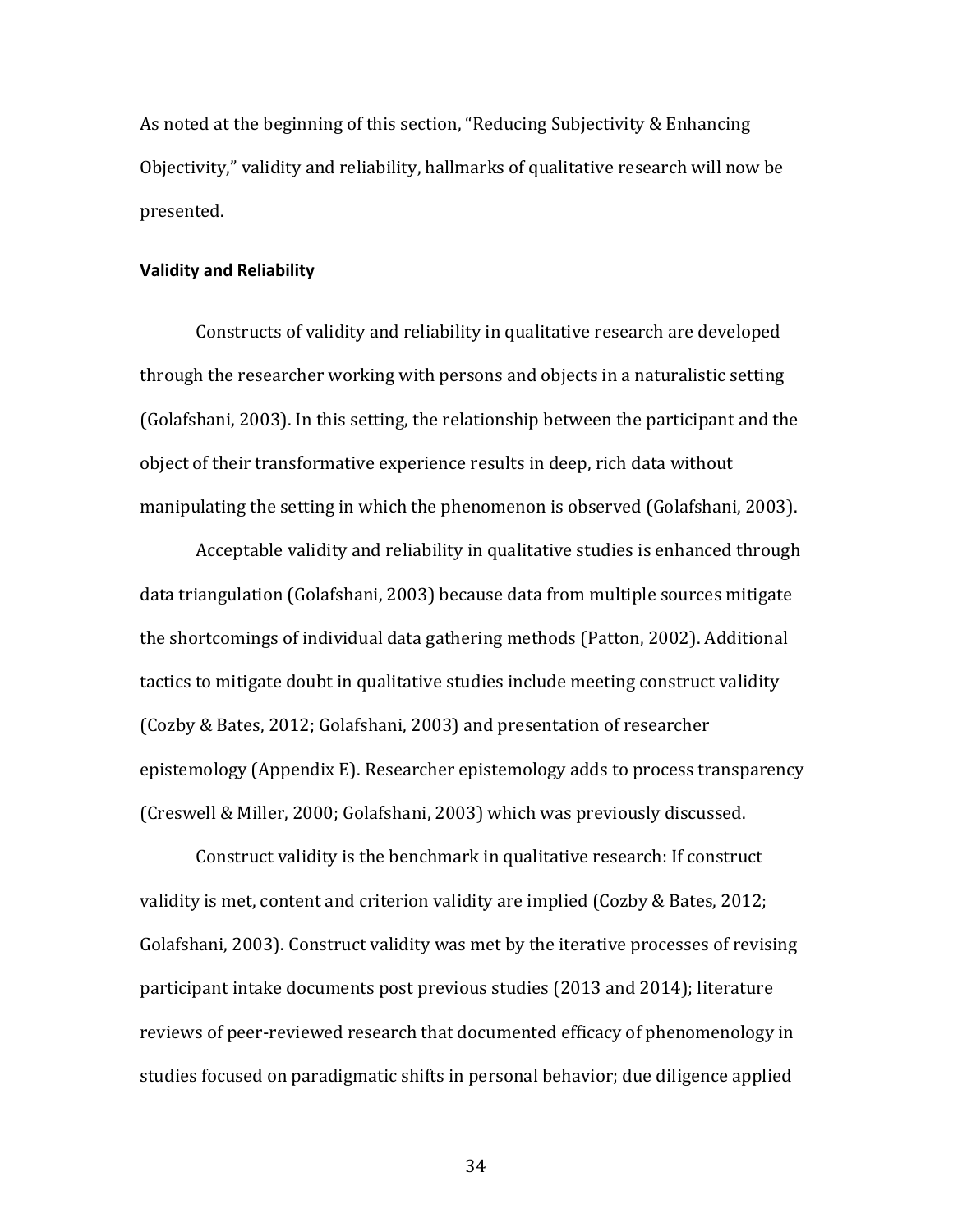As noted at the beginning of this section, "Reducing Subjectivity & Enhancing Objectivity," validity and reliability, hallmarks of qualitative research will now be presented.

**Validity and Reliability**

Constructs of validity and reliability in qualitative research are developed through the researcher working with persons and objects in a naturalistic setting (Golafshani, 2003). In this setting, the relationship between the participant and the object of their transformative experience results in deep, rich data without manipulating the setting in which the phenomenon is observed (Golafshani, 2003).

Acceptable validity and reliability in qualitative studies is enhanced through data triangulation (Golafshani, 2003) because data from multiple sources mitigate the shortcomings of individual data gathering methods (Patton, 2002). Additional tactics to mitigate doubt in qualitative studies include meeting construct validity (Cozby & Bates, 2012; Golafshani, 2003) and presentation of researcher epistemology (Appendix E). Researcher epistemology adds to process transparency (Creswell & Miller, 2000; Golafshani, 2003) which was previously discussed.

Construct validity is the benchmark in qualitative research: If construct validity is met, content and criterion validity are implied (Cozby & Bates, 2012; Golafshani, 2003). Construct validity was met by the iterative processes of revising participant intake documents post previous studies (2013 and 2014); literature reviews of peer-reviewed research that documented efficacy of phenomenology in studies focused on paradigmatic shifts in personal behavior; due diligence applied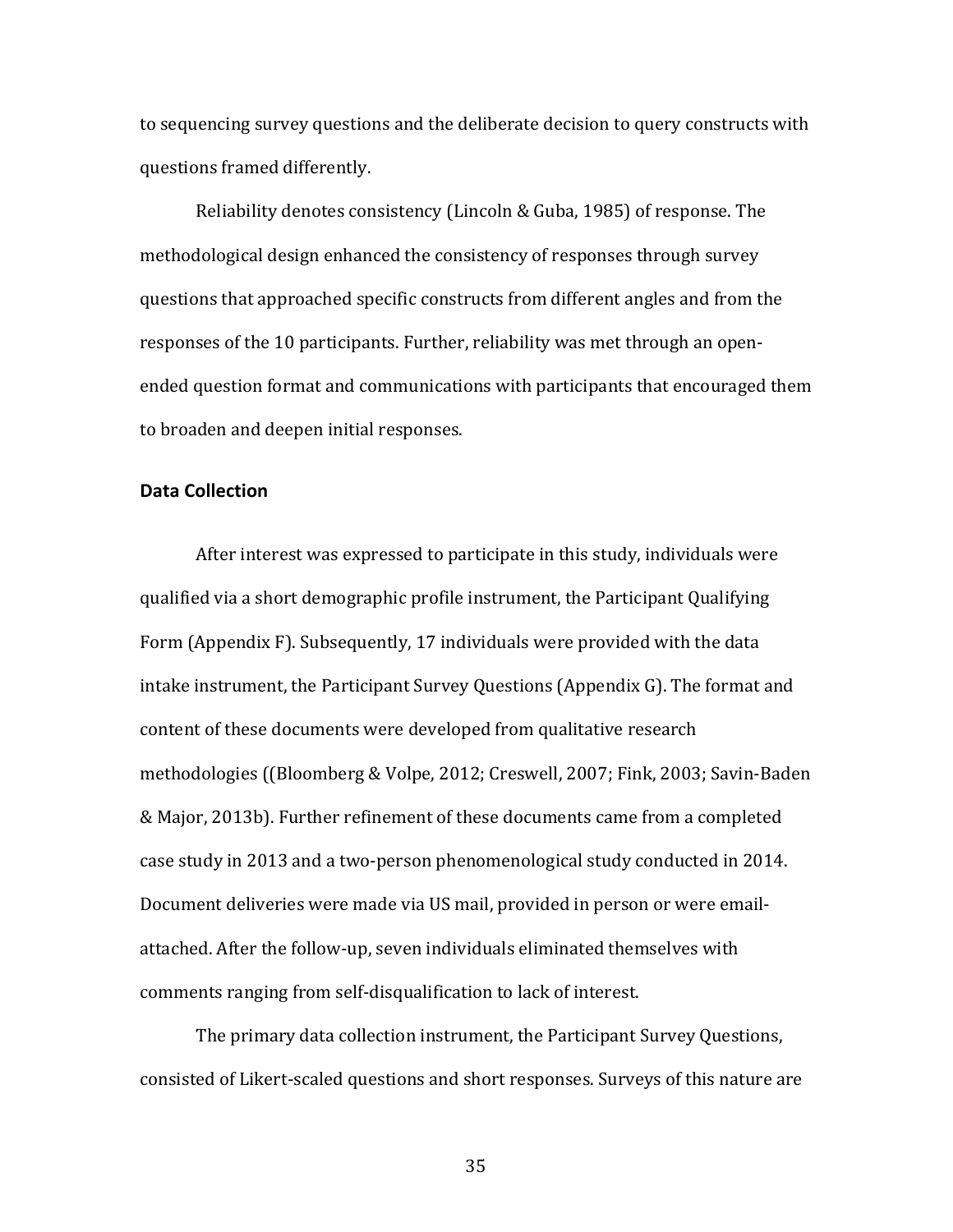to sequencing survey questions and the deliberate decision to query constructs with questions framed differently.

Reliability denotes consistency (Lincoln & Guba, 1985) of response. The methodological design enhanced the consistency of responses through survey questions that approached specific constructs from different angles and from the responses of the 10 participants. Further, reliability was met through an open-ended question format and communications with participants that encouraged them to broaden and deepen initial responses.

### Data Collection

After interest was expressed to participate in this study, individuals were qualified via a short demographic profile instrument, the Participant Qualifying Form (Appendix F). Subsequently, 17 individuals were provided with the data intake instrument, the Participant Survey Questions (Appendix G). The format and content of these documents were developed from qualitative research methodologies ((Bloomberg & Volpe, 2012; Creswell, 2007; Fink, 2003; Savin-Baden & Major, 2013b). Further refinement of these documents came from a completed case study in 2013 and a two-person phenomenological study conducted in 2014. Document deliveries were made via US mail, provided in person or were email-attached. After the follow-up, seven individuals eliminated themselves with comments ranging from self-disqualification to lack of interest.

The primary data collection instrument, the Participant Survey Questions, consisted of Likert-scaled questions and short responses. Surveys of this nature are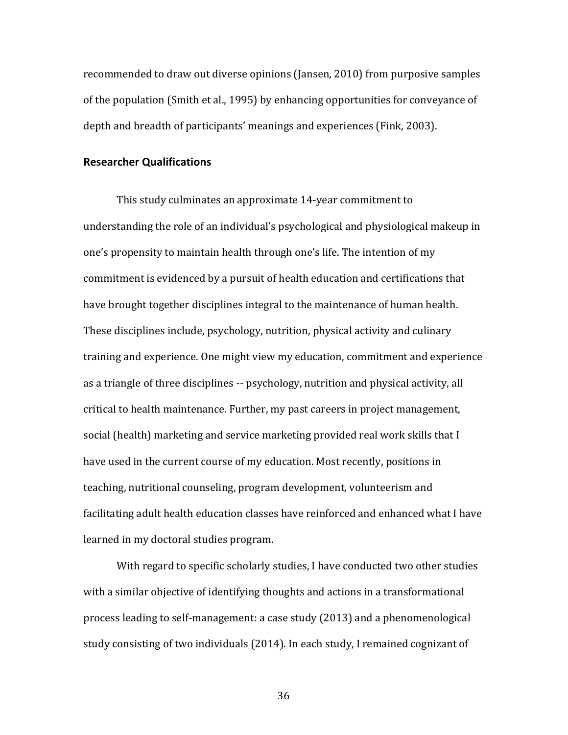recommended to draw out diverse opinions (Jansen, 2010) from purposive samples of the population (Smith et al., 1995) by enhancing opportunities for conveyance of depth and breadth of participants' meanings and experiences (Fink, 2003).

### Researcher Qualifications

This study culminates an approximate 14-year commitment to understanding the role of an individual's psychological and physiological makeup in one's propensity to maintain health through one's life. The intention of my commitment is evidenced by a pursuit of health education and certifications that have brought together disciplines integral to the maintenance of human health. These disciplines include, psychology, nutrition, physical activity and culinary training and experience. One might view my education, commitment and experience as a triangle of three disciplines -- psychology, nutrition and physical activity, all critical to health maintenance. Further, my past careers in project management, social (health) marketing and service marketing provided real work skills that I have used in the current course of my education. Most recently, positions in teaching, nutritional counseling, program development, volunteerism and facilitating adult health education classes have reinforced and enhanced what I have learned in my doctoral studies program.

With regard to specific scholarly studies, I have conducted two other studies with a similar objective of identifying thoughts and actions in a transformational process leading to self-management: a case study (2013) and a phenomenological study consisting of two individuals (2014). In each study, I remained cognizant of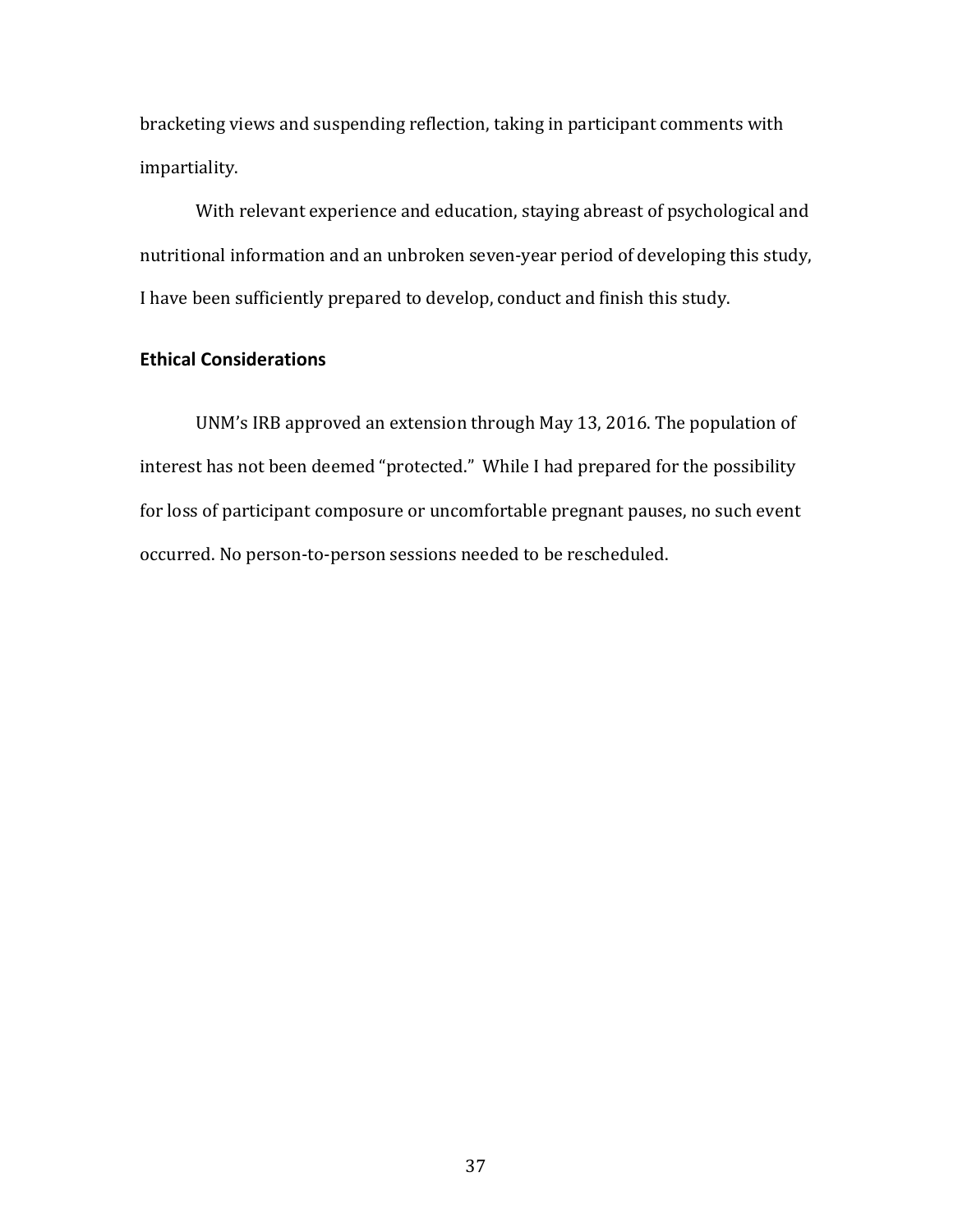bracketing views and suspending reflection, taking in participant comments with impartiality.

With relevant experience and education, staying abreast of psychological and nutritional information and an unbroken seven-year period of developing this study, I have been sufficiently prepared to develop, conduct and finish this study.

### Ethical Considerations

UNM's IRB approved an extension through May 13, 2016. The population of interest has not been deemed "protected." While I had prepared for the possibility for loss of participant composure or uncomfortable pregnant pauses, no such event occurred. No person-to-person sessions needed to be rescheduled.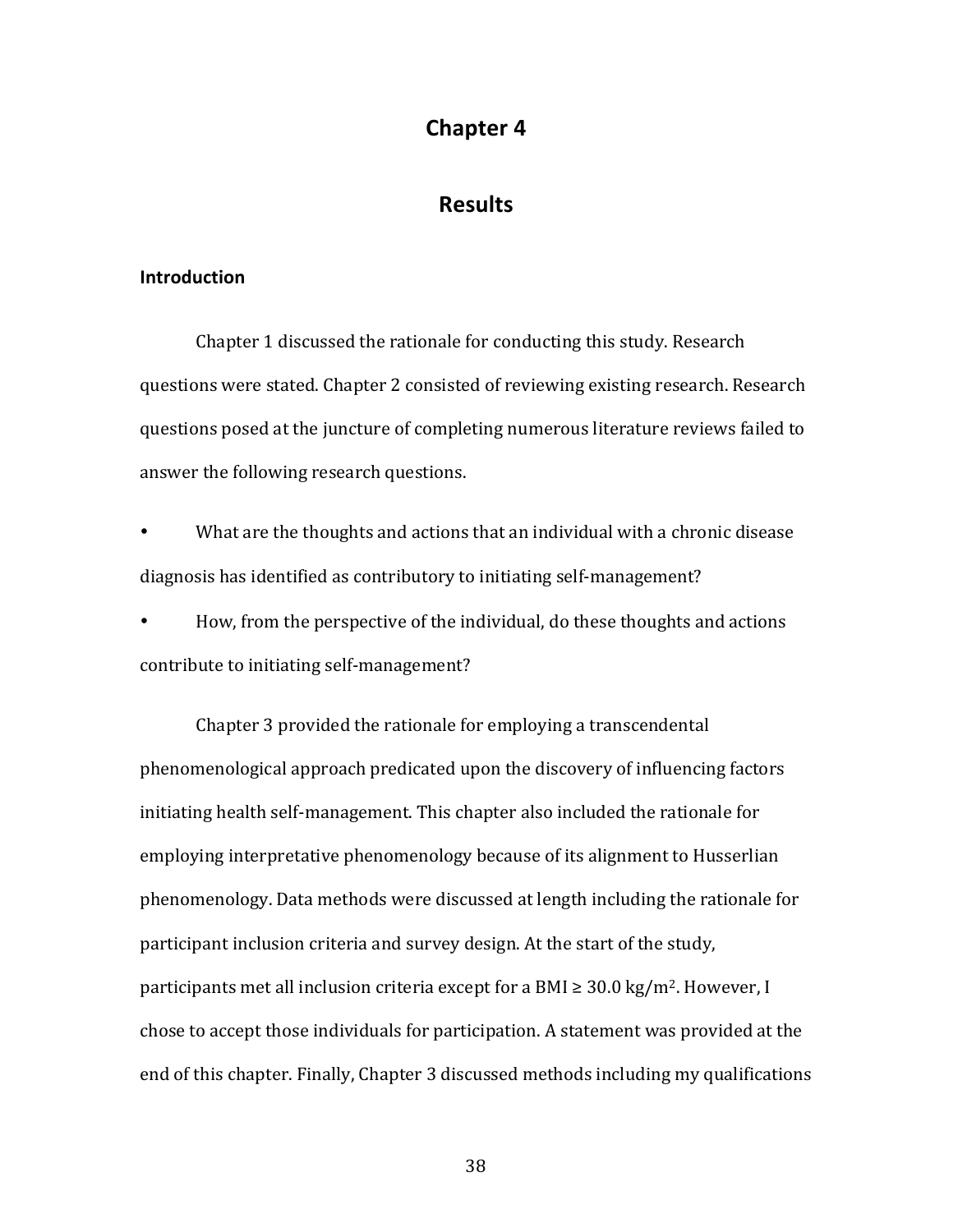# Chapter 4

# Results

## Introduction

Chapter 1 discussed the rationale for conducting this study. Research questions were stated. Chapter 2 consisted of reviewing existing research. Research questions posed at the juncture of completing numerous literature reviews failed to answer the following research questions.

- What are the thoughts and actions that an individual with a chronic disease diagnosis has identified as contributory to initiating self-management?
- How, from the perspective of the individual, do these thoughts and actions contribute to initiating self-management?

Chapter 3 provided the rationale for employing a transcendental phenomenological approach predicated upon the discovery of influencing factors initiating health self-management. This chapter also included the rationale for employing interpretative phenomenology because of its alignment to Husserlian phenomenology. Data methods were discussed at length including the rationale for participant inclusion criteria and survey design. At the start of the study, participants met all inclusion criteria except for a BMI ≥ 30.0 kg/m$^2$. However, I chose to accept those individuals for participation. A statement was provided at the end of this chapter. Finally, Chapter 3 discussed methods including my qualifications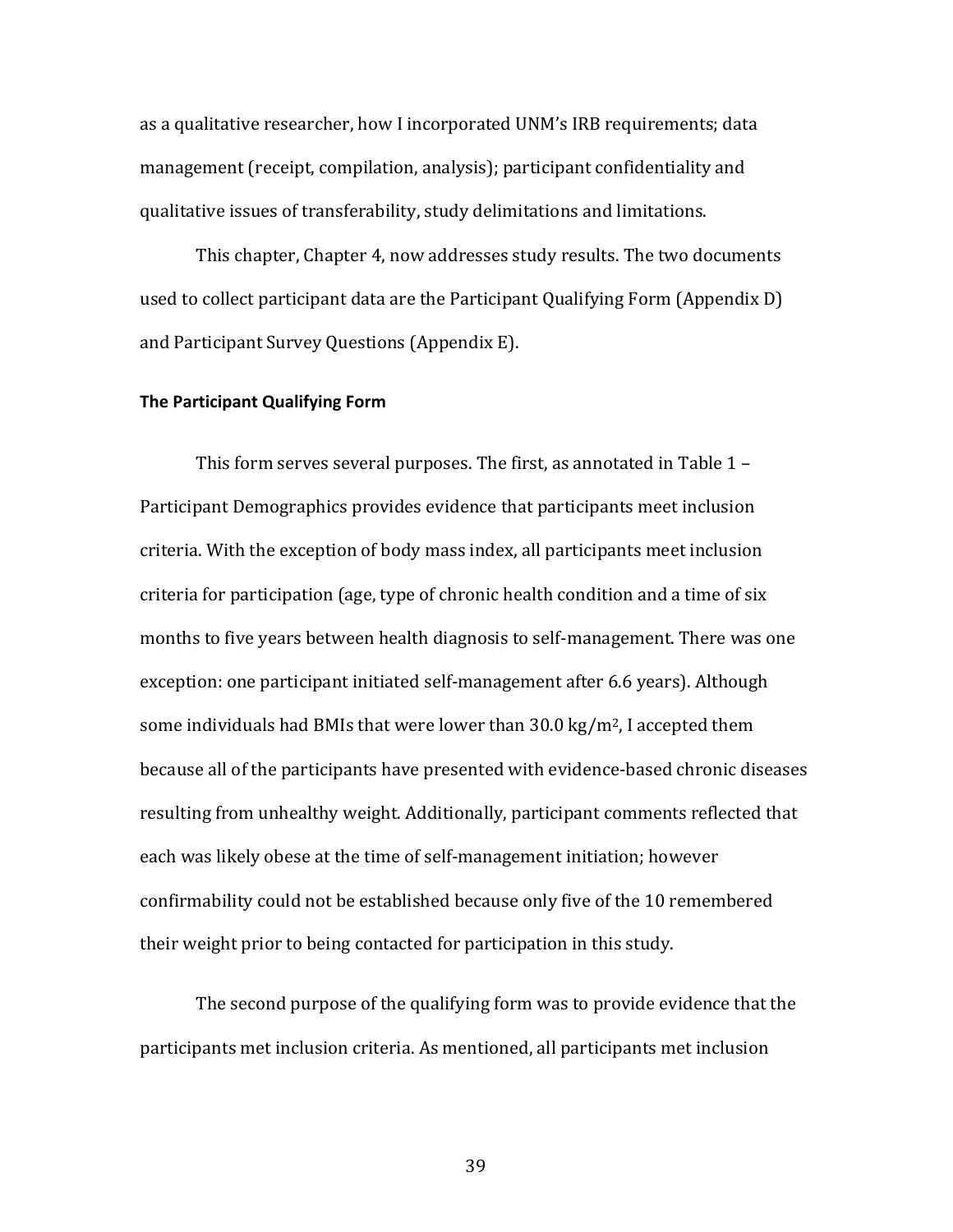as a qualitative researcher, how I incorporated UNM's IRB requirements; data management (receipt, compilation, analysis); participant confidentiality and qualitative issues of transferability, study delimitations and limitations.

This chapter, Chapter 4, now addresses study results. The two documents used to collect participant data are the Participant Qualifying Form (Appendix D) and Participant Survey Questions (Appendix E).

**The Participant Qualifying Form**

This form serves several purposes. The first, as annotated in Table 1 – Participant Demographics provides evidence that participants meet inclusion criteria. With the exception of body mass index, all participants meet inclusion criteria for participation (age, type of chronic health condition and a time of six months to five years between health diagnosis to self-management. There was one exception: one participant initiated self-management after 6.6 years). Although some individuals had BMIs that were lower than 30.0 kg/m$^2$, I accepted them because all of the participants have presented with evidence-based chronic diseases resulting from unhealthy weight. Additionally, participant comments reflected that each was likely obese at the time of self-management initiation; however confirmability could not be established because only five of the 10 remembered their weight prior to being contacted for participation in this study.

The second purpose of the qualifying form was to provide evidence that the participants met inclusion criteria. As mentioned, all participants met inclusion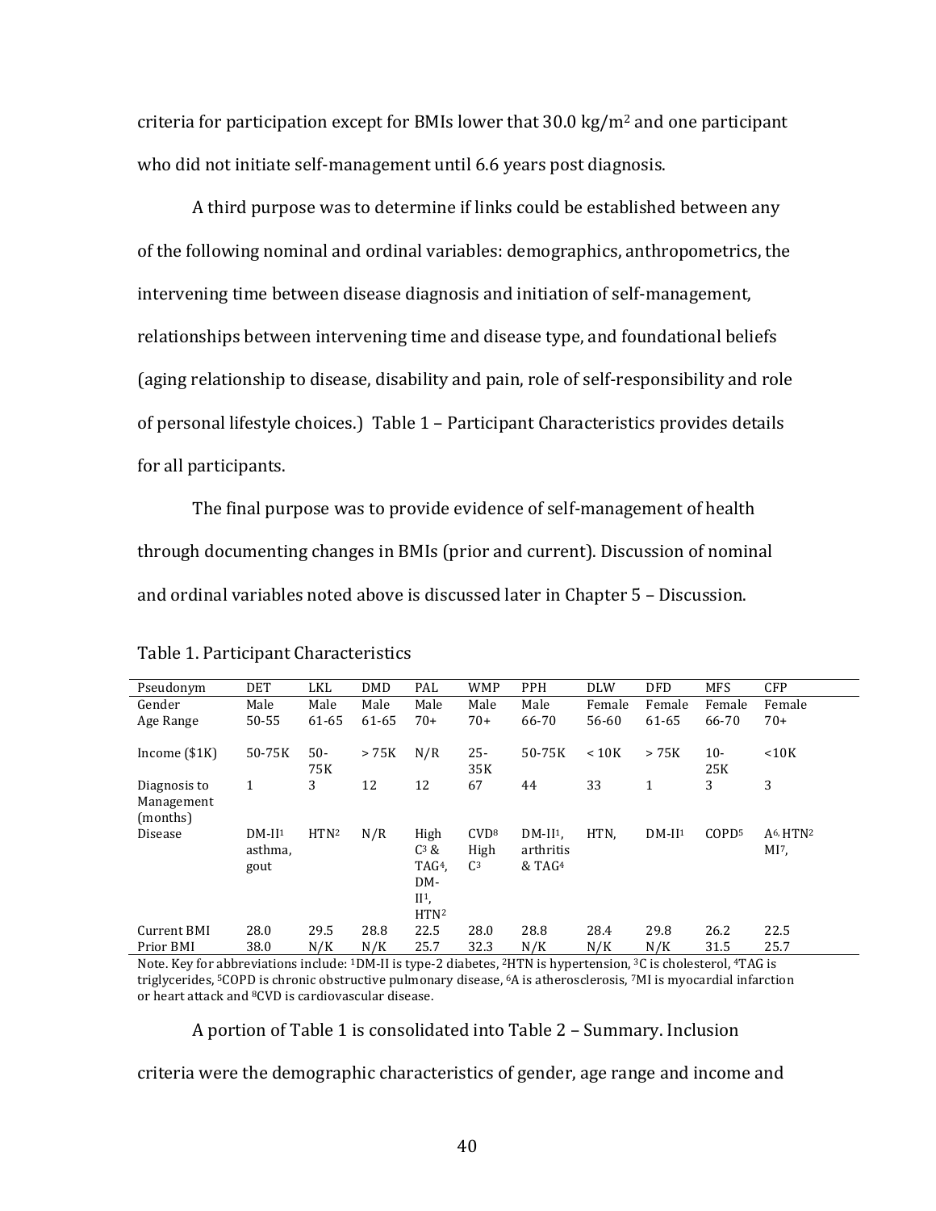criteria for participation except for BMIs lower that 30.0 kg/m$^2$ and one participant who did not initiate self-management until 6.6 years post diagnosis.

A third purpose was to determine if links could be established between any of the following nominal and ordinal variables: demographics, anthropometrics, the intervening time between disease diagnosis and initiation of self-management, relationships between intervening time and disease type, and foundational beliefs (aging relationship to disease, disability and pain, role of self-responsibility and role of personal lifestyle choices.) Table 1 – Participant Characteristics provides details for all participants.

The final purpose was to provide evidence of self-management of health through documenting changes in BMIs (prior and current). Discussion of nominal and ordinal variables noted above is discussed later in Chapter 5 – Discussion.

Table 1. Participant Characteristics

| Pseudonym | DET | LKL | DMD | PAL | WMP | PPH | DLW | DFD | MFS | CFP |
|---|---|---|---|---|---|---|---|---|---|---|
| Gender | Male | Male | Male | Male | Male | Male | Female | Female | Female | Female |
| Age Range | 50-55 | 61-65 | 61-65 | 70+ | 70+ | 66-70 | 56-60 | 61-65 | 66-70 | 70+ |
| Income ($1K) | 50-75K | 50-75K | > 75K | N/R | 25-35K | 50-75K | < 10K | > 75K | 10-25K | <10K |
| Diagnosis to Management (months) | 1 | 3 | 12 | 12 | 67 | 44 | 33 | 1 | 3 | 3 |
| Disease | DM-II[1] asthma, gout | HTN[2] | N/R | High C[3] & TAG[4], DM-II[1], HTN[2] | CVD[8] High C[3] | DM-II[1], arthritis & TAG[4] | HTN, | DM-II[1] | COPD[5] | A[6], HTN[2] MI[7], |
| Current BMI | 28.0 | 29.5 | 28.8 | 22.5 | 28.0 | 28.8 | 28.4 | 29.8 | 26.2 | 22.5 |
| Prior BMI | 38.0 | N/K | N/K | 25.7 | 32.3 | N/K | N/K | N/K | 31.5 | 25.7 |

Note. Key for abbreviations include: [1]DM-II is type-2 diabetes, [2]HTN is hypertension, [3]C is cholesterol, [4]TAG is triglycerides, [5]COPD is chronic obstructive pulmonary disease, [6]A is atherosclerosis, [7]MI is myocardial infarction or heart attack and [8]CVD is cardiovascular disease.

A portion of Table 1 is consolidated into Table 2 – Summary. Inclusion criteria were the demographic characteristics of gender, age range and income and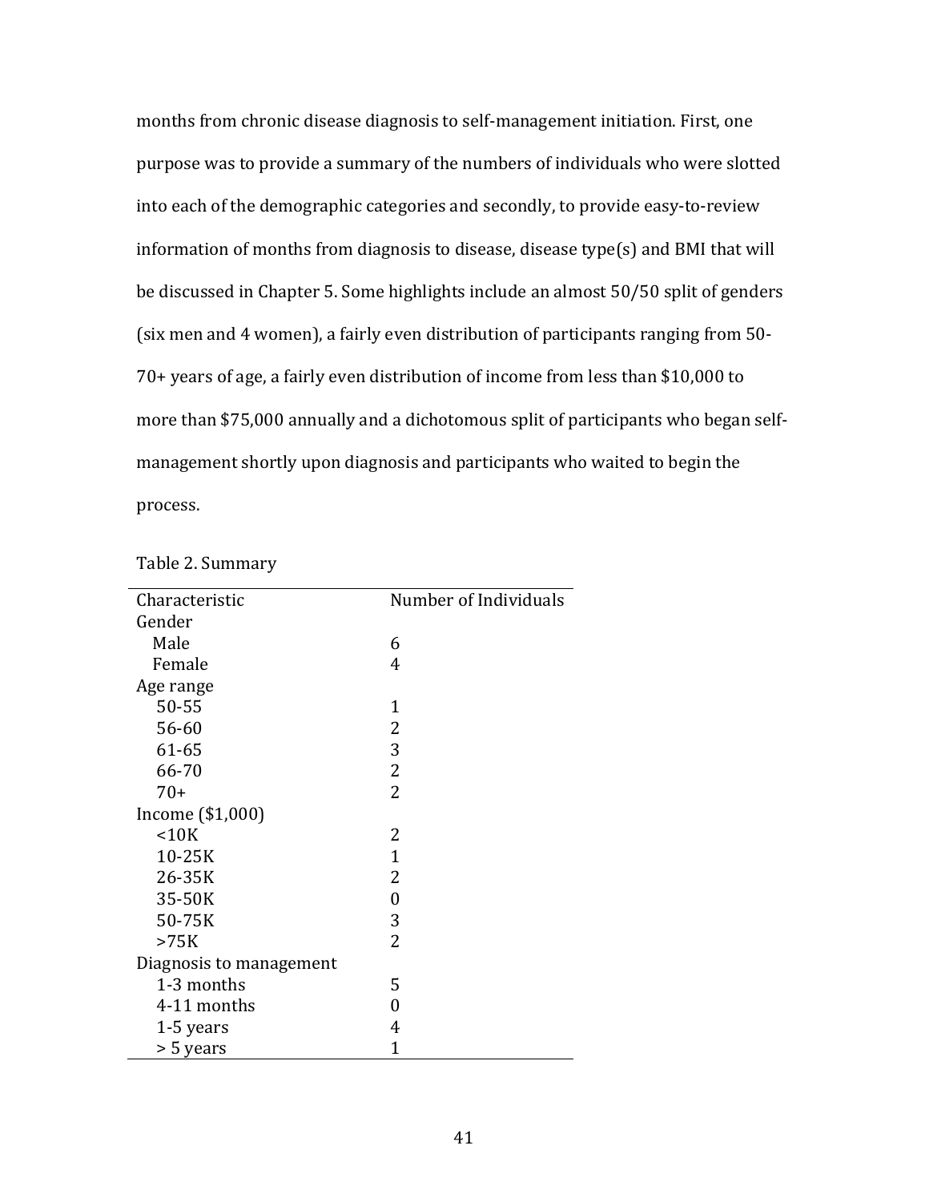months from chronic disease diagnosis to self-management initiation. First, one purpose was to provide a summary of the numbers of individuals who were slotted into each of the demographic categories and secondly, to provide easy-to-review information of months from diagnosis to disease, disease type(s) and BMI that will be discussed in Chapter 5. Some highlights include an almost 50/50 split of genders (six men and 4 women), a fairly even distribution of participants ranging from 50-70+ years of age, a fairly even distribution of income from less than $10,000 to more than $75,000 annually and a dichotomous split of participants who began self-management shortly upon diagnosis and participants who waited to begin the process.

Table 2. Summary

| Characteristic | Number of Individuals |
|---|---|
| Gender | |
| Male | 6 |
| Female | 4 |
| Age range | |
| 50-55 | 1 |
| 56-60 | 2 |
| 61-65 | 3 |
| 66-70 | 2 |
| 70+ | 2 |
| Income ($1,000) | |
| <10K | 2 |
| 10-25K | 1 |
| 26-35K | 2 |
| 35-50K | 0 |
| 50-75K | 3 |
| >75K | 2 |
| Diagnosis to management | |
| 1-3 months | 5 |
| 4-11 months | 0 |
| 1-5 years | 4 |
| > 5 years | 1 |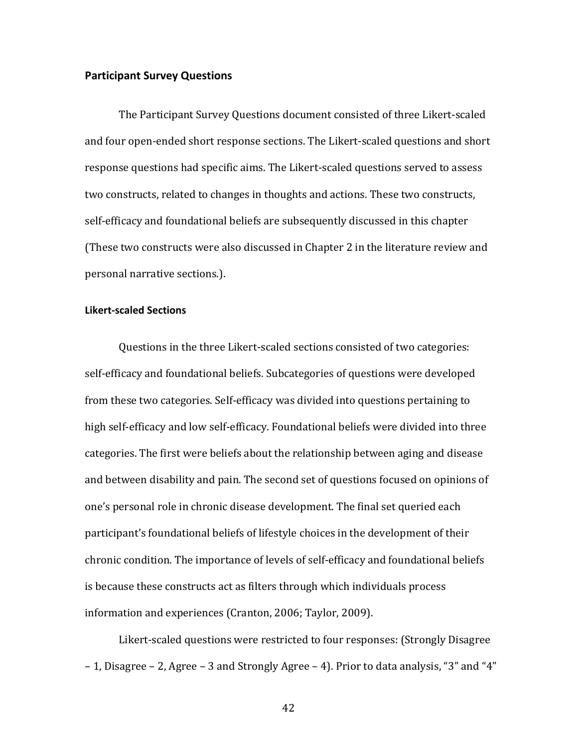## Participant Survey Questions

The Participant Survey Questions document consisted of three Likert-scaled and four open-ended short response sections. The Likert-scaled questions and short response questions had specific aims. The Likert-scaled questions served to assess two constructs, related to changes in thoughts and actions. These two constructs, self-efficacy and foundational beliefs are subsequently discussed in this chapter (These two constructs were also discussed in Chapter 2 in the literature review and personal narrative sections.).

### Likert-scaled Sections

Questions in the three Likert-scaled sections consisted of two categories: self-efficacy and foundational beliefs. Subcategories of questions were developed from these two categories. Self-efficacy was divided into questions pertaining to high self-efficacy and low self-efficacy. Foundational beliefs were divided into three categories. The first were beliefs about the relationship between aging and disease and between disability and pain. The second set of questions focused on opinions of one's personal role in chronic disease development. The final set queried each participant's foundational beliefs of lifestyle choices in the development of their chronic condition. The importance of levels of self-efficacy and foundational beliefs is because these constructs act as filters through which individuals process information and experiences (Cranton, 2006; Taylor, 2009).

Likert-scaled questions were restricted to four responses: (Strongly Disagree – 1, Disagree – 2, Agree – 3 and Strongly Agree – 4). Prior to data analysis, "3" and "4"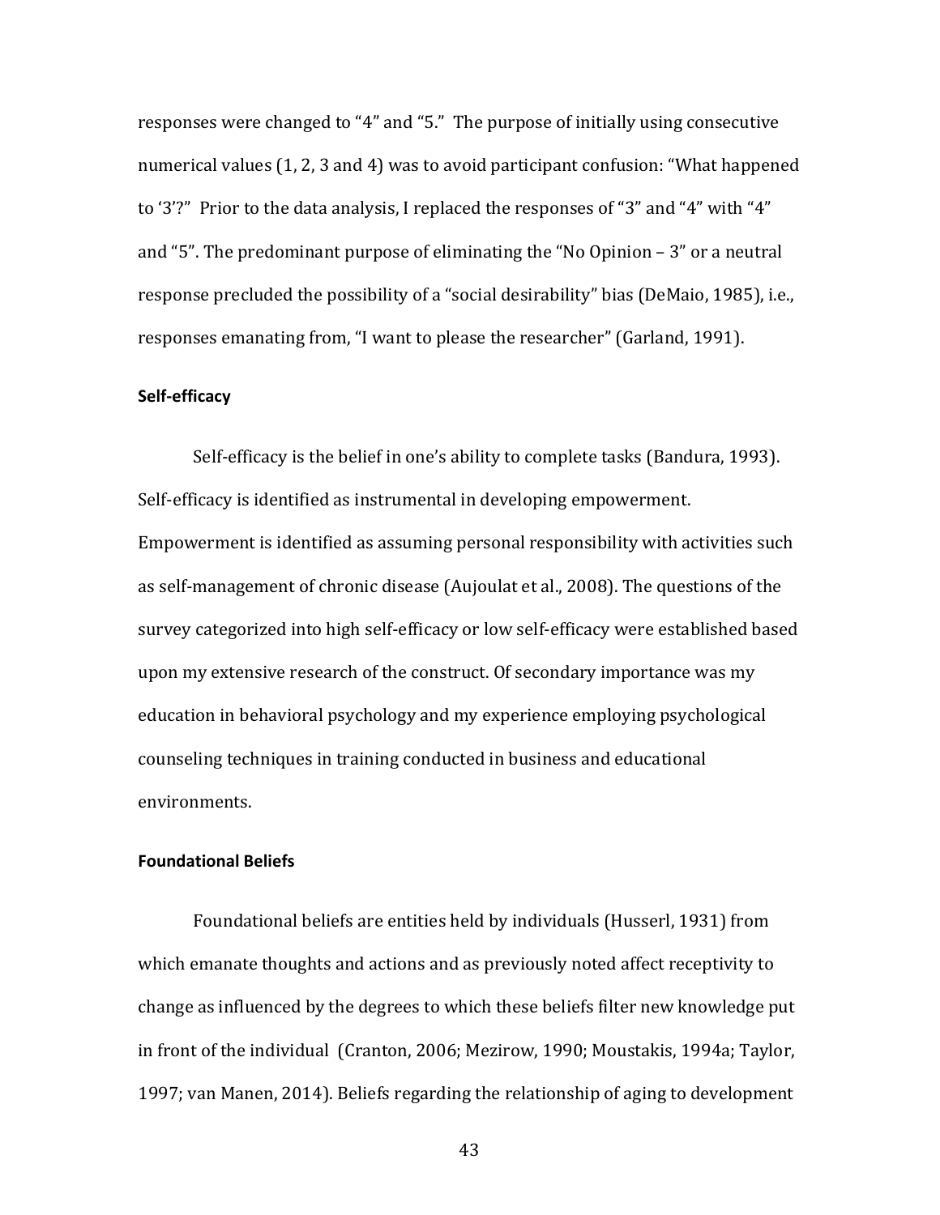responses were changed to "4" and "5." The purpose of initially using consecutive numerical values (1, 2, 3 and 4) was to avoid participant confusion: "What happened to '3'?" Prior to the data analysis, I replaced the responses of "3" and "4" with "4" and "5". The predominant purpose of eliminating the "No Opinion – 3" or a neutral response precluded the possibility of a "social desirability" bias (DeMaio, 1985), i.e., responses emanating from, "I want to please the researcher" (Garland, 1991).

### Self-efficacy

Self-efficacy is the belief in one's ability to complete tasks (Bandura, 1993). Self-efficacy is identified as instrumental in developing empowerment. Empowerment is identified as assuming personal responsibility with activities such as self-management of chronic disease (Aujoulat et al., 2008). The questions of the survey categorized into high self-efficacy or low self-efficacy were established based upon my extensive research of the construct. Of secondary importance was my education in behavioral psychology and my experience employing psychological counseling techniques in training conducted in business and educational environments.

### Foundational Beliefs

Foundational beliefs are entities held by individuals (Husserl, 1931) from which emanate thoughts and actions and as previously noted affect receptivity to change as influenced by the degrees to which these beliefs filter new knowledge put in front of the individual (Cranton, 2006; Mezirow, 1990; Moustakis, 1994a; Taylor, 1997; van Manen, 2014). Beliefs regarding the relationship of aging to development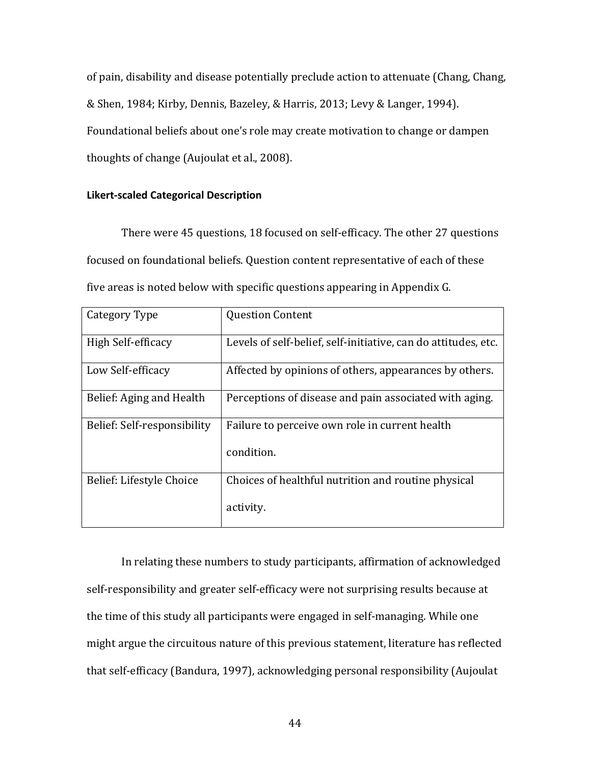of pain, disability and disease potentially preclude action to attenuate (Chang, Chang, & Shen, 1984; Kirby, Dennis, Bazeley, & Harris, 2013; Levy & Langer, 1994). Foundational beliefs about one's role may create motivation to change or dampen thoughts of change (Aujoulat et al., 2008).

**Likert-scaled Categorical Description**

There were 45 questions, 18 focused on self-efficacy. The other 27 questions focused on foundational beliefs. Question content representative of each of these five areas is noted below with specific questions appearing in Appendix G.

| Category Type | Question Content |
|---|---|
| High Self-efficacy | Levels of self-belief, self-initiative, can do attitudes, etc. |
| Low Self-efficacy | Affected by opinions of others, appearances by others. |
| Belief: Aging and Health | Perceptions of disease and pain associated with aging. |
| Belief: Self-responsibility | Failure to perceive own role in current health condition. |
| Belief: Lifestyle Choice | Choices of healthful nutrition and routine physical activity. |

In relating these numbers to study participants, affirmation of acknowledged self-responsibility and greater self-efficacy were not surprising results because at the time of this study all participants were engaged in self-managing. While one might argue the circuitous nature of this previous statement, literature has reflected that self-efficacy (Bandura, 1997), acknowledging personal responsibility (Aujoulat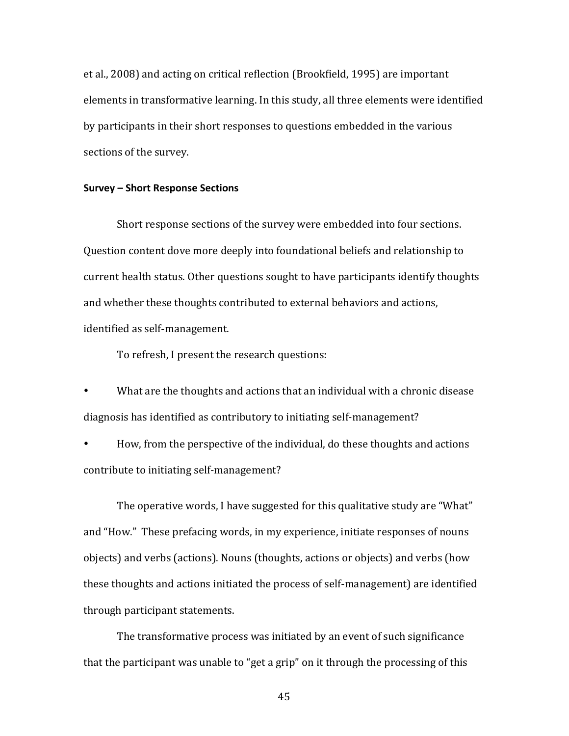et al., 2008) and acting on critical reflection (Brookfield, 1995) are important elements in transformative learning. In this study, all three elements were identified by participants in their short responses to questions embedded in the various sections of the survey.

**Survey – Short Response Sections**

Short response sections of the survey were embedded into four sections. Question content dove more deeply into foundational beliefs and relationship to current health status. Other questions sought to have participants identify thoughts and whether these thoughts contributed to external behaviors and actions, identified as self-management.

To refresh, I present the research questions:

- What are the thoughts and actions that an individual with a chronic disease diagnosis has identified as contributory to initiating self-management?
- How, from the perspective of the individual, do these thoughts and actions contribute to initiating self-management?

The operative words, I have suggested for this qualitative study are "What" and "How." These prefacing words, in my experience, initiate responses of nouns objects) and verbs (actions). Nouns (thoughts, actions or objects) and verbs (how these thoughts and actions initiated the process of self-management) are identified through participant statements.

The transformative process was initiated by an event of such significance that the participant was unable to "get a grip" on it through the processing of this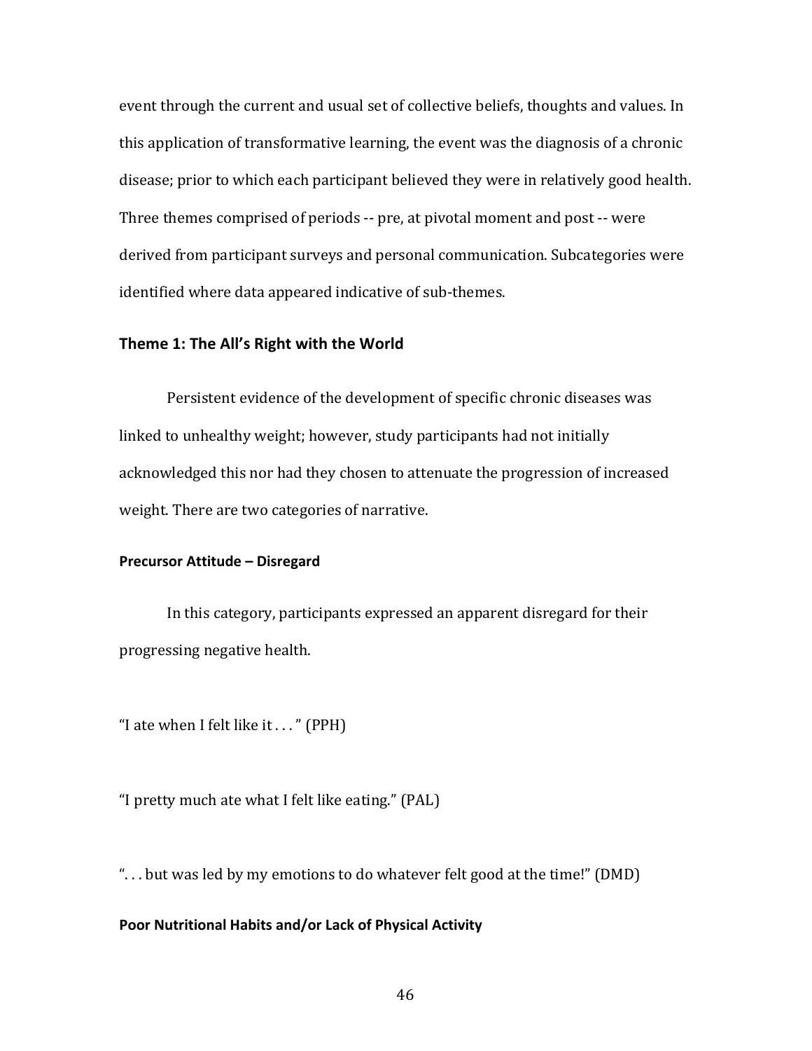event through the current and usual set of collective beliefs, thoughts and values. In this application of transformative learning, the event was the diagnosis of a chronic disease; prior to which each participant believed they were in relatively good health. Three themes comprised of periods -- pre, at pivotal moment and post -- were derived from participant surveys and personal communication. Subcategories were identified where data appeared indicative of sub-themes.

### Theme 1: The All's Right with the World

Persistent evidence of the development of specific chronic diseases was linked to unhealthy weight; however, study participants had not initially acknowledged this nor had they chosen to attenuate the progression of increased weight. There are two categories of narrative.

#### Precursor Attitude – Disregard

In this category, participants expressed an apparent disregard for their progressing negative health.

"I ate when I felt like it . . . " (PPH)

"I pretty much ate what I felt like eating." (PAL)

". . . but was led by my emotions to do whatever felt good at the time!" (DMD)

#### Poor Nutritional Habits and/or Lack of Physical Activity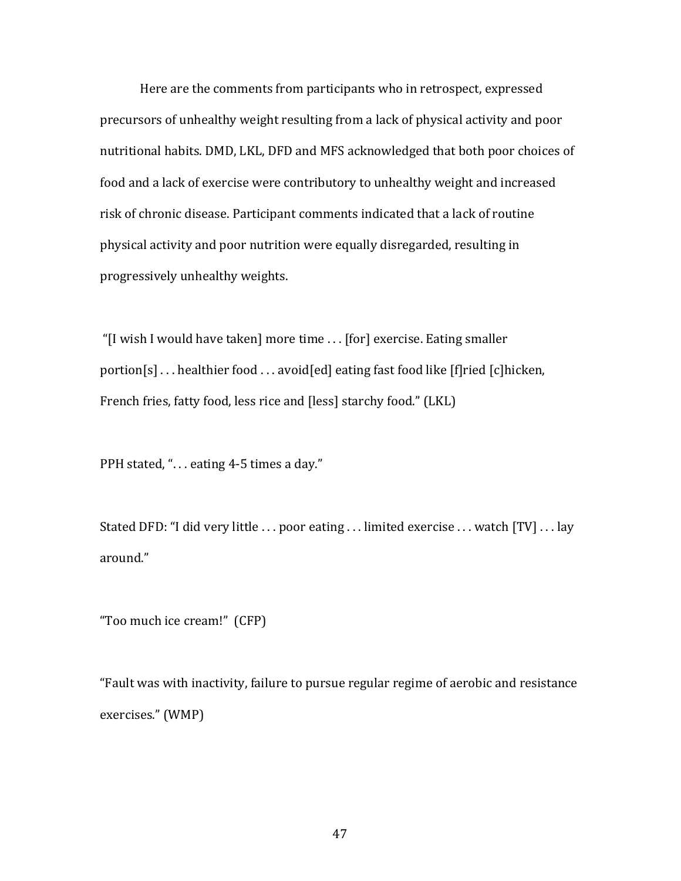Here are the comments from participants who in retrospect, expressed precursors of unhealthy weight resulting from a lack of physical activity and poor nutritional habits. DMD, LKL, DFD and MFS acknowledged that both poor choices of food and a lack of exercise were contributory to unhealthy weight and increased risk of chronic disease. Participant comments indicated that a lack of routine physical activity and poor nutrition were equally disregarded, resulting in progressively unhealthy weights.

"[I wish I would have taken] more time . . . [for] exercise. Eating smaller portion[s] . . . healthier food . . . avoid[ed] eating fast food like [f]ried [c]hicken, French fries, fatty food, less rice and [less] starchy food." (LKL)

PPH stated, ". . . eating 4-5 times a day."

Stated DFD: "I did very little . . . poor eating . . . limited exercise . . . watch [TV] . . . lay around."

"Too much ice cream!" (CFP)

"Fault was with inactivity, failure to pursue regular regime of aerobic and resistance exercises." (WMP)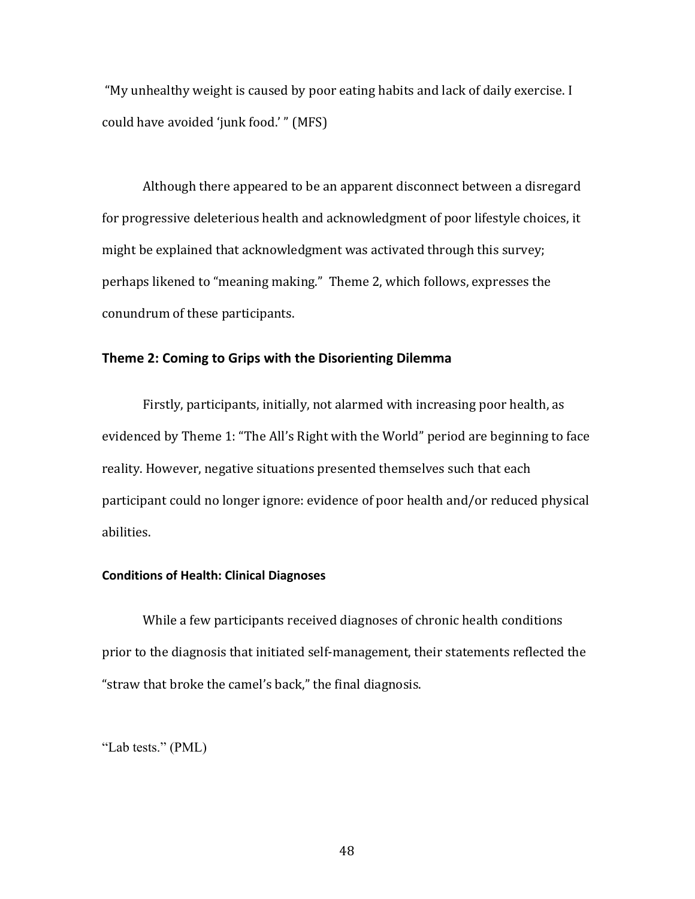"My unhealthy weight is caused by poor eating habits and lack of daily exercise. I could have avoided 'junk food.' " (MFS)

Although there appeared to be an apparent disconnect between a disregard for progressive deleterious health and acknowledgment of poor lifestyle choices, it might be explained that acknowledgment was activated through this survey; perhaps likened to "meaning making." Theme 2, which follows, expresses the conundrum of these participants.

## Theme 2: Coming to Grips with the Disorienting Dilemma

Firstly, participants, initially, not alarmed with increasing poor health, as evidenced by Theme 1: "The All's Right with the World" period are beginning to face reality. However, negative situations presented themselves such that each participant could no longer ignore: evidence of poor health and/or reduced physical abilities.

### Conditions of Health: Clinical Diagnoses

While a few participants received diagnoses of chronic health conditions prior to the diagnosis that initiated self-management, their statements reflected the "straw that broke the camel's back," the final diagnosis.

"Lab tests." (PML)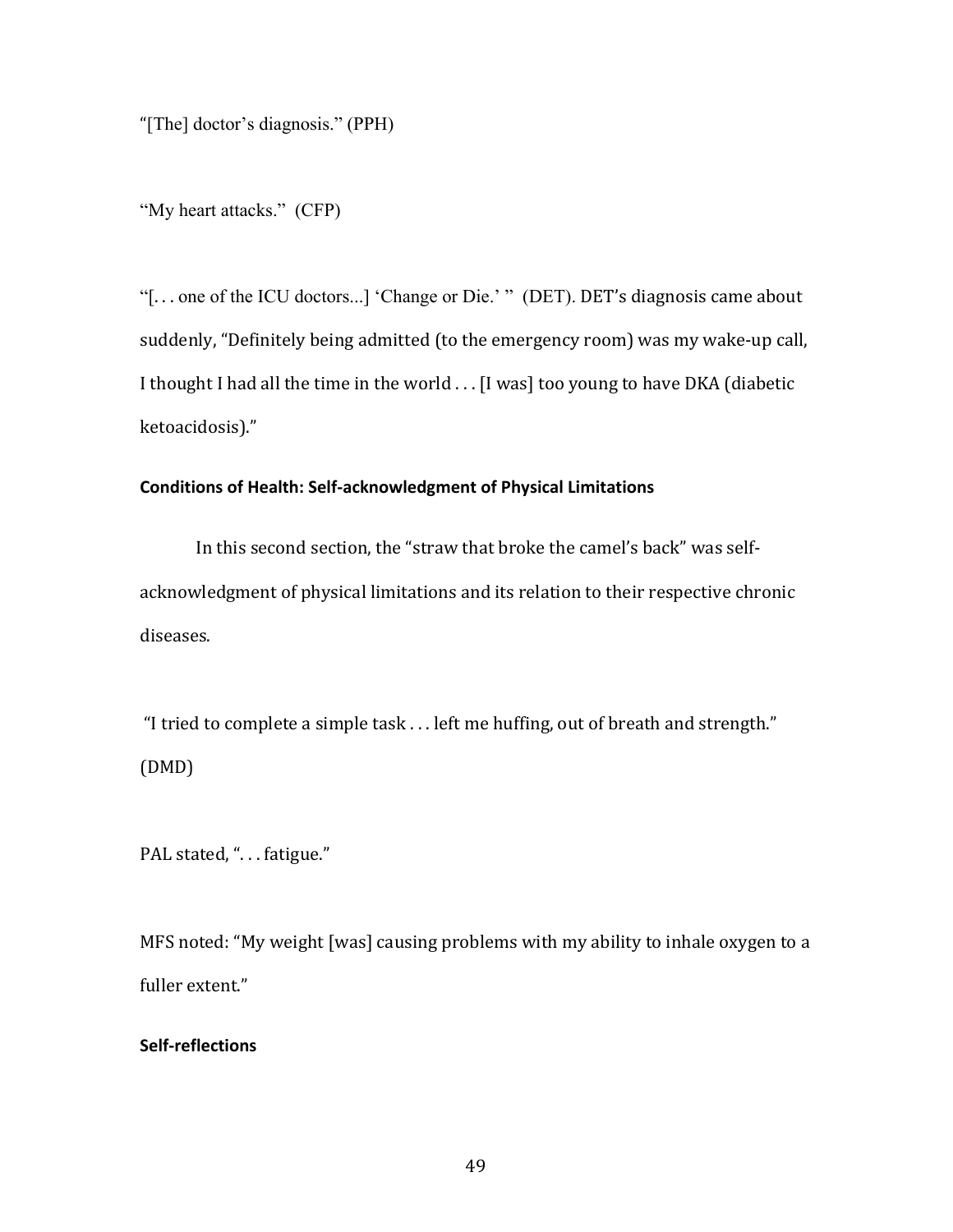"[The] doctor's diagnosis." (PPH)

"My heart attacks." (CFP)

"[. . . one of the ICU doctors...] 'Change or Die.' " (DET). DET's diagnosis came about suddenly, "Definitely being admitted (to the emergency room) was my wake-up call, I thought I had all the time in the world . . . [I was] too young to have DKA (diabetic ketoacidosis)."

**Conditions of Health: Self-acknowledgment of Physical Limitations**

In this second section, the "straw that broke the camel's back" was self-acknowledgment of physical limitations and its relation to their respective chronic diseases.

"I tried to complete a simple task . . . left me huffing, out of breath and strength." (DMD)

PAL stated, ". . . fatigue."

MFS noted: "My weight [was] causing problems with my ability to inhale oxygen to a fuller extent."

**Self-reflections**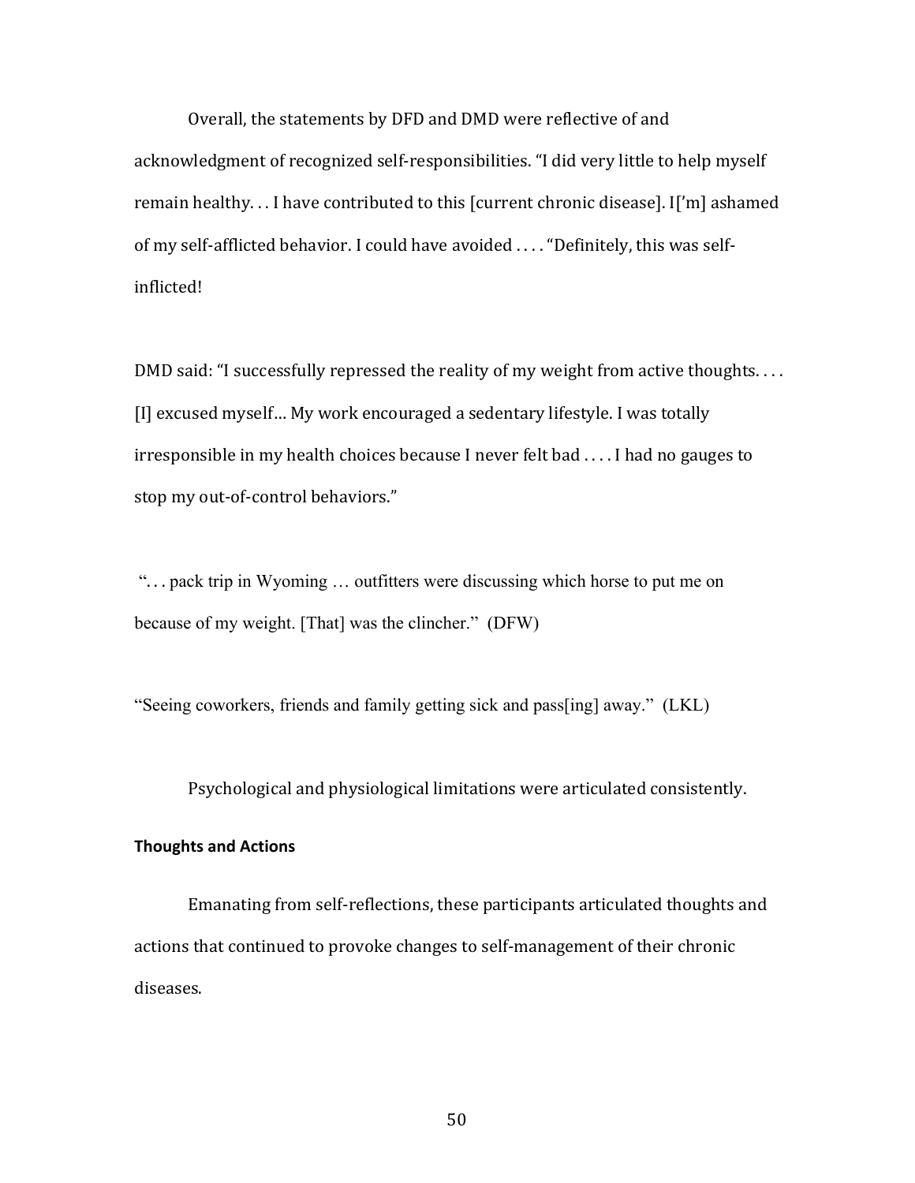Overall, the statements by DFD and DMD were reflective of and acknowledgment of recognized self-responsibilities. "I did very little to help myself remain healthy. . . I have contributed to this [current chronic disease]. I['m] ashamed of my self-afflicted behavior. I could have avoided . . . . "Definitely, this was self-inflicted!

DMD said: "I successfully repressed the reality of my weight from active thoughts. . . . [I] excused myself... My work encouraged a sedentary lifestyle. I was totally irresponsible in my health choices because I never felt bad . . . . I had no gauges to stop my out-of-control behaviors."

". . . pack trip in Wyoming … outfitters were discussing which horse to put me on because of my weight. [That] was the clincher." (DFW)

"Seeing coworkers, friends and family getting sick and pass[ing] away." (LKL)

Psychological and physiological limitations were articulated consistently.

**Thoughts and Actions**

Emanating from self-reflections, these participants articulated thoughts and actions that continued to provoke changes to self-management of their chronic diseases.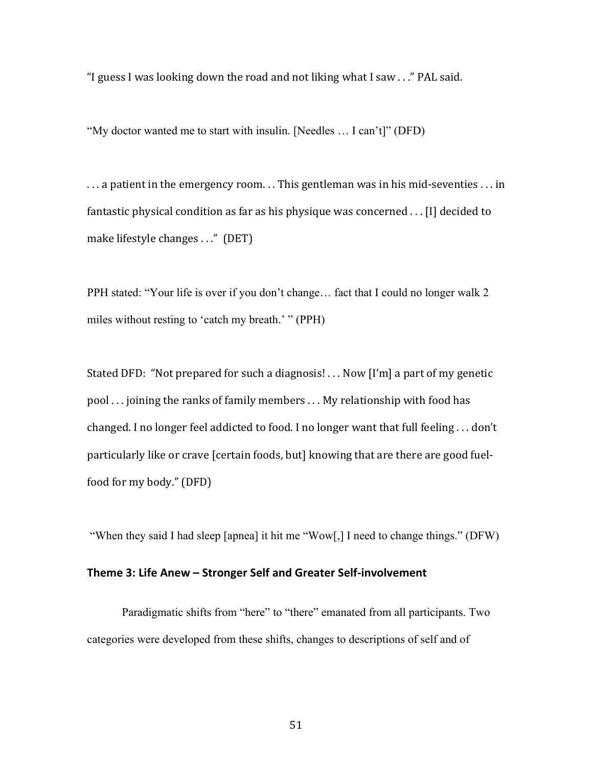"I guess I was looking down the road and not liking what I saw . . ." PAL said.

"My doctor wanted me to start with insulin. [Needles … I can't]" (DFD)

. . . a patient in the emergency room. . . This gentleman was in his mid-seventies . . . in fantastic physical condition as far as his physique was concerned . . . [I] decided to make lifestyle changes . . ." (DET)

PPH stated: "Your life is over if you don't change… fact that I could no longer walk 2 miles without resting to 'catch my breath.' " (PPH)

Stated DFD: "Not prepared for such a diagnosis! . . . Now [I'm] a part of my genetic pool . . . joining the ranks of family members . . . My relationship with food has changed. I no longer feel addicted to food. I no longer want that full feeling . . . don't particularly like or crave [certain foods, but] knowing that are there are good fuel-food for my body." (DFD)

"When they said I had sleep [apnea] it hit me "Wow[,] I need to change things." (DFW)

### Theme 3: Life Anew – Stronger Self and Greater Self-involvement

Paradigmatic shifts from "here" to "there" emanated from all participants. Two categories were developed from these shifts, changes to descriptions of self and of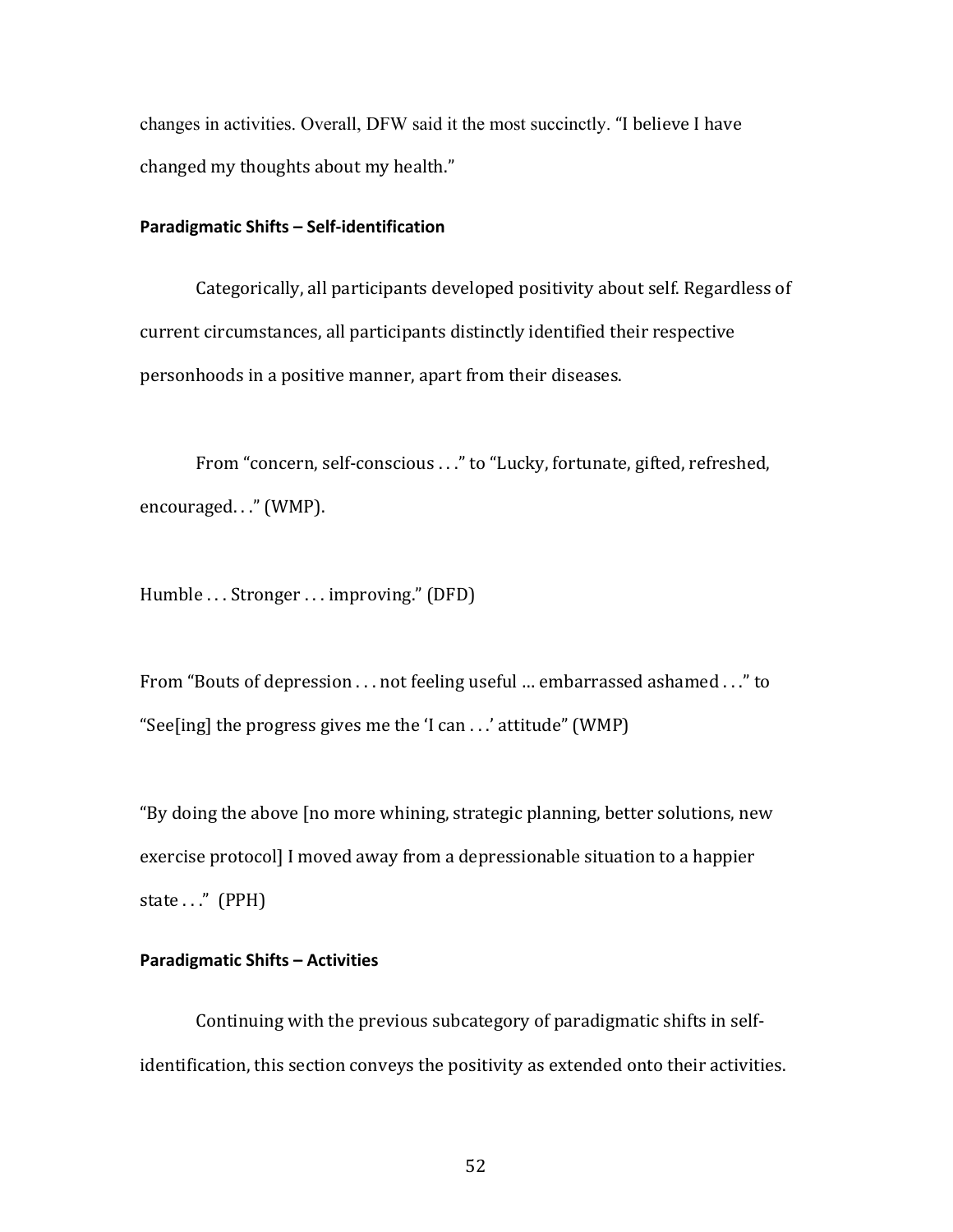changes in activities. Overall, DFW said it the most succinctly. “I believe I have changed my thoughts about my health.”

#### Paradigmatic Shifts – Self-identification

Categorically, all participants developed positivity about self. Regardless of current circumstances, all participants distinctly identified their respective personhoods in a positive manner, apart from their diseases.

From “concern, self-conscious . . .” to “Lucky, fortunate, gifted, refreshed, encouraged. . .” (WMP).

Humble . . . Stronger . . . improving.” (DFD)

From “Bouts of depression . . . not feeling useful ... embarrassed ashamed . . .” to “See[ing] the progress gives me the ‘I can . . .’ attitude” (WMP)

“By doing the above [no more whining, strategic planning, better solutions, new exercise protocol] I moved away from a depressionable situation to a happier state . . .” (PPH)

#### Paradigmatic Shifts – Activities

Continuing with the previous subcategory of paradigmatic shifts in self-identification, this section conveys the positivity as extended onto their activities.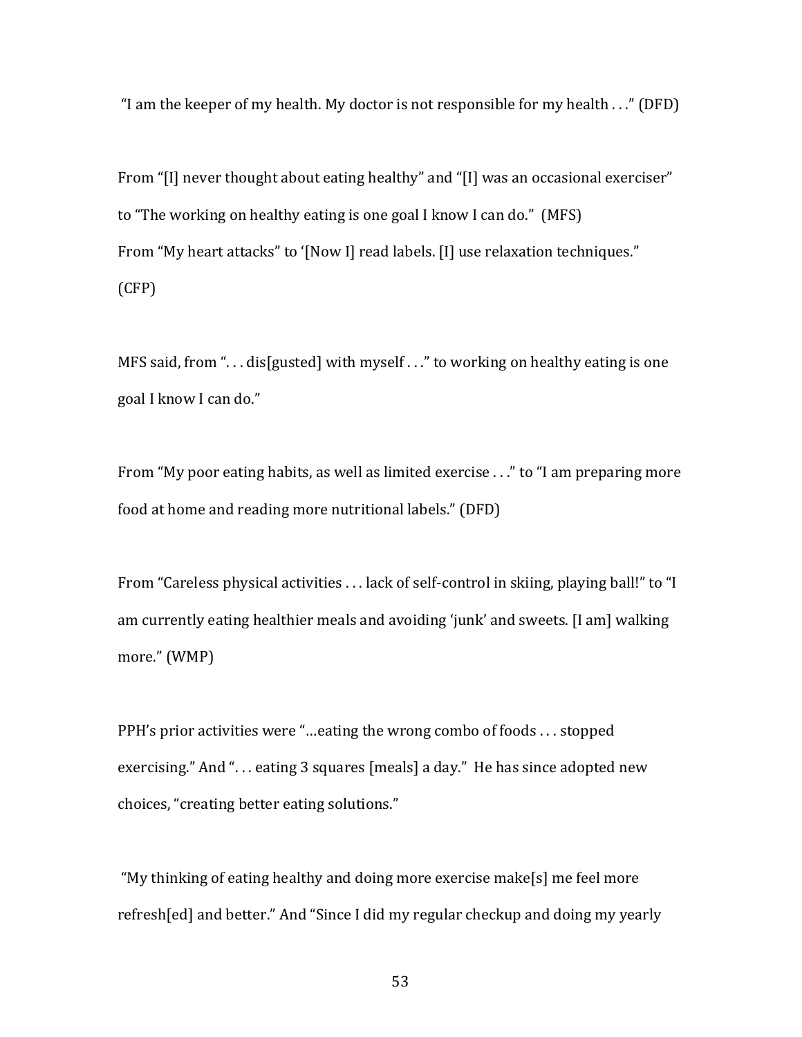"I am the keeper of my health. My doctor is not responsible for my health . . ." (DFD)

From "[I] never thought about eating healthy" and "[I] was an occasional exerciser" to "The working on healthy eating is one goal I know I can do." (MFS)
From "My heart attacks" to '[Now I] read labels. [I] use relaxation techniques." (CFP)

MFS said, from ". . . dis[gusted] with myself . . ." to working on healthy eating is one goal I know I can do."

From "My poor eating habits, as well as limited exercise . . ." to "I am preparing more food at home and reading more nutritional labels." (DFD)

From "Careless physical activities . . . lack of self-control in skiing, playing ball!" to "I am currently eating healthier meals and avoiding 'junk' and sweets. [I am] walking more." (WMP)

PPH's prior activities were "…eating the wrong combo of foods . . . stopped exercising." And ". . . eating 3 squares [meals] a day." He has since adopted new choices, "creating better eating solutions."

"My thinking of eating healthy and doing more exercise make[s] me feel more refresh[ed] and better." And "Since I did my regular checkup and doing my yearly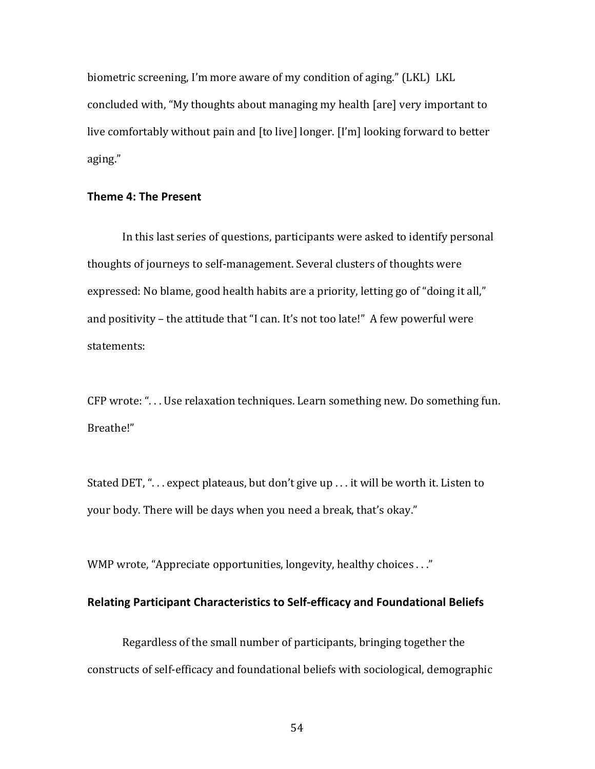biometric screening, I'm more aware of my condition of aging." (LKL) LKL concluded with, "My thoughts about managing my health [are] very important to live comfortably without pain and [to live] longer. [I'm] looking forward to better aging."

### Theme 4: The Present

In this last series of questions, participants were asked to identify personal thoughts of journeys to self-management. Several clusters of thoughts were expressed: No blame, good health habits are a priority, letting go of "doing it all," and positivity – the attitude that "I can. It's not too late!" A few powerful were statements:

CFP wrote: ". . . Use relaxation techniques. Learn something new. Do something fun. Breathe!"

Stated DET, ". . . expect plateaus, but don't give up . . . it will be worth it. Listen to your body. There will be days when you need a break, that's okay."

WMP wrote, "Appreciate opportunities, longevity, healthy choices . . ."

### Relating Participant Characteristics to Self-efficacy and Foundational Beliefs

Regardless of the small number of participants, bringing together the constructs of self-efficacy and foundational beliefs with sociological, demographic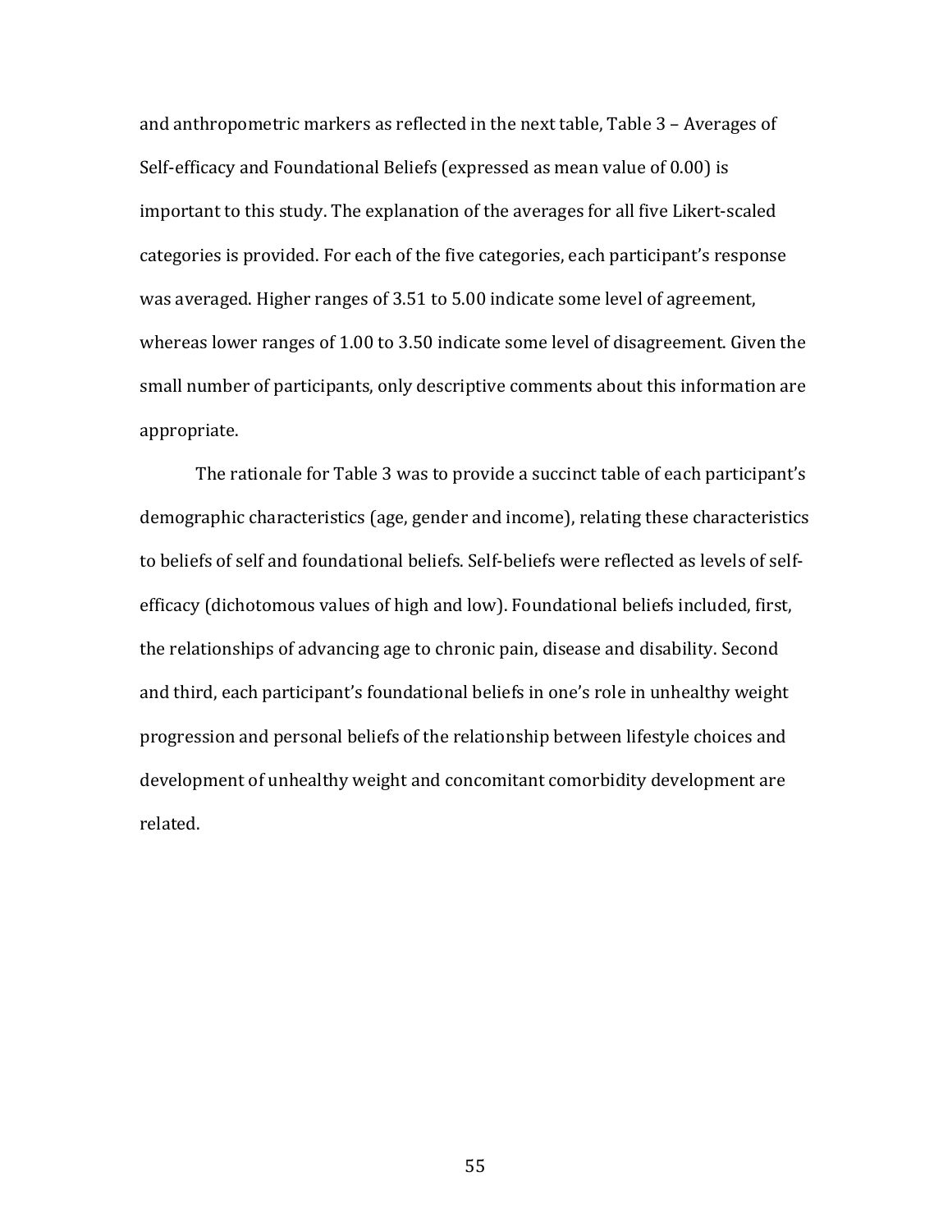and anthropometric markers as reflected in the next table, Table 3 – Averages of Self-efficacy and Foundational Beliefs (expressed as mean value of 0.00) is important to this study. The explanation of the averages for all five Likert-scaled categories is provided. For each of the five categories, each participant's response was averaged. Higher ranges of 3.51 to 5.00 indicate some level of agreement, whereas lower ranges of 1.00 to 3.50 indicate some level of disagreement. Given the small number of participants, only descriptive comments about this information are appropriate.

The rationale for Table 3 was to provide a succinct table of each participant's demographic characteristics (age, gender and income), relating these characteristics to beliefs of self and foundational beliefs. Self-beliefs were reflected as levels of self-efficacy (dichotomous values of high and low). Foundational beliefs included, first, the relationships of advancing age to chronic pain, disease and disability. Second and third, each participant's foundational beliefs in one's role in unhealthy weight progression and personal beliefs of the relationship between lifestyle choices and development of unhealthy weight and concomitant comorbidity development are related.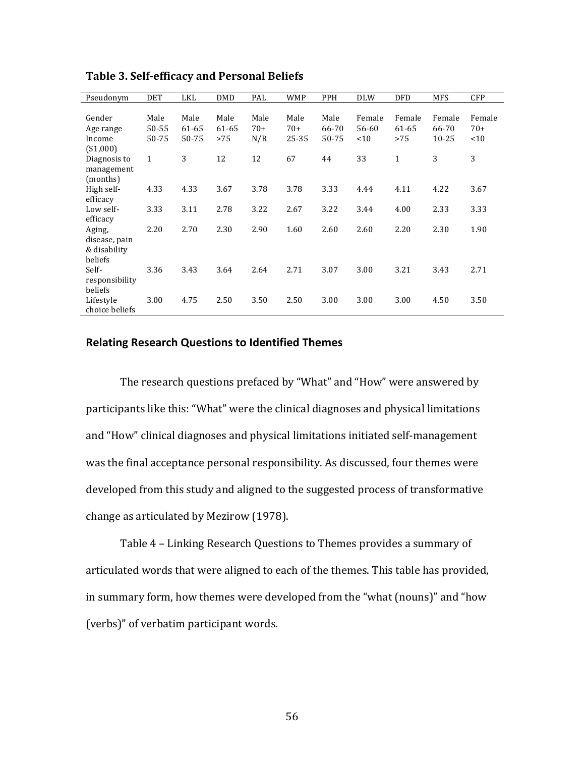**Table 3. Self-efficacy and Personal Beliefs**

| Pseudonym | DET | LKL | DMD | PAL | WMP | PPH | DLW | DFD | MFS | CFP |
|---|---|---|---|---|---|---|---|---|---|---|
| Gender | Male | Male | Male | Male | Male | Male | Female | Female | Female | Female |
| Age range | 50-55 | 61-65 | 61-65 | 70+ | 70+ | 66-70 | 56-60 | 61-65 | 66-70 | 70+ |
| Income ($1,000) | 50-75 | 50-75 | >75 | N/R | 25-35 | 50-75 | <10 | >75 | 10-25 | <10 |
| Diagnosis to management (months) | 1 | 3 | 12 | 12 | 67 | 44 | 33 | 1 | 3 | 3 |
| High self-efficacy | 4.33 | 4.33 | 3.67 | 3.78 | 3.78 | 3.33 | 4.44 | 4.11 | 4.22 | 3.67 |
| Low self-efficacy | 3.33 | 3.11 | 2.78 | 3.22 | 2.67 | 3.22 | 3.44 | 4.00 | 2.33 | 3.33 |
| Aging, disease, pain & disability beliefs | 2.20 | 2.70 | 2.30 | 2.90 | 1.60 | 2.60 | 2.60 | 2.20 | 2.30 | 1.90 |
| Self-responsibility beliefs | 3.36 | 3.43 | 3.64 | 2.64 | 2.71 | 3.07 | 3.00 | 3.21 | 3.43 | 2.71 |
| Lifestyle choice beliefs | 3.00 | 4.75 | 2.50 | 3.50 | 2.50 | 3.00 | 3.00 | 3.00 | 4.50 | 3.50 |

## Relating Research Questions to Identified Themes

The research questions prefaced by "What" and "How" were answered by participants like this: "What" were the clinical diagnoses and physical limitations and "How" clinical diagnoses and physical limitations initiated self-management was the final acceptance personal responsibility. As discussed, four themes were developed from this study and aligned to the suggested process of transformative change as articulated by Mezirow (1978).

Table 4 – Linking Research Questions to Themes provides a summary of articulated words that were aligned to each of the themes. This table has provided, in summary form, how themes were developed from the "what (nouns)" and "how (verbs)" of verbatim participant words.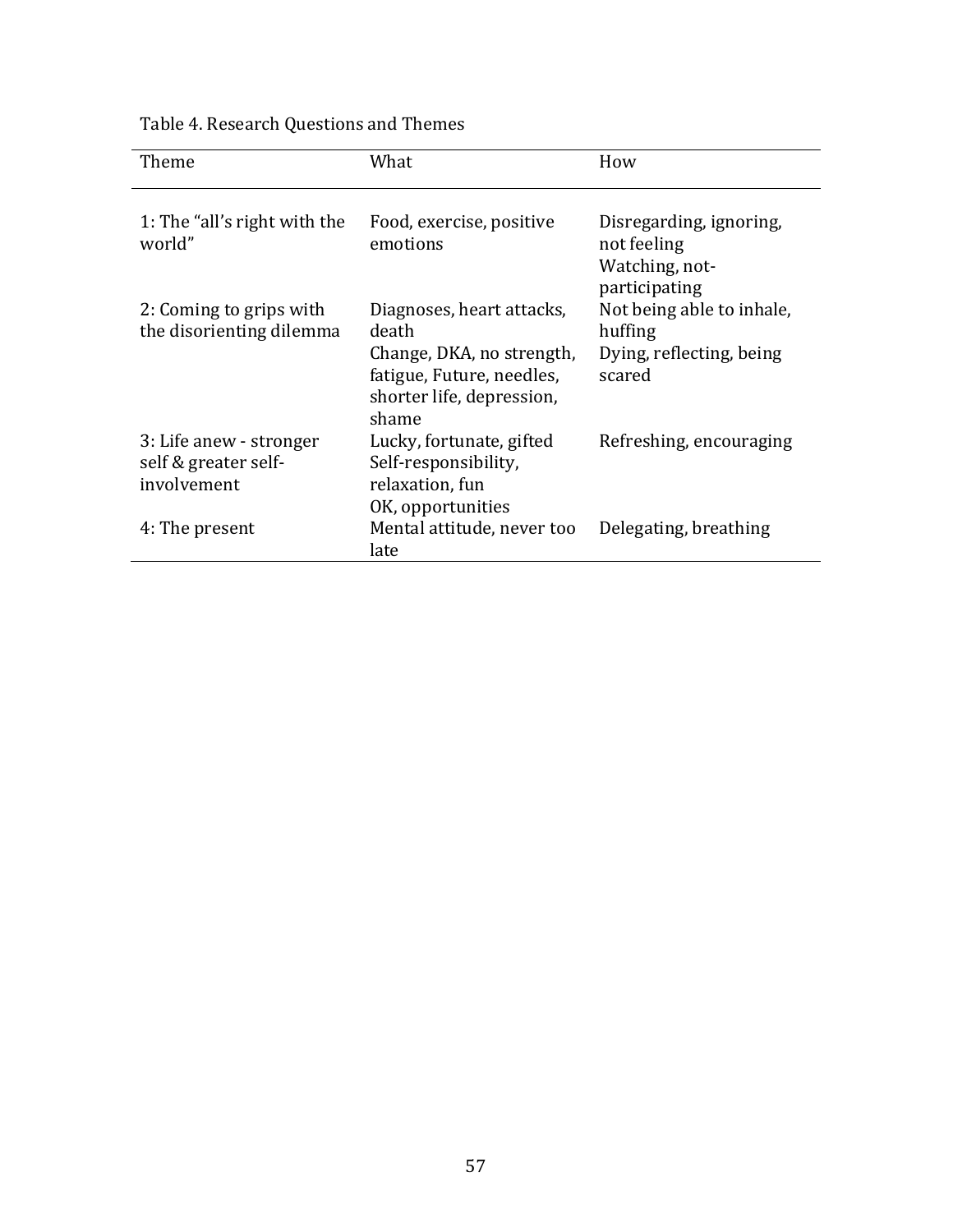Table 4. Research Questions and Themes

| Theme | What | How |
|---|---|---|
| 1: The "all's right with the world" | Food, exercise, positive emotions | Disregarding, ignoring, not feeling<br>Watching, not-participating |
| 2: Coming to grips with the disorienting dilemma | Diagnoses, heart attacks, death<br>Change, DKA, no strength, fatigue, Future, needles, shorter life, depression, shame | Not being able to inhale, huffing<br>Dying, reflecting, being scared |
| 3: Life anew - stronger self & greater self-involvement | Lucky, fortunate, gifted<br>Self-responsibility, relaxation, fun<br>OK, opportunities | Refreshing, encouraging |
| 4: The present | Mental attitude, never too late | Delegating, breathing |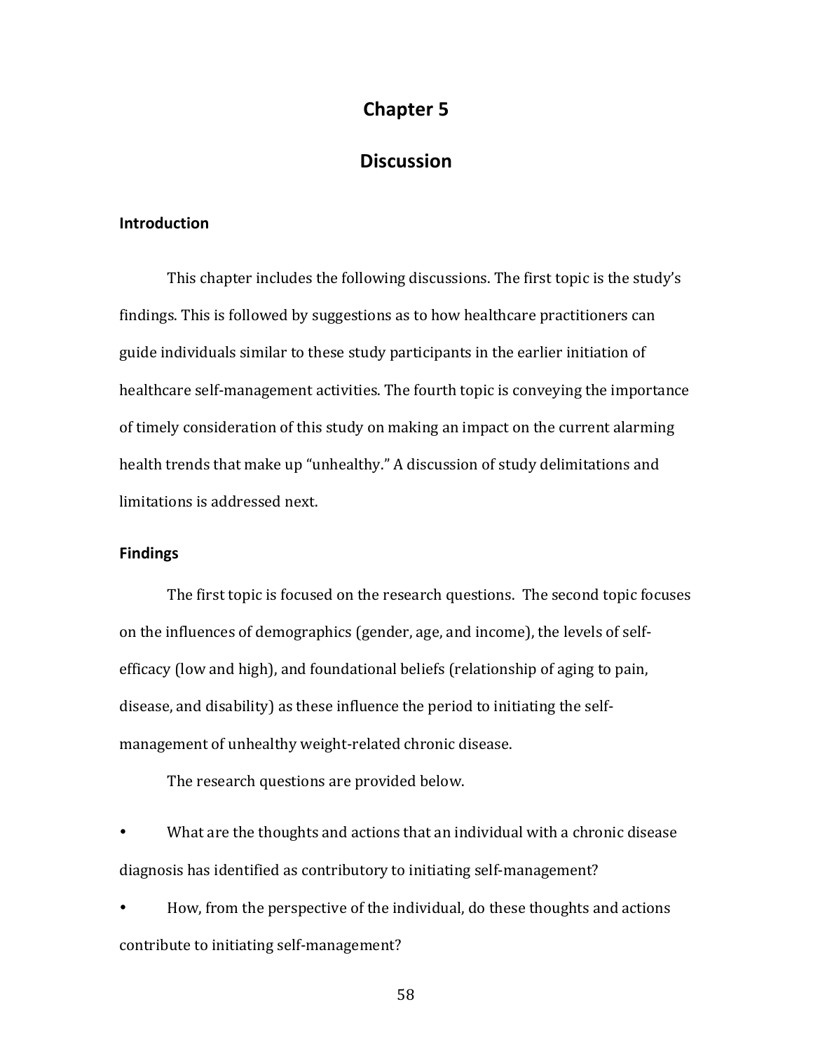# Chapter 5

# Discussion

### Introduction

This chapter includes the following discussions. The first topic is the study's findings. This is followed by suggestions as to how healthcare practitioners can guide individuals similar to these study participants in the earlier initiation of healthcare self-management activities. The fourth topic is conveying the importance of timely consideration of this study on making an impact on the current alarming health trends that make up "unhealthy." A discussion of study delimitations and limitations is addressed next.

### Findings

The first topic is focused on the research questions. The second topic focuses on the influences of demographics (gender, age, and income), the levels of self-efficacy (low and high), and foundational beliefs (relationship of aging to pain, disease, and disability) as these influence the period to initiating the self-management of unhealthy weight-related chronic disease.

The research questions are provided below.

- What are the thoughts and actions that an individual with a chronic disease diagnosis has identified as contributory to initiating self-management?
- How, from the perspective of the individual, do these thoughts and actions contribute to initiating self-management?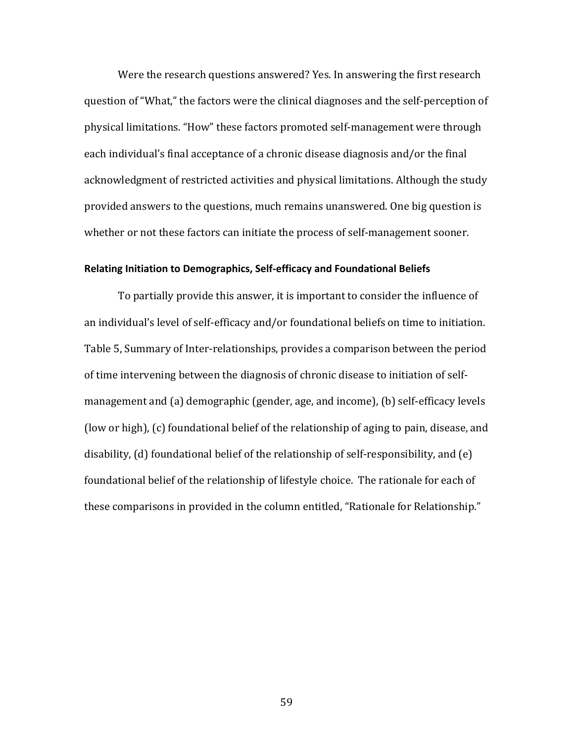Were the research questions answered? Yes. In answering the first research question of "What," the factors were the clinical diagnoses and the self-perception of physical limitations. "How" these factors promoted self-management were through each individual's final acceptance of a chronic disease diagnosis and/or the final acknowledgment of restricted activities and physical limitations. Although the study provided answers to the questions, much remains unanswered. One big question is whether or not these factors can initiate the process of self-management sooner.

#### Relating Initiation to Demographics, Self-efficacy and Foundational Beliefs

To partially provide this answer, it is important to consider the influence of an individual's level of self-efficacy and/or foundational beliefs on time to initiation. Table 5, Summary of Inter-relationships, provides a comparison between the period of time intervening between the diagnosis of chronic disease to initiation of self-management and (a) demographic (gender, age, and income), (b) self-efficacy levels (low or high), (c) foundational belief of the relationship of aging to pain, disease, and disability, (d) foundational belief of the relationship of self-responsibility, and (e) foundational belief of the relationship of lifestyle choice. The rationale for each of these comparisons in provided in the column entitled, "Rationale for Relationship."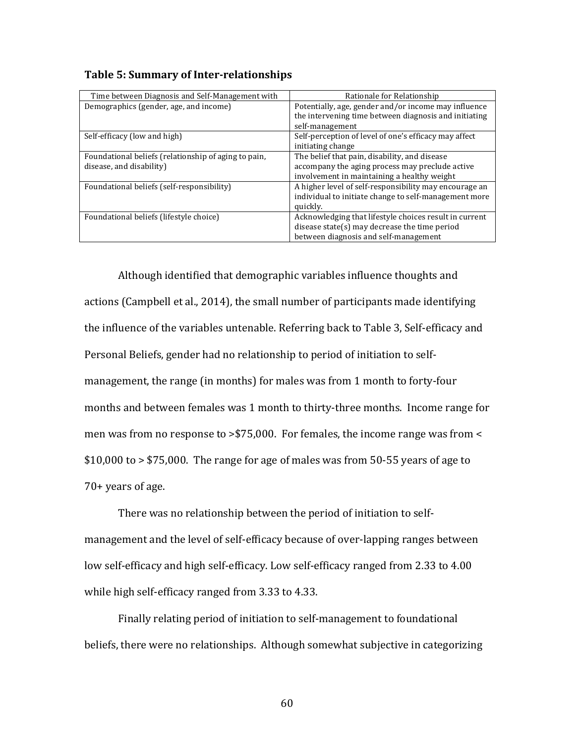**Table 5: Summary of Inter-relationships**

| Time between Diagnosis and Self-Management with | Rationale for Relationship |
| --- | --- |
| Demographics (gender, age, and income) | Potentially, age, gender and/or income may influence the intervening time between diagnosis and initiating self-management |
| Self-efficacy (low and high) | Self-perception of level of one's efficacy may affect initiating change |
| Foundational beliefs (relationship of aging to pain, disease, and disability) | The belief that pain, disability, and disease accompany the aging process may preclude active involvement in maintaining a healthy weight |
| Foundational beliefs (self-responsibility) | A higher level of self-responsibility may encourage an individual to initiate change to self-management more quickly. |
| Foundational beliefs (lifestyle choice) | Acknowledging that lifestyle choices result in current disease state(s) may decrease the time period between diagnosis and self-management |

Although identified that demographic variables influence thoughts and actions (Campbell et al., 2014), the small number of participants made identifying the influence of the variables untenable. Referring back to Table 3, Self-efficacy and Personal Beliefs, gender had no relationship to period of initiation to self-management, the range (in months) for males was from 1 month to forty-four months and between females was 1 month to thirty-three months. Income range for men was from no response to >$75,000. For females, the income range was from < $10,000 to > $75,000. The range for age of males was from 50-55 years of age to 70+ years of age.

There was no relationship between the period of initiation to self-management and the level of self-efficacy because of over-lapping ranges between low self-efficacy and high self-efficacy. Low self-efficacy ranged from 2.33 to 4.00 while high self-efficacy ranged from 3.33 to 4.33.

Finally relating period of initiation to self-management to foundational beliefs, there were no relationships. Although somewhat subjective in categorizing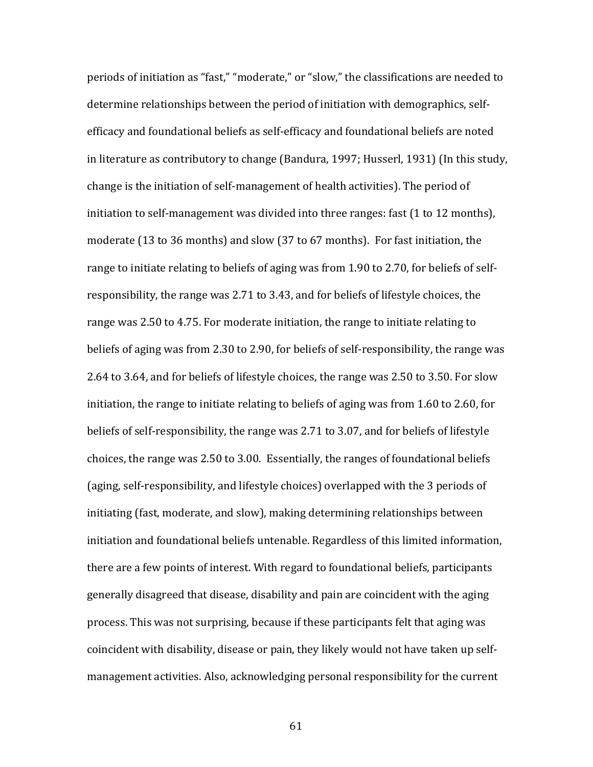periods of initiation as "fast," "moderate," or "slow," the classifications are needed to determine relationships between the period of initiation with demographics, self-efficacy and foundational beliefs as self-efficacy and foundational beliefs are noted in literature as contributory to change (Bandura, 1997; Husserl, 1931) (In this study, change is the initiation of self-management of health activities). The period of initiation to self-management was divided into three ranges: fast (1 to 12 months), moderate (13 to 36 months) and slow (37 to 67 months). For fast initiation, the range to initiate relating to beliefs of aging was from 1.90 to 2.70, for beliefs of self-responsibility, the range was 2.71 to 3.43, and for beliefs of lifestyle choices, the range was 2.50 to 4.75. For moderate initiation, the range to initiate relating to beliefs of aging was from 2.30 to 2.90, for beliefs of self-responsibility, the range was 2.64 to 3.64, and for beliefs of lifestyle choices, the range was 2.50 to 3.50. For slow initiation, the range to initiate relating to beliefs of aging was from 1.60 to 2.60, for beliefs of self-responsibility, the range was 2.71 to 3.07, and for beliefs of lifestyle choices, the range was 2.50 to 3.00. Essentially, the ranges of foundational beliefs (aging, self-responsibility, and lifestyle choices) overlapped with the 3 periods of initiating (fast, moderate, and slow), making determining relationships between initiation and foundational beliefs untenable. Regardless of this limited information, there are a few points of interest. With regard to foundational beliefs, participants generally disagreed that disease, disability and pain are coincident with the aging process. This was not surprising, because if these participants felt that aging was coincident with disability, disease or pain, they likely would not have taken up self-management activities. Also, acknowledging personal responsibility for the current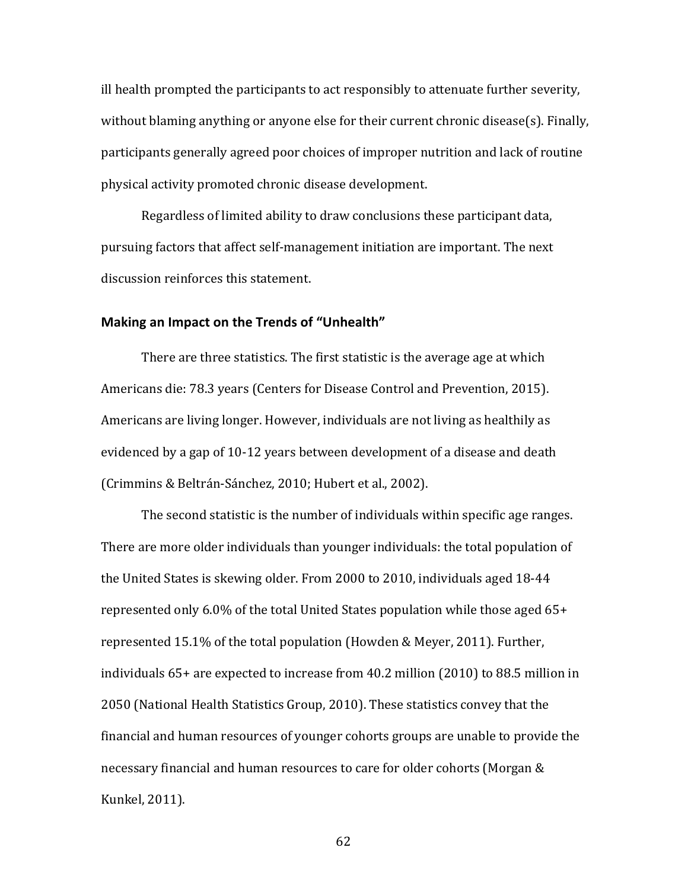ill health prompted the participants to act responsibly to attenuate further severity, without blaming anything or anyone else for their current chronic disease(s). Finally, participants generally agreed poor choices of improper nutrition and lack of routine physical activity promoted chronic disease development.

Regardless of limited ability to draw conclusions these participant data, pursuing factors that affect self-management initiation are important. The next discussion reinforces this statement.

### Making an Impact on the Trends of "Unhealth"

There are three statistics. The first statistic is the average age at which Americans die: 78.3 years (Centers for Disease Control and Prevention, 2015). Americans are living longer. However, individuals are not living as healthily as evidenced by a gap of 10-12 years between development of a disease and death (Crimmins & Beltrán-Sánchez, 2010; Hubert et al., 2002).

The second statistic is the number of individuals within specific age ranges. There are more older individuals than younger individuals: the total population of the United States is skewing older. From 2000 to 2010, individuals aged 18-44 represented only 6.0% of the total United States population while those aged 65+ represented 15.1% of the total population (Howden & Meyer, 2011). Further, individuals 65+ are expected to increase from 40.2 million (2010) to 88.5 million in 2050 (National Health Statistics Group, 2010). These statistics convey that the financial and human resources of younger cohorts groups are unable to provide the necessary financial and human resources to care for older cohorts (Morgan & Kunkel, 2011).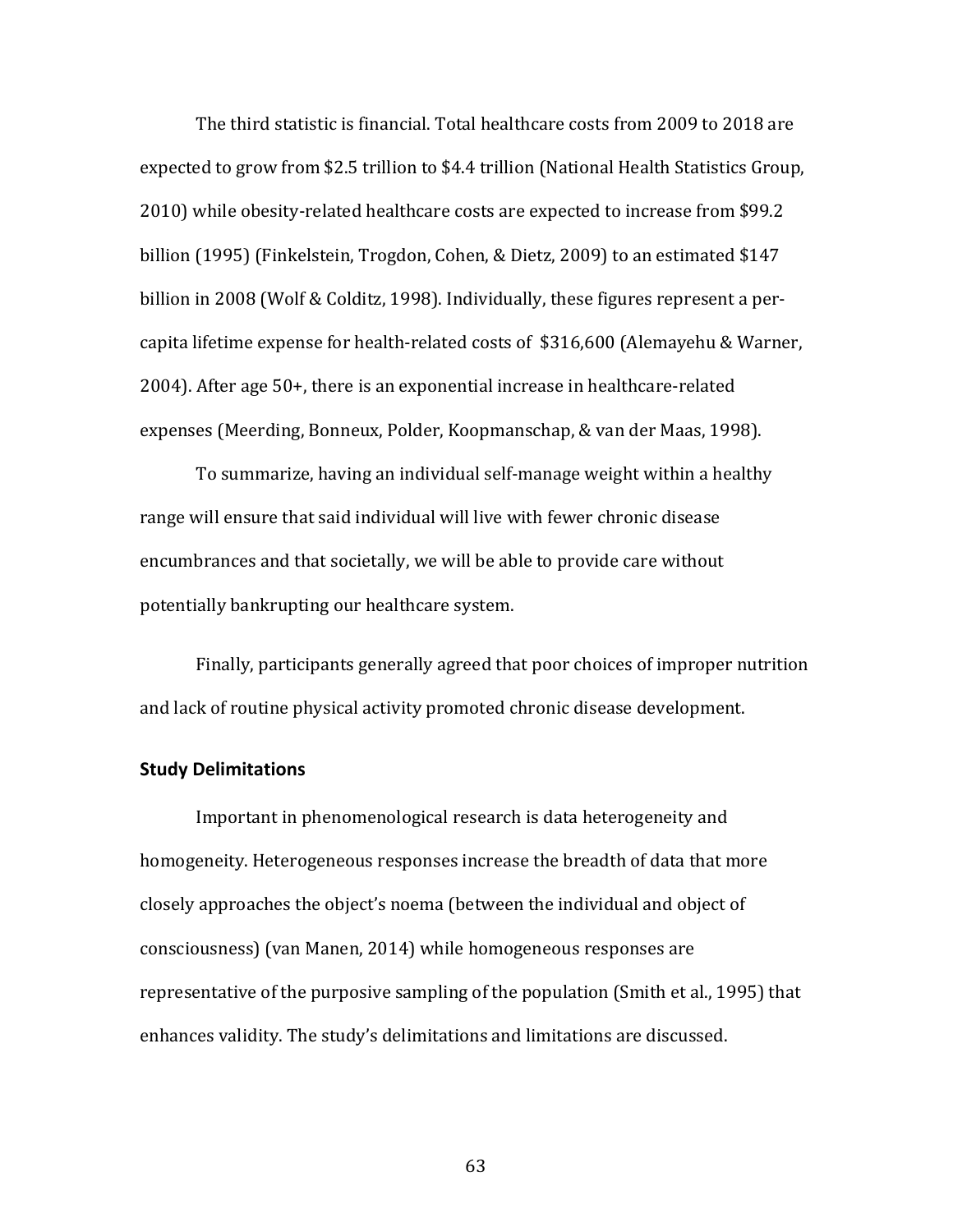The third statistic is financial. Total healthcare costs from 2009 to 2018 are expected to grow from $2.5 trillion to $4.4 trillion (National Health Statistics Group, 2010) while obesity-related healthcare costs are expected to increase from $99.2 billion (1995) (Finkelstein, Trogdon, Cohen, & Dietz, 2009) to an estimated $147 billion in 2008 (Wolf & Colditz, 1998). Individually, these figures represent a per-capita lifetime expense for health-related costs of  $316,600 (Alemayehu & Warner, 2004). After age 50+, there is an exponential increase in healthcare-related expenses (Meerding, Bonneux, Polder, Koopmanschap, & van der Maas, 1998).

To summarize, having an individual self-manage weight within a healthy range will ensure that said individual will live with fewer chronic disease encumbrances and that societally, we will be able to provide care without potentially bankrupting our healthcare system.

Finally, participants generally agreed that poor choices of improper nutrition and lack of routine physical activity promoted chronic disease development.

### Study Delimitations

Important in phenomenological research is data heterogeneity and homogeneity. Heterogeneous responses increase the breadth of data that more closely approaches the object's noema (between the individual and object of consciousness) (van Manen, 2014) while homogeneous responses are representative of the purposive sampling of the population (Smith et al., 1995) that enhances validity. The study's delimitations and limitations are discussed.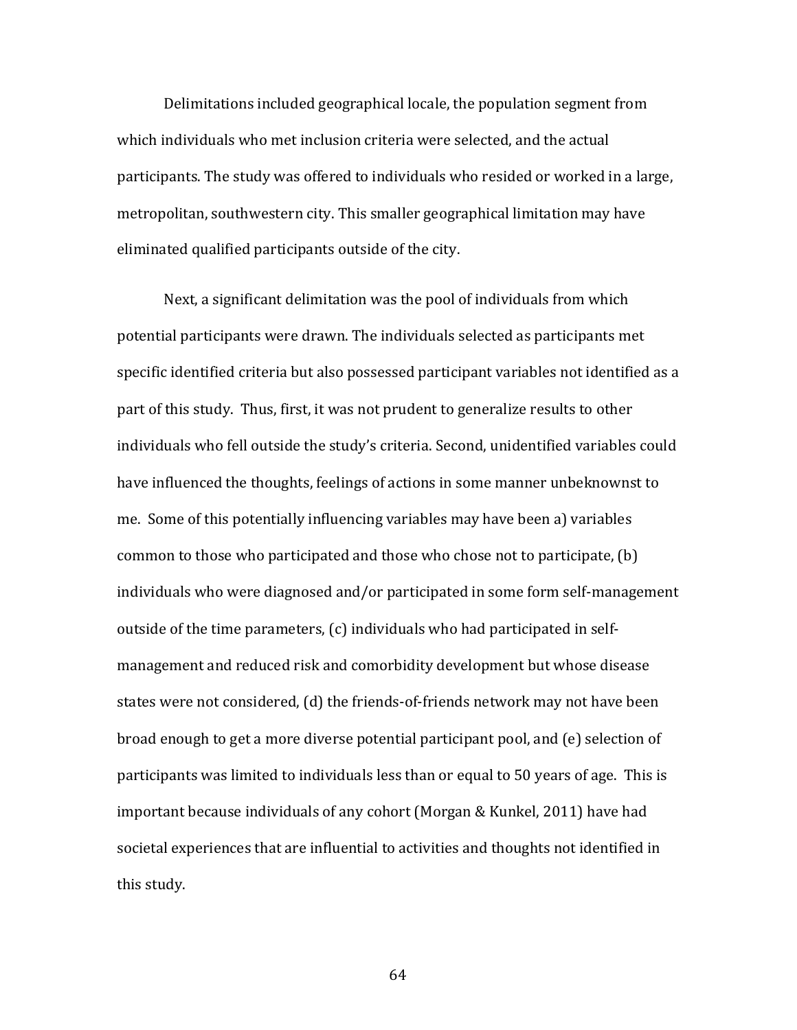Delimitations included geographical locale, the population segment from which individuals who met inclusion criteria were selected, and the actual participants. The study was offered to individuals who resided or worked in a large, metropolitan, southwestern city. This smaller geographical limitation may have eliminated qualified participants outside of the city.

Next, a significant delimitation was the pool of individuals from which potential participants were drawn. The individuals selected as participants met specific identified criteria but also possessed participant variables not identified as a part of this study. Thus, first, it was not prudent to generalize results to other individuals who fell outside the study's criteria. Second, unidentified variables could have influenced the thoughts, feelings of actions in some manner unbeknownst to me. Some of this potentially influencing variables may have been a) variables common to those who participated and those who chose not to participate, (b) individuals who were diagnosed and/or participated in some form self-management outside of the time parameters, (c) individuals who had participated in self-management and reduced risk and comorbidity development but whose disease states were not considered, (d) the friends-of-friends network may not have been broad enough to get a more diverse potential participant pool, and (e) selection of participants was limited to individuals less than or equal to 50 years of age. This is important because individuals of any cohort (Morgan & Kunkel, 2011) have had societal experiences that are influential to activities and thoughts not identified in this study.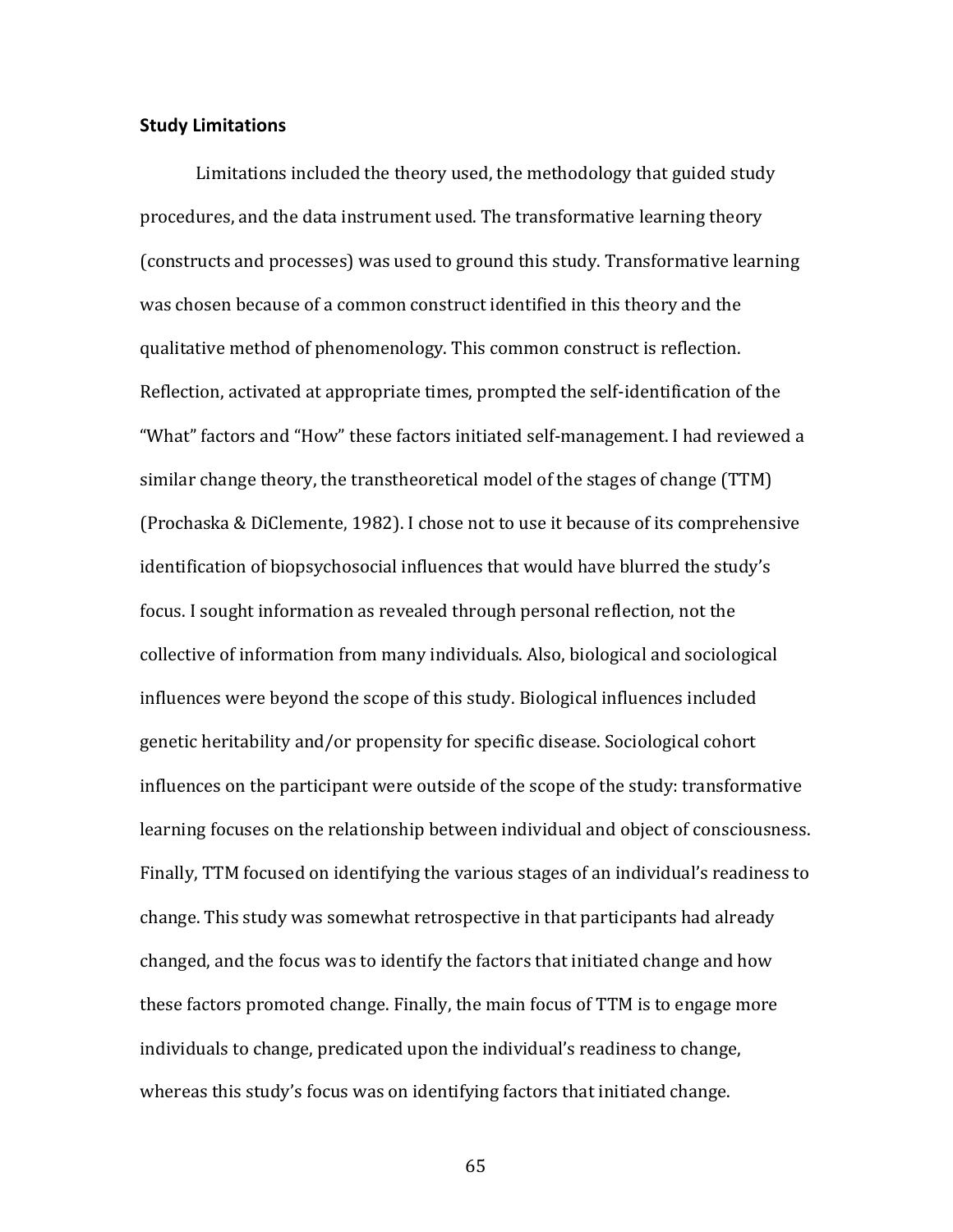### Study Limitations

Limitations included the theory used, the methodology that guided study procedures, and the data instrument used. The transformative learning theory (constructs and processes) was used to ground this study. Transformative learning was chosen because of a common construct identified in this theory and the qualitative method of phenomenology. This common construct is reflection. Reflection, activated at appropriate times, prompted the self-identification of the "What" factors and "How" these factors initiated self-management. I had reviewed a similar change theory, the transtheoretical model of the stages of change (TTM) (Prochaska & DiClemente, 1982). I chose not to use it because of its comprehensive identification of biopsychosocial influences that would have blurred the study's focus. I sought information as revealed through personal reflection, not the collective of information from many individuals. Also, biological and sociological influences were beyond the scope of this study. Biological influences included genetic heritability and/or propensity for specific disease. Sociological cohort influences on the participant were outside of the scope of the study: transformative learning focuses on the relationship between individual and object of consciousness. Finally, TTM focused on identifying the various stages of an individual's readiness to change. This study was somewhat retrospective in that participants had already changed, and the focus was to identify the factors that initiated change and how these factors promoted change. Finally, the main focus of TTM is to engage more individuals to change, predicated upon the individual's readiness to change, whereas this study's focus was on identifying factors that initiated change.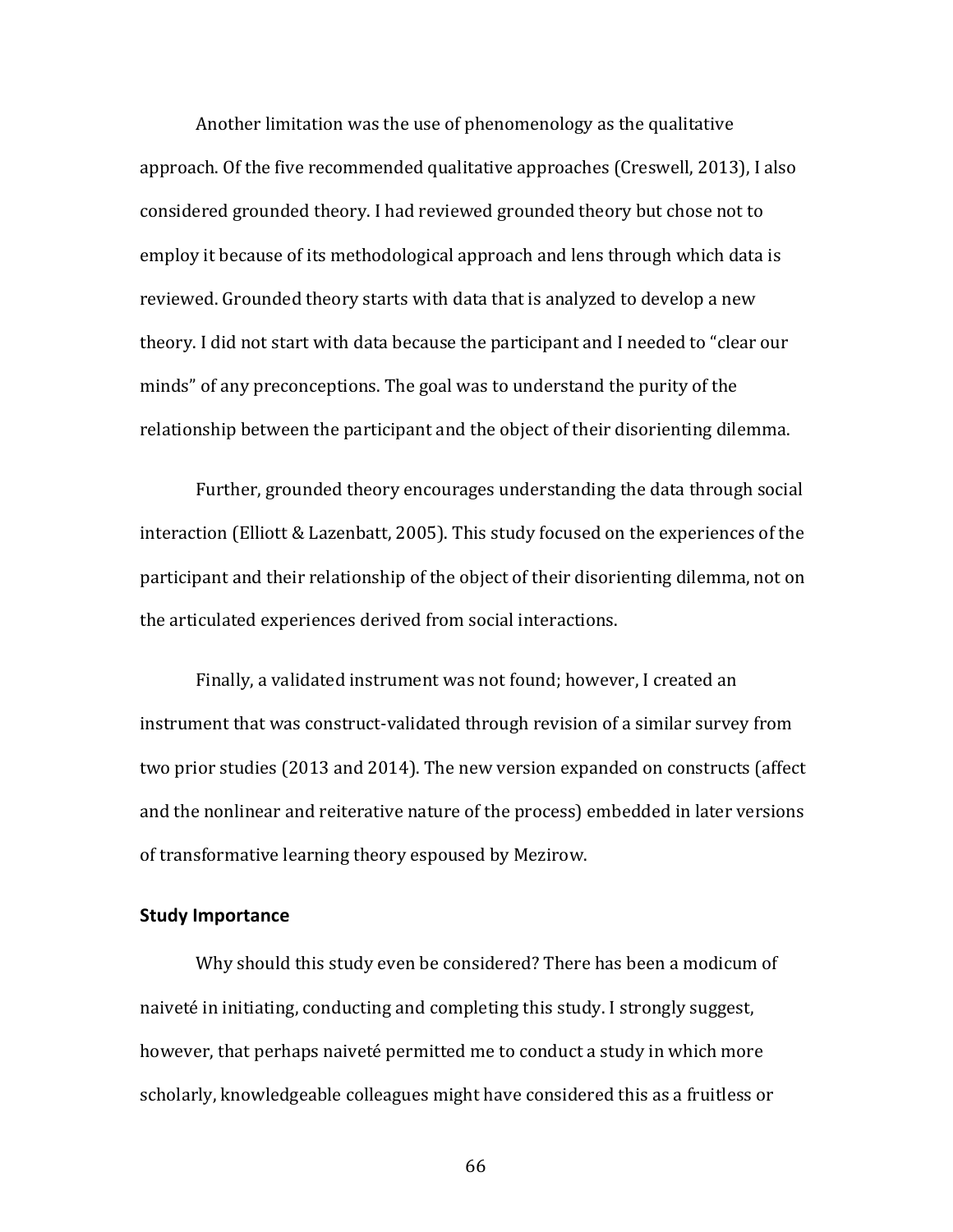Another limitation was the use of phenomenology as the qualitative approach. Of the five recommended qualitative approaches (Creswell, 2013), I also considered grounded theory. I had reviewed grounded theory but chose not to employ it because of its methodological approach and lens through which data is reviewed. Grounded theory starts with data that is analyzed to develop a new theory. I did not start with data because the participant and I needed to "clear our minds" of any preconceptions. The goal was to understand the purity of the relationship between the participant and the object of their disorienting dilemma.

Further, grounded theory encourages understanding the data through social interaction (Elliott & Lazenbatt, 2005). This study focused on the experiences of the participant and their relationship of the object of their disorienting dilemma, not on the articulated experiences derived from social interactions.

Finally, a validated instrument was not found; however, I created an instrument that was construct-validated through revision of a similar survey from two prior studies (2013 and 2014). The new version expanded on constructs (affect and the nonlinear and reiterative nature of the process) embedded in later versions of transformative learning theory espoused by Mezirow.

**Study Importance**

Why should this study even be considered? There has been a modicum of naiveté in initiating, conducting and completing this study. I strongly suggest, however, that perhaps naiveté permitted me to conduct a study in which more scholarly, knowledgeable colleagues might have considered this as a fruitless or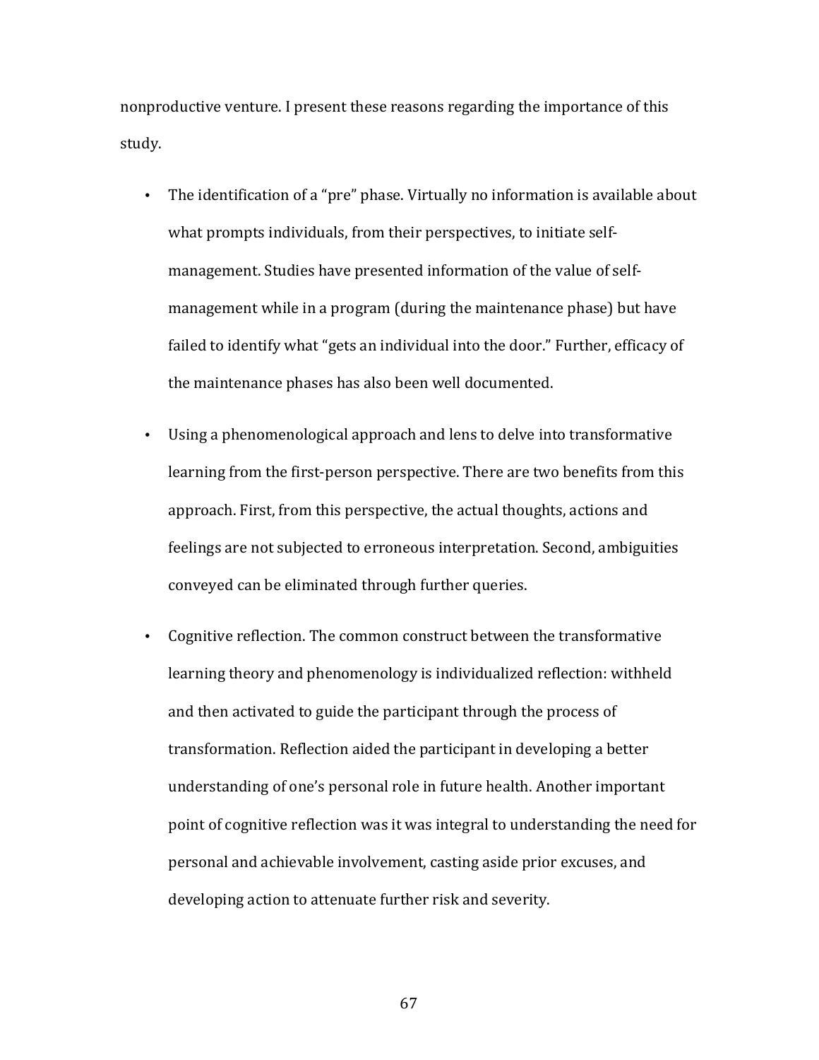nonproductive venture. I present these reasons regarding the importance of this study.

- The identification of a "pre" phase. Virtually no information is available about what prompts individuals, from their perspectives, to initiate self-management. Studies have presented information of the value of self-management while in a program (during the maintenance phase) but have failed to identify what "gets an individual into the door." Further, efficacy of the maintenance phases has also been well documented.

- Using a phenomenological approach and lens to delve into transformative learning from the first-person perspective. There are two benefits from this approach. First, from this perspective, the actual thoughts, actions and feelings are not subjected to erroneous interpretation. Second, ambiguities conveyed can be eliminated through further queries.

- Cognitive reflection. The common construct between the transformative learning theory and phenomenology is individualized reflection: withheld and then activated to guide the participant through the process of transformation. Reflection aided the participant in developing a better understanding of one's personal role in future health. Another important point of cognitive reflection was it was integral to understanding the need for personal and achievable involvement, casting aside prior excuses, and developing action to attenuate further risk and severity.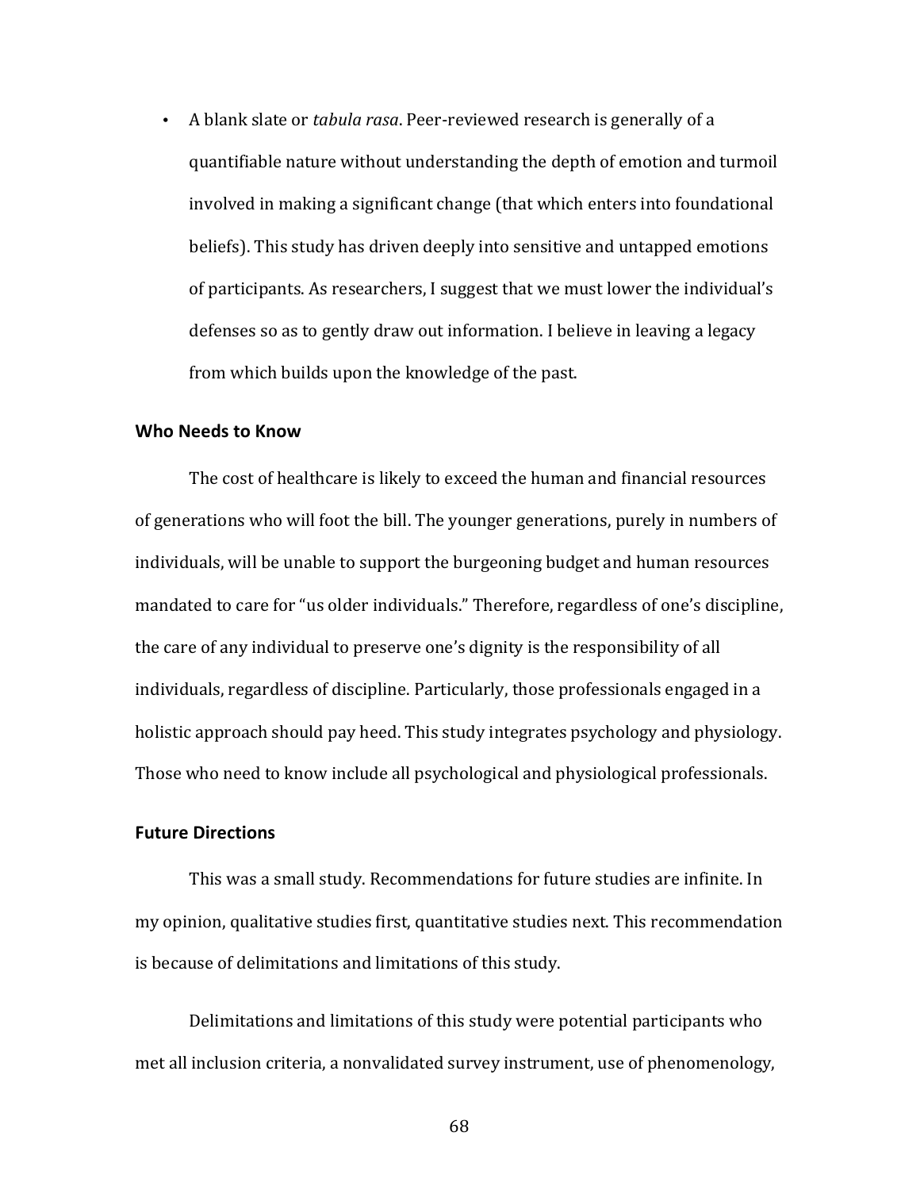- A blank slate or *tabula rasa*. Peer-reviewed research is generally of a quantifiable nature without understanding the depth of emotion and turmoil involved in making a significant change (that which enters into foundational beliefs). This study has driven deeply into sensitive and untapped emotions of participants. As researchers, I suggest that we must lower the individual's defenses so as to gently draw out information. I believe in leaving a legacy from which builds upon the knowledge of the past.

### Who Needs to Know

The cost of healthcare is likely to exceed the human and financial resources of generations who will foot the bill. The younger generations, purely in numbers of individuals, will be unable to support the burgeoning budget and human resources mandated to care for "us older individuals." Therefore, regardless of one's discipline, the care of any individual to preserve one's dignity is the responsibility of all individuals, regardless of discipline. Particularly, those professionals engaged in a holistic approach should pay heed. This study integrates psychology and physiology. Those who need to know include all psychological and physiological professionals.

### Future Directions

This was a small study. Recommendations for future studies are infinite. In my opinion, qualitative studies first, quantitative studies next. This recommendation is because of delimitations and limitations of this study.

Delimitations and limitations of this study were potential participants who met all inclusion criteria, a nonvalidated survey instrument, use of phenomenology,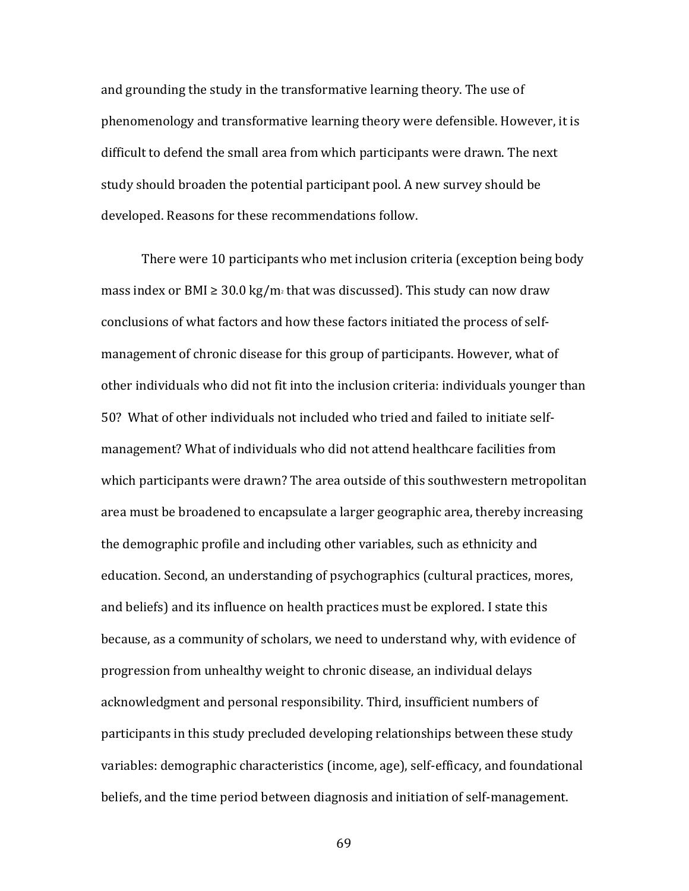and grounding the study in the transformative learning theory. The use of phenomenology and transformative learning theory were defensible. However, it is difficult to defend the small area from which participants were drawn. The next study should broaden the potential participant pool. A new survey should be developed. Reasons for these recommendations follow.

There were 10 participants who met inclusion criteria (exception being body mass index or BMI ≥ 30.0 $kg/m_2$ that was discussed). This study can now draw conclusions of what factors and how these factors initiated the process of self-management of chronic disease for this group of participants. However, what of other individuals who did not fit into the inclusion criteria: individuals younger than 50? What of other individuals not included who tried and failed to initiate self-management? What of individuals who did not attend healthcare facilities from which participants were drawn? The area outside of this southwestern metropolitan area must be broadened to encapsulate a larger geographic area, thereby increasing the demographic profile and including other variables, such as ethnicity and education. Second, an understanding of psychographics (cultural practices, mores, and beliefs) and its influence on health practices must be explored. I state this because, as a community of scholars, we need to understand why, with evidence of progression from unhealthy weight to chronic disease, an individual delays acknowledgment and personal responsibility. Third, insufficient numbers of participants in this study precluded developing relationships between these study variables: demographic characteristics (income, age), self-efficacy, and foundational beliefs, and the time period between diagnosis and initiation of self-management.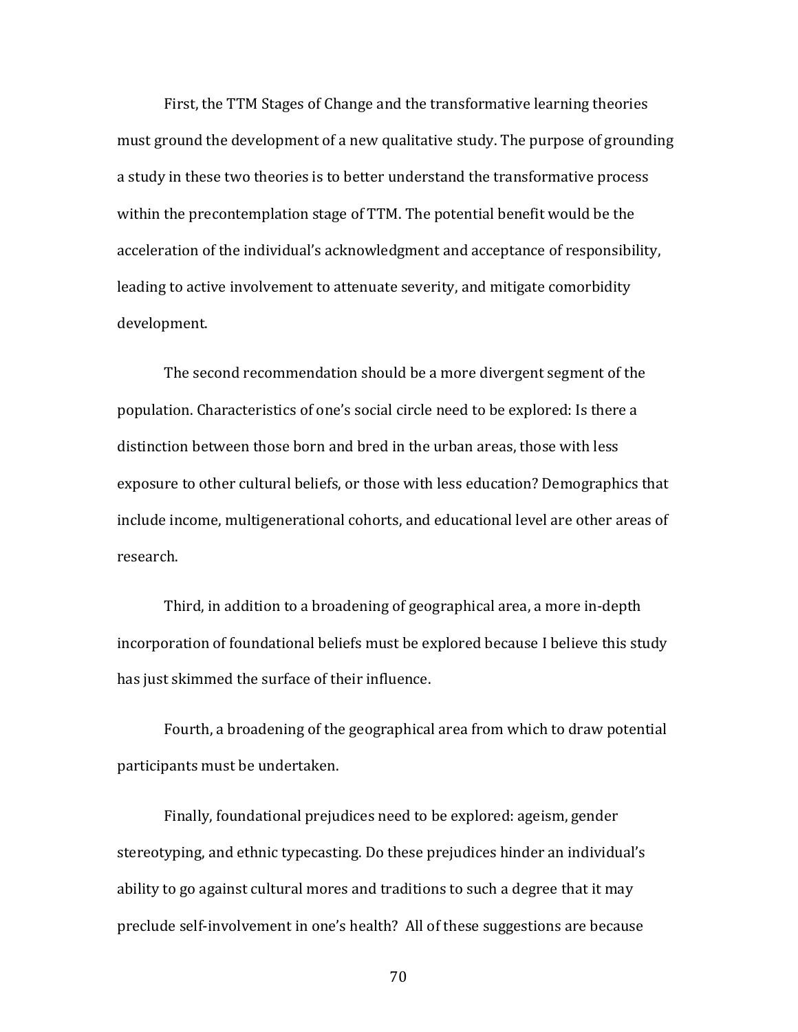First, the TTM Stages of Change and the transformative learning theories must ground the development of a new qualitative study. The purpose of grounding a study in these two theories is to better understand the transformative process within the precontemplation stage of TTM. The potential benefit would be the acceleration of the individual's acknowledgment and acceptance of responsibility, leading to active involvement to attenuate severity, and mitigate comorbidity development.

The second recommendation should be a more divergent segment of the population. Characteristics of one's social circle need to be explored: Is there a distinction between those born and bred in the urban areas, those with less exposure to other cultural beliefs, or those with less education? Demographics that include income, multigenerational cohorts, and educational level are other areas of research.

Third, in addition to a broadening of geographical area, a more in-depth incorporation of foundational beliefs must be explored because I believe this study has just skimmed the surface of their influence.

Fourth, a broadening of the geographical area from which to draw potential participants must be undertaken.

Finally, foundational prejudices need to be explored: ageism, gender stereotyping, and ethnic typecasting. Do these prejudices hinder an individual's ability to go against cultural mores and traditions to such a degree that it may preclude self-involvement in one's health? All of these suggestions are because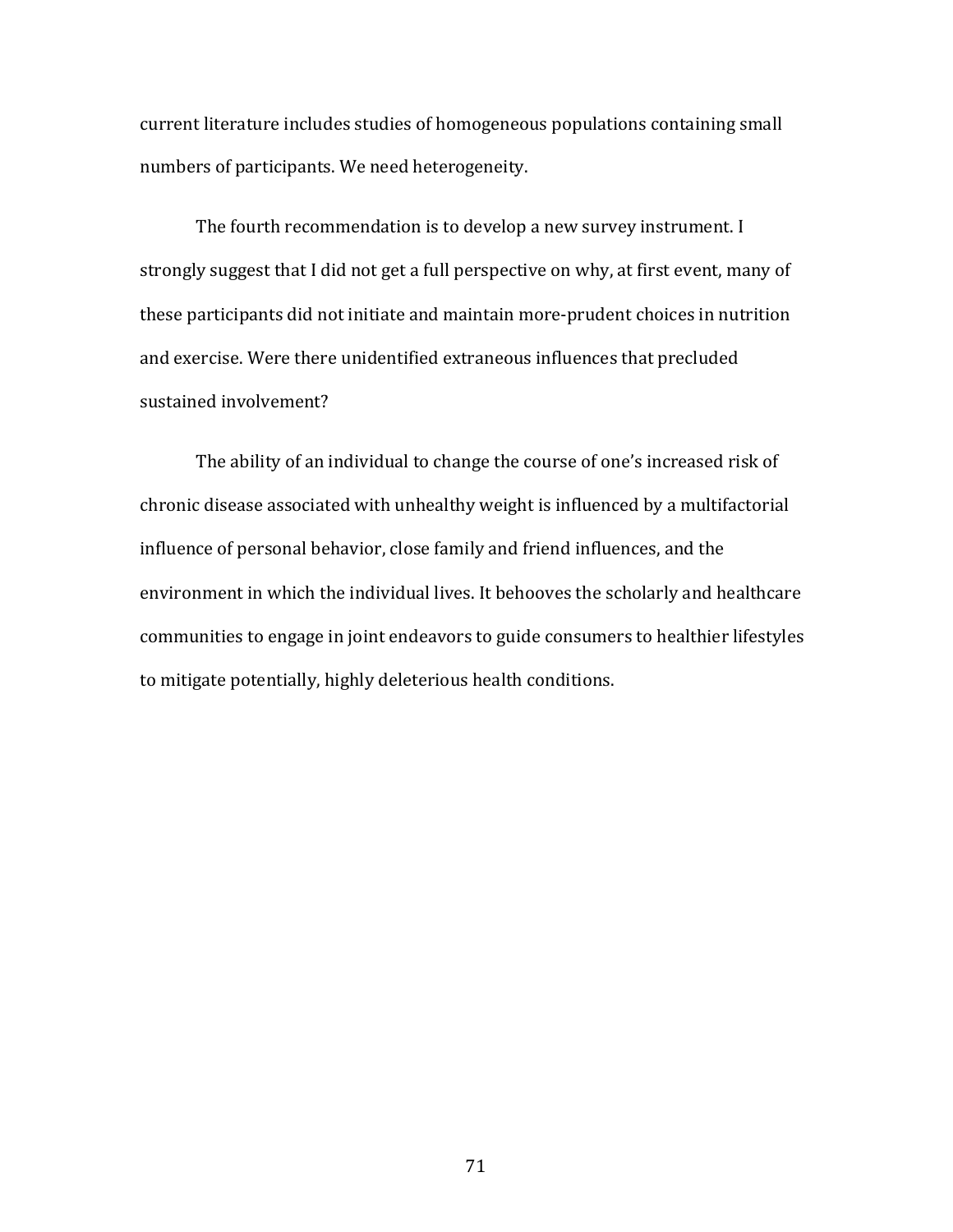current literature includes studies of homogeneous populations containing small numbers of participants. We need heterogeneity.

The fourth recommendation is to develop a new survey instrument. I strongly suggest that I did not get a full perspective on why, at first event, many of these participants did not initiate and maintain more-prudent choices in nutrition and exercise. Were there unidentified extraneous influences that precluded sustained involvement?

The ability of an individual to change the course of one's increased risk of chronic disease associated with unhealthy weight is influenced by a multifactorial influence of personal behavior, close family and friend influences, and the environment in which the individual lives. It behooves the scholarly and healthcare communities to engage in joint endeavors to guide consumers to healthier lifestyles to mitigate potentially, highly deleterious health conditions.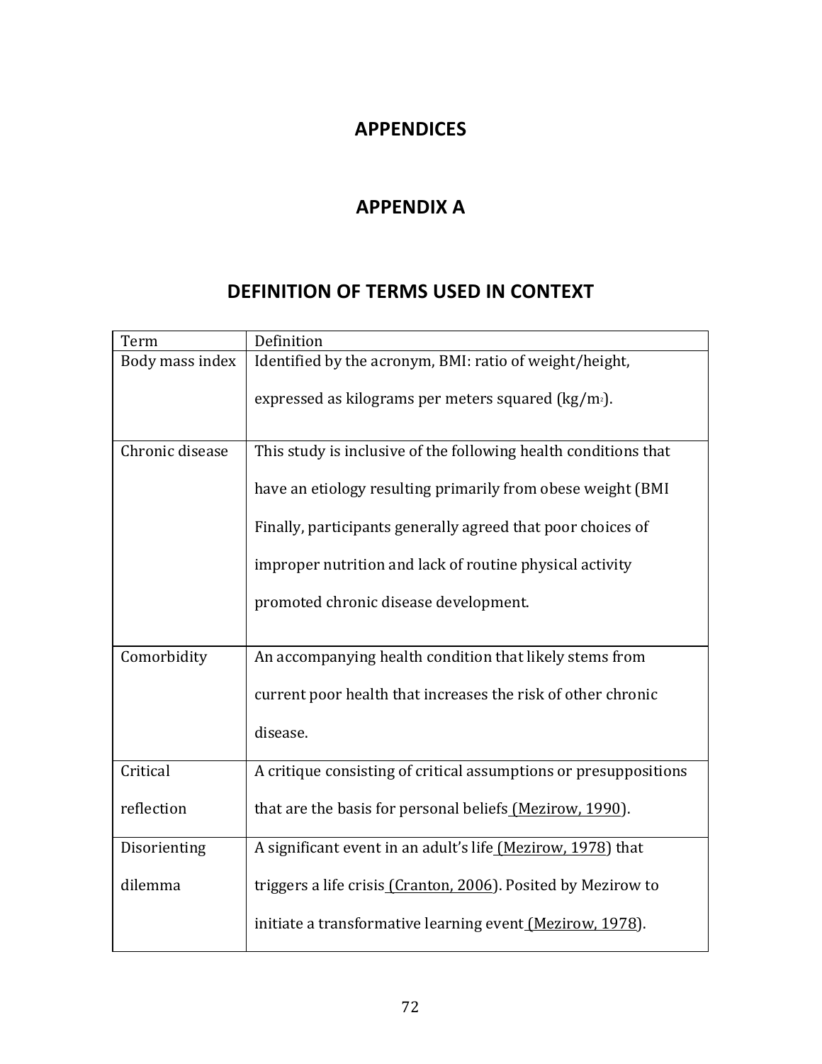# APPENDICES

## APPENDIX A

## DEFINITION OF TERMS USED IN CONTEXT

| Term | Definition |
|---|---|
| Body mass index | Identified by the acronym, BMI: ratio of weight/height, expressed as kilograms per meters squared (kg/$m^2$). |
| Chronic disease | This study is inclusive of the following health conditions that have an etiology resulting primarily from obese weight (BMI Finally, participants generally agreed that poor choices of improper nutrition and lack of routine physical activity promoted chronic disease development. |
| Comorbidity | An accompanying health condition that likely stems from current poor health that increases the risk of other chronic disease. |
| Critical reflection | A critique consisting of critical assumptions or presuppositions that are the basis for personal beliefs (Mezirow, 1990). |
| Disorienting dilemma | A significant event in an adult's life (Mezirow, 1978) that triggers a life crisis (Cranton, 2006). Posited by Mezirow to initiate a transformative learning event (Mezirow, 1978). |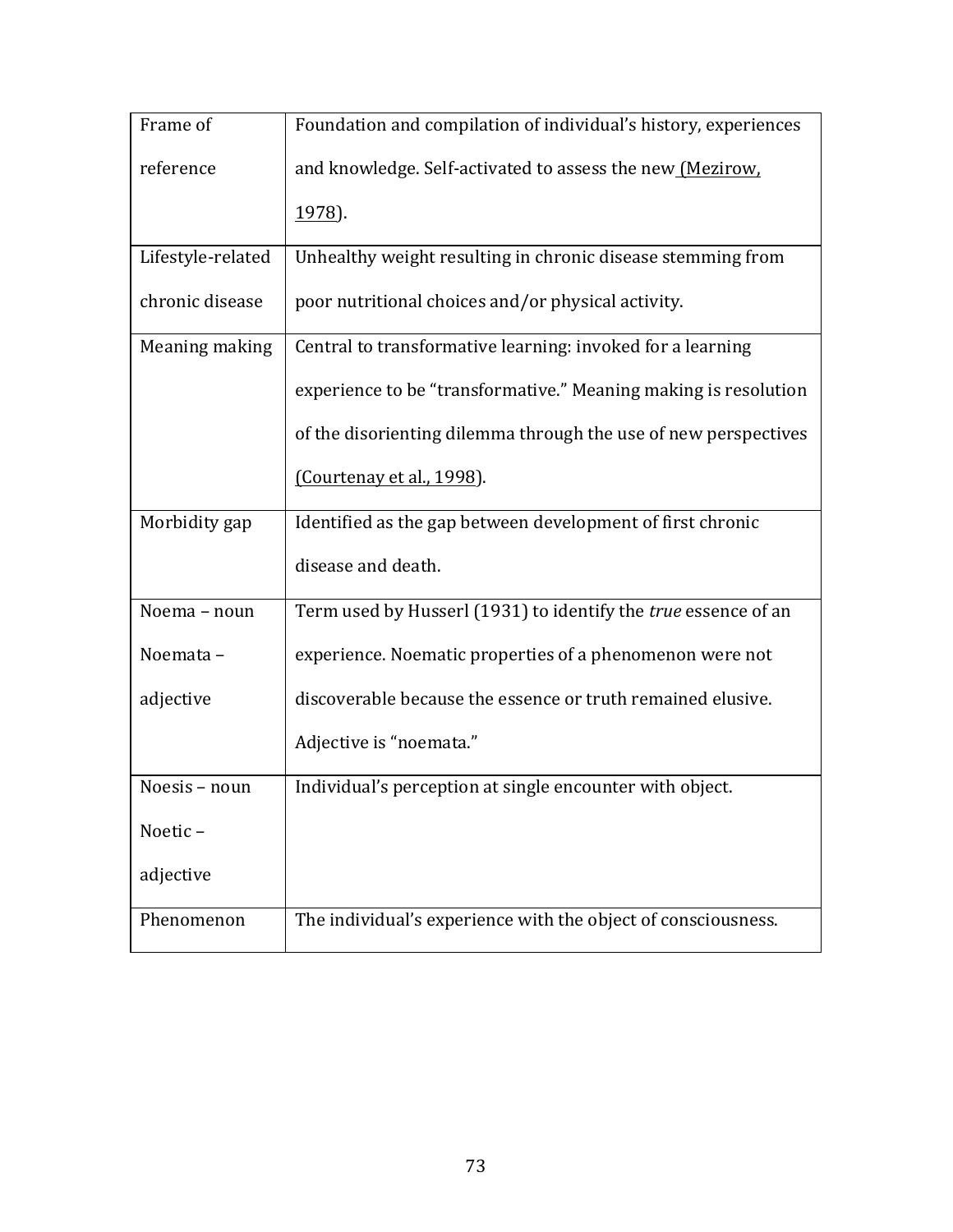| Frame of reference | Foundation and compilation of individual's history, experiences and knowledge. Self-activated to assess the new (Mezirow, 1978). |
| --- | --- |
| Lifestyle-related chronic disease | Unhealthy weight resulting in chronic disease stemming from poor nutritional choices and/or physical activity. |
| Meaning making | Central to transformative learning: invoked for a learning experience to be "transformative." Meaning making is resolution of the disorienting dilemma through the use of new perspectives (Courtenay et al., 1998). |
| Morbidity gap | Identified as the gap between development of first chronic disease and death. |
| Noema – noun Noemata – adjective | Term used by Husserl (1931) to identify the *true* essence of an experience. Noematic properties of a phenomenon were not discoverable because the essence or truth remained elusive. Adjective is "noemata." |
| Noesis – noun Noetic – adjective | Individual's perception at single encounter with object. |
| Phenomenon | The individual's experience with the object of consciousness. |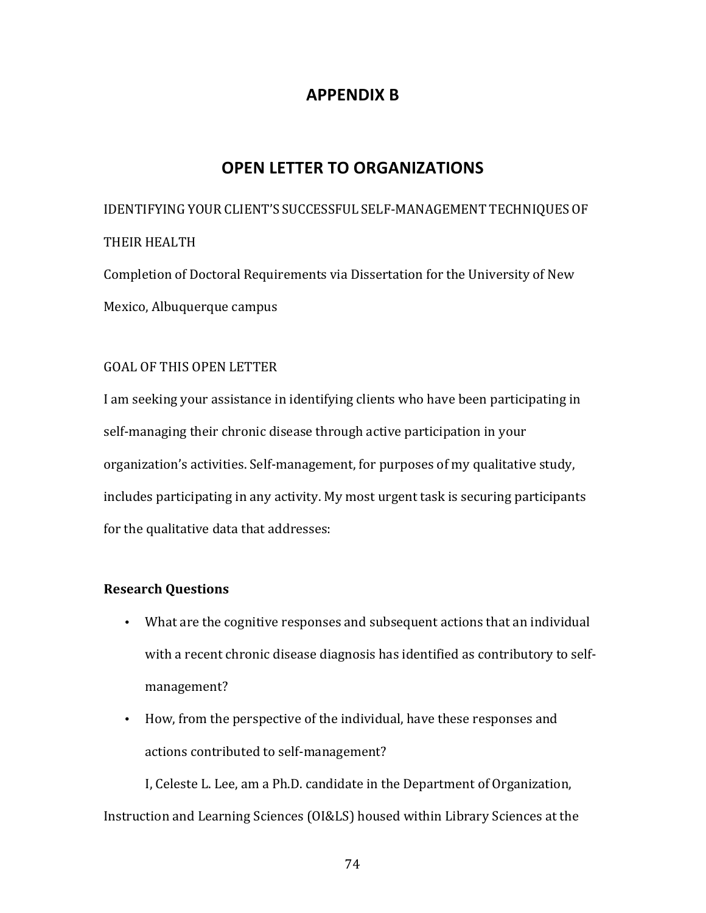# APPENDIX B

## OPEN LETTER TO ORGANIZATIONS

IDENTIFYING YOUR CLIENT'S SUCCESSFUL SELF-MANAGEMENT TECHNIQUES OF THEIR HEALTH

Completion of Doctoral Requirements via Dissertation for the University of New Mexico, Albuquerque campus

GOAL OF THIS OPEN LETTER

I am seeking your assistance in identifying clients who have been participating in self-managing their chronic disease through active participation in your organization's activities. Self-management, for purposes of my qualitative study, includes participating in any activity. My most urgent task is securing participants for the qualitative data that addresses:

**Research Questions**

- What are the cognitive responses and subsequent actions that an individual with a recent chronic disease diagnosis has identified as contributory to self-management?
- How, from the perspective of the individual, have these responses and actions contributed to self-management?

I, Celeste L. Lee, am a Ph.D. candidate in the Department of Organization, Instruction and Learning Sciences (OI&LS) housed within Library Sciences at the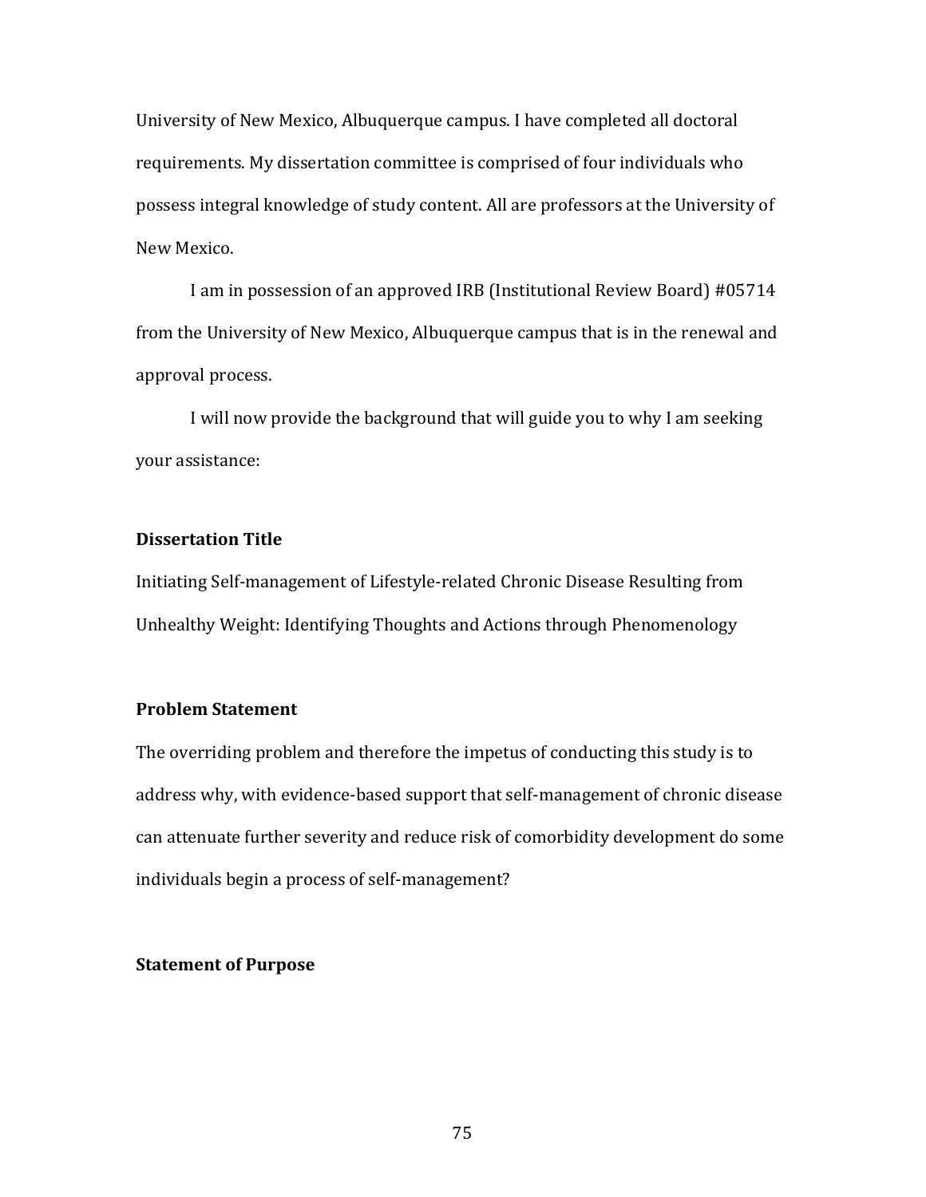University of New Mexico, Albuquerque campus. I have completed all doctoral requirements. My dissertation committee is comprised of four individuals who possess integral knowledge of study content. All are professors at the University of New Mexico.

I am in possession of an approved IRB (Institutional Review Board) #05714 from the University of New Mexico, Albuquerque campus that is in the renewal and approval process.

I will now provide the background that will guide you to why I am seeking your assistance:

**Dissertation Title**

Initiating Self-management of Lifestyle-related Chronic Disease Resulting from Unhealthy Weight: Identifying Thoughts and Actions through Phenomenology

**Problem Statement**

The overriding problem and therefore the impetus of conducting this study is to address why, with evidence-based support that self-management of chronic disease can attenuate further severity and reduce risk of comorbidity development do some individuals begin a process of self-management?

**Statement of Purpose**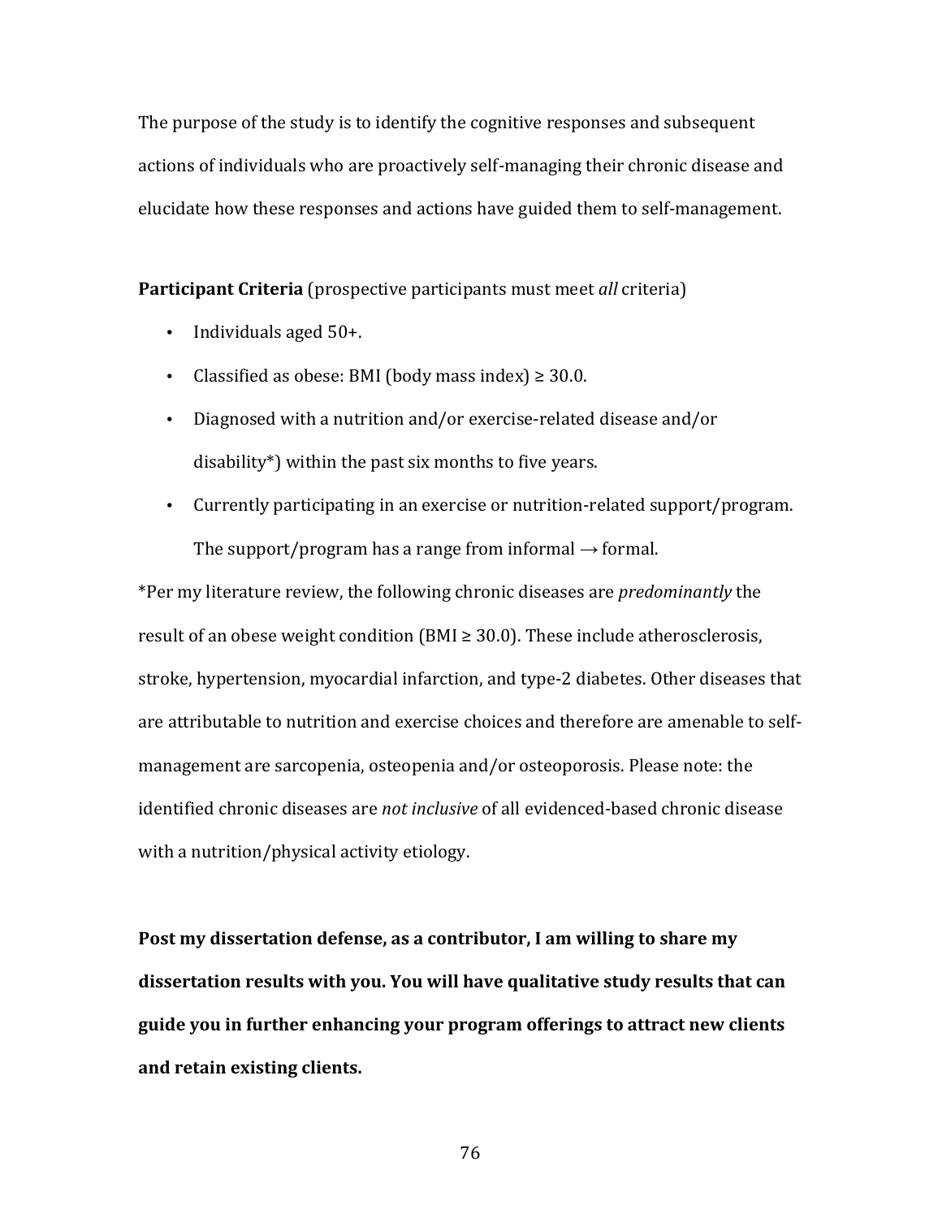The purpose of the study is to identify the cognitive responses and subsequent actions of individuals who are proactively self-managing their chronic disease and elucidate how these responses and actions have guided them to self-management.

**Participant Criteria** (prospective participants must meet *all* criteria)

- Individuals aged 50+.
- Classified as obese: BMI (body mass index) ≥ 30.0.
- Diagnosed with a nutrition and/or exercise-related disease and/or disability*) within the past six months to five years.
- Currently participating in an exercise or nutrition-related support/program. The support/program has a range from informal → formal.

*Per my literature review, the following chronic diseases are *predominantly* the result of an obese weight condition (BMI ≥ 30.0). These include atherosclerosis, stroke, hypertension, myocardial infarction, and type-2 diabetes. Other diseases that are attributable to nutrition and exercise choices and therefore are amenable to self-management are sarcopenia, osteopenia and/or osteoporosis. Please note: the identified chronic diseases are *not inclusive* of all evidenced-based chronic disease with a nutrition/physical activity etiology.

**Post my dissertation defense, as a contributor, I am willing to share my dissertation results with you. You will have qualitative study results that can guide you in further enhancing your program offerings to attract new clients and retain existing clients.**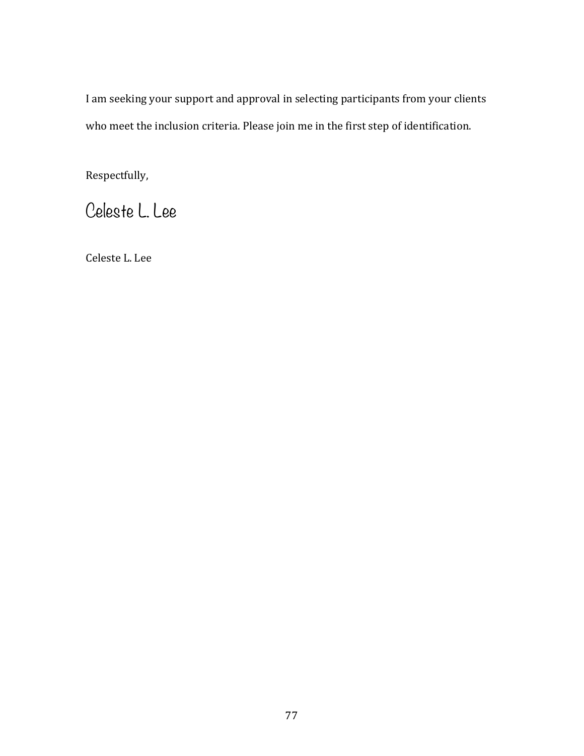I am seeking your support and approval in selecting participants from your clients who meet the inclusion criteria. Please join me in the first step of identification.

Respectfully,

Celeste L. Lee

Celeste L. Lee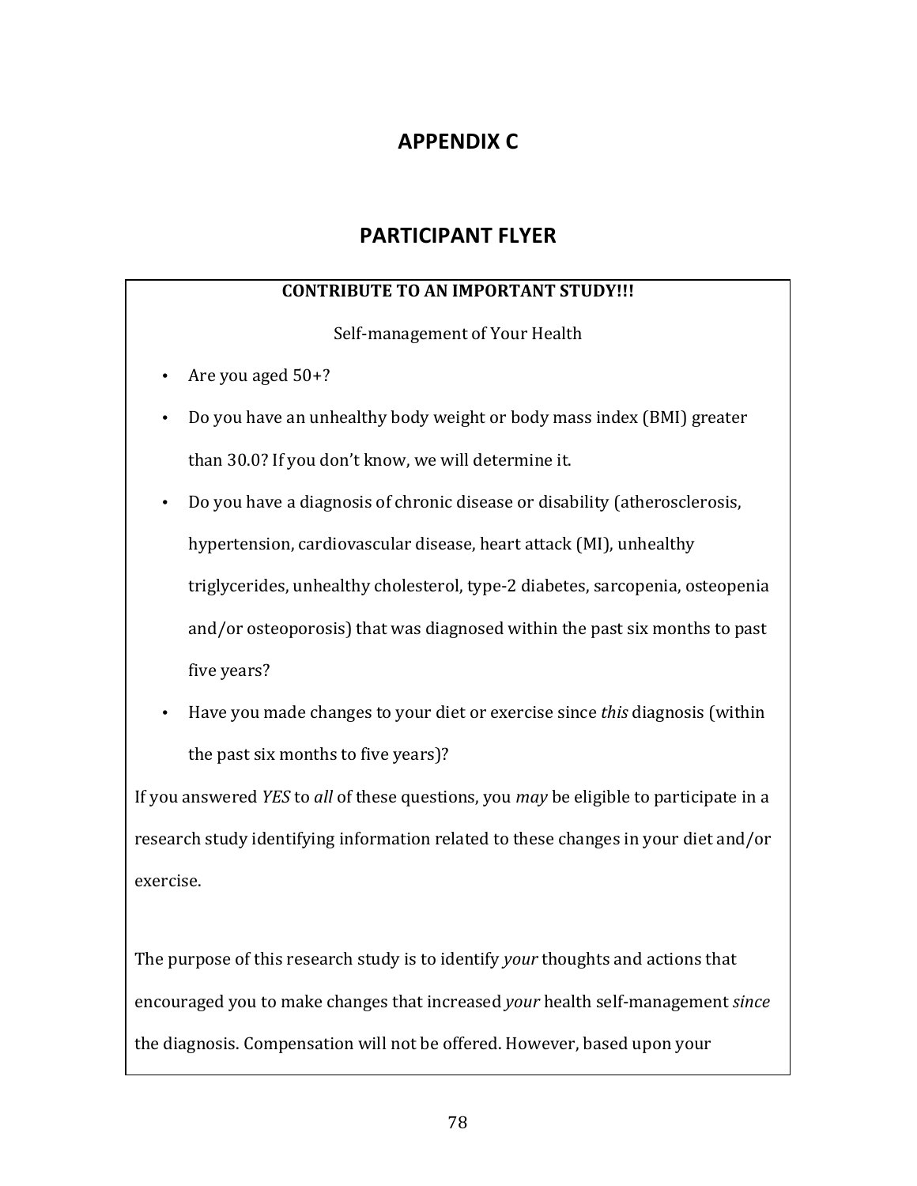# APPENDIX C

## PARTICIPANT FLYER

**CONTRIBUTE TO AN IMPORTANT STUDY!!!**

Self-management of Your Health

- Are you aged 50+?
- Do you have an unhealthy body weight or body mass index (BMI) greater than 30.0? If you don't know, we will determine it.
- Do you have a diagnosis of chronic disease or disability (atherosclerosis, hypertension, cardiovascular disease, heart attack (MI), unhealthy triglycerides, unhealthy cholesterol, type-2 diabetes, sarcopenia, osteopenia and/or osteoporosis) that was diagnosed within the past six months to past five years?
- Have you made changes to your diet or exercise since *this* diagnosis (within the past six months to five years)?

If you answered *YES* to *all* of these questions, you *may* be eligible to participate in a research study identifying information related to these changes in your diet and/or exercise.

The purpose of this research study is to identify *your* thoughts and actions that encouraged you to make changes that increased *your* health self-management *since* the diagnosis. Compensation will not be offered. However, based upon your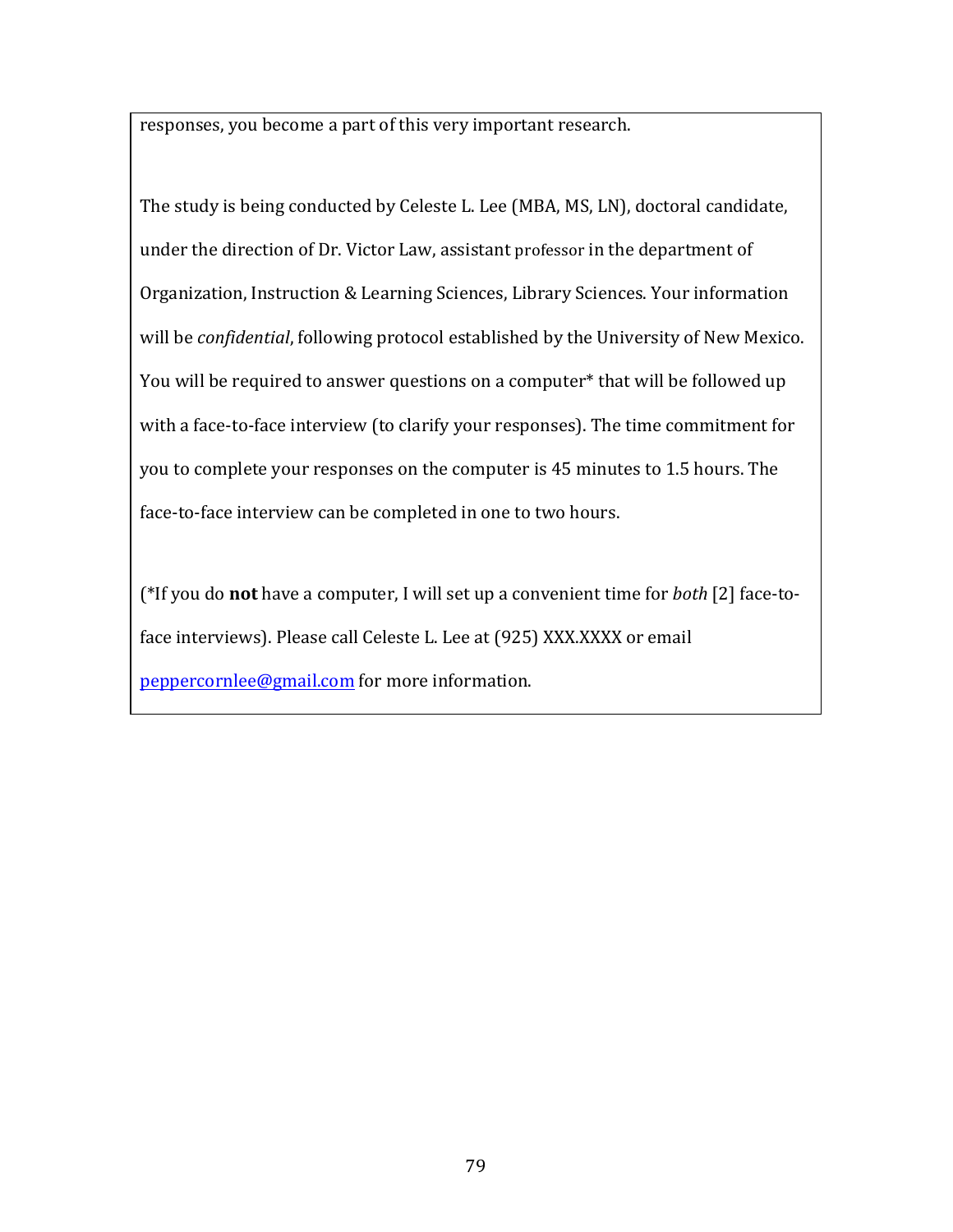responses, you become a part of this very important research.

The study is being conducted by Celeste L. Lee (MBA, MS, LN), doctoral candidate, under the direction of Dr. Victor Law, assistant professor in the department of Organization, Instruction & Learning Sciences, Library Sciences. Your information will be *confidential*, following protocol established by the University of New Mexico. You will be required to answer questions on a computer* that will be followed up with a face-to-face interview (to clarify your responses). The time commitment for you to complete your responses on the computer is 45 minutes to 1.5 hours. The face-to-face interview can be completed in one to two hours.

(*If you do **not** have a computer, I will set up a convenient time for *both* [2] face-to-face interviews). Please call Celeste L. Lee at (925) XXX.XXXX or email peppercornlee@gmail.com for more information.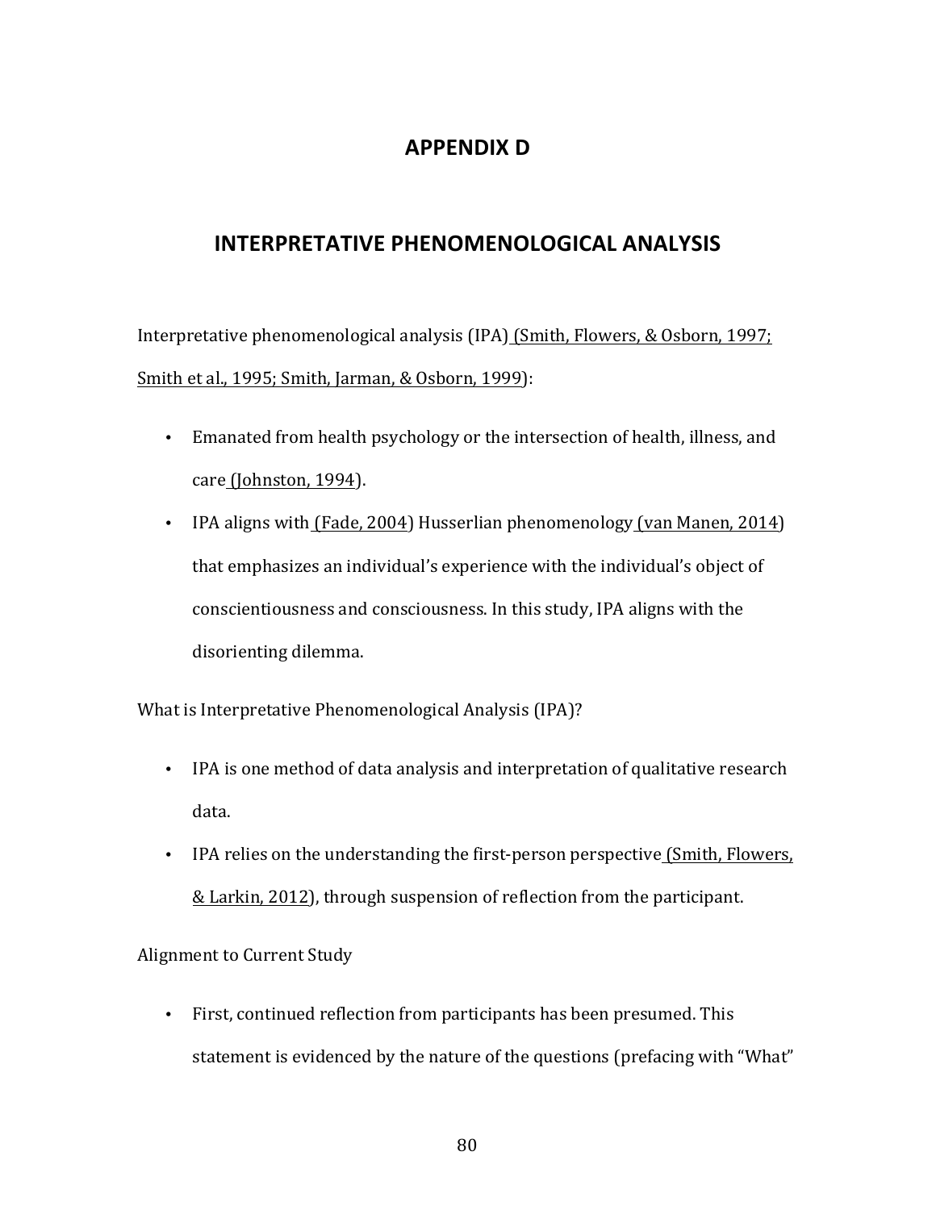# APPENDIX D

## INTERPRETATIVE PHENOMENOLOGICAL ANALYSIS

Interpretative phenomenological analysis (IPA) (Smith, Flowers, & Osborn, 1997; Smith et al., 1995; Smith, Jarman, & Osborn, 1999):

- Emanated from health psychology or the intersection of health, illness, and care (Johnston, 1994).
- IPA aligns with (Fade, 2004) Husserlian phenomenology (van Manen, 2014) that emphasizes an individual's experience with the individual's object of conscientiousness and consciousness. In this study, IPA aligns with the disorienting dilemma.

What is Interpretative Phenomenological Analysis (IPA)?

- IPA is one method of data analysis and interpretation of qualitative research data.
- IPA relies on the understanding the first-person perspective (Smith, Flowers, & Larkin, 2012), through suspension of reflection from the participant.

Alignment to Current Study

- First, continued reflection from participants has been presumed. This statement is evidenced by the nature of the questions (prefacing with "What"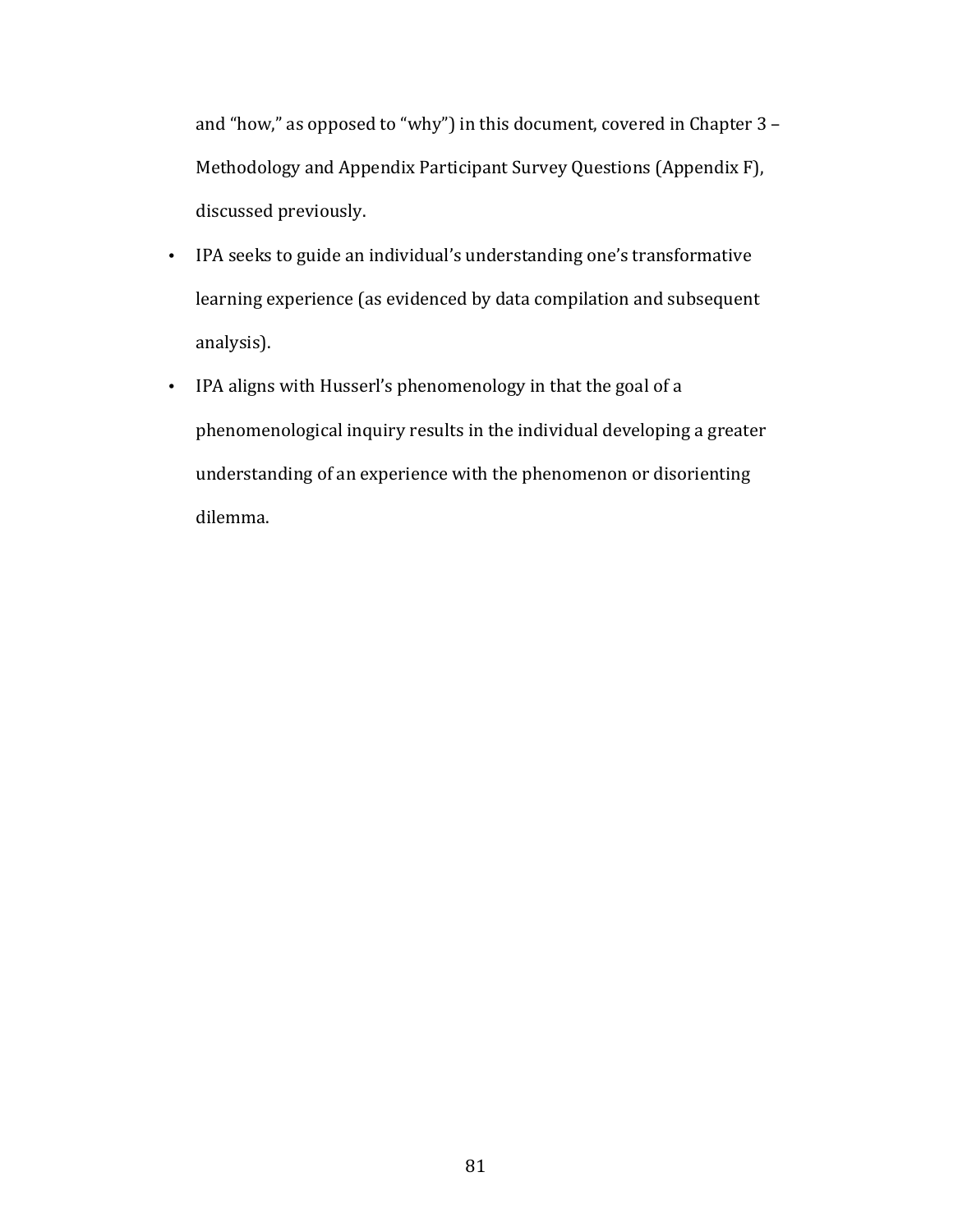and "how," as opposed to "why") in this document, covered in Chapter 3 – Methodology and Appendix Participant Survey Questions (Appendix F), discussed previously.

- IPA seeks to guide an individual's understanding one's transformative learning experience (as evidenced by data compilation and subsequent analysis).
- IPA aligns with Husserl's phenomenology in that the goal of a phenomenological inquiry results in the individual developing a greater understanding of an experience with the phenomenon or disorienting dilemma.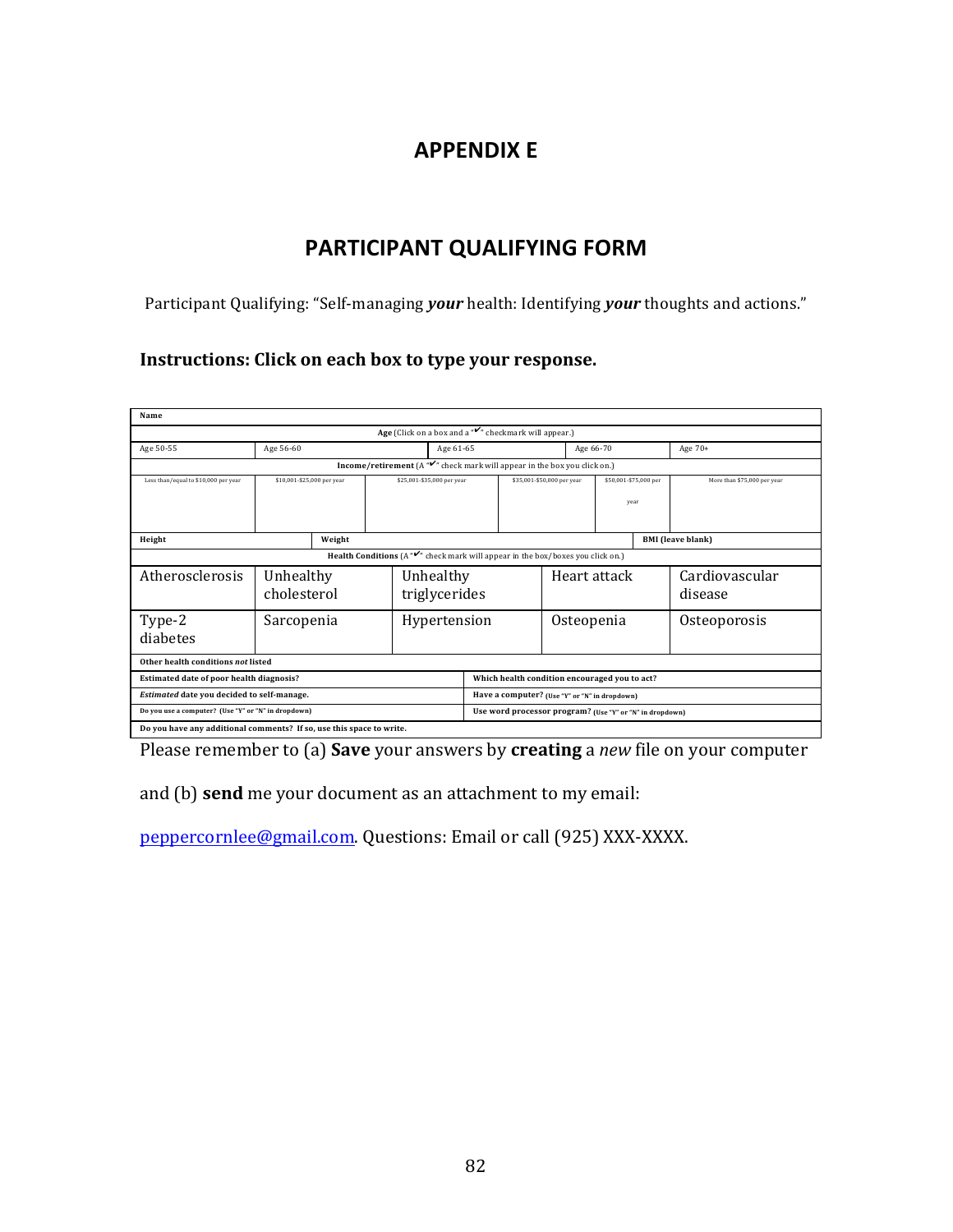# APPENDIX E

## PARTICIPANT QUALIFYING FORM

Participant Qualifying: "Self-managing ***your*** health: Identifying ***your*** thoughts and actions."

**Instructions: Click on each box to type your response.**

| **Name** | | | | | |
|---|---|---|---|---|---|
| **Age** (Click on a box and a "✔" checkmark will appear.) | | | | | |
| Age 50-55 | Age 56-60 | Age 61-65 | Age 66-70 | | Age 70+ |
| **Income/retirement** (A "✔" check mark will appear in the box you click on.) | | | | | |
| Less than/equal to $10,000 per year | $10,001-$25,000 per year | $25,001-$35,000 per year | $35,001-$50,000 per year | $50,001-$75,000 per year | More than $75,000 per year |
| **Height** | **Weight** | | | | **BMI (leave blank)** |
| **Health Conditions** (A "✔" check mark will appear in the box/boxes you click on.) | | | | | |
| Atherosclerosis | Unhealthy cholesterol | Unhealthy triglycerides | Heart attack | | Cardiovascular disease |
| Type-2 diabetes | Sarcopenia | Hypertension | Osteopenia | | Osteoporosis |
| **Other health conditions *not* listed** | | | | | |
| **Estimated date of poor health diagnosis?** | | | **Which health condition encouraged you to act?** | | |
| ***Estimated* date you decided to self-manage.** | | | **Have a computer? (Use "Y" or "N" in dropdown)** | | |
| **Do you use a computer? (Use "Y" or "N" in dropdown)** | | | **Use word processor program? (Use "Y" or "N" in dropdown)** | | |
| **Do you have any additional comments? If so, use this space to write.** | | | | | |

Please remember to (a) **Save** your answers by **creating** a *new* file on your computer and (b) **send** me your document as an attachment to my email: peppercornlee@gmail.com. Questions: Email or call (925) XXX-XXXX.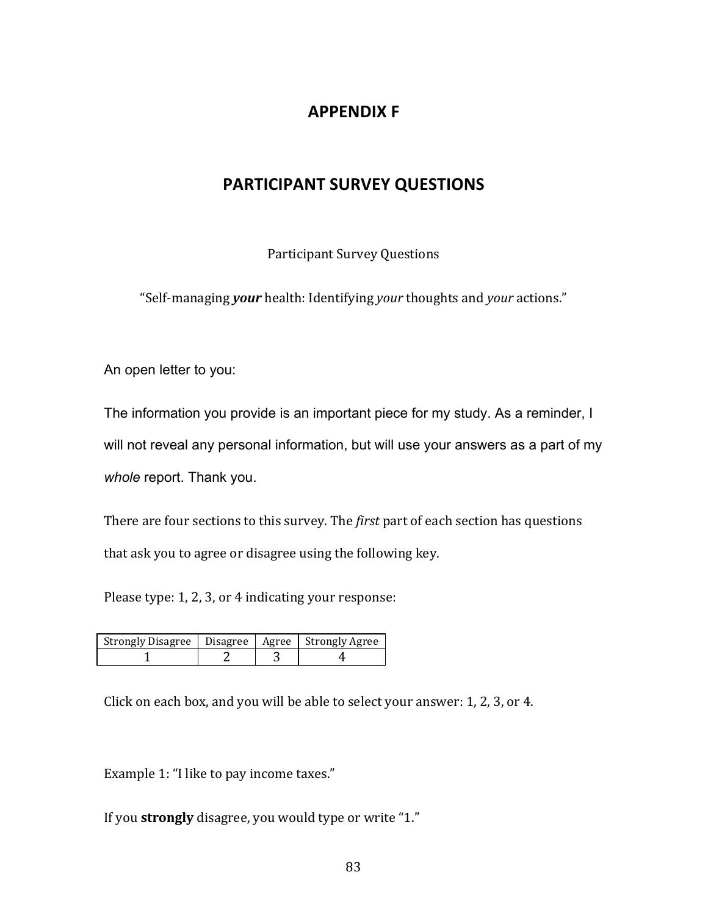# APPENDIX F

## PARTICIPANT SURVEY QUESTIONS

Participant Survey Questions

"Self-managing ***your*** health: Identifying *your* thoughts and *your* actions."

An open letter to you:

The information you provide is an important piece for my study. As a reminder, I will not reveal any personal information, but will use your answers as a part of my *whole* report. Thank you.

There are four sections to this survey. The *first* part of each section has questions that ask you to agree or disagree using the following key.

Please type: 1, 2, 3, or 4 indicating your response:

| Strongly Disagree | Disagree | Agree | Strongly Agree |
|---|---|---|---|
| 1 | 2 | 3 | 4 |

Click on each box, and you will be able to select your answer: 1, 2, 3, or 4.

Example 1: "I like to pay income taxes."

If you **strongly** disagree, you would type or write "1."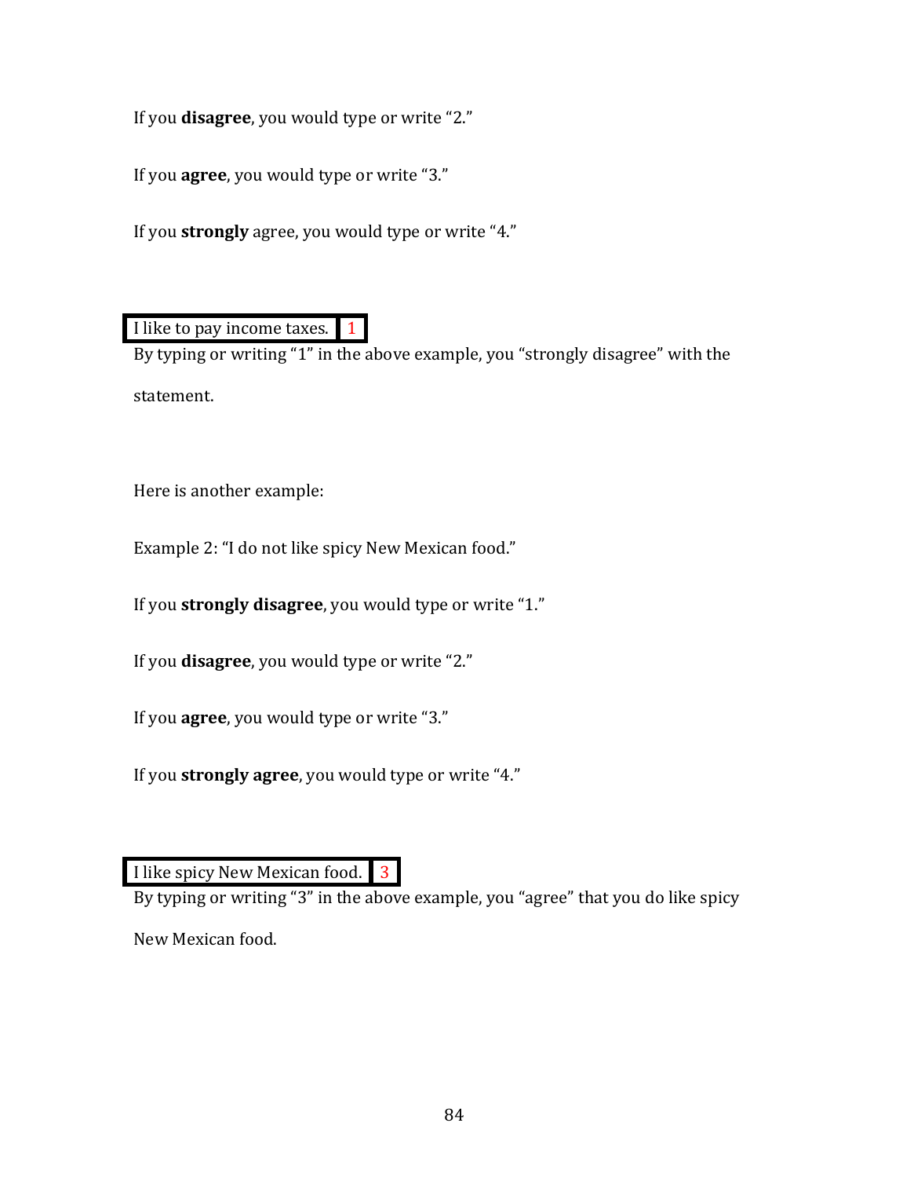If you **disagree**, you would type or write “2.”

If you **agree**, you would type or write “3.”

If you **strongly** agree, you would type or write “4.”

| I like to pay income taxes. | 1 |
|---|---|

By typing or writing “1” in the above example, you “strongly disagree” with the statement.

Here is another example:

Example 2: “I do not like spicy New Mexican food.”

If you **strongly disagree**, you would type or write “1.”

If you **disagree**, you would type or write “2.”

If you **agree**, you would type or write “3.”

If you **strongly agree**, you would type or write “4.”

| I like spicy New Mexican food. | 3 |
|---|---|

By typing or writing “3” in the above example, you “agree” that you do like spicy New Mexican food.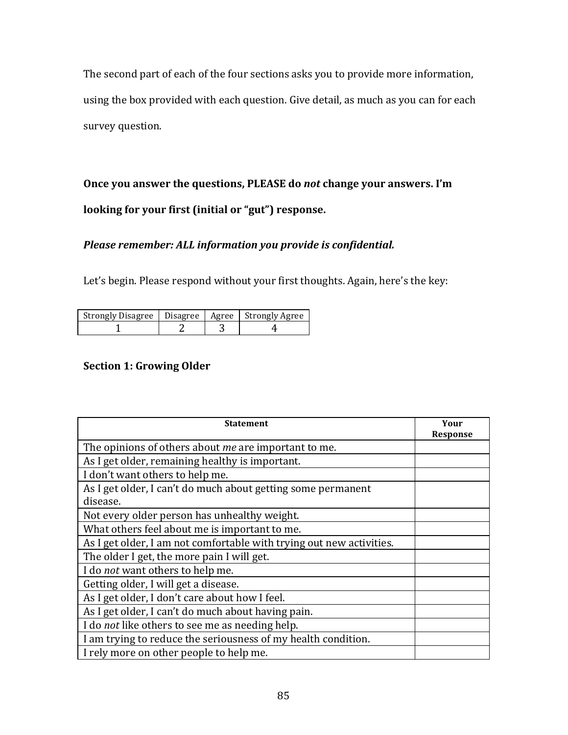The second part of each of the four sections asks you to provide more information, using the box provided with each question. Give detail, as much as you can for each survey question.

**Once you answer the questions, PLEASE do *not* change your answers. I'm looking for your first (initial or "gut") response.**

***Please remember: ALL information you provide is confidential.***

Let's begin. Please respond without your first thoughts. Again, here's the key:

| Strongly Disagree | Disagree | Agree | Strongly Agree |
|---|---|---|---|
| 1 | 2 | 3 | 4 |

### Section 1: Growing Older

| Statement | Your Response |
|---|---|
| The opinions of others about *me* are important to me. | |
| As I get older, remaining healthy is important. | |
| I don't want others to help me. | |
| As I get older, I can't do much about getting some permanent disease. | |
| Not every older person has unhealthy weight. | |
| What others feel about me is important to me. | |
| As I get older, I am not comfortable with trying out new activities. | |
| The older I get, the more pain I will get. | |
| I do *not* want others to help me. | |
| Getting older, I will get a disease. | |
| As I get older, I don't care about how I feel. | |
| As I get older, I can't do much about having pain. | |
| I do *not* like others to see me as needing help. | |
| I am trying to reduce the seriousness of my health condition. | |
| I rely more on other people to help me. | |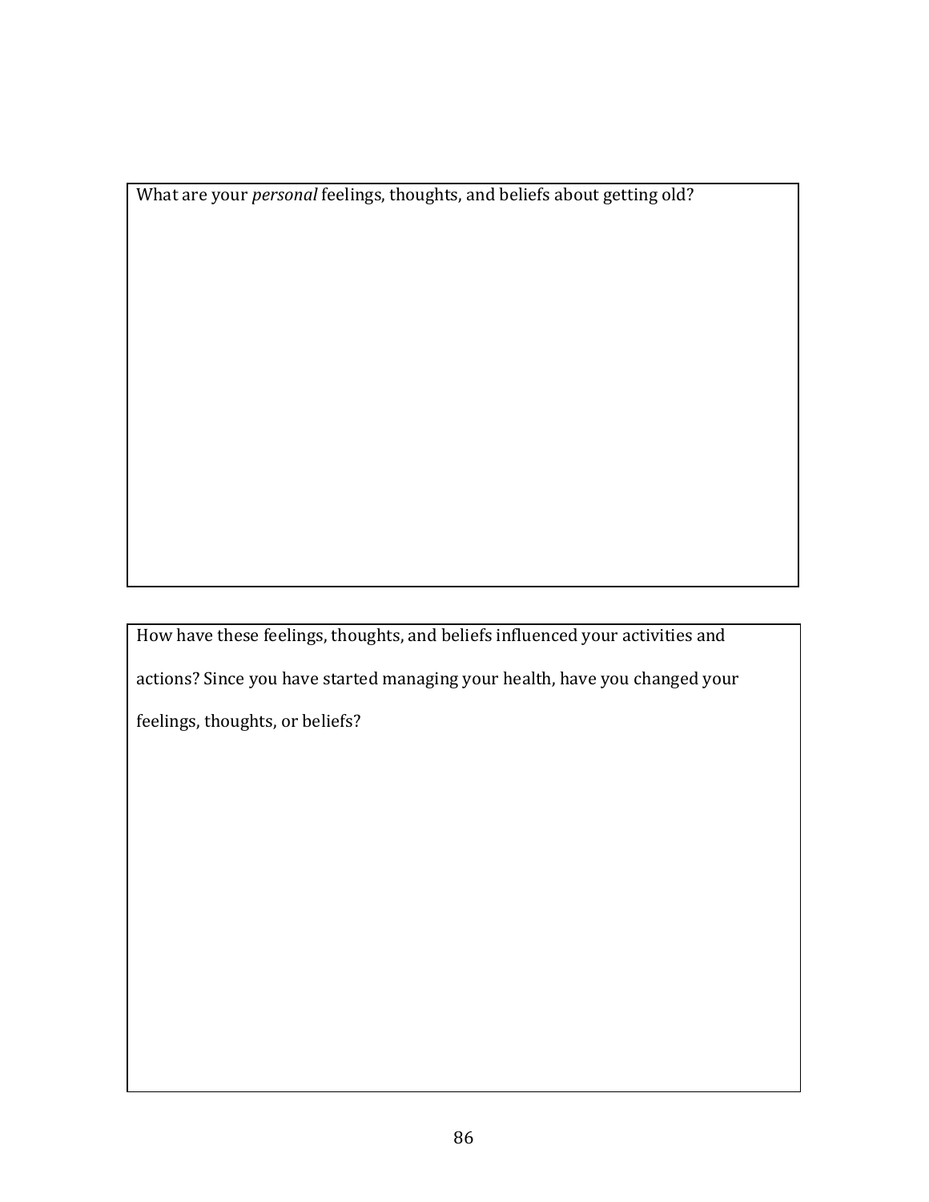What are your *personal* feelings, thoughts, and beliefs about getting old?

How have these feelings, thoughts, and beliefs influenced your activities and actions? Since you have started managing your health, have you changed your feelings, thoughts, or beliefs?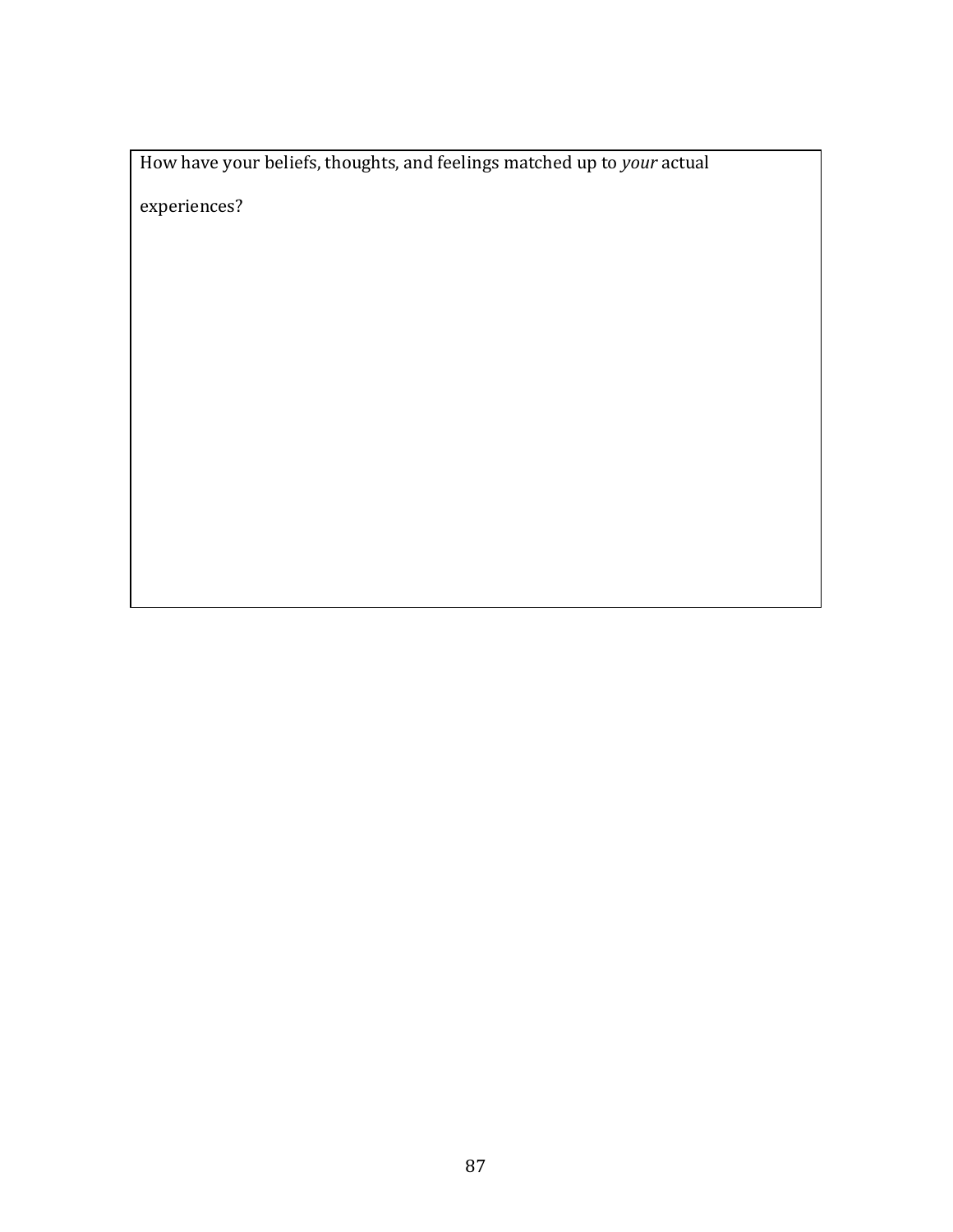How have your beliefs, thoughts, and feelings matched up to *your* actual experiences?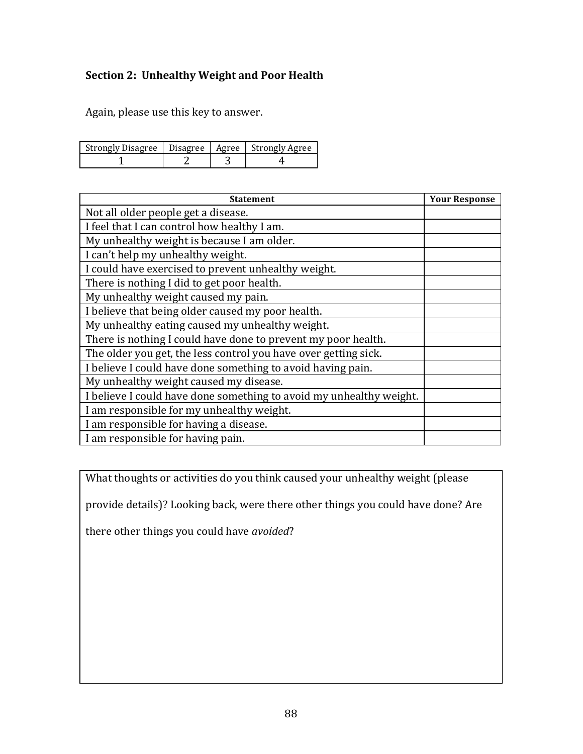### Section 2: Unhealthy Weight and Poor Health

Again, please use this key to answer.

| Strongly Disagree | Disagree | Agree | Strongly Agree |
|---|---|---|---|
| 1 | 2 | 3 | 4 |

| Statement | Your Response |
|---|---|
| Not all older people get a disease. | |
| I feel that I can control how healthy I am. | |
| My unhealthy weight is because I am older. | |
| I can't help my unhealthy weight. | |
| I could have exercised to prevent unhealthy weight. | |
| There is nothing I did to get poor health. | |
| My unhealthy weight caused my pain. | |
| I believe that being older caused my poor health. | |
| My unhealthy eating caused my unhealthy weight. | |
| There is nothing I could have done to prevent my poor health. | |
| The older you get, the less control you have over getting sick. | |
| I believe I could have done something to avoid having pain. | |
| My unhealthy weight caused my disease. | |
| I believe I could have done something to avoid my unhealthy weight. | |
| I am responsible for my unhealthy weight. | |
| I am responsible for having a disease. | |
| I am responsible for having pain. | |

| What thoughts or activities do you think caused your unhealthy weight (please provide details)? Looking back, were there other things you could have done? Are there other things you could have *avoided*? |
|---|
| |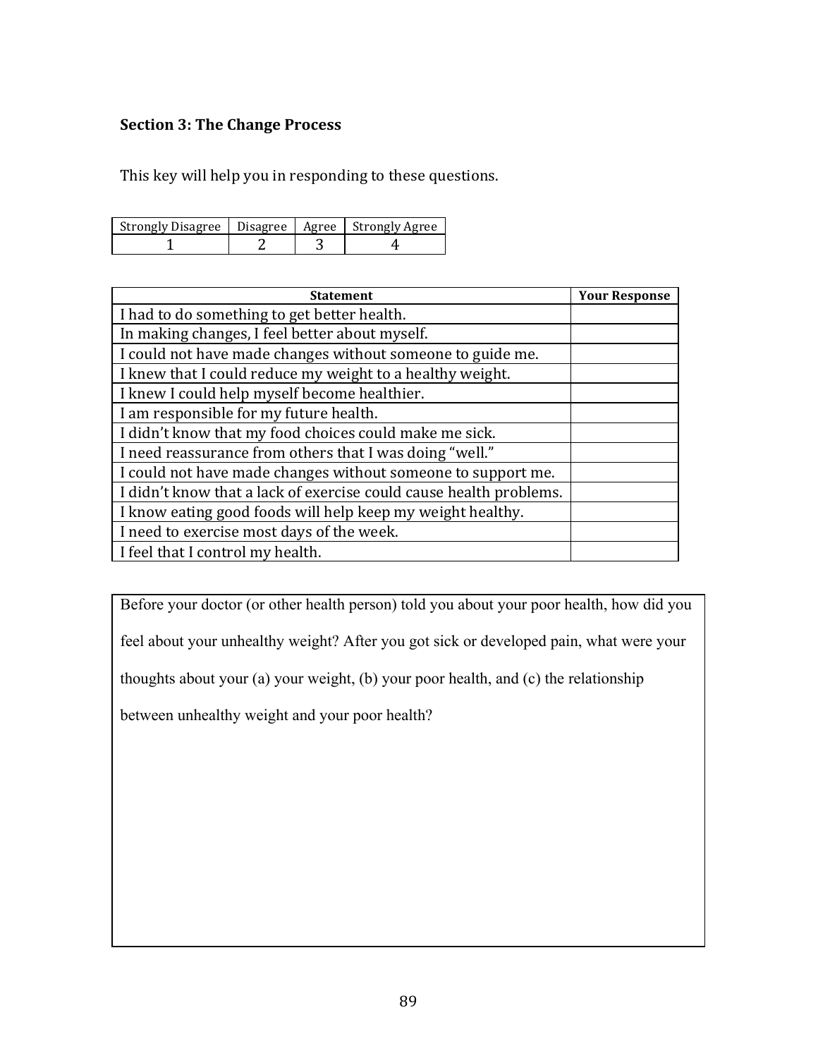### Section 3: The Change Process

This key will help you in responding to these questions.

| Strongly Disagree | Disagree | Agree | Strongly Agree |
|---|---|---|---|
| 1 | 2 | 3 | 4 |

| Statement | Your Response |
|---|---|
| I had to do something to get better health. | |
| In making changes, I feel better about myself. | |
| I could not have made changes without someone to guide me. | |
| I knew that I could reduce my weight to a healthy weight. | |
| I knew I could help myself become healthier. | |
| I am responsible for my future health. | |
| I didn't know that my food choices could make me sick. | |
| I need reassurance from others that I was doing "well." | |
| I could not have made changes without someone to support me. | |
| I didn't know that a lack of exercise could cause health problems. | |
| I know eating good foods will help keep my weight healthy. | |
| I need to exercise most days of the week. | |
| I feel that I control my health. | |

Before your doctor (or other health person) told you about your poor health, how did you feel about your unhealthy weight? After you got sick or developed pain, what were your thoughts about your (a) your weight, (b) your poor health, and (c) the relationship between unhealthy weight and your poor health?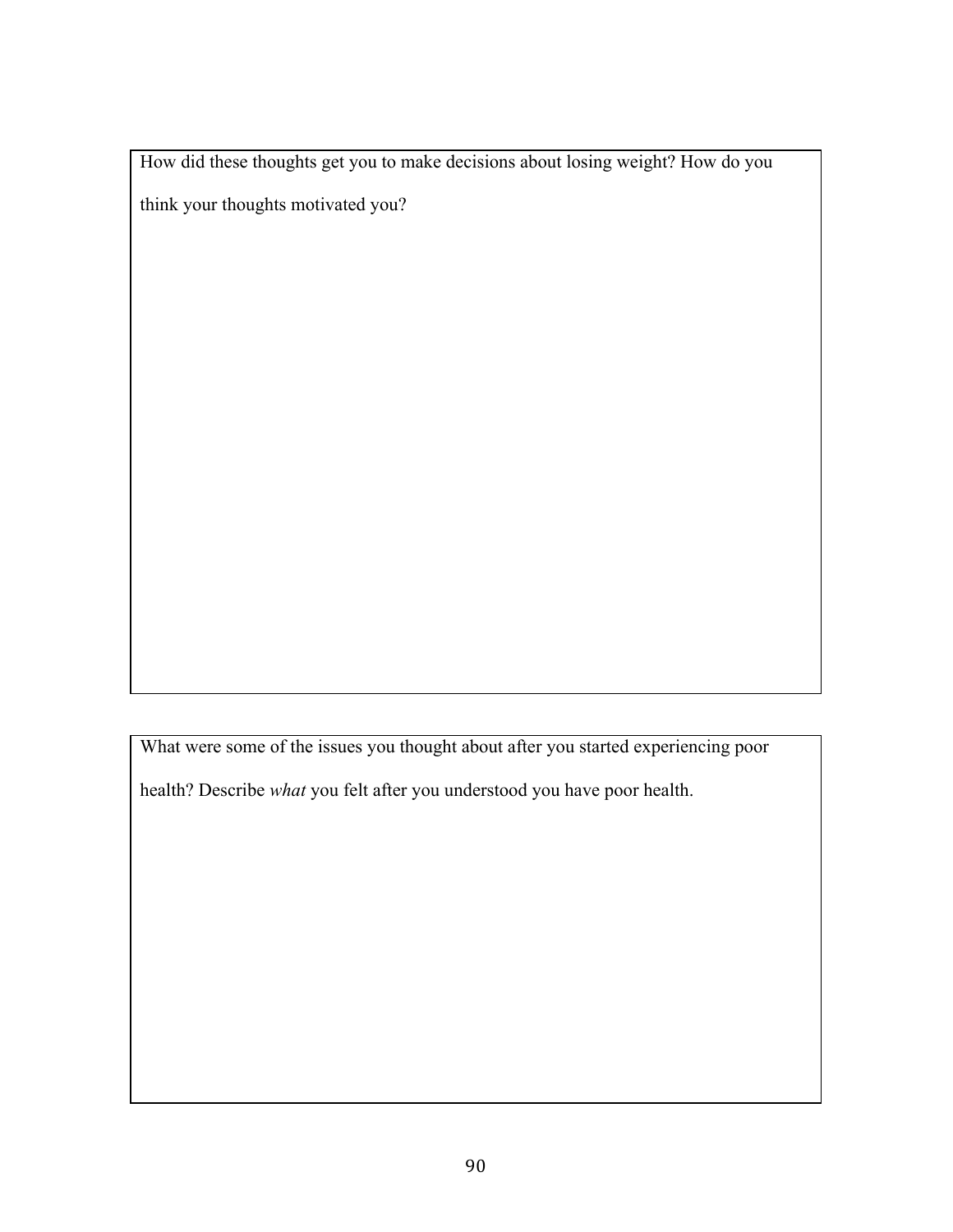How did these thoughts get you to make decisions about losing weight? How do you think your thoughts motivated you?

What were some of the issues you thought about after you started experiencing poor health? Describe *what* you felt after you understood you have poor health.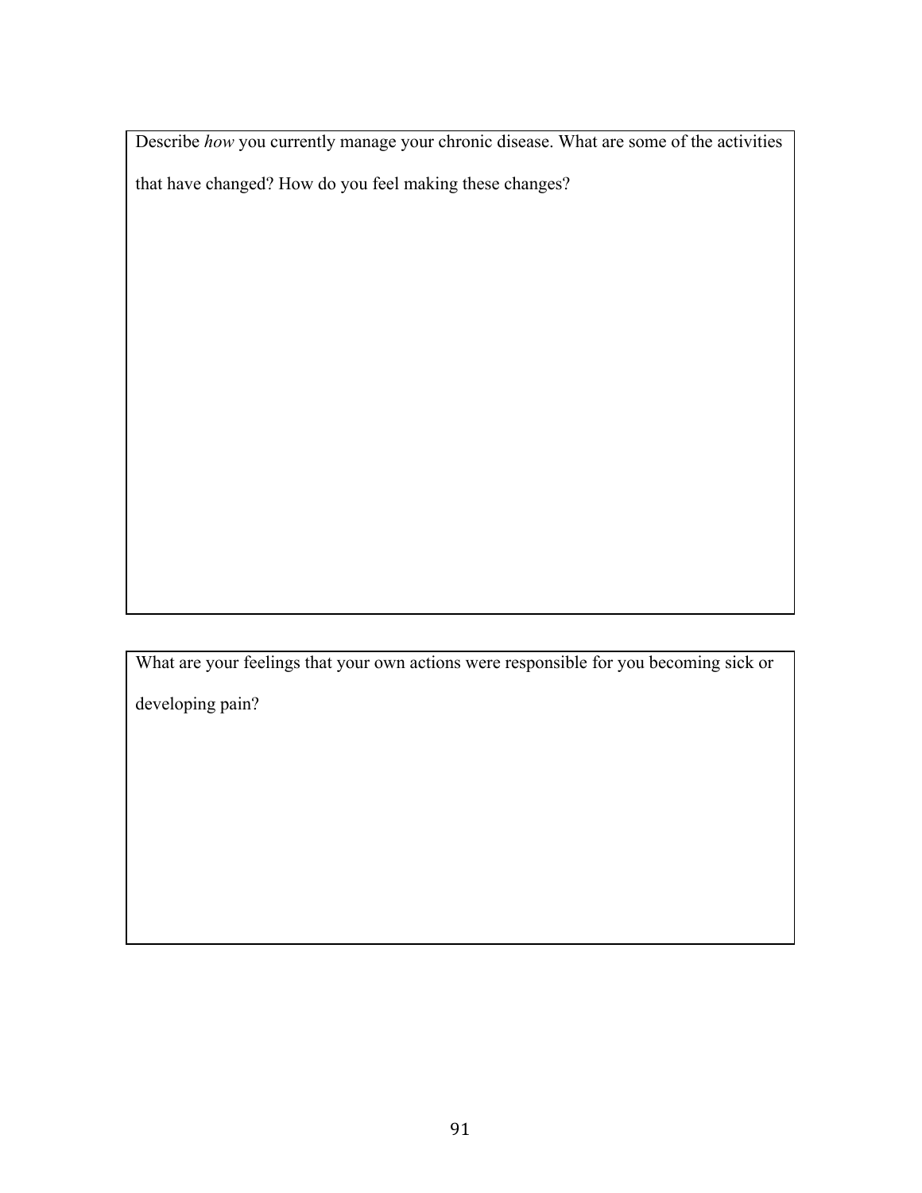Describe *how* you currently manage your chronic disease. What are some of the activities that have changed? How do you feel making these changes?

What are your feelings that your own actions were responsible for you becoming sick or developing pain?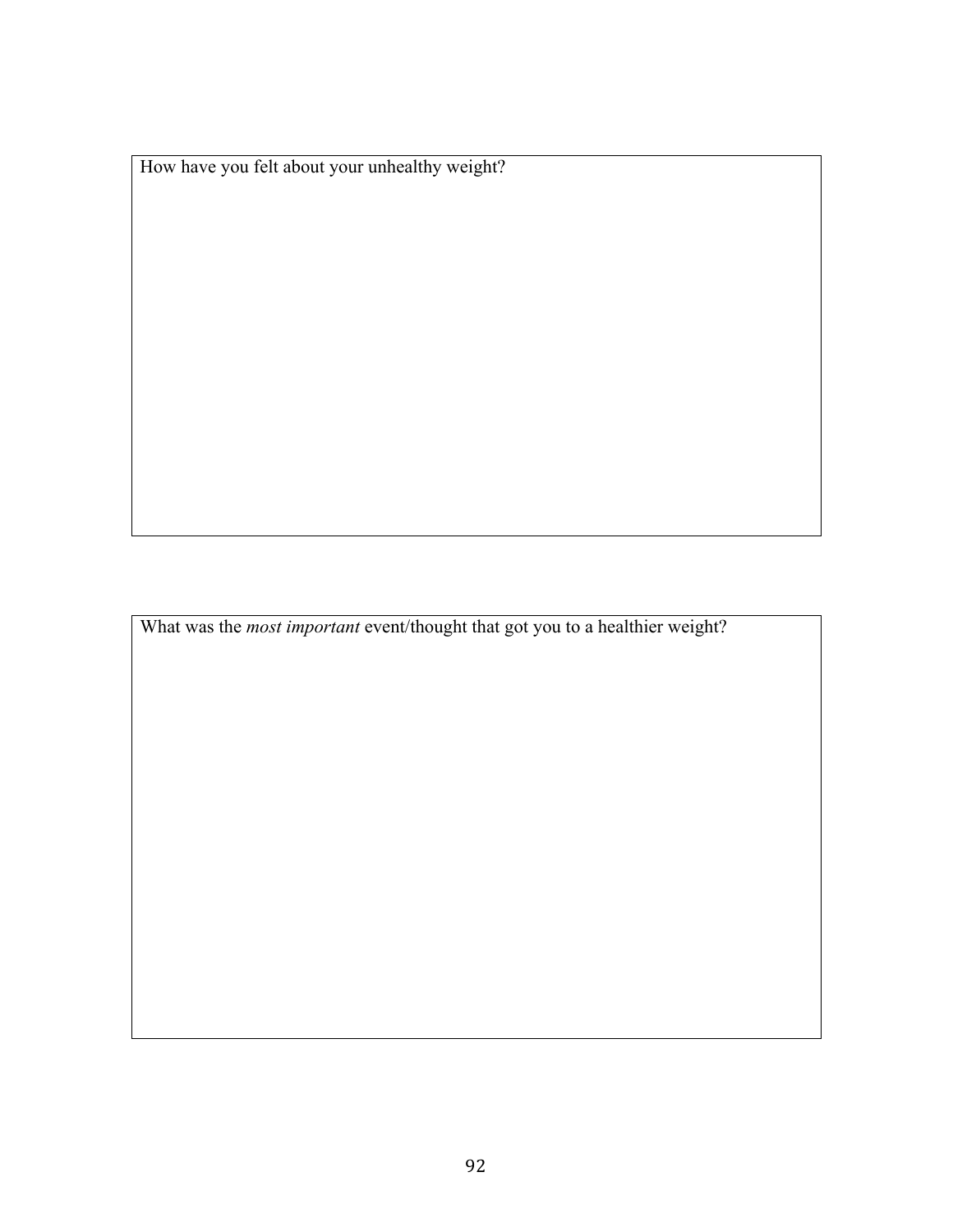How have you felt about your unhealthy weight?

What was the *most important* event/thought that got you to a healthier weight?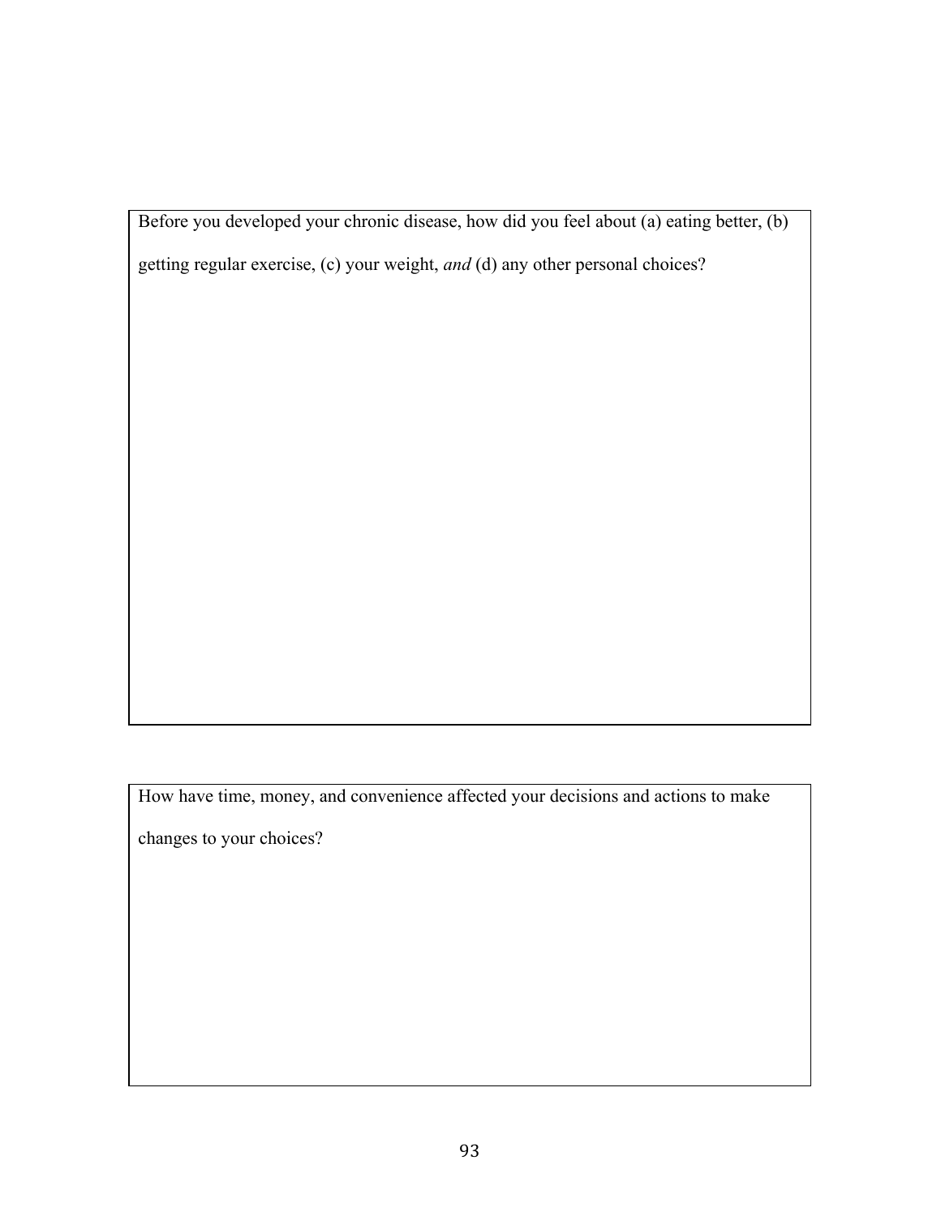Before you developed your chronic disease, how did you feel about (a) eating better, (b) getting regular exercise, (c) your weight, *and* (d) any other personal choices?

How have time, money, and convenience affected your decisions and actions to make changes to your choices?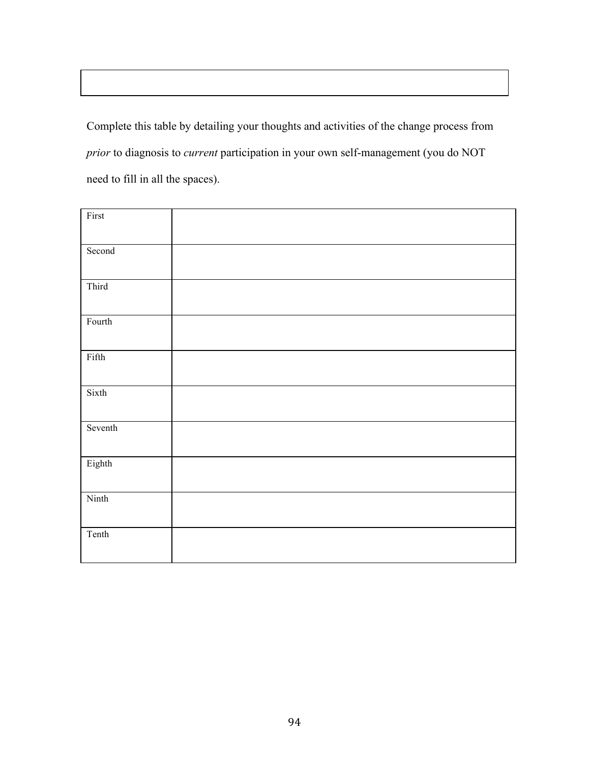Complete this table by detailing your thoughts and activities of the change process from *prior* to diagnosis to *current* participation in your own self-management (you do NOT need to fill in all the spaces).

| | |
|---|---|
| First | |
| Second | |
| Third | |
| Fourth | |
| Fifth | |
| Sixth | |
| Seventh | |
| Eighth | |
| Ninth | |
| Tenth | |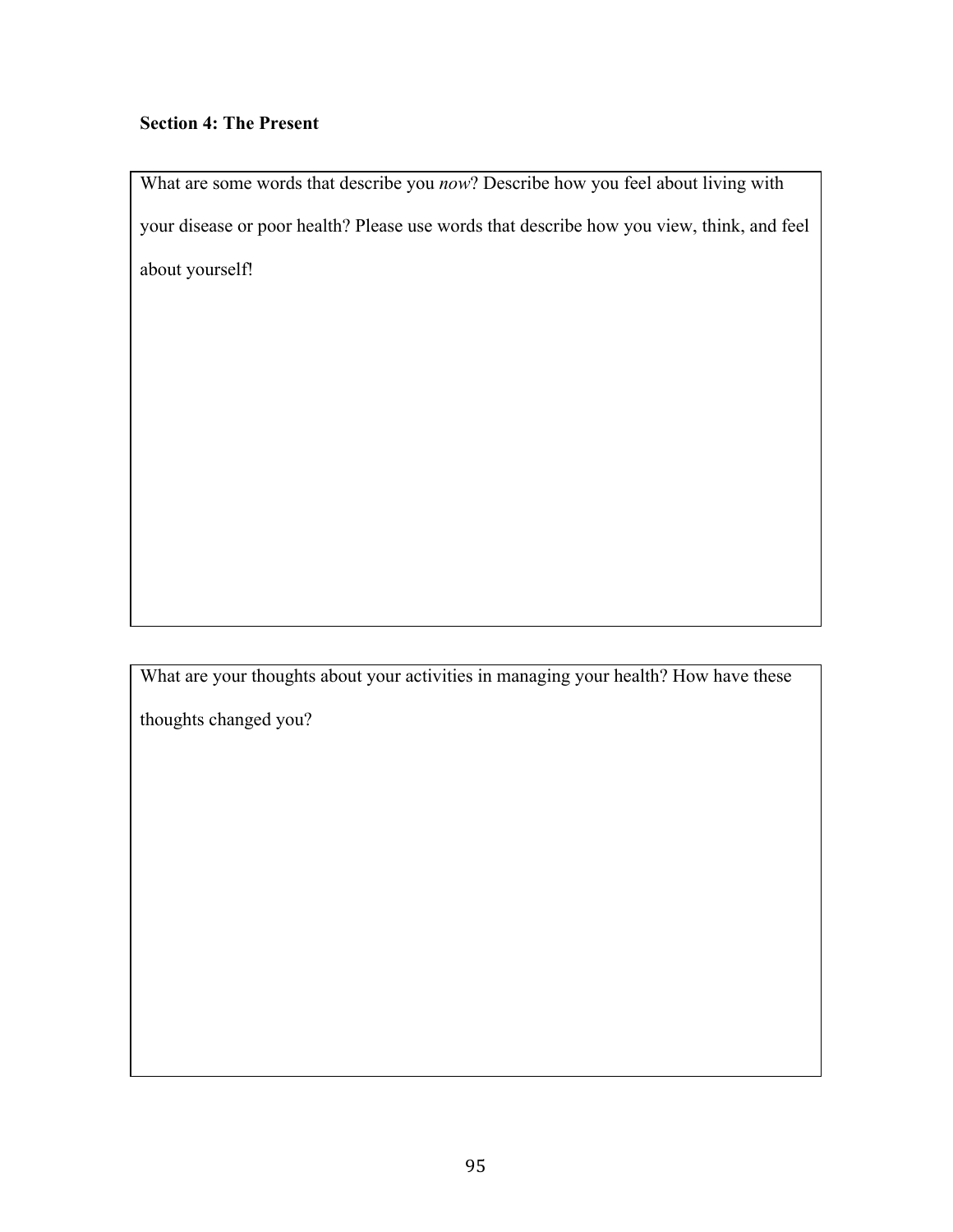**Section 4: The Present**

What are some words that describe you *now*? Describe how you feel about living with your disease or poor health? Please use words that describe how you view, think, and feel about yourself!

What are your thoughts about your activities in managing your health? How have these thoughts changed you?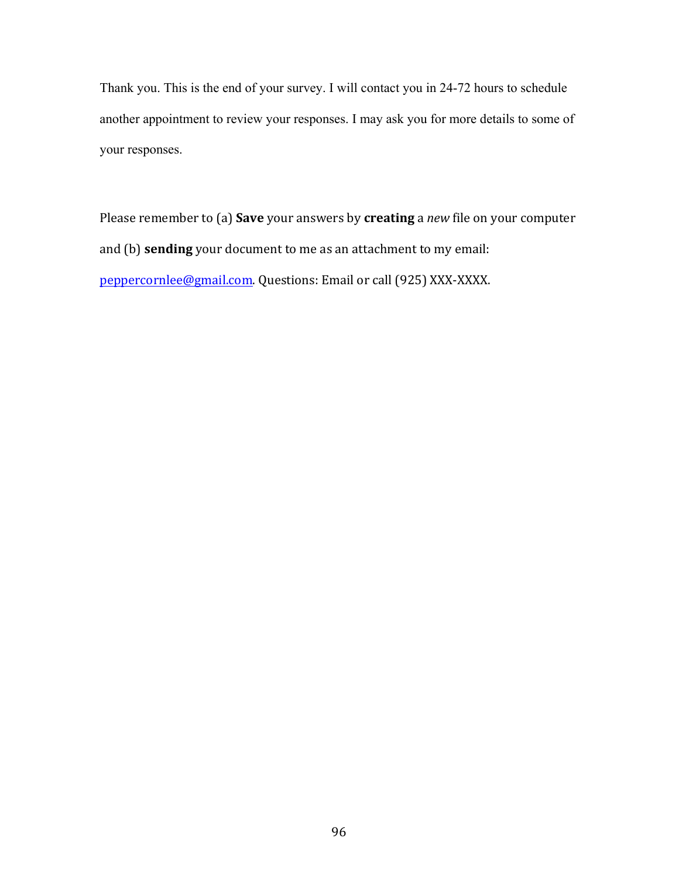Thank you. This is the end of your survey. I will contact you in 24-72 hours to schedule another appointment to review your responses. I may ask you for more details to some of your responses.

Please remember to (a) **Save** your answers by **creating** a *new* file on your computer and (b) **sending** your document to me as an attachment to my email: peppercornlee@gmail.com. Questions: Email or call (925) XXX-XXXX.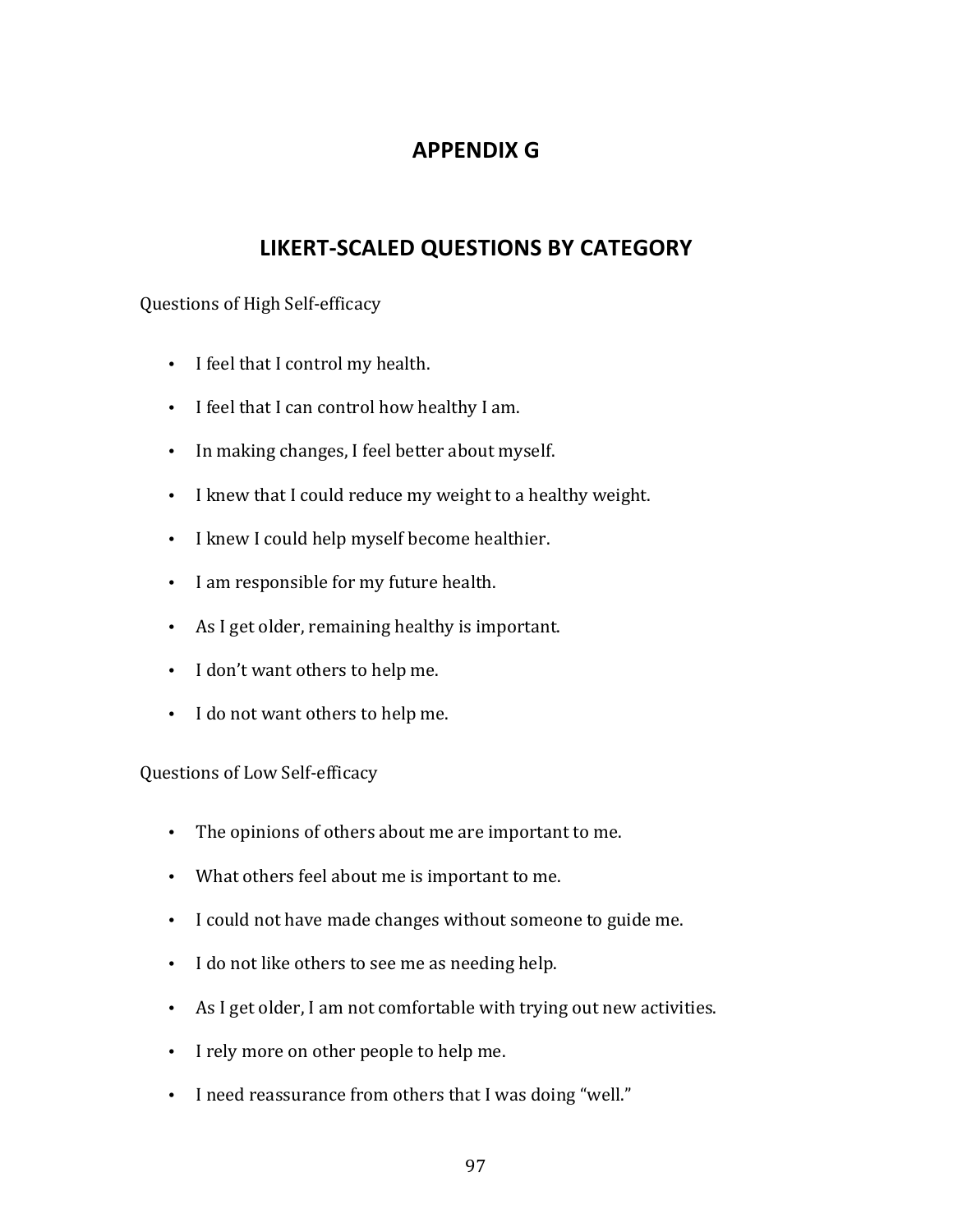# APPENDIX G

## LIKERT-SCALED QUESTIONS BY CATEGORY

Questions of High Self-efficacy

- I feel that I control my health.
- I feel that I can control how healthy I am.
- In making changes, I feel better about myself.
- I knew that I could reduce my weight to a healthy weight.
- I knew I could help myself become healthier.
- I am responsible for my future health.
- As I get older, remaining healthy is important.
- I don't want others to help me.
- I do not want others to help me.

Questions of Low Self-efficacy

- The opinions of others about me are important to me.
- What others feel about me is important to me.
- I could not have made changes without someone to guide me.
- I do not like others to see me as needing help.
- As I get older, I am not comfortable with trying out new activities.
- I rely more on other people to help me.
- I need reassurance from others that I was doing "well."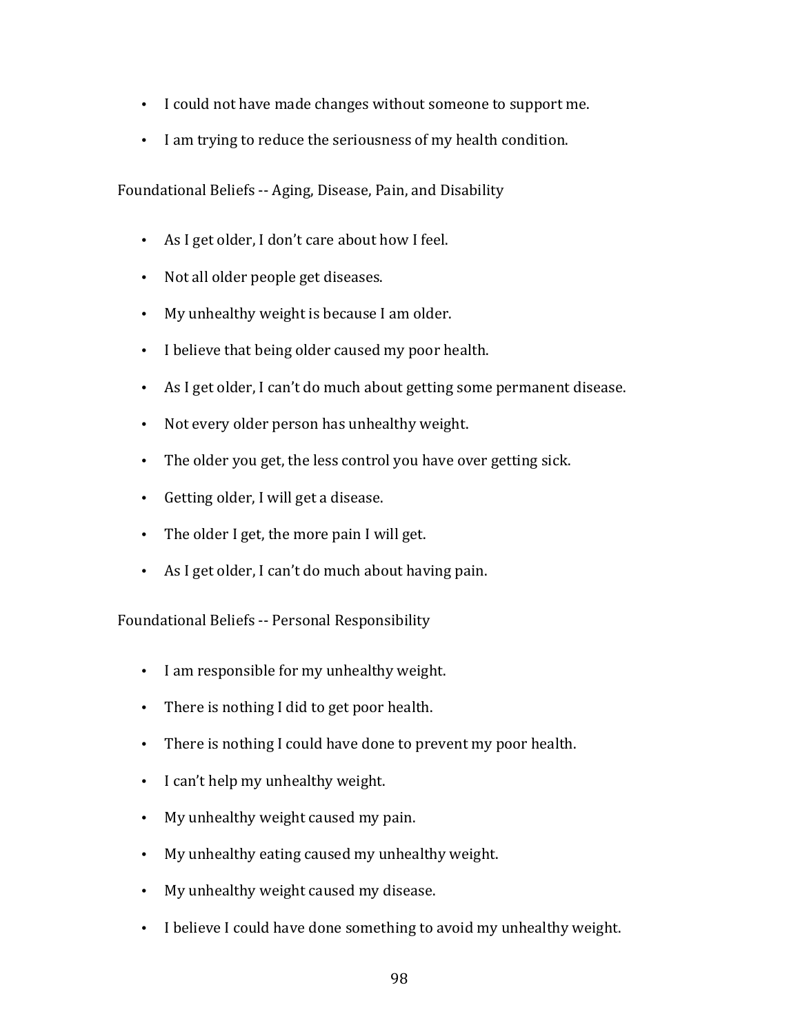- I could not have made changes without someone to support me.
- I am trying to reduce the seriousness of my health condition.

Foundational Beliefs -- Aging, Disease, Pain, and Disability

- As I get older, I don't care about how I feel.
- Not all older people get diseases.
- My unhealthy weight is because I am older.
- I believe that being older caused my poor health.
- As I get older, I can't do much about getting some permanent disease.
- Not every older person has unhealthy weight.
- The older you get, the less control you have over getting sick.
- Getting older, I will get a disease.
- The older I get, the more pain I will get.
- As I get older, I can't do much about having pain.

Foundational Beliefs -- Personal Responsibility

- I am responsible for my unhealthy weight.
- There is nothing I did to get poor health.
- There is nothing I could have done to prevent my poor health.
- I can't help my unhealthy weight.
- My unhealthy weight caused my pain.
- My unhealthy eating caused my unhealthy weight.
- My unhealthy weight caused my disease.
- I believe I could have done something to avoid my unhealthy weight.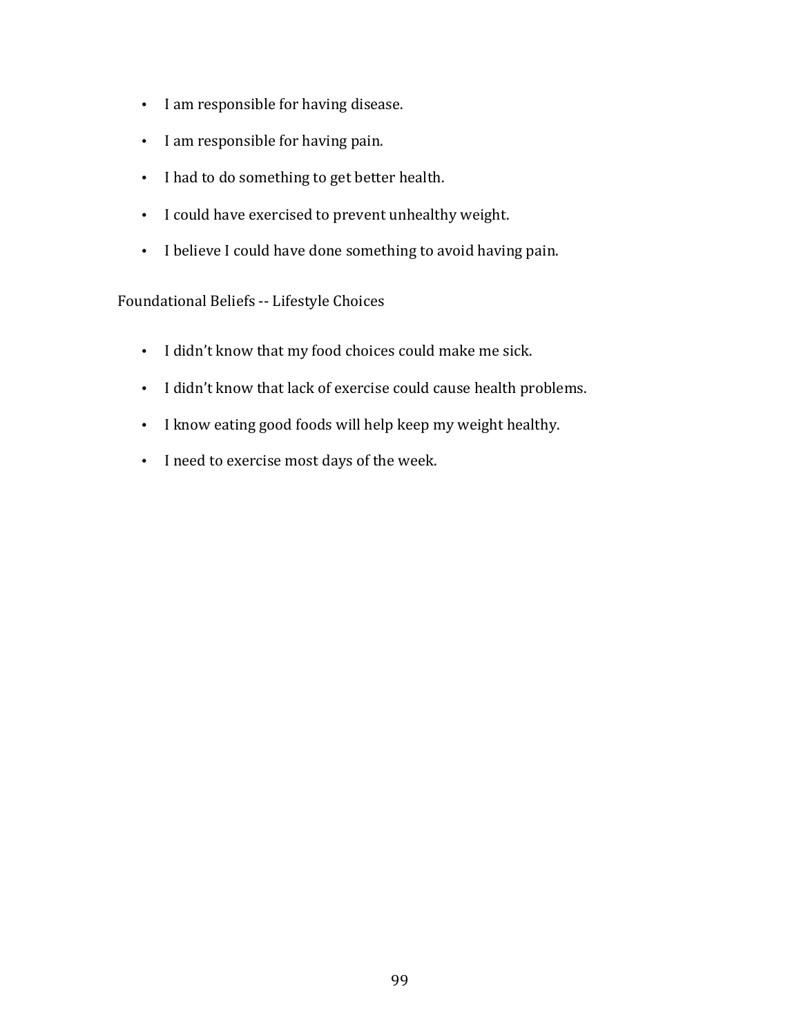- I am responsible for having disease.
- I am responsible for having pain.
- I had to do something to get better health.
- I could have exercised to prevent unhealthy weight.
- I believe I could have done something to avoid having pain.

Foundational Beliefs -- Lifestyle Choices

- I didn't know that my food choices could make me sick.
- I didn't know that lack of exercise could cause health problems.
- I know eating good foods will help keep my weight healthy.
- I need to exercise most days of the week.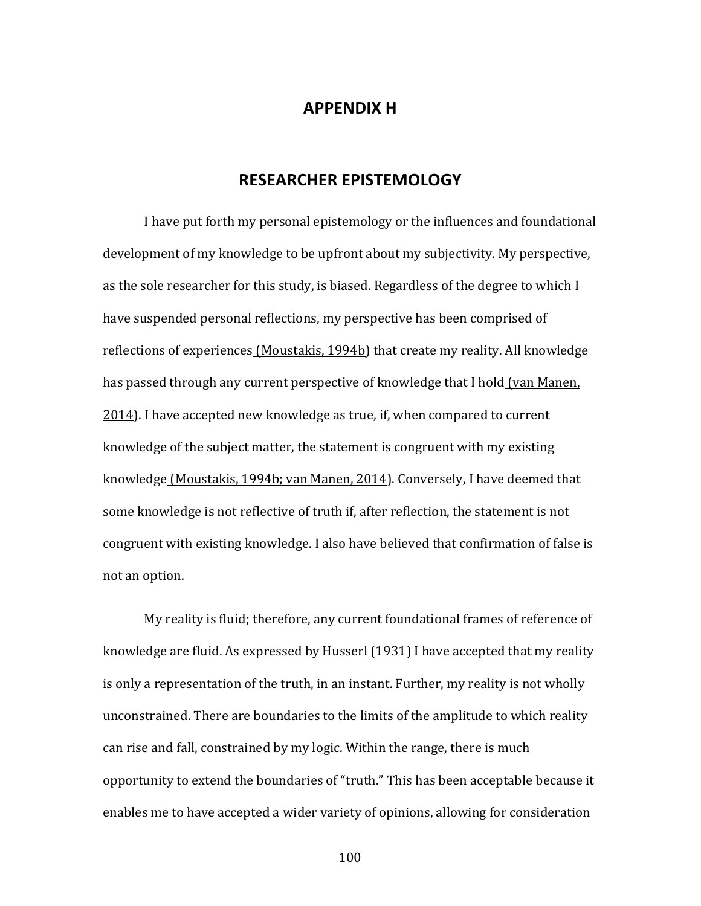# APPENDIX H

## RESEARCHER EPISTEMOLOGY

I have put forth my personal epistemology or the influences and foundational development of my knowledge to be upfront about my subjectivity. My perspective, as the sole researcher for this study, is biased. Regardless of the degree to which I have suspended personal reflections, my perspective has been comprised of reflections of experiences (Moustakis, 1994b) that create my reality. All knowledge has passed through any current perspective of knowledge that I hold (van Manen, 2014). I have accepted new knowledge as true, if, when compared to current knowledge of the subject matter, the statement is congruent with my existing knowledge (Moustakis, 1994b; van Manen, 2014). Conversely, I have deemed that some knowledge is not reflective of truth if, after reflection, the statement is not congruent with existing knowledge. I also have believed that confirmation of false is not an option.

My reality is fluid; therefore, any current foundational frames of reference of knowledge are fluid. As expressed by Husserl (1931) I have accepted that my reality is only a representation of the truth, in an instant. Further, my reality is not wholly unconstrained. There are boundaries to the limits of the amplitude to which reality can rise and fall, constrained by my logic. Within the range, there is much opportunity to extend the boundaries of "truth." This has been acceptable because it enables me to have accepted a wider variety of opinions, allowing for consideration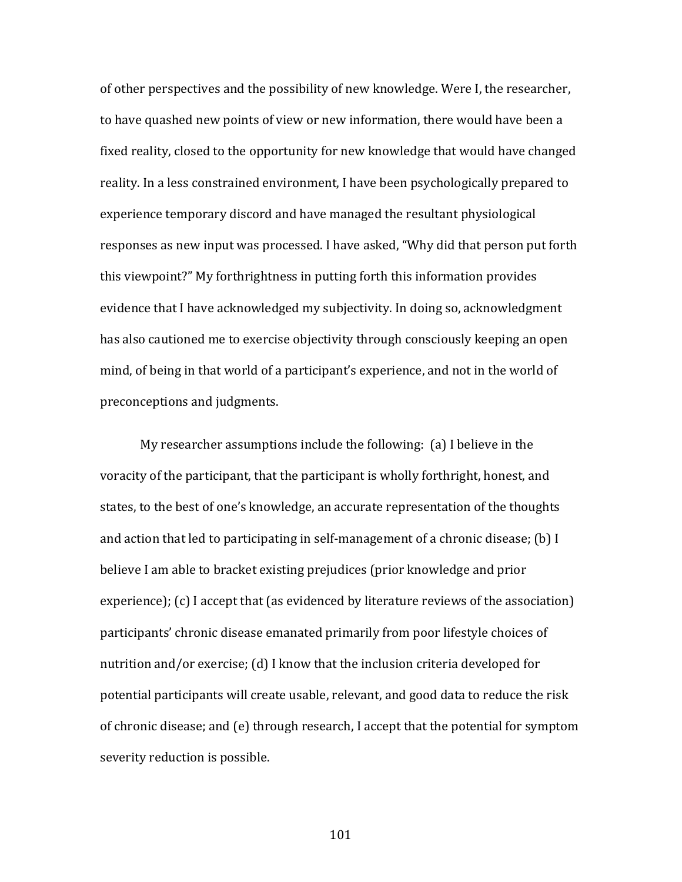of other perspectives and the possibility of new knowledge. Were I, the researcher, to have quashed new points of view or new information, there would have been a fixed reality, closed to the opportunity for new knowledge that would have changed reality. In a less constrained environment, I have been psychologically prepared to experience temporary discord and have managed the resultant physiological responses as new input was processed. I have asked, "Why did that person put forth this viewpoint?" My forthrightness in putting forth this information provides evidence that I have acknowledged my subjectivity. In doing so, acknowledgment has also cautioned me to exercise objectivity through consciously keeping an open mind, of being in that world of a participant's experience, and not in the world of preconceptions and judgments.

My researcher assumptions include the following: (a) I believe in the voracity of the participant, that the participant is wholly forthright, honest, and states, to the best of one's knowledge, an accurate representation of the thoughts and action that led to participating in self-management of a chronic disease; (b) I believe I am able to bracket existing prejudices (prior knowledge and prior experience); (c) I accept that (as evidenced by literature reviews of the association) participants' chronic disease emanated primarily from poor lifestyle choices of nutrition and/or exercise; (d) I know that the inclusion criteria developed for potential participants will create usable, relevant, and good data to reduce the risk of chronic disease; and (e) through research, I accept that the potential for symptom severity reduction is possible.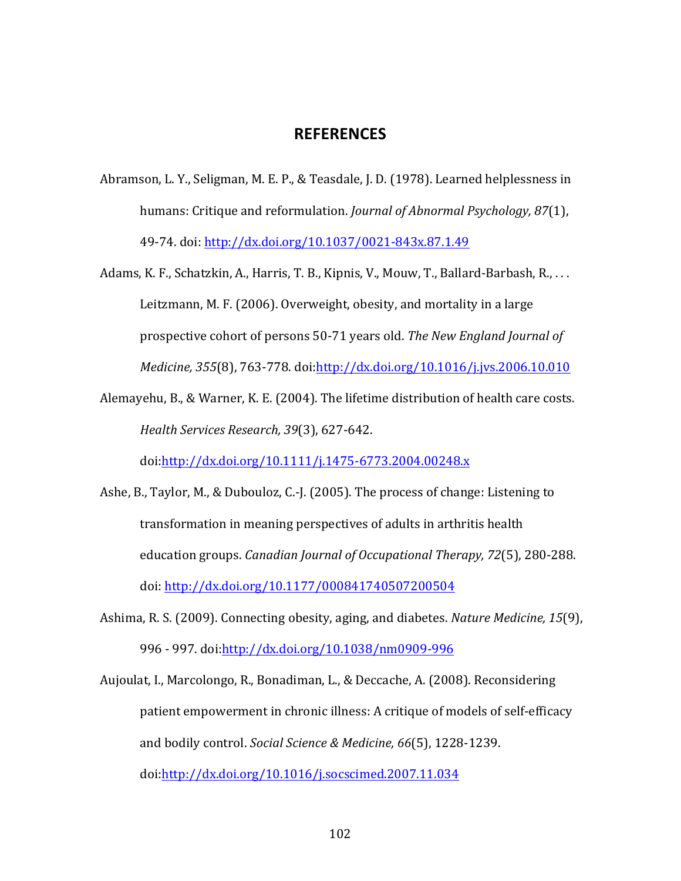# REFERENCES

Abramson, L. Y., Seligman, M. E. P., & Teasdale, J. D. (1978). Learned helplessness in humans: Critique and reformulation. *Journal of Abnormal Psychology, 87*(1), 49-74. doi: http://dx.doi.org/10.1037/0021-843x.87.1.49

Adams, K. F., Schatzkin, A., Harris, T. B., Kipnis, V., Mouw, T., Ballard-Barbash, R., . . . Leitzmann, M. F. (2006). Overweight, obesity, and mortality in a large prospective cohort of persons 50-71 years old. *The New England Journal of Medicine, 355*(8), 763-778. doi:http://dx.doi.org/10.1016/j.jvs.2006.10.010

Alemayehu, B., & Warner, K. E. (2004). The lifetime distribution of health care costs. *Health Services Research, 39*(3), 627-642. doi:http://dx.doi.org/10.1111/j.1475-6773.2004.00248.x

Ashe, B., Taylor, M., & Dubouloz, C.-J. (2005). The process of change: Listening to transformation in meaning perspectives of adults in arthritis health education groups. *Canadian Journal of Occupational Therapy, 72*(5), 280-288. doi: http://dx.doi.org/10.1177/000841740507200504

Ashima, R. S. (2009). Connecting obesity, aging, and diabetes. *Nature Medicine, 15*(9), 996 - 997. doi:http://dx.doi.org/10.1038/nm0909-996

Aujoulat, I., Marcolongo, R., Bonadiman, L., & Deccache, A. (2008). Reconsidering patient empowerment in chronic illness: A critique of models of self-efficacy and bodily control. *Social Science & Medicine, 66*(5), 1228-1239. doi:http://dx.doi.org/10.1016/j.socscimed.2007.11.034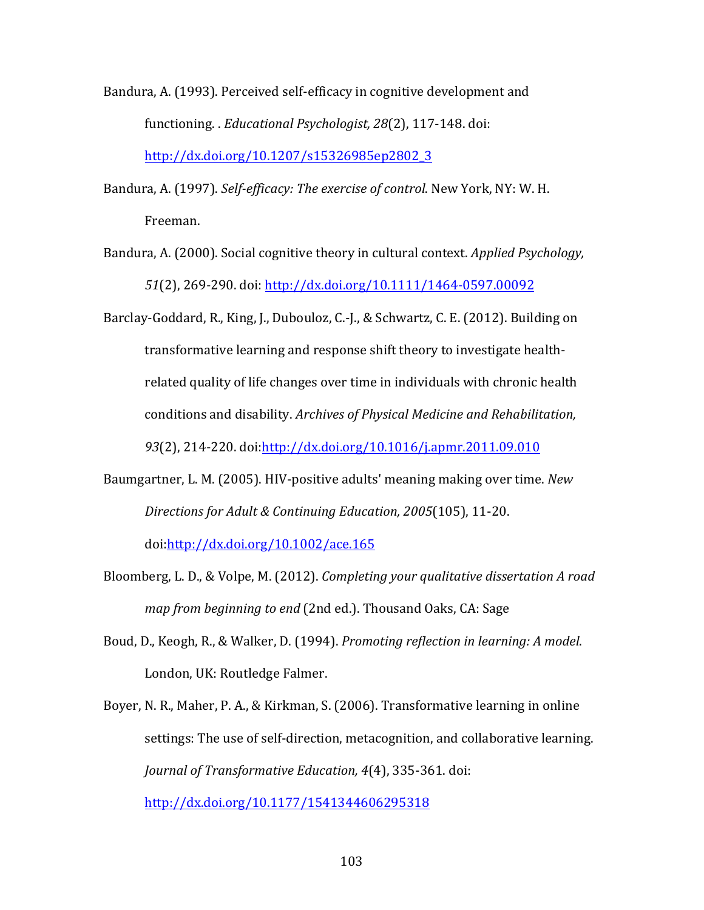Bandura, A. (1993). Perceived self-efficacy in cognitive development and functioning. . *Educational Psychologist, 28*(2), 117-148. doi: http://dx.doi.org/10.1207/s15326985ep2802_3

Bandura, A. (1997). *Self-efficacy: The exercise of control*. New York, NY: W. H. Freeman.

Bandura, A. (2000). Social cognitive theory in cultural context. *Applied Psychology, 51*(2), 269-290. doi: http://dx.doi.org/10.1111/1464-0597.00092

Barclay-Goddard, R., King, J., Dubouloz, C.-J., & Schwartz, C. E. (2012). Building on transformative learning and response shift theory to investigate health-related quality of life changes over time in individuals with chronic health conditions and disability. *Archives of Physical Medicine and Rehabilitation, 93*(2), 214-220. doi:http://dx.doi.org/10.1016/j.apmr.2011.09.010

Baumgartner, L. M. (2005). HIV-positive adults' meaning making over time. *New Directions for Adult & Continuing Education, 2005*(105), 11-20. doi:http://dx.doi.org/10.1002/ace.165

Bloomberg, L. D., & Volpe, M. (2012). *Completing your qualitative dissertation A road map from beginning to end* (2nd ed.). Thousand Oaks, CA: Sage

Boud, D., Keogh, R., & Walker, D. (1994). *Promoting reflection in learning: A model*. London, UK: Routledge Falmer.

Boyer, N. R., Maher, P. A., & Kirkman, S. (2006). Transformative learning in online settings: The use of self-direction, metacognition, and collaborative learning. *Journal of Transformative Education, 4*(4), 335-361. doi: http://dx.doi.org/10.1177/1541344606295318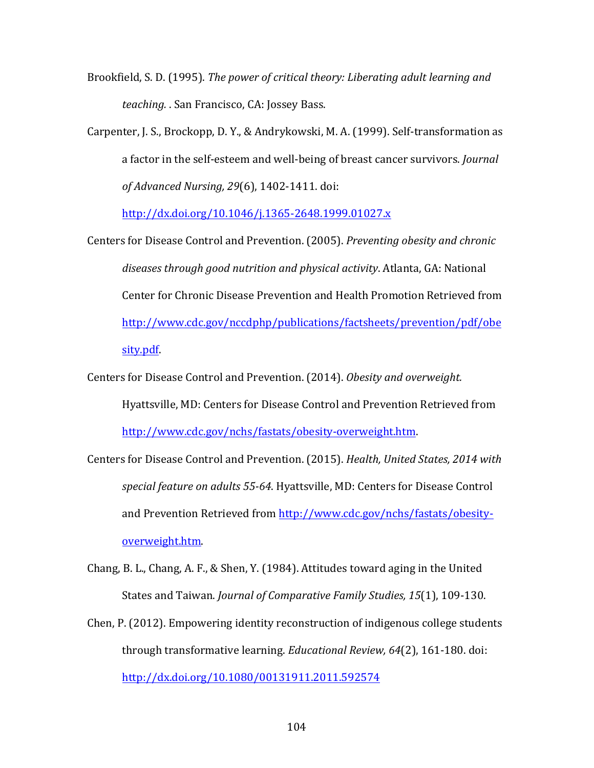Brookfield, S. D. (1995). *The power of critical theory: Liberating adult learning and teaching.* . San Francisco, CA: Jossey Bass.

Carpenter, J. S., Brockopp, D. Y., & Andrykowski, M. A. (1999). Self-transformation as a factor in the self-esteem and well-being of breast cancer survivors. *Journal of Advanced Nursing, 29*(6), 1402-1411. doi: http://dx.doi.org/10.1046/j.1365-2648.1999.01027.x

Centers for Disease Control and Prevention. (2005). *Preventing obesity and chronic diseases through good nutrition and physical activity*. Atlanta, GA: National Center for Chronic Disease Prevention and Health Promotion Retrieved from http://www.cdc.gov/nccdphp/publications/factsheets/prevention/pdf/obesity.pdf.

Centers for Disease Control and Prevention. (2014). *Obesity and overweight.* Hyattsville, MD: Centers for Disease Control and Prevention Retrieved from http://www.cdc.gov/nchs/fastats/obesity-overweight.htm.

Centers for Disease Control and Prevention. (2015). *Health, United States, 2014 with special feature on adults 55-64*. Hyattsville, MD: Centers for Disease Control and Prevention Retrieved from http://www.cdc.gov/nchs/fastats/obesity-overweight.htm.

Chang, B. L., Chang, A. F., & Shen, Y. (1984). Attitudes toward aging in the United States and Taiwan. *Journal of Comparative Family Studies, 15*(1), 109-130.

Chen, P. (2012). Empowering identity reconstruction of indigenous college students through transformative learning. *Educational Review, 64*(2), 161-180. doi: http://dx.doi.org/10.1080/00131911.2011.592574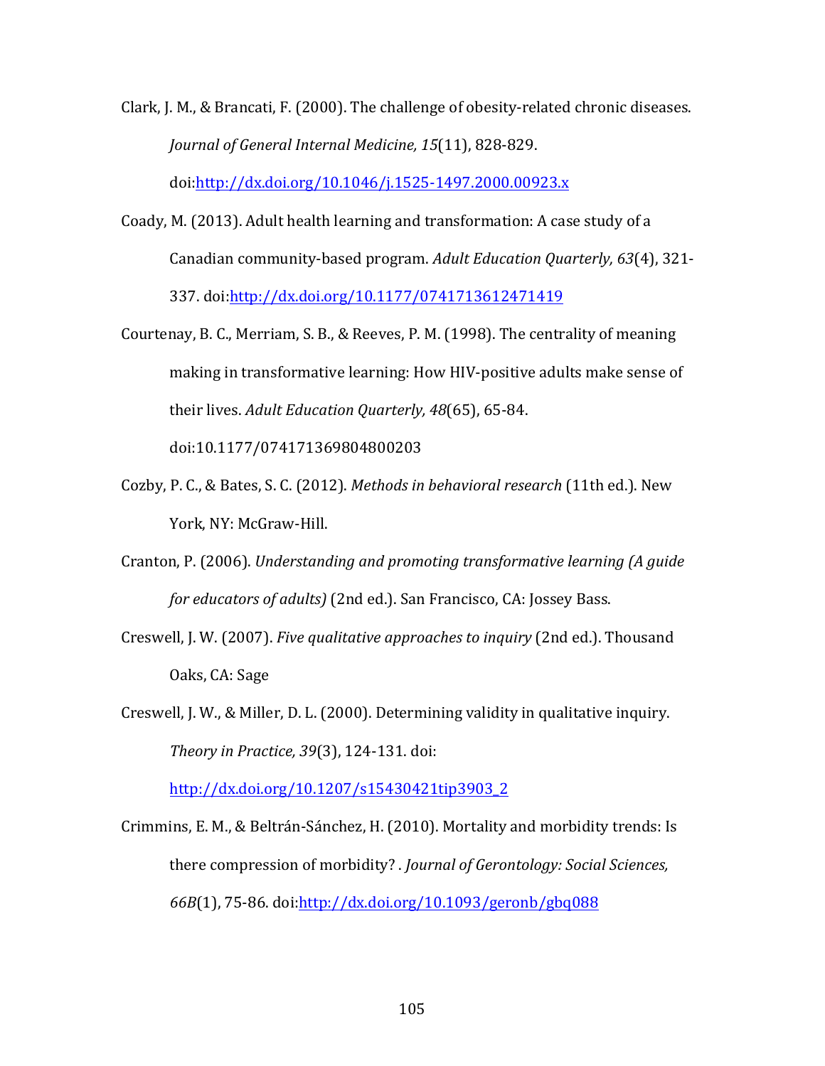Clark, J. M., & Brancati, F. (2000). The challenge of obesity-related chronic diseases. *Journal of General Internal Medicine, 15*(11), 828-829. doi:http://dx.doi.org/10.1046/j.1525-1497.2000.00923.x

Coady, M. (2013). Adult health learning and transformation: A case study of a Canadian community-based program. *Adult Education Quarterly, 63*(4), 321-337. doi:http://dx.doi.org/10.1177/0741713612471419

Courtenay, B. C., Merriam, S. B., & Reeves, P. M. (1998). The centrality of meaning making in transformative learning: How HIV-positive adults make sense of their lives. *Adult Education Quarterly, 48*(65), 65-84. doi:10.1177/074171369804800203

Cozby, P. C., & Bates, S. C. (2012). *Methods in behavioral research* (11th ed.). New York, NY: McGraw-Hill.

Cranton, P. (2006). *Understanding and promoting transformative learning (A guide for educators of adults)* (2nd ed.). San Francisco, CA: Jossey Bass.

Creswell, J. W. (2007). *Five qualitative approaches to inquiry* (2nd ed.). Thousand Oaks, CA: Sage

Creswell, J. W., & Miller, D. L. (2000). Determining validity in qualitative inquiry. *Theory in Practice, 39*(3), 124-131. doi: http://dx.doi.org/10.1207/s15430421tip3903_2

Crimmins, E. M., & Beltrán-Sánchez, H. (2010). Mortality and morbidity trends: Is there compression of morbidity? . *Journal of Gerontology: Social Sciences, 66B*(1), 75-86. doi:http://dx.doi.org/10.1093/geronb/gbq088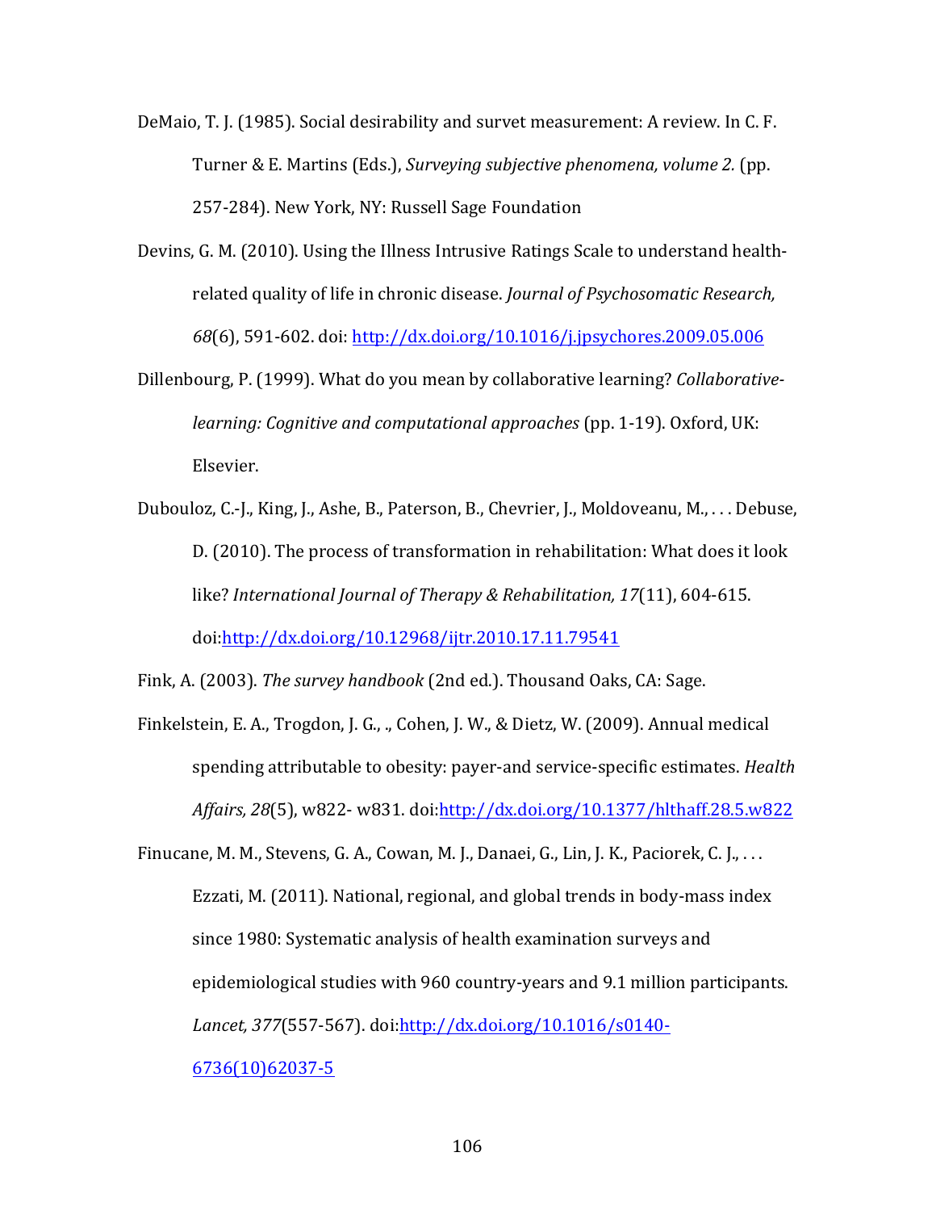DeMaio, T. J. (1985). Social desirability and survet measurement: A review. In C. F. Turner & E. Martins (Eds.), *Surveying subjective phenomena, volume 2.* (pp. 257-284). New York, NY: Russell Sage Foundation

Devins, G. M. (2010). Using the Illness Intrusive Ratings Scale to understand health-related quality of life in chronic disease. *Journal of Psychosomatic Research, 68*(6), 591-602. doi: http://dx.doi.org/10.1016/j.jpsychores.2009.05.006

Dillenbourg, P. (1999). What do you mean by collaborative learning? *Collaborative-learning: Cognitive and computational approaches* (pp. 1-19). Oxford, UK: Elsevier.

Dubouloz, C.-J., King, J., Ashe, B., Paterson, B., Chevrier, J., Moldoveanu, M., . . . Debuse, D. (2010). The process of transformation in rehabilitation: What does it look like? *International Journal of Therapy & Rehabilitation, 17*(11), 604-615. doi:http://dx.doi.org/10.12968/ijtr.2010.17.11.79541

Fink, A. (2003). *The survey handbook* (2nd ed.). Thousand Oaks, CA: Sage.

Finkelstein, E. A., Trogdon, J. G., ., Cohen, J. W., & Dietz, W. (2009). Annual medical spending attributable to obesity: payer-and service-specific estimates. *Health Affairs, 28*(5), w822- w831. doi:http://dx.doi.org/10.1377/hlthaff.28.5.w822

Finucane, M. M., Stevens, G. A., Cowan, M. J., Danaei, G., Lin, J. K., Paciorek, C. J., . . . Ezzati, M. (2011). National, regional, and global trends in body-mass index since 1980: Systematic analysis of health examination surveys and epidemiological studies with 960 country-years and 9.1 million participants. *Lancet, 377*(557-567). doi:http://dx.doi.org/10.1016/s0140-6736(10)62037-5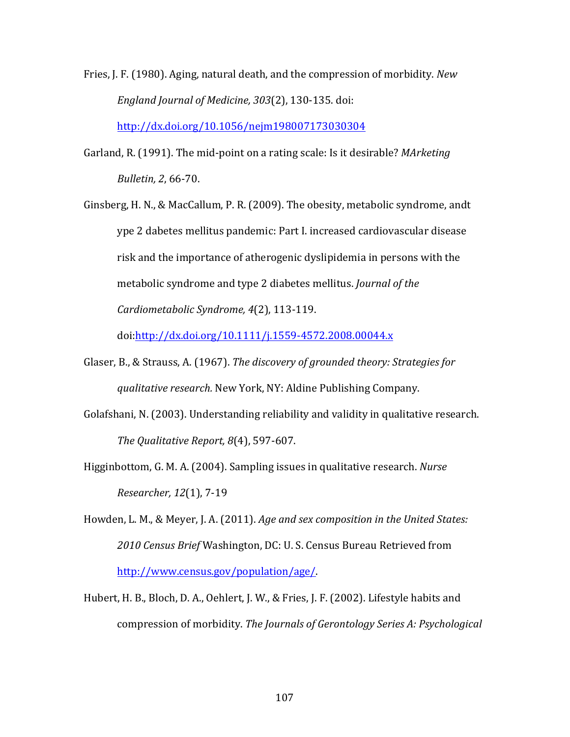Fries, J. F. (1980). Aging, natural death, and the compression of morbidity. *New England Journal of Medicine, 303*(2), 130-135. doi: http://dx.doi.org/10.1056/nejm198007173030304

Garland, R. (1991). The mid-point on a rating scale: Is it desirable? *MArketing Bulletin, 2*, 66-70.

Ginsberg, H. N., & MacCallum, P. R. (2009). The obesity, metabolic syndrome, andt ype 2 dabetes mellitus pandemic: Part I. increased cardiovascular disease risk and the importance of atherogenic dyslipidemia in persons with the metabolic syndrome and type 2 diabetes mellitus. *Journal of the Cardiometabolic Syndrome, 4*(2), 113-119. doi:http://dx.doi.org/10.1111/j.1559-4572.2008.00044.x

Glaser, B., & Strauss, A. (1967). *The discovery of grounded theory: Strategies for qualitative research.* New York, NY: Aldine Publishing Company.

Golafshani, N. (2003). Understanding reliability and validity in qualitative research. *The Qualitative Report, 8*(4), 597-607.

Higginbottom, G. M. A. (2004). Sampling issues in qualitative research. *Nurse Researcher, 12*(1), 7-19

Howden, L. M., & Meyer, J. A. (2011). *Age and sex composition in the United States: 2010 Census Brief* Washington, DC: U. S. Census Bureau Retrieved from http://www.census.gov/population/age/.

Hubert, H. B., Bloch, D. A., Oehlert, J. W., & Fries, J. F. (2002). Lifestyle habits and compression of morbidity. *The Journals of Gerontology Series A: Psychological*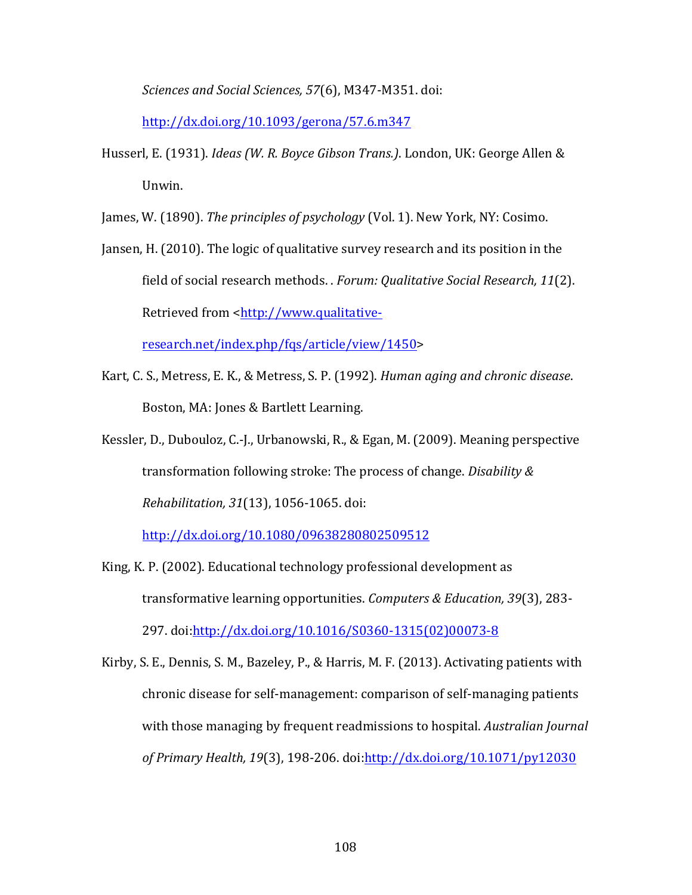*Sciences and Social Sciences, 57*(6), M347-M351. doi: http://dx.doi.org/10.1093/gerona/57.6.m347

Husserl, E. (1931). *Ideas (W. R. Boyce Gibson Trans.)*. London, UK: George Allen & Unwin.

James, W. (1890). *The principles of psychology* (Vol. 1). New York, NY: Cosimo.

Jansen, H. (2010). The logic of qualitative survey research and its position in the field of social research methods. . *Forum: Qualitative Social Research, 11*(2). Retrieved from <http://www.qualitative-research.net/index.php/fqs/article/view/1450>

Kart, C. S., Metress, E. K., & Metress, S. P. (1992). *Human aging and chronic disease*. Boston, MA: Jones & Bartlett Learning.

Kessler, D., Dubouloz, C.-J., Urbanowski, R., & Egan, M. (2009). Meaning perspective transformation following stroke: The process of change. *Disability & Rehabilitation, 31*(13), 1056-1065. doi: http://dx.doi.org/10.1080/09638280802509512

King, K. P. (2002). Educational technology professional development as transformative learning opportunities. *Computers & Education, 39*(3), 283-297. doi:http://dx.doi.org/10.1016/S0360-1315(02)00073-8

Kirby, S. E., Dennis, S. M., Bazeley, P., & Harris, M. F. (2013). Activating patients with chronic disease for self-management: comparison of self-managing patients with those managing by frequent readmissions to hospital. *Australian Journal of Primary Health, 19*(3), 198-206. doi:http://dx.doi.org/10.1071/py12030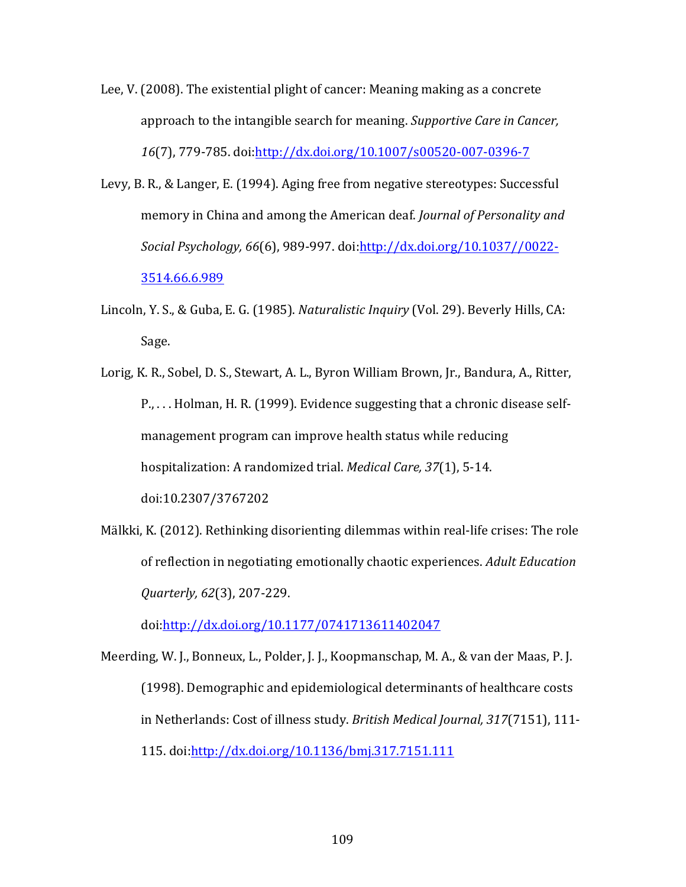Lee, V. (2008). The existential plight of cancer: Meaning making as a concrete approach to the intangible search for meaning. *Supportive Care in Cancer, 16*(7), 779-785. doi:http://dx.doi.org/10.1007/s00520-007-0396-7

Levy, B. R., & Langer, E. (1994). Aging free from negative stereotypes: Successful memory in China and among the American deaf. *Journal of Personality and Social Psychology, 66*(6), 989-997. doi:http://dx.doi.org/10.1037//0022-3514.66.6.989

Lincoln, Y. S., & Guba, E. G. (1985). *Naturalistic Inquiry* (Vol. 29). Beverly Hills, CA: Sage.

Lorig, K. R., Sobel, D. S., Stewart, A. L., Byron William Brown, Jr., Bandura, A., Ritter, P., . . . Holman, H. R. (1999). Evidence suggesting that a chronic disease self-management program can improve health status while reducing hospitalization: A randomized trial. *Medical Care, 37*(1), 5-14. doi:10.2307/3767202

Mälkki, K. (2012). Rethinking disorienting dilemmas within real-life crises: The role of reflection in negotiating emotionally chaotic experiences. *Adult Education Quarterly, 62*(3), 207-229. doi:http://dx.doi.org/10.1177/0741713611402047

Meerding, W. J., Bonneux, L., Polder, J. J., Koopmanschap, M. A., & van der Maas, P. J. (1998). Demographic and epidemiological determinants of healthcare costs in Netherlands: Cost of illness study. *British Medical Journal, 317*(7151), 111-115. doi:http://dx.doi.org/10.1136/bmj.317.7151.111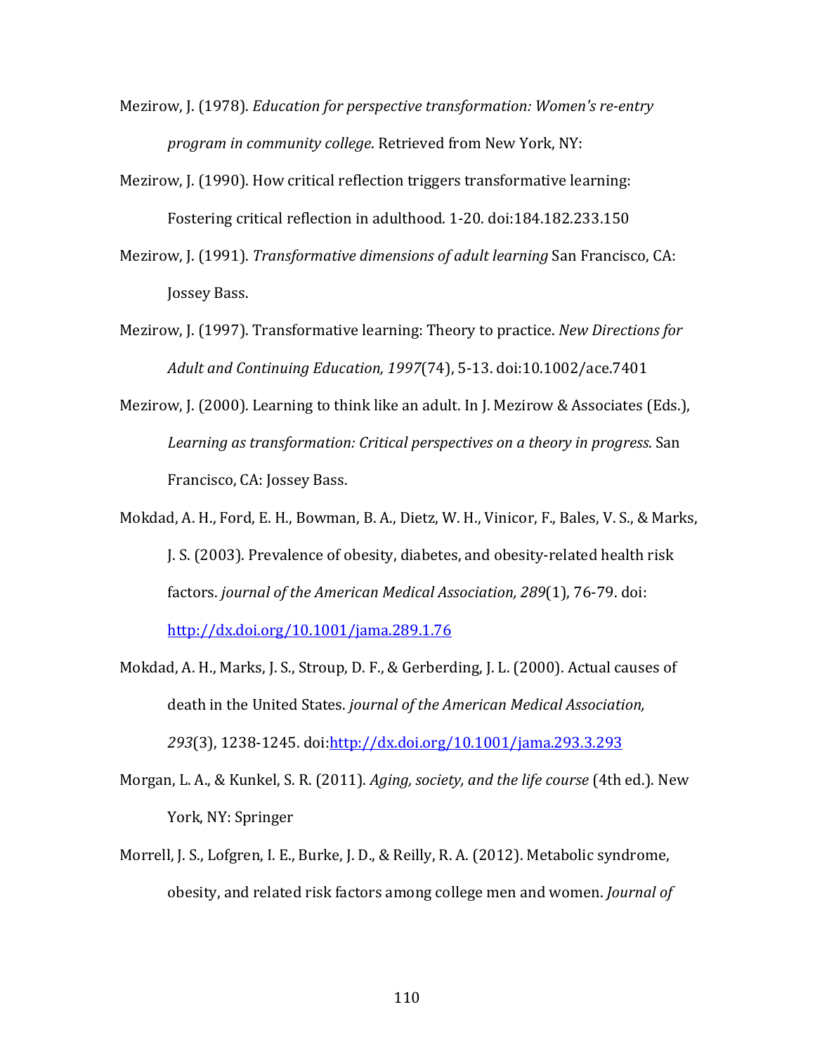Mezirow, J. (1978). *Education for perspective transformation: Women's re-entry program in community college*. Retrieved from New York, NY:

Mezirow, J. (1990). How critical reflection triggers transformative learning: Fostering critical reflection in adulthood. 1-20. doi:184.182.233.150

Mezirow, J. (1991). *Transformative dimensions of adult learning* San Francisco, CA: Jossey Bass.

Mezirow, J. (1997). Transformative learning: Theory to practice. *New Directions for Adult and Continuing Education, 1997*(74), 5-13. doi:10.1002/ace.7401

Mezirow, J. (2000). Learning to think like an adult. In J. Mezirow & Associates (Eds.), *Learning as transformation: Critical perspectives on a theory in progress*. San Francisco, CA: Jossey Bass.

Mokdad, A. H., Ford, E. H., Bowman, B. A., Dietz, W. H., Vinicor, F., Bales, V. S., & Marks, J. S. (2003). Prevalence of obesity, diabetes, and obesity-related health risk factors. *journal of the American Medical Association, 289*(1), 76-79. doi: http://dx.doi.org/10.1001/jama.289.1.76

Mokdad, A. H., Marks, J. S., Stroup, D. F., & Gerberding, J. L. (2000). Actual causes of death in the United States. *journal of the American Medical Association, 293*(3), 1238-1245. doi:http://dx.doi.org/10.1001/jama.293.3.293

Morgan, L. A., & Kunkel, S. R. (2011). *Aging, society, and the life course* (4th ed.). New York, NY: Springer

Morrell, J. S., Lofgren, I. E., Burke, J. D., & Reilly, R. A. (2012). Metabolic syndrome, obesity, and related risk factors among college men and women. *Journal of*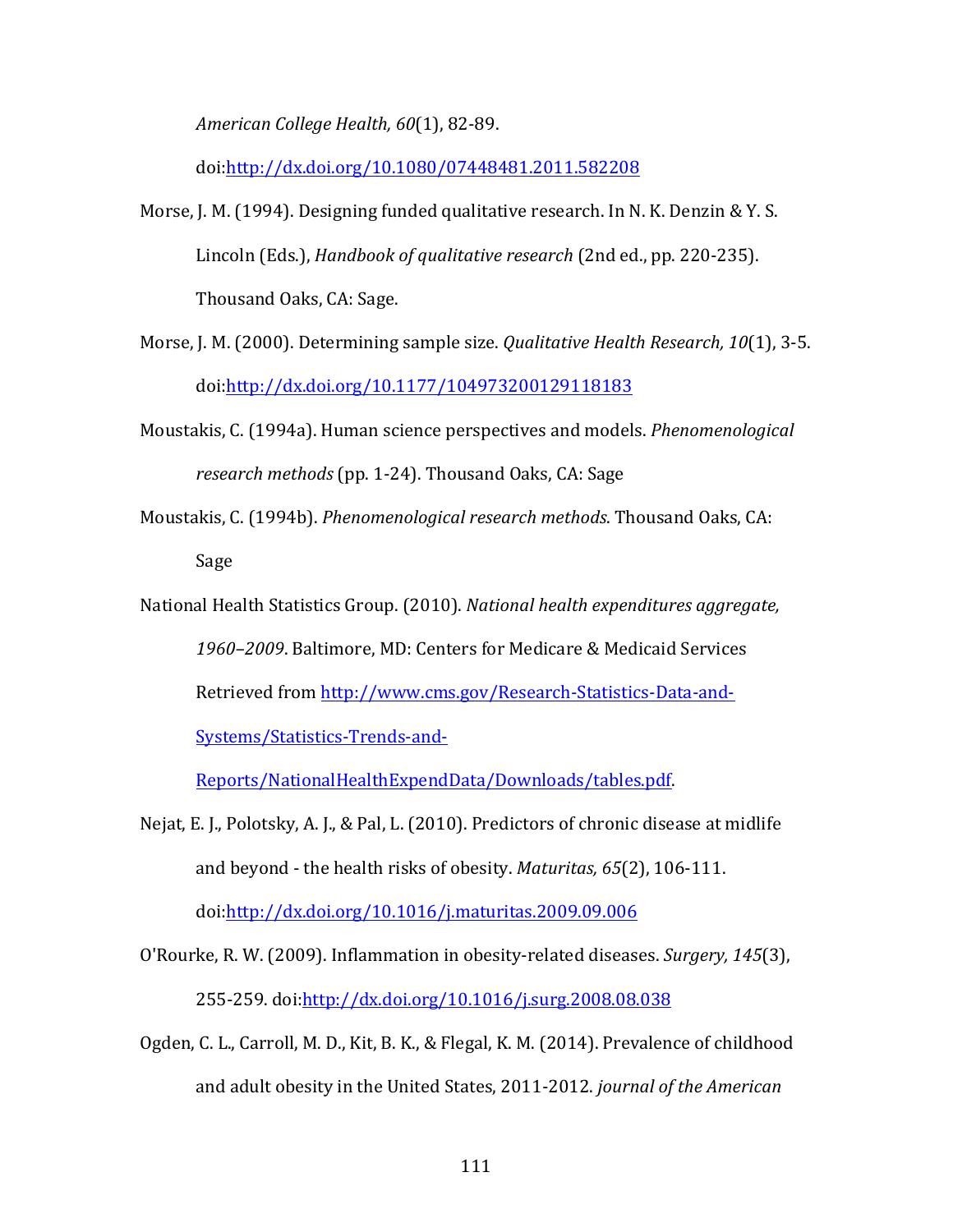*American College Health, 60*(1), 82-89. doi:http://dx.doi.org/10.1080/07448481.2011.582208

Morse, J. M. (1994). Designing funded qualitative research. In N. K. Denzin & Y. S. Lincoln (Eds.), *Handbook of qualitative research* (2nd ed., pp. 220-235). Thousand Oaks, CA: Sage.

Morse, J. M. (2000). Determining sample size. *Qualitative Health Research, 10*(1), 3-5. doi:http://dx.doi.org/10.1177/104973200129118183

Moustakis, C. (1994a). Human science perspectives and models. *Phenomenological research methods* (pp. 1-24). Thousand Oaks, CA: Sage

Moustakis, C. (1994b). *Phenomenological research methods*. Thousand Oaks, CA: Sage

National Health Statistics Group. (2010). *National health expenditures aggregate, 1960–2009*. Baltimore, MD: Centers for Medicare & Medicaid Services Retrieved from http://www.cms.gov/Research-Statistics-Data-and-Systems/Statistics-Trends-and-Reports/NationalHealthExpendData/Downloads/tables.pdf.

Nejat, E. J., Polotsky, A. J., & Pal, L. (2010). Predictors of chronic disease at midlife and beyond - the health risks of obesity. *Maturitas, 65*(2), 106-111. doi:http://dx.doi.org/10.1016/j.maturitas.2009.09.006

O'Rourke, R. W. (2009). Inflammation in obesity-related diseases. *Surgery, 145*(3), 255-259. doi:http://dx.doi.org/10.1016/j.surg.2008.08.038

Ogden, C. L., Carroll, M. D., Kit, B. K., & Flegal, K. M. (2014). Prevalence of childhood and adult obesity in the United States, 2011-2012. *journal of the American*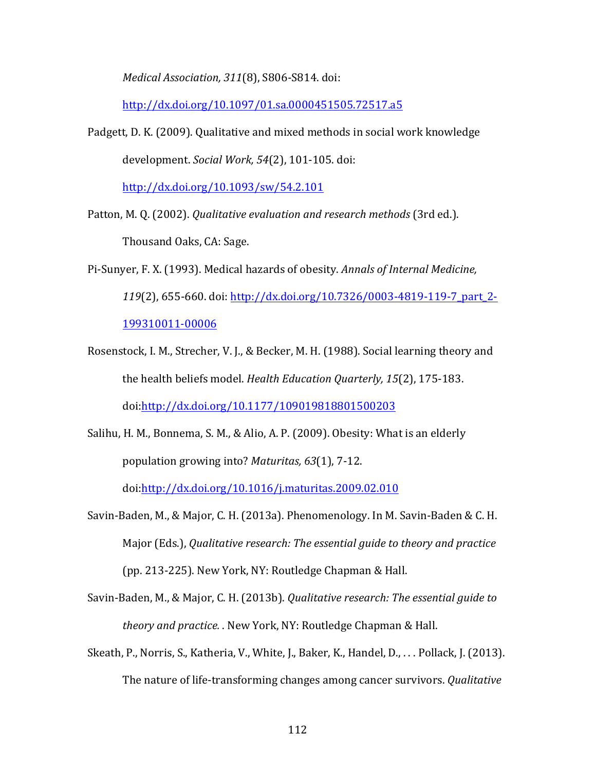*Medical Association, 311*(8), S806-S814. doi: http://dx.doi.org/10.1097/01.sa.0000451505.72517.a5

Padgett, D. K. (2009). Qualitative and mixed methods in social work knowledge development. *Social Work, 54*(2), 101-105. doi: http://dx.doi.org/10.1093/sw/54.2.101

Patton, M. Q. (2002). *Qualitative evaluation and research methods* (3rd ed.). Thousand Oaks, CA: Sage.

Pi-Sunyer, F. X. (1993). Medical hazards of obesity. *Annals of Internal Medicine, 119*(2), 655-660. doi: http://dx.doi.org/10.7326/0003-4819-119-7_part_2-199310011-00006

Rosenstock, I. M., Strecher, V. J., & Becker, M. H. (1988). Social learning theory and the health beliefs model. *Health Education Quarterly, 15*(2), 175-183. doi:http://dx.doi.org/10.1177/109019818801500203

Salihu, H. M., Bonnema, S. M., & Alio, A. P. (2009). Obesity: What is an elderly population growing into? *Maturitas, 63*(1), 7-12. doi:http://dx.doi.org/10.1016/j.maturitas.2009.02.010

Savin-Baden, M., & Major, C. H. (2013a). Phenomenology. In M. Savin-Baden & C. H. Major (Eds.), *Qualitative research: The essential guide to theory and practice* (pp. 213-225). New York, NY: Routledge Chapman & Hall.

Savin-Baden, M., & Major, C. H. (2013b). *Qualitative research: The essential guide to theory and practice.* . New York, NY: Routledge Chapman & Hall.

Skeath, P., Norris, S., Katheria, V., White, J., Baker, K., Handel, D., . . . Pollack, J. (2013). The nature of life-transforming changes among cancer survivors. *Qualitative*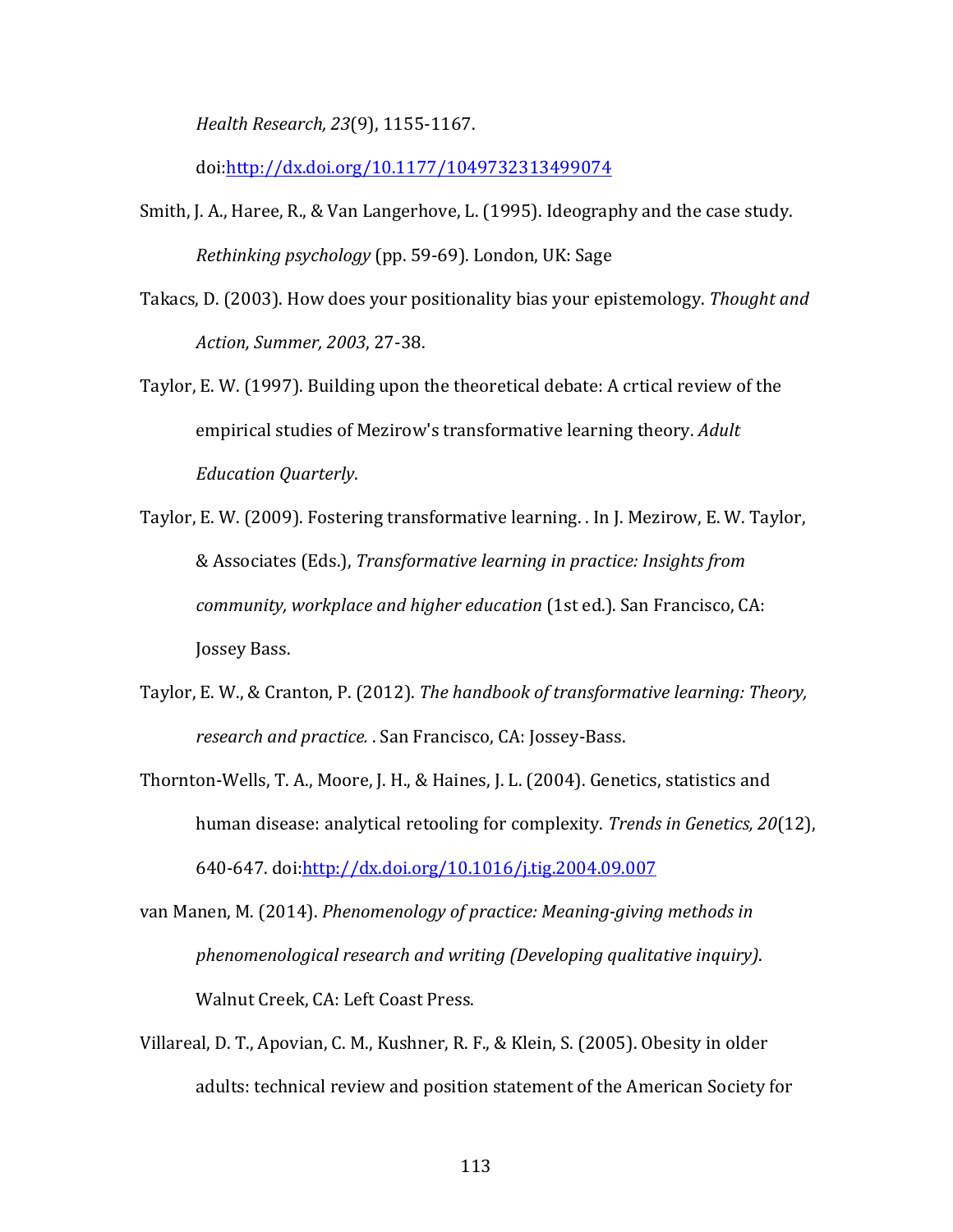*Health Research, 23*(9), 1155-1167. doi:http://dx.doi.org/10.1177/1049732313499074

Smith, J. A., Haree, R., & Van Langerhove, L. (1995). Ideography and the case study. *Rethinking psychology* (pp. 59-69). London, UK: Sage

Takacs, D. (2003). How does your positionality bias your epistemology. *Thought and Action, Summer, 2003*, 27-38.

Taylor, E. W. (1997). Building upon the theoretical debate: A crtical review of the empirical studies of Mezirow's transformative learning theory. *Adult Education Quarterly*.

Taylor, E. W. (2009). Fostering transformative learning. . In J. Mezirow, E. W. Taylor, & Associates (Eds.), *Transformative learning in practice: Insights from community, workplace and higher education* (1st ed.). San Francisco, CA: Jossey Bass.

Taylor, E. W., & Cranton, P. (2012). *The handbook of transformative learning: Theory, research and practice.* . San Francisco, CA: Jossey-Bass.

Thornton-Wells, T. A., Moore, J. H., & Haines, J. L. (2004). Genetics, statistics and human disease: analytical retooling for complexity. *Trends in Genetics, 20*(12), 640-647. doi:http://dx.doi.org/10.1016/j.tig.2004.09.007

van Manen, M. (2014). *Phenomenology of practice: Meaning-giving methods in phenomenological research and writing (Developing qualitative inquiry)*. Walnut Creek, CA: Left Coast Press.

Villareal, D. T., Apovian, C. M., Kushner, R. F., & Klein, S. (2005). Obesity in older adults: technical review and position statement of the American Society for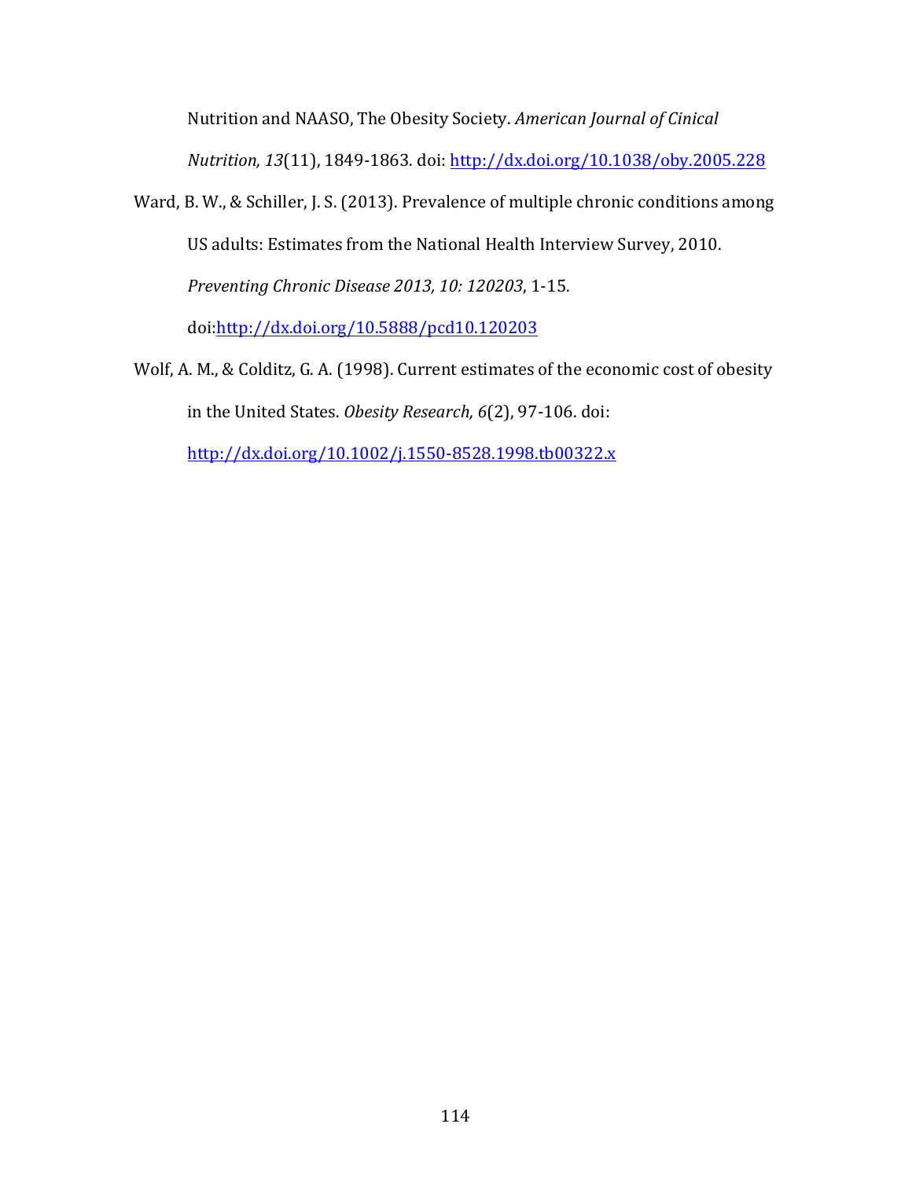Nutrition and NAASO, The Obesity Society. *American Journal of Cinical Nutrition, 13*(11), 1849-1863. doi: http://dx.doi.org/10.1038/oby.2005.228

Ward, B. W., & Schiller, J. S. (2013). Prevalence of multiple chronic conditions among US adults: Estimates from the National Health Interview Survey, 2010. *Preventing Chronic Disease 2013, 10: 120203*, 1-15. doi:http://dx.doi.org/10.5888/pcd10.120203

Wolf, A. M., & Colditz, G. A. (1998). Current estimates of the economic cost of obesity in the United States. *Obesity Research, 6*(2), 97-106. doi: http://dx.doi.org/10.1002/j.1550-8528.1998.tb00322.x